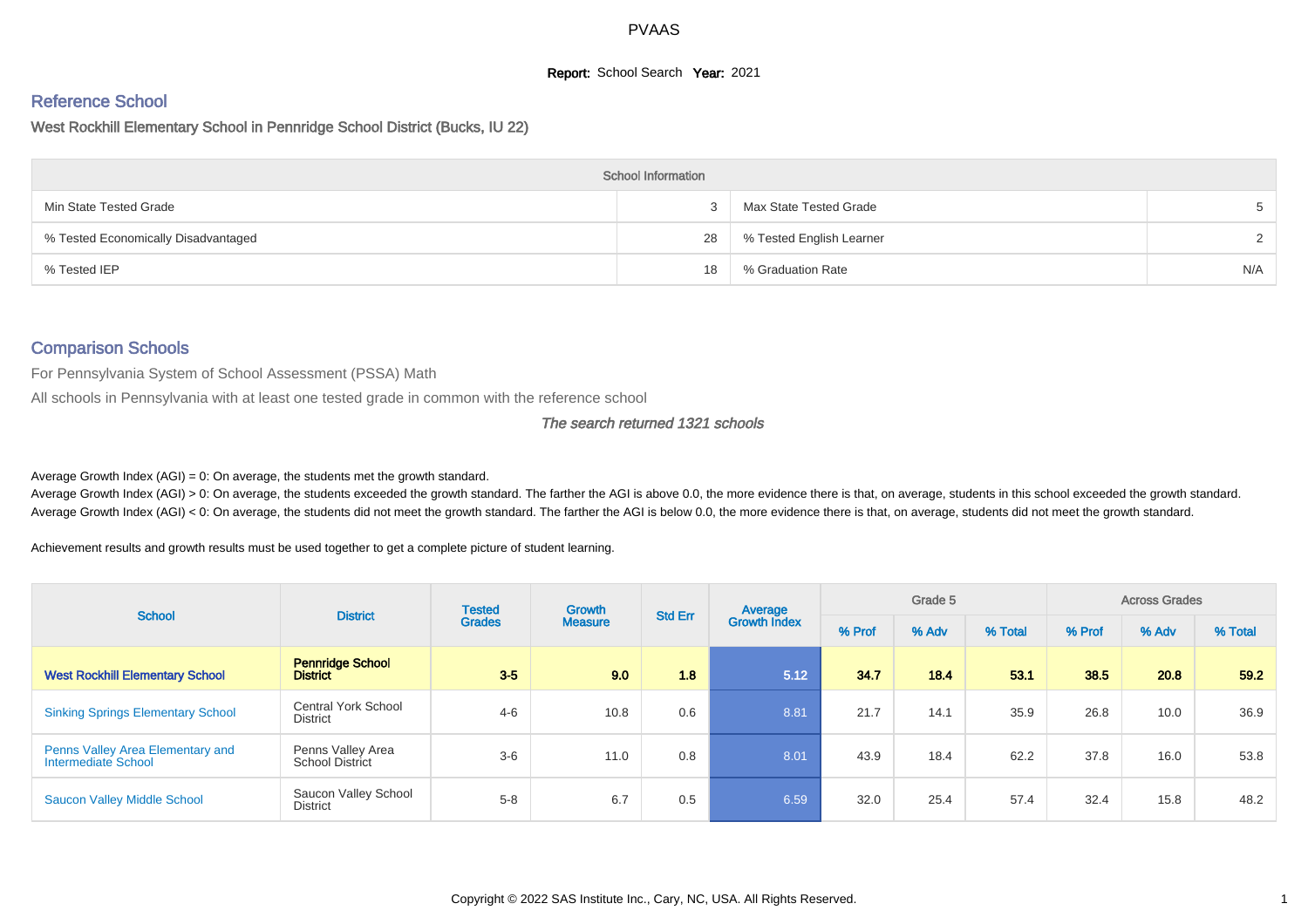# PVAAS

**Report:** School Search **Year:** 2021

## Reference School

West Rockhill Elementary School in Pennridge School District (Bucks, IU 22)

| School Information | | | |
|---|---|---|---|
| Min State Tested Grade | 3 | Max State Tested Grade | 5 |
| % Tested Economically Disadvantaged | 28 | % Tested English Learner | 2 |
| % Tested IEP | 18 | % Graduation Rate | N/A |

## Comparison Schools

For Pennsylvania System of School Assessment (PSSA) Math

All schools in Pennsylvania with at least one tested grade in common with the reference school

*The search returned 1321 schools*

Average Growth Index (AGI) = 0: On average, the students met the growth standard.
Average Growth Index (AGI) > 0: On average, the students exceeded the growth standard. The farther the AGI is above 0.0, the more evidence there is that, on average, students in this school exceeded the growth standard.
Average Growth Index (AGI) < 0: On average, the students did not meet the growth standard. The farther the AGI is below 0.0, the more evidence there is that, on average, students did not meet the growth standard.

Achievement results and growth results must be used together to get a complete picture of student learning.

| School | District | Tested Grades | Growth Measure | Std Err | Average Growth Index | Grade 5 | | | Across Grades | | |
|---|---|---|---|---|---|---|---|---|---|---|---|
| | | | | | | % Prof | % Adv | % Total | % Prof | % Adv | % Total |
| **West Rockhill Elementary School** | **Pennridge School District** | **3-5** | **9.0** | **1.8** | **5.12** | **34.7** | **18.4** | **53.1** | **38.5** | **20.8** | **59.2** |
| Sinking Springs Elementary School | Central York School District | 4-6 | 10.8 | 0.6 | 8.81 | 21.7 | 14.1 | 35.9 | 26.8 | 10.0 | 36.9 |
| Penns Valley Area Elementary and Intermediate School | Penns Valley Area School District | 3-6 | 11.0 | 0.8 | 8.01 | 43.9 | 18.4 | 62.2 | 37.8 | 16.0 | 53.8 |
| Saucon Valley Middle School | Saucon Valley School District | 5-8 | 6.7 | 0.5 | 6.59 | 32.0 | 25.4 | 57.4 | 32.4 | 15.8 | 48.2 |

Copyright © 2022 SAS Institute Inc., Cary, NC, USA. All Rights Reserved.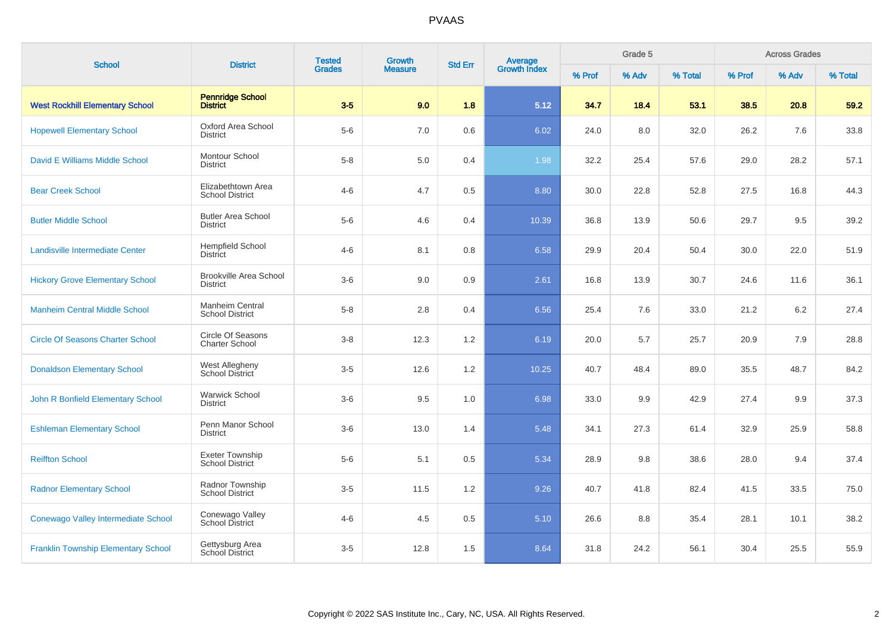# PVAAS

| School | District | Tested Grades | Growth Measure | Std Err | Average Growth Index | Grade 5 | | | Across Grades | | |
|---|---|---|---|---|---|---|---|---|---|---|---|
| | | | | | | % Prof | % Adv | % Total | % Prof | % Adv | % Total |
| **West Rockhill Elementary School** | **Pennridge School District** | **3-5** | **9.0** | **1.8** | **5.12** | **34.7** | **18.4** | **53.1** | **38.5** | **20.8** | **59.2** |
| Hopewell Elementary School | Oxford Area School District | 5-6 | 7.0 | 0.6 | 6.02 | 24.0 | 8.0 | 32.0 | 26.2 | 7.6 | 33.8 |
| David E Williams Middle School | Montour School District | 5-8 | 5.0 | 0.4 | 1.98 | 32.2 | 25.4 | 57.6 | 29.0 | 28.2 | 57.1 |
| Bear Creek School | Elizabethtown Area School District | 4-6 | 4.7 | 0.5 | 8.80 | 30.0 | 22.8 | 52.8 | 27.5 | 16.8 | 44.3 |
| Butler Middle School | Butler Area School District | 5-6 | 4.6 | 0.4 | 10.39 | 36.8 | 13.9 | 50.6 | 29.7 | 9.5 | 39.2 |
| Landisville Intermediate Center | Hempfield School District | 4-6 | 8.1 | 0.8 | 6.58 | 29.9 | 20.4 | 50.4 | 30.0 | 22.0 | 51.9 |
| Hickory Grove Elementary School | Brookville Area School District | 3-6 | 9.0 | 0.9 | 2.61 | 16.8 | 13.9 | 30.7 | 24.6 | 11.6 | 36.1 |
| Manheim Central Middle School | Manheim Central School District | 5-8 | 2.8 | 0.4 | 6.56 | 25.4 | 7.6 | 33.0 | 21.2 | 6.2 | 27.4 |
| Circle Of Seasons Charter School | Circle Of Seasons Charter School | 3-8 | 12.3 | 1.2 | 6.19 | 20.0 | 5.7 | 25.7 | 20.9 | 7.9 | 28.8 |
| Donaldson Elementary School | West Allegheny School District | 3-5 | 12.6 | 1.2 | 10.25 | 40.7 | 48.4 | 89.0 | 35.5 | 48.7 | 84.2 |
| John R Bonfield Elementary School | Warwick School District | 3-6 | 9.5 | 1.0 | 6.98 | 33.0 | 9.9 | 42.9 | 27.4 | 9.9 | 37.3 |
| Eshleman Elementary School | Penn Manor School District | 3-6 | 13.0 | 1.4 | 5.48 | 34.1 | 27.3 | 61.4 | 32.9 | 25.9 | 58.8 |
| Reiffton School | Exeter Township School District | 5-6 | 5.1 | 0.5 | 5.34 | 28.9 | 9.8 | 38.6 | 28.0 | 9.4 | 37.4 |
| Radnor Elementary School | Radnor Township School District | 3-5 | 11.5 | 1.2 | 9.26 | 40.7 | 41.8 | 82.4 | 41.5 | 33.5 | 75.0 |
| Conewago Valley Intermediate School | Conewago Valley School District | 4-6 | 4.5 | 0.5 | 5.10 | 26.6 | 8.8 | 35.4 | 28.1 | 10.1 | 38.2 |
| Franklin Township Elementary School | Gettysburg Area School District | 3-5 | 12.8 | 1.5 | 8.64 | 31.8 | 24.2 | 56.1 | 30.4 | 25.5 | 55.9 |

Copyright © 2022 SAS Institute Inc., Cary, NC, USA. All Rights Reserved.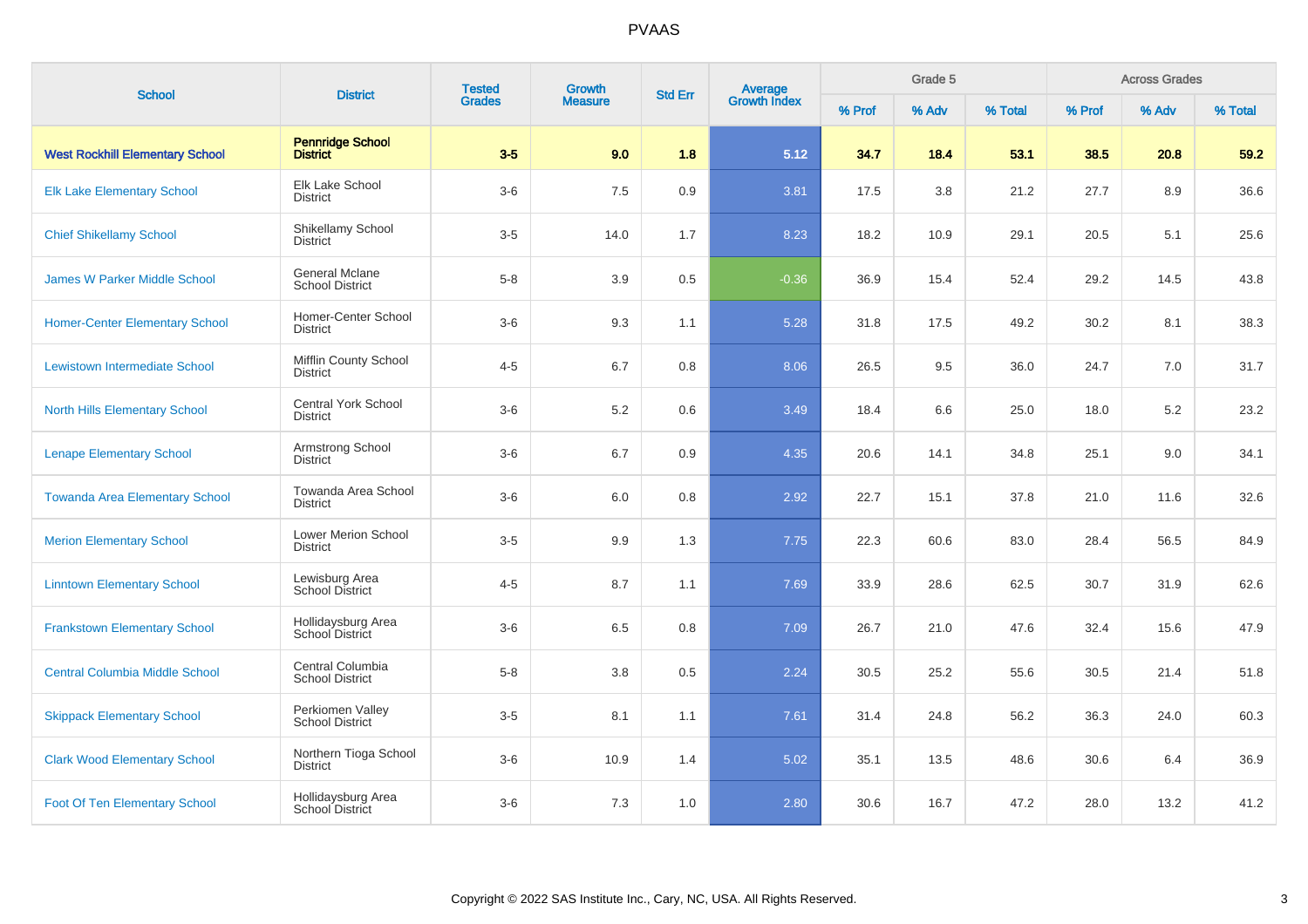# PVAAS

| School | District | Tested Grades | Growth Measure | Std Err | Average Growth Index | Grade 5 | | | Across Grades | | |
|---|---|---|---|---|---|---|---|---|---|---|---|
| | | | | | | % Prof | % Adv | % Total | % Prof | % Adv | % Total |
| **West Rockhill Elementary School** | **Pennridge School District** | **3-5** | **9.0** | **1.8** | **5.12** | **34.7** | **18.4** | **53.1** | **38.5** | **20.8** | **59.2** |
| Elk Lake Elementary School | Elk Lake School District | 3-6 | 7.5 | 0.9 | 3.81 | 17.5 | 3.8 | 21.2 | 27.7 | 8.9 | 36.6 |
| Chief Shikellamy School | Shikellamy School District | 3-5 | 14.0 | 1.7 | 8.23 | 18.2 | 10.9 | 29.1 | 20.5 | 5.1 | 25.6 |
| James W Parker Middle School | General Mclane School District | 5-8 | 3.9 | 0.5 | -0.36 | 36.9 | 15.4 | 52.4 | 29.2 | 14.5 | 43.8 |
| Homer-Center Elementary School | Homer-Center School District | 3-6 | 9.3 | 1.1 | 5.28 | 31.8 | 17.5 | 49.2 | 30.2 | 8.1 | 38.3 |
| Lewistown Intermediate School | Mifflin County School District | 4-5 | 6.7 | 0.8 | 8.06 | 26.5 | 9.5 | 36.0 | 24.7 | 7.0 | 31.7 |
| North Hills Elementary School | Central York School District | 3-6 | 5.2 | 0.6 | 3.49 | 18.4 | 6.6 | 25.0 | 18.0 | 5.2 | 23.2 |
| Lenape Elementary School | Armstrong School District | 3-6 | 6.7 | 0.9 | 4.35 | 20.6 | 14.1 | 34.8 | 25.1 | 9.0 | 34.1 |
| Towanda Area Elementary School | Towanda Area School District | 3-6 | 6.0 | 0.8 | 2.92 | 22.7 | 15.1 | 37.8 | 21.0 | 11.6 | 32.6 |
| Merion Elementary School | Lower Merion School District | 3-5 | 9.9 | 1.3 | 7.75 | 22.3 | 60.6 | 83.0 | 28.4 | 56.5 | 84.9 |
| Linntown Elementary School | Lewisburg Area School District | 4-5 | 8.7 | 1.1 | 7.69 | 33.9 | 28.6 | 62.5 | 30.7 | 31.9 | 62.6 |
| Frankstown Elementary School | Hollidaysburg Area School District | 3-6 | 6.5 | 0.8 | 7.09 | 26.7 | 21.0 | 47.6 | 32.4 | 15.6 | 47.9 |
| Central Columbia Middle School | Central Columbia School District | 5-8 | 3.8 | 0.5 | 2.24 | 30.5 | 25.2 | 55.6 | 30.5 | 21.4 | 51.8 |
| Skippack Elementary School | Perkiomen Valley School District | 3-5 | 8.1 | 1.1 | 7.61 | 31.4 | 24.8 | 56.2 | 36.3 | 24.0 | 60.3 |
| Clark Wood Elementary School | Northern Tioga School District | 3-6 | 10.9 | 1.4 | 5.02 | 35.1 | 13.5 | 48.6 | 30.6 | 6.4 | 36.9 |
| Foot Of Ten Elementary School | Hollidaysburg Area School District | 3-6 | 7.3 | 1.0 | 2.80 | 30.6 | 16.7 | 47.2 | 28.0 | 13.2 | 41.2 |

Copyright © 2022 SAS Institute Inc., Cary, NC, USA. All Rights Reserved.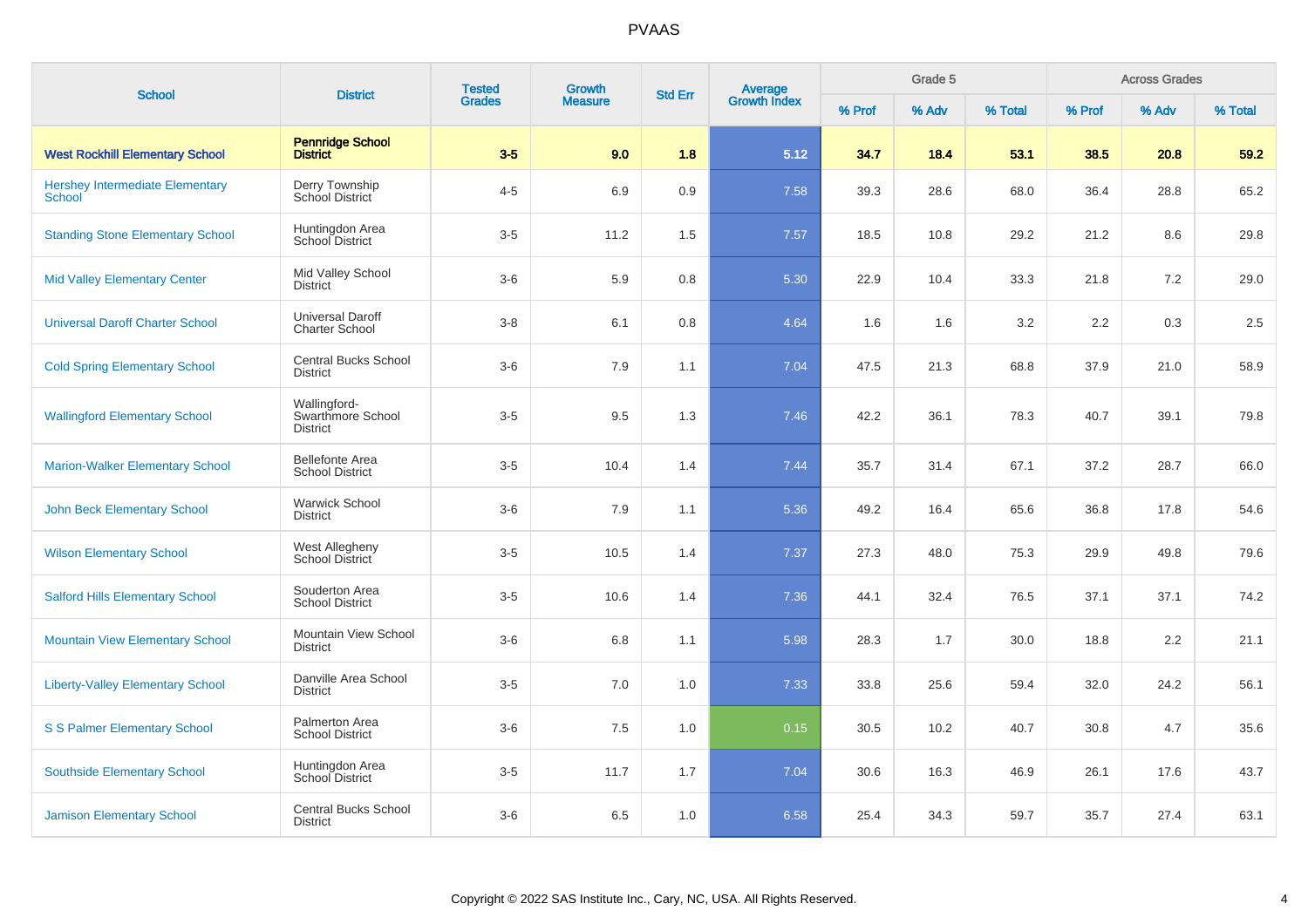# PVAAS

| School | District | Tested Grades | Growth Measure | Std Err | Average Growth Index | Grade 5 | | | Across Grades | | |
|---|---|---|---|---|---|---|---|---|---|---|---|
| | | | | | | % Prof | % Adv | % Total | % Prof | % Adv | % Total |
| **West Rockhill Elementary School** | **Pennridge School District** | **3-5** | **9.0** | **1.8** | **5.12** | **34.7** | **18.4** | **53.1** | **38.5** | **20.8** | **59.2** |
| Hershey Intermediate Elementary School | Derry Township School District | 4-5 | 6.9 | 0.9 | 7.58 | 39.3 | 28.6 | 68.0 | 36.4 | 28.8 | 65.2 |
| Standing Stone Elementary School | Huntingdon Area School District | 3-5 | 11.2 | 1.5 | 7.57 | 18.5 | 10.8 | 29.2 | 21.2 | 8.6 | 29.8 |
| Mid Valley Elementary Center | Mid Valley School District | 3-6 | 5.9 | 0.8 | 5.30 | 22.9 | 10.4 | 33.3 | 21.8 | 7.2 | 29.0 |
| Universal Daroff Charter School | Universal Daroff Charter School | 3-8 | 6.1 | 0.8 | 4.64 | 1.6 | 1.6 | 3.2 | 2.2 | 0.3 | 2.5 |
| Cold Spring Elementary School | Central Bucks School District | 3-6 | 7.9 | 1.1 | 7.04 | 47.5 | 21.3 | 68.8 | 37.9 | 21.0 | 58.9 |
| Wallingford Elementary School | Wallingford-Swarthmore School District | 3-5 | 9.5 | 1.3 | 7.46 | 42.2 | 36.1 | 78.3 | 40.7 | 39.1 | 79.8 |
| Marion-Walker Elementary School | Bellefonte Area School District | 3-5 | 10.4 | 1.4 | 7.44 | 35.7 | 31.4 | 67.1 | 37.2 | 28.7 | 66.0 |
| John Beck Elementary School | Warwick School District | 3-6 | 7.9 | 1.1 | 5.36 | 49.2 | 16.4 | 65.6 | 36.8 | 17.8 | 54.6 |
| Wilson Elementary School | West Allegheny School District | 3-5 | 10.5 | 1.4 | 7.37 | 27.3 | 48.0 | 75.3 | 29.9 | 49.8 | 79.6 |
| Salford Hills Elementary School | Souderton Area School District | 3-5 | 10.6 | 1.4 | 7.36 | 44.1 | 32.4 | 76.5 | 37.1 | 37.1 | 74.2 |
| Mountain View Elementary School | Mountain View School District | 3-6 | 6.8 | 1.1 | 5.98 | 28.3 | 1.7 | 30.0 | 18.8 | 2.2 | 21.1 |
| Liberty-Valley Elementary School | Danville Area School District | 3-5 | 7.0 | 1.0 | 7.33 | 33.8 | 25.6 | 59.4 | 32.0 | 24.2 | 56.1 |
| S S Palmer Elementary School | Palmerton Area School District | 3-6 | 7.5 | 1.0 | 0.15 | 30.5 | 10.2 | 40.7 | 30.8 | 4.7 | 35.6 |
| Southside Elementary School | Huntingdon Area School District | 3-5 | 11.7 | 1.7 | 7.04 | 30.6 | 16.3 | 46.9 | 26.1 | 17.6 | 43.7 |
| Jamison Elementary School | Central Bucks School District | 3-6 | 6.5 | 1.0 | 6.58 | 25.4 | 34.3 | 59.7 | 35.7 | 27.4 | 63.1 |

Copyright © 2022 SAS Institute Inc., Cary, NC, USA. All Rights Reserved.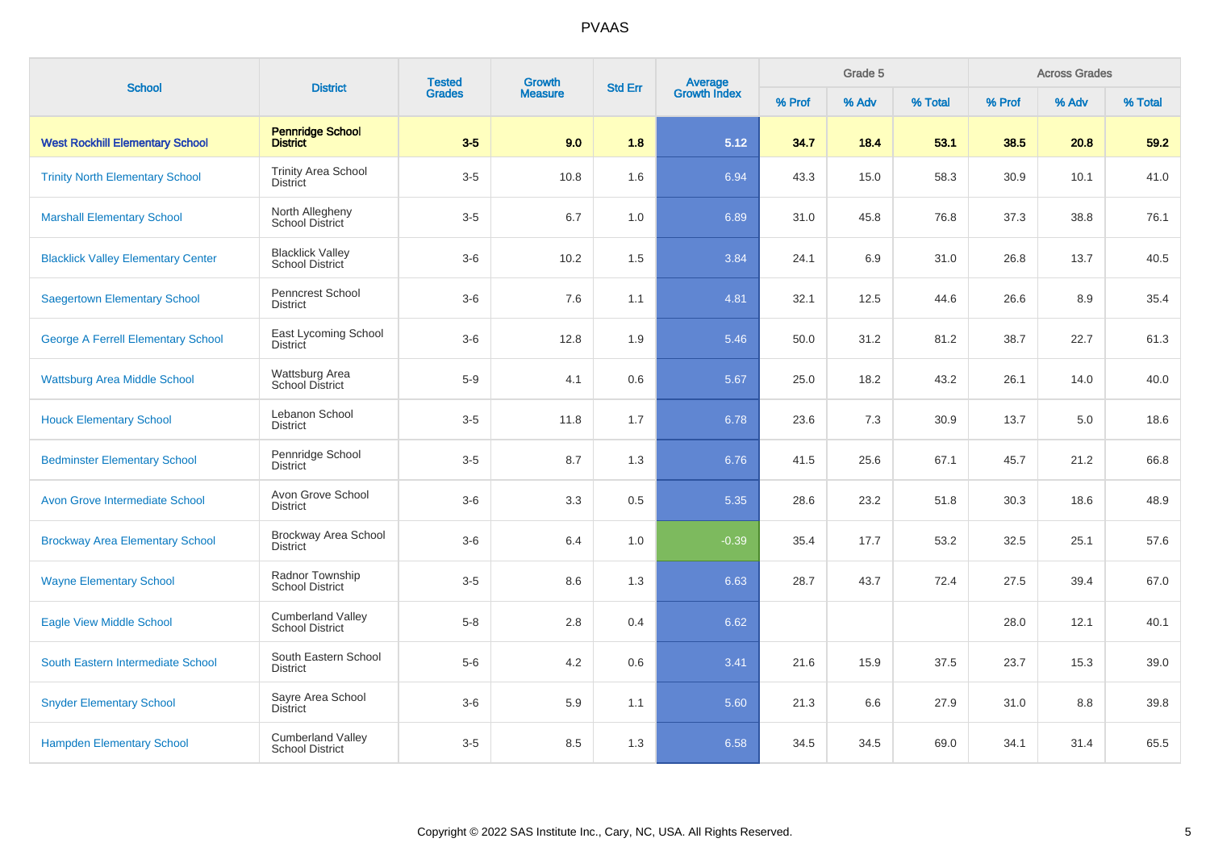| School | District | Tested Grades | Growth Measure | Std Err | Average Growth Index | Grade 5 | | | Across Grades | | |
|---|---|---|---|---|---|---|---|---|---|---|---|
| | | | | | | % Prof | % Adv | % Total | % Prof | % Adv | % Total |
| **West Rockhill Elementary School** | **Pennridge School District** | **3-5** | **9.0** | **1.8** | **5.12** | **34.7** | **18.4** | **53.1** | **38.5** | **20.8** | **59.2** |
| Trinity North Elementary School | Trinity Area School District | 3-5 | 10.8 | 1.6 | 6.94 | 43.3 | 15.0 | 58.3 | 30.9 | 10.1 | 41.0 |
| Marshall Elementary School | North Allegheny School District | 3-5 | 6.7 | 1.0 | 6.89 | 31.0 | 45.8 | 76.8 | 37.3 | 38.8 | 76.1 |
| Blacklick Valley Elementary Center | Blacklick Valley School District | 3-6 | 10.2 | 1.5 | 3.84 | 24.1 | 6.9 | 31.0 | 26.8 | 13.7 | 40.5 |
| Saegertown Elementary School | Penncrest School District | 3-6 | 7.6 | 1.1 | 4.81 | 32.1 | 12.5 | 44.6 | 26.6 | 8.9 | 35.4 |
| George A Ferrell Elementary School | East Lycoming School District | 3-6 | 12.8 | 1.9 | 5.46 | 50.0 | 31.2 | 81.2 | 38.7 | 22.7 | 61.3 |
| Wattsburg Area Middle School | Wattsburg Area School District | 5-9 | 4.1 | 0.6 | 5.67 | 25.0 | 18.2 | 43.2 | 26.1 | 14.0 | 40.0 |
| Houck Elementary School | Lebanon School District | 3-5 | 11.8 | 1.7 | 6.78 | 23.6 | 7.3 | 30.9 | 13.7 | 5.0 | 18.6 |
| Bedminster Elementary School | Pennridge School District | 3-5 | 8.7 | 1.3 | 6.76 | 41.5 | 25.6 | 67.1 | 45.7 | 21.2 | 66.8 |
| Avon Grove Intermediate School | Avon Grove School District | 3-6 | 3.3 | 0.5 | 5.35 | 28.6 | 23.2 | 51.8 | 30.3 | 18.6 | 48.9 |
| Brockway Area Elementary School | Brockway Area School District | 3-6 | 6.4 | 1.0 | -0.39 | 35.4 | 17.7 | 53.2 | 32.5 | 25.1 | 57.6 |
| Wayne Elementary School | Radnor Township School District | 3-5 | 8.6 | 1.3 | 6.63 | 28.7 | 43.7 | 72.4 | 27.5 | 39.4 | 67.0 |
| Eagle View Middle School | Cumberland Valley School District | 5-8 | 2.8 | 0.4 | 6.62 | | | | 28.0 | 12.1 | 40.1 |
| South Eastern Intermediate School | South Eastern School District | 5-6 | 4.2 | 0.6 | 3.41 | 21.6 | 15.9 | 37.5 | 23.7 | 15.3 | 39.0 |
| Snyder Elementary School | Sayre Area School District | 3-6 | 5.9 | 1.1 | 5.60 | 21.3 | 6.6 | 27.9 | 31.0 | 8.8 | 39.8 |
| Hampden Elementary School | Cumberland Valley School District | 3-5 | 8.5 | 1.3 | 6.58 | 34.5 | 34.5 | 69.0 | 34.1 | 31.4 | 65.5 |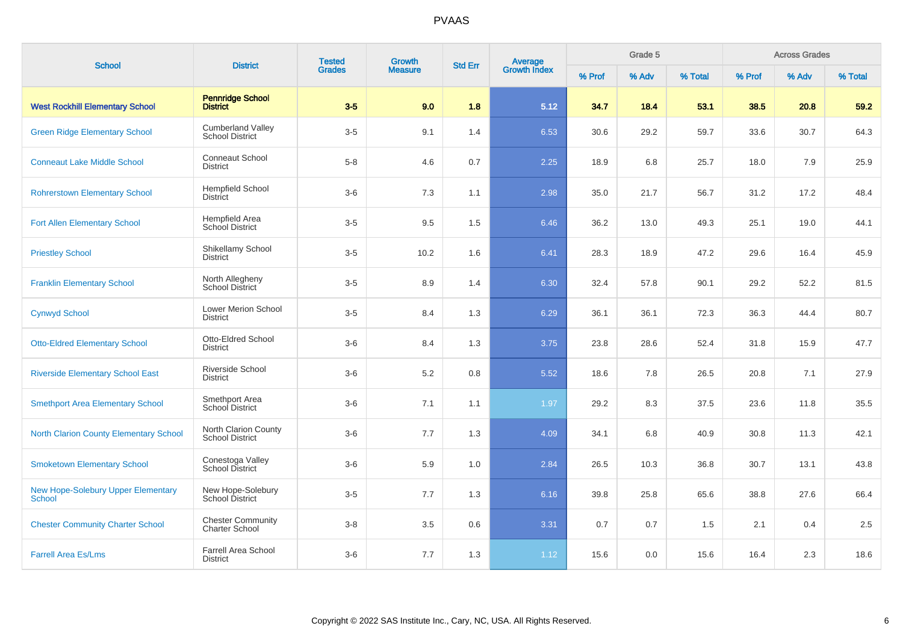| School | District | Tested Grades | Growth Measure | Std Err | Average Growth Index | Grade 5 | | | Across Grades | | |
|---|---|---|---|---|---|---|---|---|---|---|---|
| | | | | | | % Prof | % Adv | % Total | % Prof | % Adv | % Total |
| **West Rockhill Elementary School** | **Pennridge School District** | **3-5** | **9.0** | **1.8** | **5.12** | **34.7** | **18.4** | **53.1** | **38.5** | **20.8** | **59.2** |
| Green Ridge Elementary School | Cumberland Valley School District | 3-5 | 9.1 | 1.4 | 6.53 | 30.6 | 29.2 | 59.7 | 33.6 | 30.7 | 64.3 |
| Conneaut Lake Middle School | Conneaut School District | 5-8 | 4.6 | 0.7 | 2.25 | 18.9 | 6.8 | 25.7 | 18.0 | 7.9 | 25.9 |
| Rohrerstown Elementary School | Hempfield School District | 3-6 | 7.3 | 1.1 | 2.98 | 35.0 | 21.7 | 56.7 | 31.2 | 17.2 | 48.4 |
| Fort Allen Elementary School | Hempfield Area School District | 3-5 | 9.5 | 1.5 | 6.46 | 36.2 | 13.0 | 49.3 | 25.1 | 19.0 | 44.1 |
| Priestley School | Shikellamy School District | 3-5 | 10.2 | 1.6 | 6.41 | 28.3 | 18.9 | 47.2 | 29.6 | 16.4 | 45.9 |
| Franklin Elementary School | North Allegheny School District | 3-5 | 8.9 | 1.4 | 6.30 | 32.4 | 57.8 | 90.1 | 29.2 | 52.2 | 81.5 |
| Cynwyd School | Lower Merion School District | 3-5 | 8.4 | 1.3 | 6.29 | 36.1 | 36.1 | 72.3 | 36.3 | 44.4 | 80.7 |
| Otto-Eldred Elementary School | Otto-Eldred School District | 3-6 | 8.4 | 1.3 | 3.75 | 23.8 | 28.6 | 52.4 | 31.8 | 15.9 | 47.7 |
| Riverside Elementary School East | Riverside School District | 3-6 | 5.2 | 0.8 | 5.52 | 18.6 | 7.8 | 26.5 | 20.8 | 7.1 | 27.9 |
| Smethport Area Elementary School | Smethport Area School District | 3-6 | 7.1 | 1.1 | 1.97 | 29.2 | 8.3 | 37.5 | 23.6 | 11.8 | 35.5 |
| North Clarion County Elementary School | North Clarion County School District | 3-6 | 7.7 | 1.3 | 4.09 | 34.1 | 6.8 | 40.9 | 30.8 | 11.3 | 42.1 |
| Smoketown Elementary School | Conestoga Valley School District | 3-6 | 5.9 | 1.0 | 2.84 | 26.5 | 10.3 | 36.8 | 30.7 | 13.1 | 43.8 |
| New Hope-Solebury Upper Elementary School | New Hope-Solebury School District | 3-5 | 7.7 | 1.3 | 6.16 | 39.8 | 25.8 | 65.6 | 38.8 | 27.6 | 66.4 |
| Chester Community Charter School | Chester Community Charter School | 3-8 | 3.5 | 0.6 | 3.31 | 0.7 | 0.7 | 1.5 | 2.1 | 0.4 | 2.5 |
| Farrell Area Es/Lms | Farrell Area School District | 3-6 | 7.7 | 1.3 | 1.12 | 15.6 | 0.0 | 15.6 | 16.4 | 2.3 | 18.6 |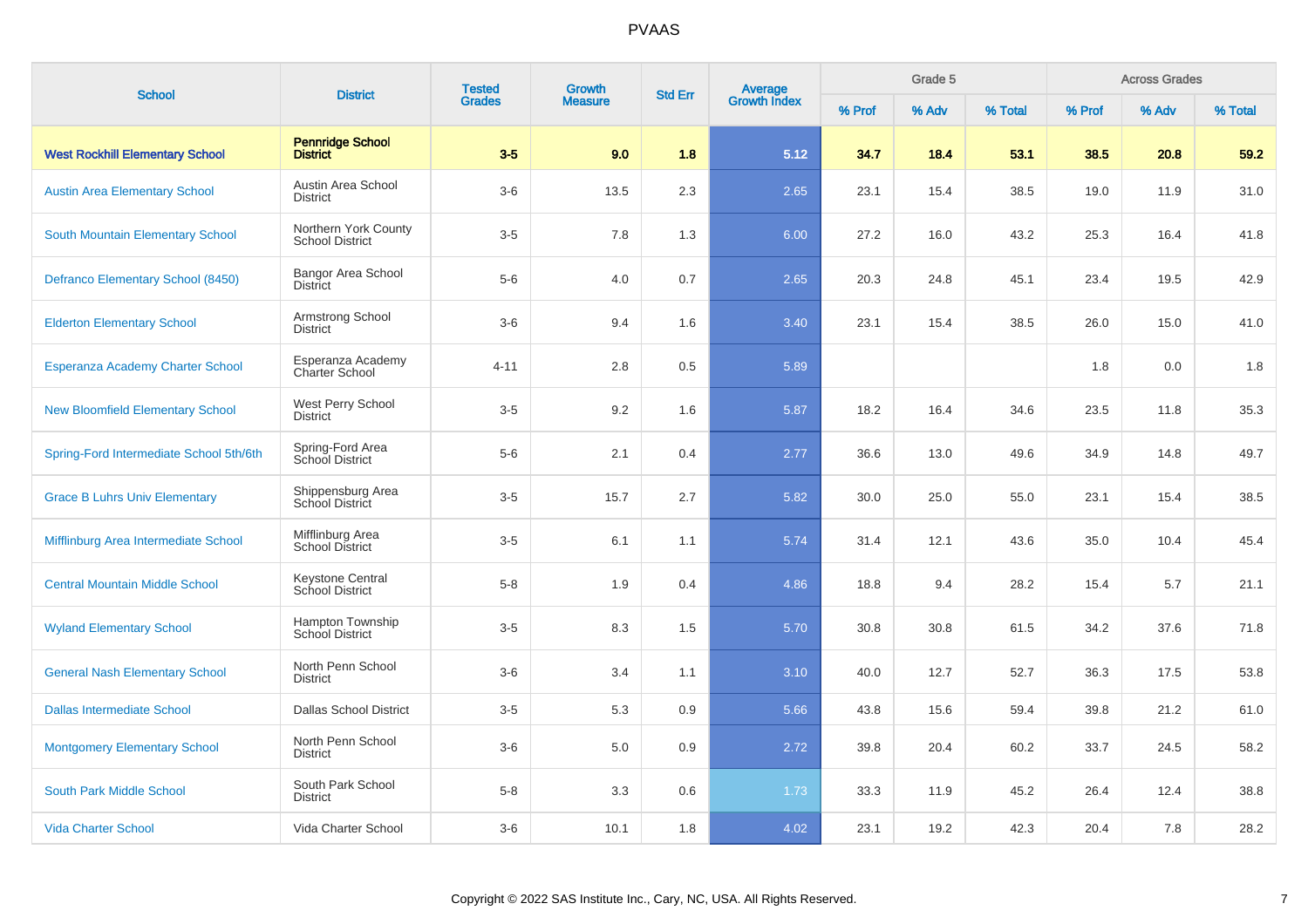# PVAAS

| School | District | Tested Grades | Growth Measure | Std Err | Average Growth Index | Grade 5 | | | Across Grades | | |
|---|---|---|---|---|---|---|---|---|---|---|---|
| | | | | | | % Prof | % Adv | % Total | % Prof | % Adv | % Total |
| **West Rockhill Elementary School** | **Pennridge School District** | **3-5** | **9.0** | **1.8** | **5.12** | **34.7** | **18.4** | **53.1** | **38.5** | **20.8** | **59.2** |
| Austin Area Elementary School | Austin Area School District | 3-6 | 13.5 | 2.3 | 2.65 | 23.1 | 15.4 | 38.5 | 19.0 | 11.9 | 31.0 |
| South Mountain Elementary School | Northern York County School District | 3-5 | 7.8 | 1.3 | 6.00 | 27.2 | 16.0 | 43.2 | 25.3 | 16.4 | 41.8 |
| Defranco Elementary School (8450) | Bangor Area School District | 5-6 | 4.0 | 0.7 | 2.65 | 20.3 | 24.8 | 45.1 | 23.4 | 19.5 | 42.9 |
| Elderton Elementary School | Armstrong School District | 3-6 | 9.4 | 1.6 | 3.40 | 23.1 | 15.4 | 38.5 | 26.0 | 15.0 | 41.0 |
| Esperanza Academy Charter School | Esperanza Academy Charter School | 4-11 | 2.8 | 0.5 | 5.89 | | | | 1.8 | 0.0 | 1.8 |
| New Bloomfield Elementary School | West Perry School District | 3-5 | 9.2 | 1.6 | 5.87 | 18.2 | 16.4 | 34.6 | 23.5 | 11.8 | 35.3 |
| Spring-Ford Intermediate School 5th/6th | Spring-Ford Area School District | 5-6 | 2.1 | 0.4 | 2.77 | 36.6 | 13.0 | 49.6 | 34.9 | 14.8 | 49.7 |
| Grace B Luhrs Univ Elementary | Shippensburg Area School District | 3-5 | 15.7 | 2.7 | 5.82 | 30.0 | 25.0 | 55.0 | 23.1 | 15.4 | 38.5 |
| Mifflinburg Area Intermediate School | Mifflinburg Area School District | 3-5 | 6.1 | 1.1 | 5.74 | 31.4 | 12.1 | 43.6 | 35.0 | 10.4 | 45.4 |
| Central Mountain Middle School | Keystone Central School District | 5-8 | 1.9 | 0.4 | 4.86 | 18.8 | 9.4 | 28.2 | 15.4 | 5.7 | 21.1 |
| Wyland Elementary School | Hampton Township School District | 3-5 | 8.3 | 1.5 | 5.70 | 30.8 | 30.8 | 61.5 | 34.2 | 37.6 | 71.8 |
| General Nash Elementary School | North Penn School District | 3-6 | 3.4 | 1.1 | 3.10 | 40.0 | 12.7 | 52.7 | 36.3 | 17.5 | 53.8 |
| Dallas Intermediate School | Dallas School District | 3-5 | 5.3 | 0.9 | 5.66 | 43.8 | 15.6 | 59.4 | 39.8 | 21.2 | 61.0 |
| Montgomery Elementary School | North Penn School District | 3-6 | 5.0 | 0.9 | 2.72 | 39.8 | 20.4 | 60.2 | 33.7 | 24.5 | 58.2 |
| South Park Middle School | South Park School District | 5-8 | 3.3 | 0.6 | 1.73 | 33.3 | 11.9 | 45.2 | 26.4 | 12.4 | 38.8 |
| Vida Charter School | Vida Charter School | 3-6 | 10.1 | 1.8 | 4.02 | 23.1 | 19.2 | 42.3 | 20.4 | 7.8 | 28.2 |

Copyright © 2022 SAS Institute Inc., Cary, NC, USA. All Rights Reserved.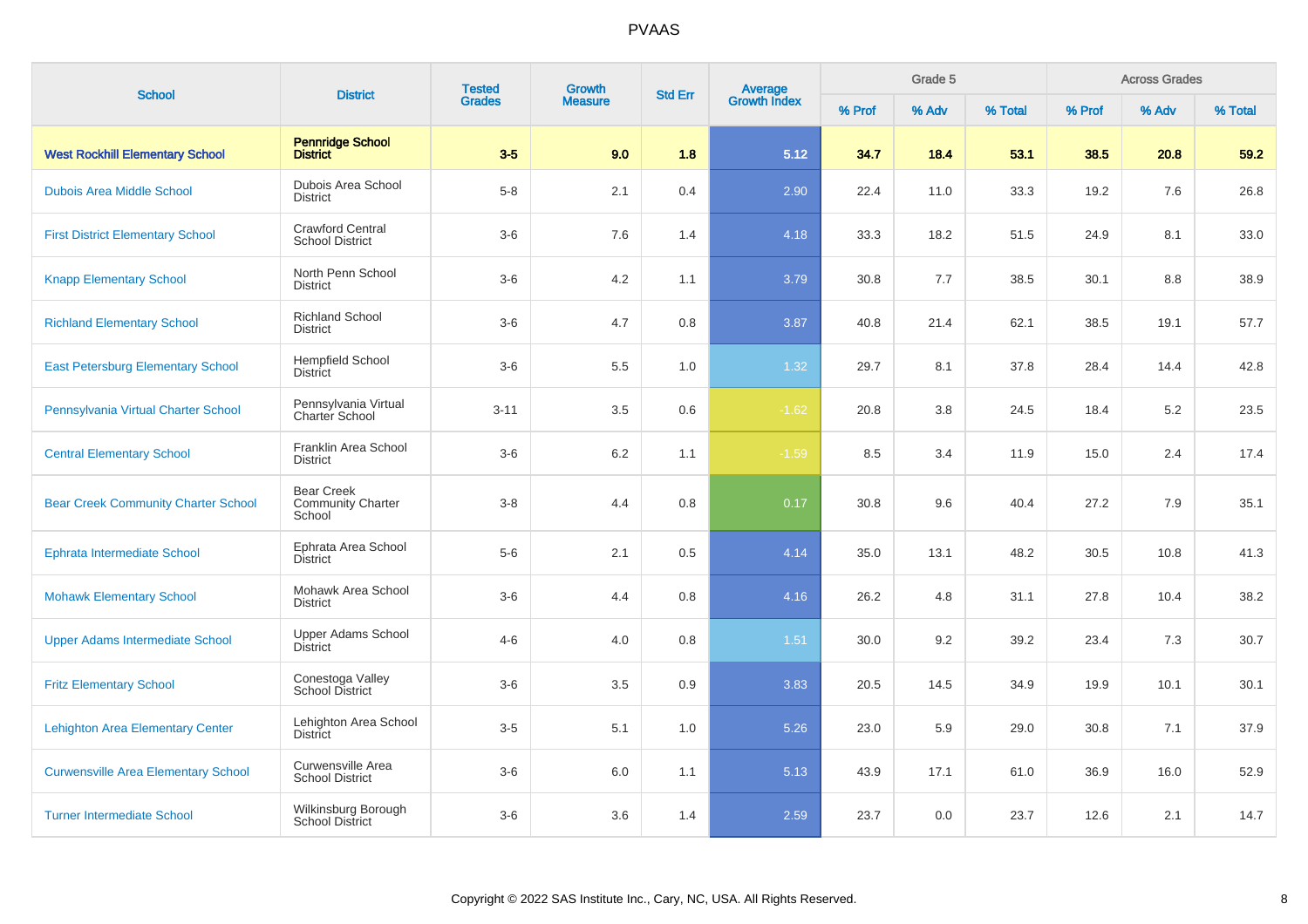| School | District | Tested Grades | Growth Measure | Std Err | Average Growth Index | Grade 5 | | | Across Grades | | |
|---|---|---|---|---|---|---|---|---|---|---|---|
| | | | | | | % Prof | % Adv | % Total | % Prof | % Adv | % Total |
| **West Rockhill Elementary School** | **Pennridge School District** | **3-5** | **9.0** | **1.8** | **5.12** | **34.7** | **18.4** | **53.1** | **38.5** | **20.8** | **59.2** |
| Dubois Area Middle School | Dubois Area School District | 5-8 | 2.1 | 0.4 | 2.90 | 22.4 | 11.0 | 33.3 | 19.2 | 7.6 | 26.8 |
| First District Elementary School | Crawford Central School District | 3-6 | 7.6 | 1.4 | 4.18 | 33.3 | 18.2 | 51.5 | 24.9 | 8.1 | 33.0 |
| Knapp Elementary School | North Penn School District | 3-6 | 4.2 | 1.1 | 3.79 | 30.8 | 7.7 | 38.5 | 30.1 | 8.8 | 38.9 |
| Richland Elementary School | Richland School District | 3-6 | 4.7 | 0.8 | 3.87 | 40.8 | 21.4 | 62.1 | 38.5 | 19.1 | 57.7 |
| East Petersburg Elementary School | Hempfield School District | 3-6 | 5.5 | 1.0 | 1.32 | 29.7 | 8.1 | 37.8 | 28.4 | 14.4 | 42.8 |
| Pennsylvania Virtual Charter School | Pennsylvania Virtual Charter School | 3-11 | 3.5 | 0.6 | -1.62 | 20.8 | 3.8 | 24.5 | 18.4 | 5.2 | 23.5 |
| Central Elementary School | Franklin Area School District | 3-6 | 6.2 | 1.1 | -1.59 | 8.5 | 3.4 | 11.9 | 15.0 | 2.4 | 17.4 |
| Bear Creek Community Charter School | Bear Creek Community Charter School | 3-8 | 4.4 | 0.8 | 0.17 | 30.8 | 9.6 | 40.4 | 27.2 | 7.9 | 35.1 |
| Ephrata Intermediate School | Ephrata Area School District | 5-6 | 2.1 | 0.5 | 4.14 | 35.0 | 13.1 | 48.2 | 30.5 | 10.8 | 41.3 |
| Mohawk Elementary School | Mohawk Area School District | 3-6 | 4.4 | 0.8 | 4.16 | 26.2 | 4.8 | 31.1 | 27.8 | 10.4 | 38.2 |
| Upper Adams Intermediate School | Upper Adams School District | 4-6 | 4.0 | 0.8 | 1.51 | 30.0 | 9.2 | 39.2 | 23.4 | 7.3 | 30.7 |
| Fritz Elementary School | Conestoga Valley School District | 3-6 | 3.5 | 0.9 | 3.83 | 20.5 | 14.5 | 34.9 | 19.9 | 10.1 | 30.1 |
| Lehighton Area Elementary Center | Lehighton Area School District | 3-5 | 5.1 | 1.0 | 5.26 | 23.0 | 5.9 | 29.0 | 30.8 | 7.1 | 37.9 |
| Curwensville Area Elementary School | Curwensville Area School District | 3-6 | 6.0 | 1.1 | 5.13 | 43.9 | 17.1 | 61.0 | 36.9 | 16.0 | 52.9 |
| Turner Intermediate School | Wilkinsburg Borough School District | 3-6 | 3.6 | 1.4 | 2.59 | 23.7 | 0.0 | 23.7 | 12.6 | 2.1 | 14.7 |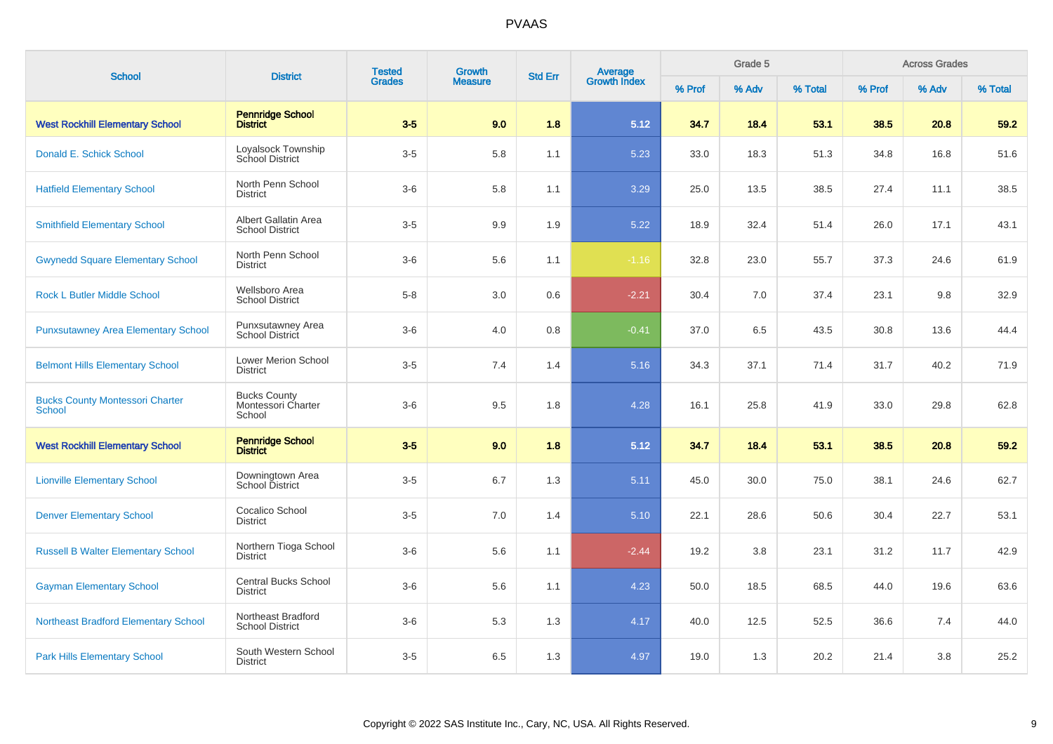# PVAAS

| School | District | Tested Grades | Growth Measure | Std Err | Average Growth Index | Grade 5 | | | Across Grades | | |
|---|---|---|---|---|---|---|---|---|---|---|---|
| | | | | | | % Prof | % Adv | % Total | % Prof | % Adv | % Total |
| **West Rockhill Elementary School** | **Pennridge School District** | **3-5** | **9.0** | **1.8** | **5.12** | **34.7** | **18.4** | **53.1** | **38.5** | **20.8** | **59.2** |
| Donald E. Schick School | Loyalsock Township School District | 3-5 | 5.8 | 1.1 | 5.23 | 33.0 | 18.3 | 51.3 | 34.8 | 16.8 | 51.6 |
| Hatfield Elementary School | North Penn School District | 3-6 | 5.8 | 1.1 | 3.29 | 25.0 | 13.5 | 38.5 | 27.4 | 11.1 | 38.5 |
| Smithfield Elementary School | Albert Gallatin Area School District | 3-5 | 9.9 | 1.9 | 5.22 | 18.9 | 32.4 | 51.4 | 26.0 | 17.1 | 43.1 |
| Gwynedd Square Elementary School | North Penn School District | 3-6 | 5.6 | 1.1 | -1.16 | 32.8 | 23.0 | 55.7 | 37.3 | 24.6 | 61.9 |
| Rock L Butler Middle School | Wellsboro Area School District | 5-8 | 3.0 | 0.6 | -2.21 | 30.4 | 7.0 | 37.4 | 23.1 | 9.8 | 32.9 |
| Punxsutawney Area Elementary School | Punxsutawney Area School District | 3-6 | 4.0 | 0.8 | -0.41 | 37.0 | 6.5 | 43.5 | 30.8 | 13.6 | 44.4 |
| Belmont Hills Elementary School | Lower Merion School District | 3-5 | 7.4 | 1.4 | 5.16 | 34.3 | 37.1 | 71.4 | 31.7 | 40.2 | 71.9 |
| Bucks County Montessori Charter School | Bucks County Montessori Charter School | 3-6 | 9.5 | 1.8 | 4.28 | 16.1 | 25.8 | 41.9 | 33.0 | 29.8 | 62.8 |
| **West Rockhill Elementary School** | **Pennridge School District** | **3-5** | **9.0** | **1.8** | **5.12** | **34.7** | **18.4** | **53.1** | **38.5** | **20.8** | **59.2** |
| Lionville Elementary School | Downingtown Area School District | 3-5 | 6.7 | 1.3 | 5.11 | 45.0 | 30.0 | 75.0 | 38.1 | 24.6 | 62.7 |
| Denver Elementary School | Cocalico School District | 3-5 | 7.0 | 1.4 | 5.10 | 22.1 | 28.6 | 50.6 | 30.4 | 22.7 | 53.1 |
| Russell B Walter Elementary School | Northern Tioga School District | 3-6 | 5.6 | 1.1 | -2.44 | 19.2 | 3.8 | 23.1 | 31.2 | 11.7 | 42.9 |
| Gayman Elementary School | Central Bucks School District | 3-6 | 5.6 | 1.1 | 4.23 | 50.0 | 18.5 | 68.5 | 44.0 | 19.6 | 63.6 |
| Northeast Bradford Elementary School | Northeast Bradford School District | 3-6 | 5.3 | 1.3 | 4.17 | 40.0 | 12.5 | 52.5 | 36.6 | 7.4 | 44.0 |
| Park Hills Elementary School | South Western School District | 3-5 | 6.5 | 1.3 | 4.97 | 19.0 | 1.3 | 20.2 | 21.4 | 3.8 | 25.2 |

Copyright © 2022 SAS Institute Inc., Cary, NC, USA. All Rights Reserved.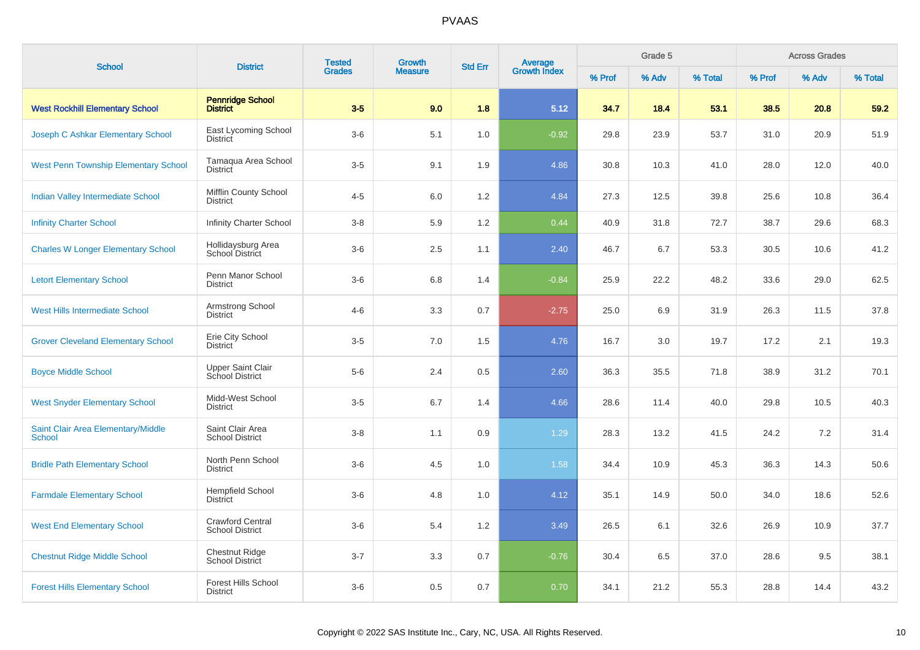# PVAAS

| School | District | Tested Grades | Growth Measure | Std Err | Average Growth Index | Grade 5 | | | Across Grades | | |
|---|---|---|---|---|---|---|---|---|---|---|---|
| | | | | | | % Prof | % Adv | % Total | % Prof | % Adv | % Total |
| **West Rockhill Elementary School** | **Pennridge School District** | **3-5** | **9.0** | **1.8** | **5.12** | **34.7** | **18.4** | **53.1** | **38.5** | **20.8** | **59.2** |
| Joseph C Ashkar Elementary School | East Lycoming School District | 3-6 | 5.1 | 1.0 | -0.92 | 29.8 | 23.9 | 53.7 | 31.0 | 20.9 | 51.9 |
| West Penn Township Elementary School | Tamaqua Area School District | 3-5 | 9.1 | 1.9 | 4.86 | 30.8 | 10.3 | 41.0 | 28.0 | 12.0 | 40.0 |
| Indian Valley Intermediate School | Mifflin County School District | 4-5 | 6.0 | 1.2 | 4.84 | 27.3 | 12.5 | 39.8 | 25.6 | 10.8 | 36.4 |
| Infinity Charter School | Infinity Charter School | 3-8 | 5.9 | 1.2 | 0.44 | 40.9 | 31.8 | 72.7 | 38.7 | 29.6 | 68.3 |
| Charles W Longer Elementary School | Hollidaysburg Area School District | 3-6 | 2.5 | 1.1 | 2.40 | 46.7 | 6.7 | 53.3 | 30.5 | 10.6 | 41.2 |
| Letort Elementary School | Penn Manor School District | 3-6 | 6.8 | 1.4 | -0.84 | 25.9 | 22.2 | 48.2 | 33.6 | 29.0 | 62.5 |
| West Hills Intermediate School | Armstrong School District | 4-6 | 3.3 | 0.7 | -2.75 | 25.0 | 6.9 | 31.9 | 26.3 | 11.5 | 37.8 |
| Grover Cleveland Elementary School | Erie City School District | 3-5 | 7.0 | 1.5 | 4.76 | 16.7 | 3.0 | 19.7 | 17.2 | 2.1 | 19.3 |
| Boyce Middle School | Upper Saint Clair School District | 5-6 | 2.4 | 0.5 | 2.60 | 36.3 | 35.5 | 71.8 | 38.9 | 31.2 | 70.1 |
| West Snyder Elementary School | Midd-West School District | 3-5 | 6.7 | 1.4 | 4.66 | 28.6 | 11.4 | 40.0 | 29.8 | 10.5 | 40.3 |
| Saint Clair Area Elementary/Middle School | Saint Clair Area School District | 3-8 | 1.1 | 0.9 | 1.29 | 28.3 | 13.2 | 41.5 | 24.2 | 7.2 | 31.4 |
| Bridle Path Elementary School | North Penn School District | 3-6 | 4.5 | 1.0 | 1.58 | 34.4 | 10.9 | 45.3 | 36.3 | 14.3 | 50.6 |
| Farmdale Elementary School | Hempfield School District | 3-6 | 4.8 | 1.0 | 4.12 | 35.1 | 14.9 | 50.0 | 34.0 | 18.6 | 52.6 |
| West End Elementary School | Crawford Central School District | 3-6 | 5.4 | 1.2 | 3.49 | 26.5 | 6.1 | 32.6 | 26.9 | 10.9 | 37.7 |
| Chestnut Ridge Middle School | Chestnut Ridge School District | 3-7 | 3.3 | 0.7 | -0.76 | 30.4 | 6.5 | 37.0 | 28.6 | 9.5 | 38.1 |
| Forest Hills Elementary School | Forest Hills School District | 3-6 | 0.5 | 0.7 | 0.70 | 34.1 | 21.2 | 55.3 | 28.8 | 14.4 | 43.2 |

Copyright © 2022 SAS Institute Inc., Cary, NC, USA. All Rights Reserved.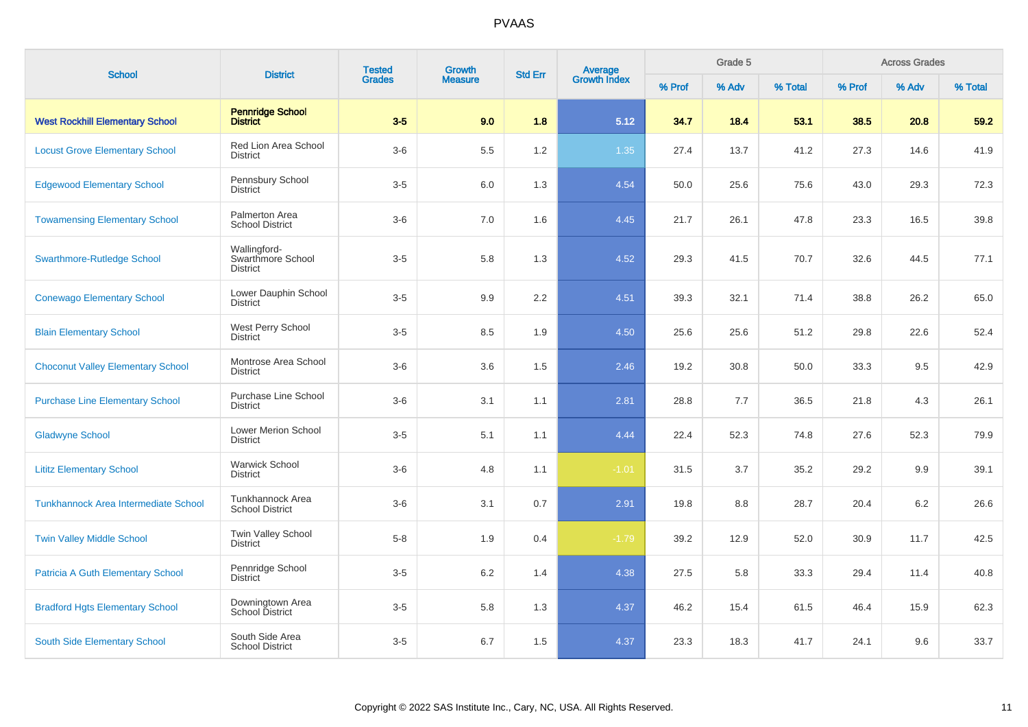# PVAAS

| School | District | Tested Grades | Growth Measure | Std Err | Average Growth Index | Grade 5 | | | Across Grades | | |
|---|---|---|---|---|---|---|---|---|---|---|---|
| | | | | | | % Prof | % Adv | % Total | % Prof | % Adv | % Total |
| **West Rockhill Elementary School** | **Pennridge School District** | **3-5** | **9.0** | **1.8** | **5.12** | **34.7** | **18.4** | **53.1** | **38.5** | **20.8** | **59.2** |
| Locust Grove Elementary School | Red Lion Area School District | 3-6 | 5.5 | 1.2 | 1.35 | 27.4 | 13.7 | 41.2 | 27.3 | 14.6 | 41.9 |
| Edgewood Elementary School | Pennsbury School District | 3-5 | 6.0 | 1.3 | 4.54 | 50.0 | 25.6 | 75.6 | 43.0 | 29.3 | 72.3 |
| Towamensing Elementary School | Palmerton Area School District | 3-6 | 7.0 | 1.6 | 4.45 | 21.7 | 26.1 | 47.8 | 23.3 | 16.5 | 39.8 |
| Swarthmore-Rutledge School | Wallingford-Swarthmore School District | 3-5 | 5.8 | 1.3 | 4.52 | 29.3 | 41.5 | 70.7 | 32.6 | 44.5 | 77.1 |
| Conewago Elementary School | Lower Dauphin School District | 3-5 | 9.9 | 2.2 | 4.51 | 39.3 | 32.1 | 71.4 | 38.8 | 26.2 | 65.0 |
| Blain Elementary School | West Perry School District | 3-5 | 8.5 | 1.9 | 4.50 | 25.6 | 25.6 | 51.2 | 29.8 | 22.6 | 52.4 |
| Choconut Valley Elementary School | Montrose Area School District | 3-6 | 3.6 | 1.5 | 2.46 | 19.2 | 30.8 | 50.0 | 33.3 | 9.5 | 42.9 |
| Purchase Line Elementary School | Purchase Line School District | 3-6 | 3.1 | 1.1 | 2.81 | 28.8 | 7.7 | 36.5 | 21.8 | 4.3 | 26.1 |
| Gladwyne School | Lower Merion School District | 3-5 | 5.1 | 1.1 | 4.44 | 22.4 | 52.3 | 74.8 | 27.6 | 52.3 | 79.9 |
| Lititz Elementary School | Warwick School District | 3-6 | 4.8 | 1.1 | -1.01 | 31.5 | 3.7 | 35.2 | 29.2 | 9.9 | 39.1 |
| Tunkhannock Area Intermediate School | Tunkhannock Area School District | 3-6 | 3.1 | 0.7 | 2.91 | 19.8 | 8.8 | 28.7 | 20.4 | 6.2 | 26.6 |
| Twin Valley Middle School | Twin Valley School District | 5-8 | 1.9 | 0.4 | -1.79 | 39.2 | 12.9 | 52.0 | 30.9 | 11.7 | 42.5 |
| Patricia A Guth Elementary School | Pennridge School District | 3-5 | 6.2 | 1.4 | 4.38 | 27.5 | 5.8 | 33.3 | 29.4 | 11.4 | 40.8 |
| Bradford Hgts Elementary School | Downingtown Area School District | 3-5 | 5.8 | 1.3 | 4.37 | 46.2 | 15.4 | 61.5 | 46.4 | 15.9 | 62.3 |
| South Side Elementary School | South Side Area School District | 3-5 | 6.7 | 1.5 | 4.37 | 23.3 | 18.3 | 41.7 | 24.1 | 9.6 | 33.7 |

Copyright © 2022 SAS Institute Inc., Cary, NC, USA. All Rights Reserved.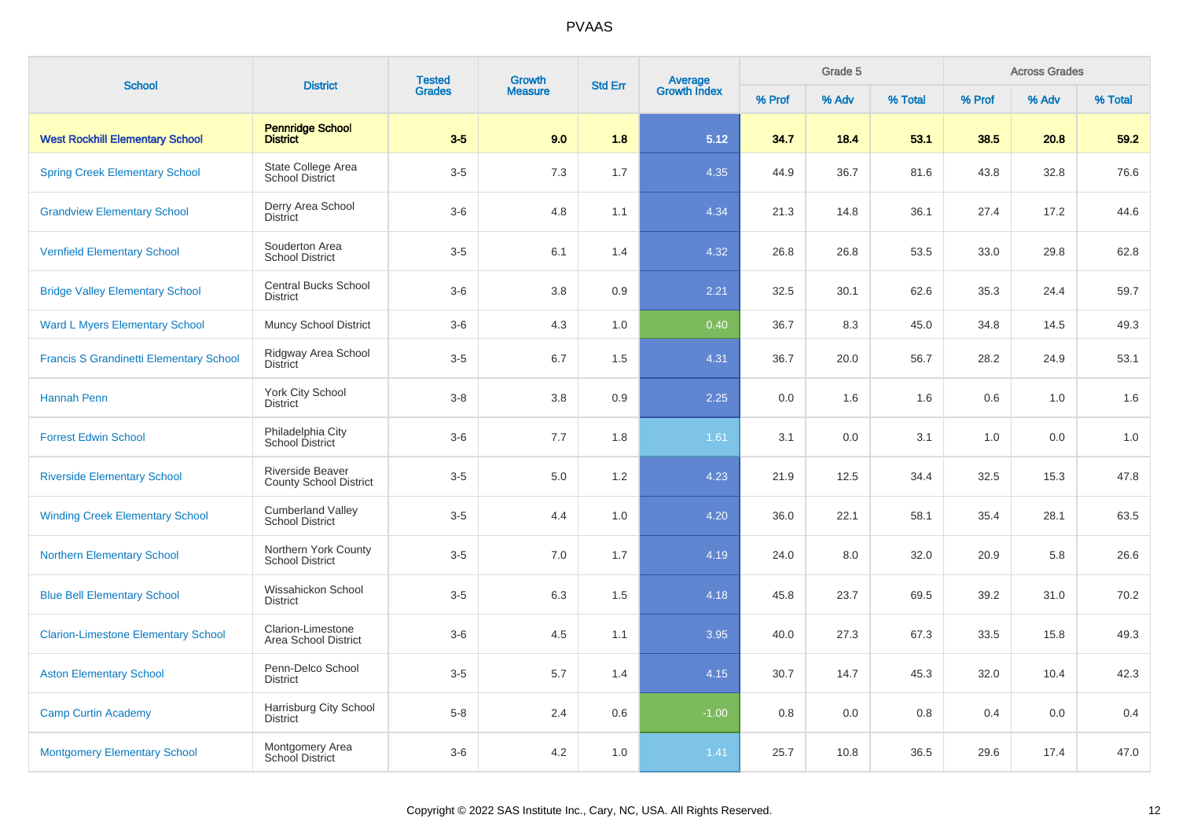| School | District | Tested Grades | Growth Measure | Std Err | Average Growth Index | Grade 5 | | | Across Grades | | |
|---|---|---|---|---|---|---|---|---|---|---|---|
| | | | | | | % Prof | % Adv | % Total | % Prof | % Adv | % Total |
| **West Rockhill Elementary School** | **Pennridge School District** | **3-5** | **9.0** | **1.8** | **5.12** | **34.7** | **18.4** | **53.1** | **38.5** | **20.8** | **59.2** |
| Spring Creek Elementary School | State College Area School District | 3-5 | 7.3 | 1.7 | 4.35 | 44.9 | 36.7 | 81.6 | 43.8 | 32.8 | 76.6 |
| Grandview Elementary School | Derry Area School District | 3-6 | 4.8 | 1.1 | 4.34 | 21.3 | 14.8 | 36.1 | 27.4 | 17.2 | 44.6 |
| Vernfield Elementary School | Souderton Area School District | 3-5 | 6.1 | 1.4 | 4.32 | 26.8 | 26.8 | 53.5 | 33.0 | 29.8 | 62.8 |
| Bridge Valley Elementary School | Central Bucks School District | 3-6 | 3.8 | 0.9 | 2.21 | 32.5 | 30.1 | 62.6 | 35.3 | 24.4 | 59.7 |
| Ward L Myers Elementary School | Muncy School District | 3-6 | 4.3 | 1.0 | 0.40 | 36.7 | 8.3 | 45.0 | 34.8 | 14.5 | 49.3 |
| Francis S Grandinetti Elementary School | Ridgway Area School District | 3-5 | 6.7 | 1.5 | 4.31 | 36.7 | 20.0 | 56.7 | 28.2 | 24.9 | 53.1 |
| Hannah Penn | York City School District | 3-8 | 3.8 | 0.9 | 2.25 | 0.0 | 1.6 | 1.6 | 0.6 | 1.0 | 1.6 |
| Forrest Edwin School | Philadelphia City School District | 3-6 | 7.7 | 1.8 | 1.61 | 3.1 | 0.0 | 3.1 | 1.0 | 0.0 | 1.0 |
| Riverside Elementary School | Riverside Beaver County School District | 3-5 | 5.0 | 1.2 | 4.23 | 21.9 | 12.5 | 34.4 | 32.5 | 15.3 | 47.8 |
| Winding Creek Elementary School | Cumberland Valley School District | 3-5 | 4.4 | 1.0 | 4.20 | 36.0 | 22.1 | 58.1 | 35.4 | 28.1 | 63.5 |
| Northern Elementary School | Northern York County School District | 3-5 | 7.0 | 1.7 | 4.19 | 24.0 | 8.0 | 32.0 | 20.9 | 5.8 | 26.6 |
| Blue Bell Elementary School | Wissahickon School District | 3-5 | 6.3 | 1.5 | 4.18 | 45.8 | 23.7 | 69.5 | 39.2 | 31.0 | 70.2 |
| Clarion-Limestone Elementary School | Clarion-Limestone Area School District | 3-6 | 4.5 | 1.1 | 3.95 | 40.0 | 27.3 | 67.3 | 33.5 | 15.8 | 49.3 |
| Aston Elementary School | Penn-Delco School District | 3-5 | 5.7 | 1.4 | 4.15 | 30.7 | 14.7 | 45.3 | 32.0 | 10.4 | 42.3 |
| Camp Curtin Academy | Harrisburg City School District | 5-8 | 2.4 | 0.6 | -1.00 | 0.8 | 0.0 | 0.8 | 0.4 | 0.0 | 0.4 |
| Montgomery Elementary School | Montgomery Area School District | 3-6 | 4.2 | 1.0 | 1.41 | 25.7 | 10.8 | 36.5 | 29.6 | 17.4 | 47.0 |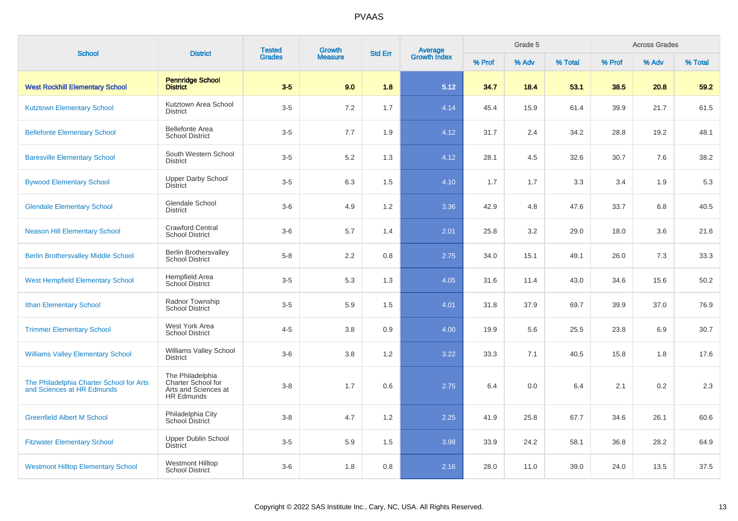| School | District | Tested Grades | Growth Measure | Std Err | Average Growth Index | Grade 5 | | | Across Grades | | |
|---|---|---|---|---|---|---|---|---|---|---|---|
| | | | | | | % Prof | % Adv | % Total | % Prof | % Adv | % Total |
| **West Rockhill Elementary School** | **Pennridge School District** | **3-5** | **9.0** | **1.8** | **5.12** | **34.7** | **18.4** | **53.1** | **38.5** | **20.8** | **59.2** |
| Kutztown Elementary School | Kutztown Area School District | 3-5 | 7.2 | 1.7 | 4.14 | 45.4 | 15.9 | 61.4 | 39.9 | 21.7 | 61.5 |
| Bellefonte Elementary School | Bellefonte Area School District | 3-5 | 7.7 | 1.9 | 4.12 | 31.7 | 2.4 | 34.2 | 28.8 | 19.2 | 48.1 |
| Baresville Elementary School | South Western School District | 3-5 | 5.2 | 1.3 | 4.12 | 28.1 | 4.5 | 32.6 | 30.7 | 7.6 | 38.2 |
| Bywood Elementary School | Upper Darby School District | 3-5 | 6.3 | 1.5 | 4.10 | 1.7 | 1.7 | 3.3 | 3.4 | 1.9 | 5.3 |
| Glendale Elementary School | Glendale School District | 3-6 | 4.9 | 1.2 | 3.36 | 42.9 | 4.8 | 47.6 | 33.7 | 6.8 | 40.5 |
| Neason Hill Elementary School | Crawford Central School District | 3-6 | 5.7 | 1.4 | 2.01 | 25.8 | 3.2 | 29.0 | 18.0 | 3.6 | 21.6 |
| Berlin Brothersvalley Middle School | Berlin Brothersvalley School District | 5-8 | 2.2 | 0.8 | 2.75 | 34.0 | 15.1 | 49.1 | 26.0 | 7.3 | 33.3 |
| West Hempfield Elementary School | Hempfield Area School District | 3-5 | 5.3 | 1.3 | 4.05 | 31.6 | 11.4 | 43.0 | 34.6 | 15.6 | 50.2 |
| Ithan Elementary School | Radnor Township School District | 3-5 | 5.9 | 1.5 | 4.01 | 31.8 | 37.9 | 69.7 | 39.9 | 37.0 | 76.9 |
| Trimmer Elementary School | West York Area School District | 4-5 | 3.8 | 0.9 | 4.00 | 19.9 | 5.6 | 25.5 | 23.8 | 6.9 | 30.7 |
| Williams Valley Elementary School | Williams Valley School District | 3-6 | 3.8 | 1.2 | 3.22 | 33.3 | 7.1 | 40.5 | 15.8 | 1.8 | 17.6 |
| The Philadelphia Charter School for Arts and Sciences at HR Edmunds | The Philadelphia Charter School for Arts and Sciences at HR Edmunds | 3-8 | 1.7 | 0.6 | 2.75 | 6.4 | 0.0 | 6.4 | 2.1 | 0.2 | 2.3 |
| Greenfield Albert M School | Philadelphia City School District | 3-8 | 4.7 | 1.2 | 2.25 | 41.9 | 25.8 | 67.7 | 34.6 | 26.1 | 60.6 |
| Fitzwater Elementary School | Upper Dublin School District | 3-5 | 5.9 | 1.5 | 3.98 | 33.9 | 24.2 | 58.1 | 36.8 | 28.2 | 64.9 |
| Westmont Hilltop Elementary School | Westmont Hilltop School District | 3-6 | 1.8 | 0.8 | 2.16 | 28.0 | 11.0 | 39.0 | 24.0 | 13.5 | 37.5 |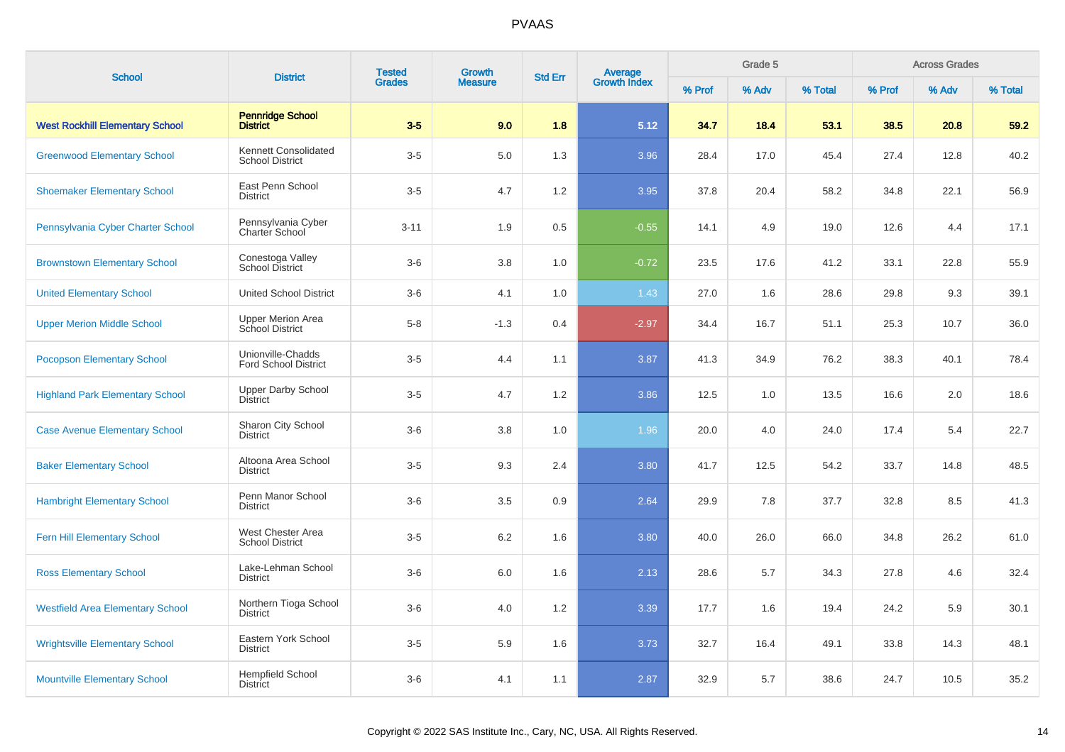# PVAAS

| School | District | Tested Grades | Growth Measure | Std Err | Average Growth Index | Grade 5 | | | Across Grades | | |
|---|---|---|---|---|---|---|---|---|---|---|---|
| | | | | | | % Prof | % Adv | % Total | % Prof | % Adv | % Total |
| **West Rockhill Elementary School** | **Pennridge School District** | **3-5** | **9.0** | **1.8** | **5.12** | **34.7** | **18.4** | **53.1** | **38.5** | **20.8** | **59.2** |
| Greenwood Elementary School | Kennett Consolidated School District | 3-5 | 5.0 | 1.3 | 3.96 | 28.4 | 17.0 | 45.4 | 27.4 | 12.8 | 40.2 |
| Shoemaker Elementary School | East Penn School District | 3-5 | 4.7 | 1.2 | 3.95 | 37.8 | 20.4 | 58.2 | 34.8 | 22.1 | 56.9 |
| Pennsylvania Cyber Charter School | Pennsylvania Cyber Charter School | 3-11 | 1.9 | 0.5 | -0.55 | 14.1 | 4.9 | 19.0 | 12.6 | 4.4 | 17.1 |
| Brownstown Elementary School | Conestoga Valley School District | 3-6 | 3.8 | 1.0 | -0.72 | 23.5 | 17.6 | 41.2 | 33.1 | 22.8 | 55.9 |
| United Elementary School | United School District | 3-6 | 4.1 | 1.0 | 1.43 | 27.0 | 1.6 | 28.6 | 29.8 | 9.3 | 39.1 |
| Upper Merion Middle School | Upper Merion Area School District | 5-8 | -1.3 | 0.4 | -2.97 | 34.4 | 16.7 | 51.1 | 25.3 | 10.7 | 36.0 |
| Pocopson Elementary School | Unionville-Chadds Ford School District | 3-5 | 4.4 | 1.1 | 3.87 | 41.3 | 34.9 | 76.2 | 38.3 | 40.1 | 78.4 |
| Highland Park Elementary School | Upper Darby School District | 3-5 | 4.7 | 1.2 | 3.86 | 12.5 | 1.0 | 13.5 | 16.6 | 2.0 | 18.6 |
| Case Avenue Elementary School | Sharon City School District | 3-6 | 3.8 | 1.0 | 1.96 | 20.0 | 4.0 | 24.0 | 17.4 | 5.4 | 22.7 |
| Baker Elementary School | Altoona Area School District | 3-5 | 9.3 | 2.4 | 3.80 | 41.7 | 12.5 | 54.2 | 33.7 | 14.8 | 48.5 |
| Hambright Elementary School | Penn Manor School District | 3-6 | 3.5 | 0.9 | 2.64 | 29.9 | 7.8 | 37.7 | 32.8 | 8.5 | 41.3 |
| Fern Hill Elementary School | West Chester Area School District | 3-5 | 6.2 | 1.6 | 3.80 | 40.0 | 26.0 | 66.0 | 34.8 | 26.2 | 61.0 |
| Ross Elementary School | Lake-Lehman School District | 3-6 | 6.0 | 1.6 | 2.13 | 28.6 | 5.7 | 34.3 | 27.8 | 4.6 | 32.4 |
| Westfield Area Elementary School | Northern Tioga School District | 3-6 | 4.0 | 1.2 | 3.39 | 17.7 | 1.6 | 19.4 | 24.2 | 5.9 | 30.1 |
| Wrightsville Elementary School | Eastern York School District | 3-5 | 5.9 | 1.6 | 3.73 | 32.7 | 16.4 | 49.1 | 33.8 | 14.3 | 48.1 |
| Mountville Elementary School | Hempfield School District | 3-6 | 4.1 | 1.1 | 2.87 | 32.9 | 5.7 | 38.6 | 24.7 | 10.5 | 35.2 |

Copyright © 2022 SAS Institute Inc., Cary, NC, USA. All Rights Reserved.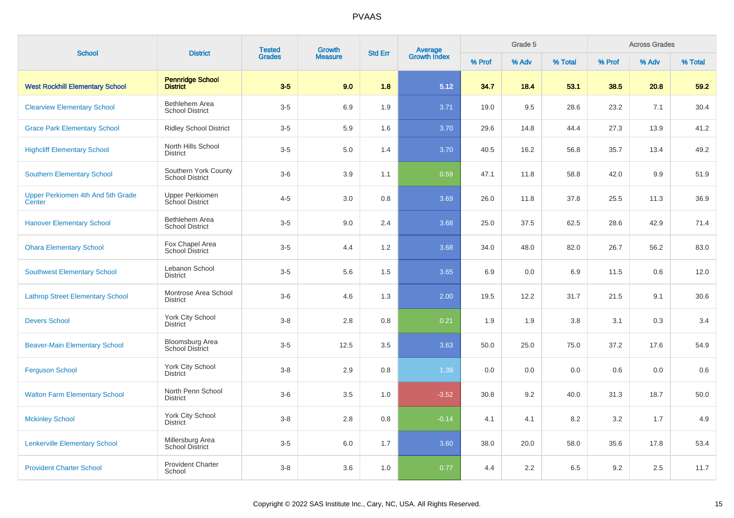# PVAAS

| School | District | Tested Grades | Growth Measure | Std Err | Average Growth Index | Grade 5 | | | Across Grades | | |
|---|---|---|---|---|---|---|---|---|---|---|---|
| | | | | | | % Prof | % Adv | % Total | % Prof | % Adv | % Total |
| **West Rockhill Elementary School** | **Pennridge School District** | **3-5** | **9.0** | **1.8** | **5.12** | **34.7** | **18.4** | **53.1** | **38.5** | **20.8** | **59.2** |
| Clearview Elementary School | Bethlehem Area School District | 3-5 | 6.9 | 1.9 | 3.71 | 19.0 | 9.5 | 28.6 | 23.2 | 7.1 | 30.4 |
| Grace Park Elementary School | Ridley School District | 3-5 | 5.9 | 1.6 | 3.70 | 29.6 | 14.8 | 44.4 | 27.3 | 13.9 | 41.2 |
| Highcliff Elementary School | North Hills School District | 3-5 | 5.0 | 1.4 | 3.70 | 40.5 | 16.2 | 56.8 | 35.7 | 13.4 | 49.2 |
| Southern Elementary School | Southern York County School District | 3-6 | 3.9 | 1.1 | 0.59 | 47.1 | 11.8 | 58.8 | 42.0 | 9.9 | 51.9 |
| Upper Perkiomen 4th And 5th Grade Center | Upper Perkiomen School District | 4-5 | 3.0 | 0.8 | 3.69 | 26.0 | 11.8 | 37.8 | 25.5 | 11.3 | 36.9 |
| Hanover Elementary School | Bethlehem Area School District | 3-5 | 9.0 | 2.4 | 3.68 | 25.0 | 37.5 | 62.5 | 28.6 | 42.9 | 71.4 |
| Ohara Elementary School | Fox Chapel Area School District | 3-5 | 4.4 | 1.2 | 3.68 | 34.0 | 48.0 | 82.0 | 26.7 | 56.2 | 83.0 |
| Southwest Elementary School | Lebanon School District | 3-5 | 5.6 | 1.5 | 3.65 | 6.9 | 0.0 | 6.9 | 11.5 | 0.6 | 12.0 |
| Lathrop Street Elementary School | Montrose Area School District | 3-6 | 4.6 | 1.3 | 2.00 | 19.5 | 12.2 | 31.7 | 21.5 | 9.1 | 30.6 |
| Devers School | York City School District | 3-8 | 2.8 | 0.8 | 0.21 | 1.9 | 1.9 | 3.8 | 3.1 | 0.3 | 3.4 |
| Beaver-Main Elementary School | Bloomsburg Area School District | 3-5 | 12.5 | 3.5 | 3.63 | 50.0 | 25.0 | 75.0 | 37.2 | 17.6 | 54.9 |
| Ferguson School | York City School District | 3-8 | 2.9 | 0.8 | 1.39 | 0.0 | 0.0 | 0.0 | 0.6 | 0.0 | 0.6 |
| Walton Farm Elementary School | North Penn School District | 3-6 | 3.5 | 1.0 | -3.52 | 30.8 | 9.2 | 40.0 | 31.3 | 18.7 | 50.0 |
| Mckinley School | York City School District | 3-8 | 2.8 | 0.8 | -0.14 | 4.1 | 4.1 | 8.2 | 3.2 | 1.7 | 4.9 |
| Lenkerville Elementary School | Millersburg Area School District | 3-5 | 6.0 | 1.7 | 3.60 | 38.0 | 20.0 | 58.0 | 35.6 | 17.8 | 53.4 |
| Provident Charter School | Provident Charter School | 3-8 | 3.6 | 1.0 | 0.77 | 4.4 | 2.2 | 6.5 | 9.2 | 2.5 | 11.7 |

Copyright © 2022 SAS Institute Inc., Cary, NC, USA. All Rights Reserved.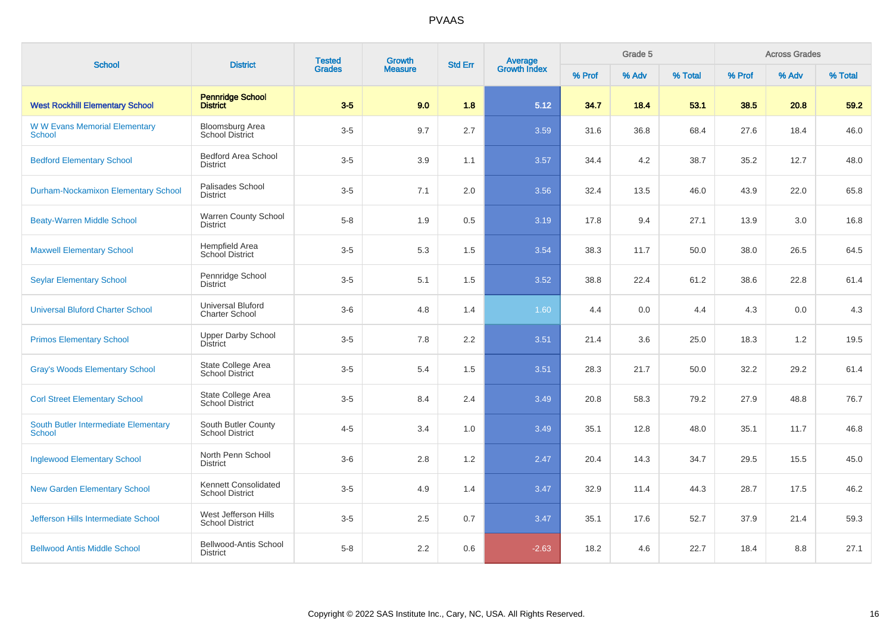# PVAAS

| School | District | Tested Grades | Growth Measure | Std Err | Average Growth Index | Grade 5 | | | Across Grades | | |
|---|---|---|---|---|---|---|---|---|---|---|---|
| | | | | | | % Prof | % Adv | % Total | % Prof | % Adv | % Total |
| **West Rockhill Elementary School** | **Pennridge School District** | **3-5** | **9.0** | **1.8** | **5.12** | **34.7** | **18.4** | **53.1** | **38.5** | **20.8** | **59.2** |
| W W Evans Memorial Elementary School | Bloomsburg Area School District | 3-5 | 9.7 | 2.7 | 3.59 | 31.6 | 36.8 | 68.4 | 27.6 | 18.4 | 46.0 |
| Bedford Elementary School | Bedford Area School District | 3-5 | 3.9 | 1.1 | 3.57 | 34.4 | 4.2 | 38.7 | 35.2 | 12.7 | 48.0 |
| Durham-Nockamixon Elementary School | Palisades School District | 3-5 | 7.1 | 2.0 | 3.56 | 32.4 | 13.5 | 46.0 | 43.9 | 22.0 | 65.8 |
| Beaty-Warren Middle School | Warren County School District | 5-8 | 1.9 | 0.5 | 3.19 | 17.8 | 9.4 | 27.1 | 13.9 | 3.0 | 16.8 |
| Maxwell Elementary School | Hempfield Area School District | 3-5 | 5.3 | 1.5 | 3.54 | 38.3 | 11.7 | 50.0 | 38.0 | 26.5 | 64.5 |
| Seylar Elementary School | Pennridge School District | 3-5 | 5.1 | 1.5 | 3.52 | 38.8 | 22.4 | 61.2 | 38.6 | 22.8 | 61.4 |
| Universal Bluford Charter School | Universal Bluford Charter School | 3-6 | 4.8 | 1.4 | 1.60 | 4.4 | 0.0 | 4.4 | 4.3 | 0.0 | 4.3 |
| Primos Elementary School | Upper Darby School District | 3-5 | 7.8 | 2.2 | 3.51 | 21.4 | 3.6 | 25.0 | 18.3 | 1.2 | 19.5 |
| Gray's Woods Elementary School | State College Area School District | 3-5 | 5.4 | 1.5 | 3.51 | 28.3 | 21.7 | 50.0 | 32.2 | 29.2 | 61.4 |
| Corl Street Elementary School | State College Area School District | 3-5 | 8.4 | 2.4 | 3.49 | 20.8 | 58.3 | 79.2 | 27.9 | 48.8 | 76.7 |
| South Butler Intermediate Elementary School | South Butler County School District | 4-5 | 3.4 | 1.0 | 3.49 | 35.1 | 12.8 | 48.0 | 35.1 | 11.7 | 46.8 |
| Inglewood Elementary School | North Penn School District | 3-6 | 2.8 | 1.2 | 2.47 | 20.4 | 14.3 | 34.7 | 29.5 | 15.5 | 45.0 |
| New Garden Elementary School | Kennett Consolidated School District | 3-5 | 4.9 | 1.4 | 3.47 | 32.9 | 11.4 | 44.3 | 28.7 | 17.5 | 46.2 |
| Jefferson Hills Intermediate School | West Jefferson Hills School District | 3-5 | 2.5 | 0.7 | 3.47 | 35.1 | 17.6 | 52.7 | 37.9 | 21.4 | 59.3 |
| Bellwood Antis Middle School | Bellwood-Antis School District | 5-8 | 2.2 | 0.6 | -2.63 | 18.2 | 4.6 | 22.7 | 18.4 | 8.8 | 27.1 |

Copyright © 2022 SAS Institute Inc., Cary, NC, USA. All Rights Reserved.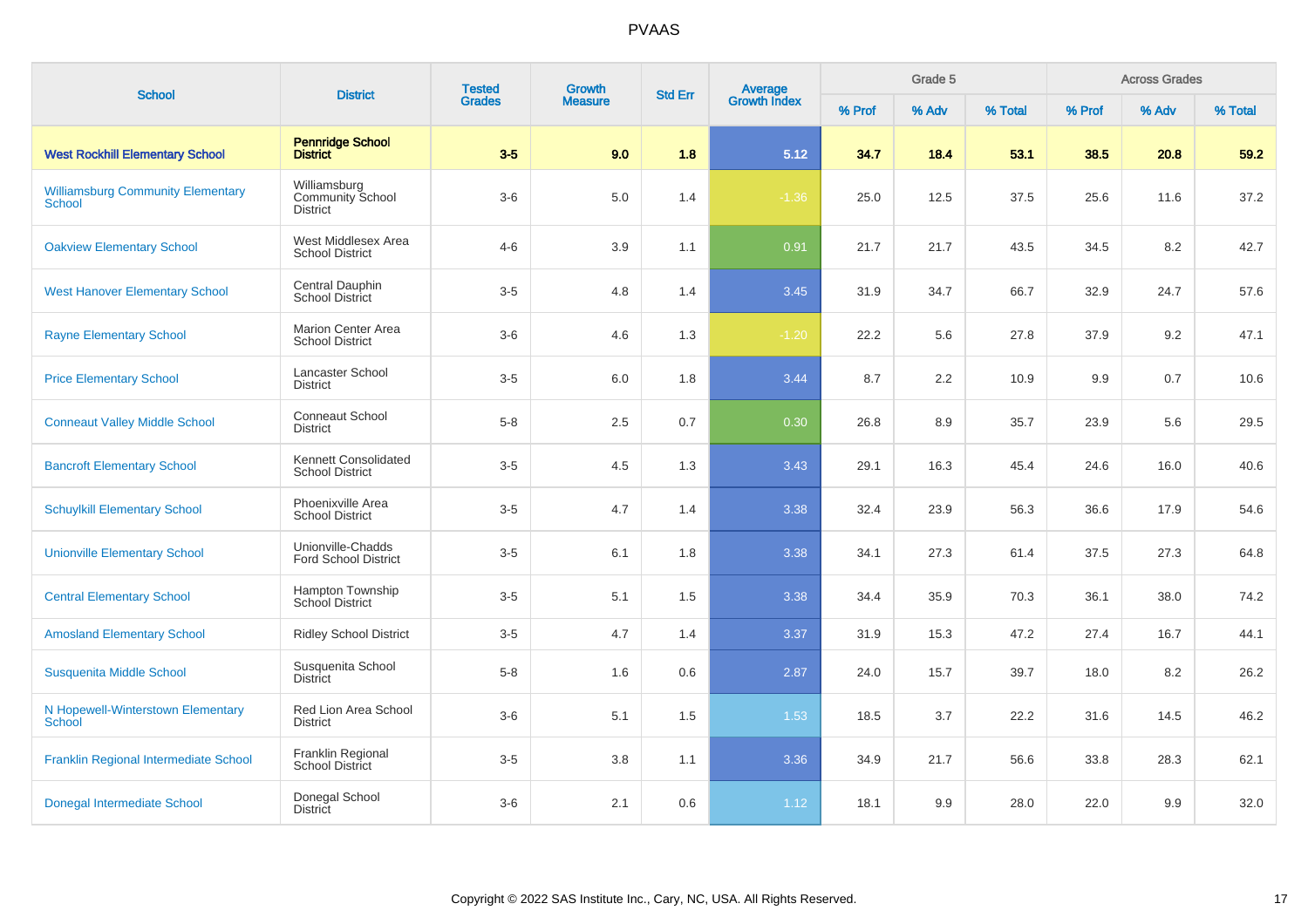# PVAAS

| School | District | Tested Grades | Growth Measure | Std Err | Average Growth Index | Grade 5 | | | Across Grades | | |
|---|---|---|---|---|---|---|---|---|---|---|---|
| | | | | | | % Prof | % Adv | % Total | % Prof | % Adv | % Total |
| **West Rockhill Elementary School** | **Pennridge School District** | **3-5** | **9.0** | **1.8** | **5.12** | **34.7** | **18.4** | **53.1** | **38.5** | **20.8** | **59.2** |
| Williamsburg Community Elementary School | Williamsburg Community School District | 3-6 | 5.0 | 1.4 | -1.36 | 25.0 | 12.5 | 37.5 | 25.6 | 11.6 | 37.2 |
| Oakview Elementary School | West Middlesex Area School District | 4-6 | 3.9 | 1.1 | 0.91 | 21.7 | 21.7 | 43.5 | 34.5 | 8.2 | 42.7 |
| West Hanover Elementary School | Central Dauphin School District | 3-5 | 4.8 | 1.4 | 3.45 | 31.9 | 34.7 | 66.7 | 32.9 | 24.7 | 57.6 |
| Rayne Elementary School | Marion Center Area School District | 3-6 | 4.6 | 1.3 | -1.20 | 22.2 | 5.6 | 27.8 | 37.9 | 9.2 | 47.1 |
| Price Elementary School | Lancaster School District | 3-5 | 6.0 | 1.8 | 3.44 | 8.7 | 2.2 | 10.9 | 9.9 | 0.7 | 10.6 |
| Conneaut Valley Middle School | Conneaut School District | 5-8 | 2.5 | 0.7 | 0.30 | 26.8 | 8.9 | 35.7 | 23.9 | 5.6 | 29.5 |
| Bancroft Elementary School | Kennett Consolidated School District | 3-5 | 4.5 | 1.3 | 3.43 | 29.1 | 16.3 | 45.4 | 24.6 | 16.0 | 40.6 |
| Schuylkill Elementary School | Phoenixville Area School District | 3-5 | 4.7 | 1.4 | 3.38 | 32.4 | 23.9 | 56.3 | 36.6 | 17.9 | 54.6 |
| Unionville Elementary School | Unionville-Chadds Ford School District | 3-5 | 6.1 | 1.8 | 3.38 | 34.1 | 27.3 | 61.4 | 37.5 | 27.3 | 64.8 |
| Central Elementary School | Hampton Township School District | 3-5 | 5.1 | 1.5 | 3.38 | 34.4 | 35.9 | 70.3 | 36.1 | 38.0 | 74.2 |
| Amosland Elementary School | Ridley School District | 3-5 | 4.7 | 1.4 | 3.37 | 31.9 | 15.3 | 47.2 | 27.4 | 16.7 | 44.1 |
| Susquenita Middle School | Susquenita School District | 5-8 | 1.6 | 0.6 | 2.87 | 24.0 | 15.7 | 39.7 | 18.0 | 8.2 | 26.2 |
| N Hopewell-Winterstown Elementary School | Red Lion Area School District | 3-6 | 5.1 | 1.5 | 1.53 | 18.5 | 3.7 | 22.2 | 31.6 | 14.5 | 46.2 |
| Franklin Regional Intermediate School | Franklin Regional School District | 3-5 | 3.8 | 1.1 | 3.36 | 34.9 | 21.7 | 56.6 | 33.8 | 28.3 | 62.1 |
| Donegal Intermediate School | Donegal School District | 3-6 | 2.1 | 0.6 | 1.12 | 18.1 | 9.9 | 28.0 | 22.0 | 9.9 | 32.0 |

Copyright © 2022 SAS Institute Inc., Cary, NC, USA. All Rights Reserved.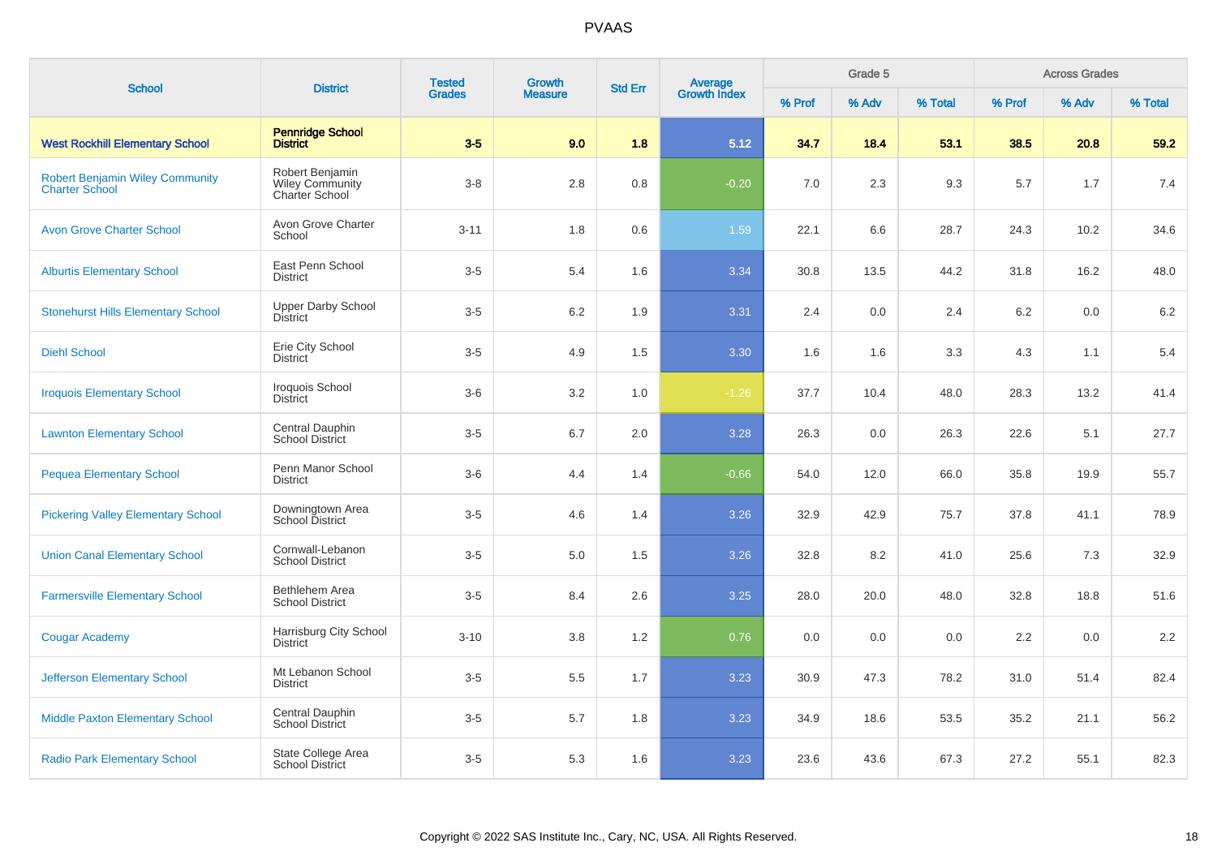# PVAAS

| School | District | Tested Grades | Growth Measure | Std Err | Average Growth Index | Grade 5 | | | Across Grades | | |
|---|---|---|---|---|---|---|---|---|---|---|---|
| | | | | | | % Prof | % Adv | % Total | % Prof | % Adv | % Total |
| **West Rockhill Elementary School** | **Pennridge School District** | **3-5** | **9.0** | **1.8** | **5.12** | **34.7** | **18.4** | **53.1** | **38.5** | **20.8** | **59.2** |
| Robert Benjamin Wiley Community Charter School | Robert Benjamin Wiley Community Charter School | 3-8 | 2.8 | 0.8 | -0.20 | 7.0 | 2.3 | 9.3 | 5.7 | 1.7 | 7.4 |
| Avon Grove Charter School | Avon Grove Charter School | 3-11 | 1.8 | 0.6 | 1.59 | 22.1 | 6.6 | 28.7 | 24.3 | 10.2 | 34.6 |
| Alburtis Elementary School | East Penn School District | 3-5 | 5.4 | 1.6 | 3.34 | 30.8 | 13.5 | 44.2 | 31.8 | 16.2 | 48.0 |
| Stonehurst Hills Elementary School | Upper Darby School District | 3-5 | 6.2 | 1.9 | 3.31 | 2.4 | 0.0 | 2.4 | 6.2 | 0.0 | 6.2 |
| Diehl School | Erie City School District | 3-5 | 4.9 | 1.5 | 3.30 | 1.6 | 1.6 | 3.3 | 4.3 | 1.1 | 5.4 |
| Iroquois Elementary School | Iroquois School District | 3-6 | 3.2 | 1.0 | -1.26 | 37.7 | 10.4 | 48.0 | 28.3 | 13.2 | 41.4 |
| Lawnton Elementary School | Central Dauphin School District | 3-5 | 6.7 | 2.0 | 3.28 | 26.3 | 0.0 | 26.3 | 22.6 | 5.1 | 27.7 |
| Pequea Elementary School | Penn Manor School District | 3-6 | 4.4 | 1.4 | -0.66 | 54.0 | 12.0 | 66.0 | 35.8 | 19.9 | 55.7 |
| Pickering Valley Elementary School | Downingtown Area School District | 3-5 | 4.6 | 1.4 | 3.26 | 32.9 | 42.9 | 75.7 | 37.8 | 41.1 | 78.9 |
| Union Canal Elementary School | Cornwall-Lebanon School District | 3-5 | 5.0 | 1.5 | 3.26 | 32.8 | 8.2 | 41.0 | 25.6 | 7.3 | 32.9 |
| Farmersville Elementary School | Bethlehem Area School District | 3-5 | 8.4 | 2.6 | 3.25 | 28.0 | 20.0 | 48.0 | 32.8 | 18.8 | 51.6 |
| Cougar Academy | Harrisburg City School District | 3-10 | 3.8 | 1.2 | 0.76 | 0.0 | 0.0 | 0.0 | 2.2 | 0.0 | 2.2 |
| Jefferson Elementary School | Mt Lebanon School District | 3-5 | 5.5 | 1.7 | 3.23 | 30.9 | 47.3 | 78.2 | 31.0 | 51.4 | 82.4 |
| Middle Paxton Elementary School | Central Dauphin School District | 3-5 | 5.7 | 1.8 | 3.23 | 34.9 | 18.6 | 53.5 | 35.2 | 21.1 | 56.2 |
| Radio Park Elementary School | State College Area School District | 3-5 | 5.3 | 1.6 | 3.23 | 23.6 | 43.6 | 67.3 | 27.2 | 55.1 | 82.3 |

Copyright © 2022 SAS Institute Inc., Cary, NC, USA. All Rights Reserved.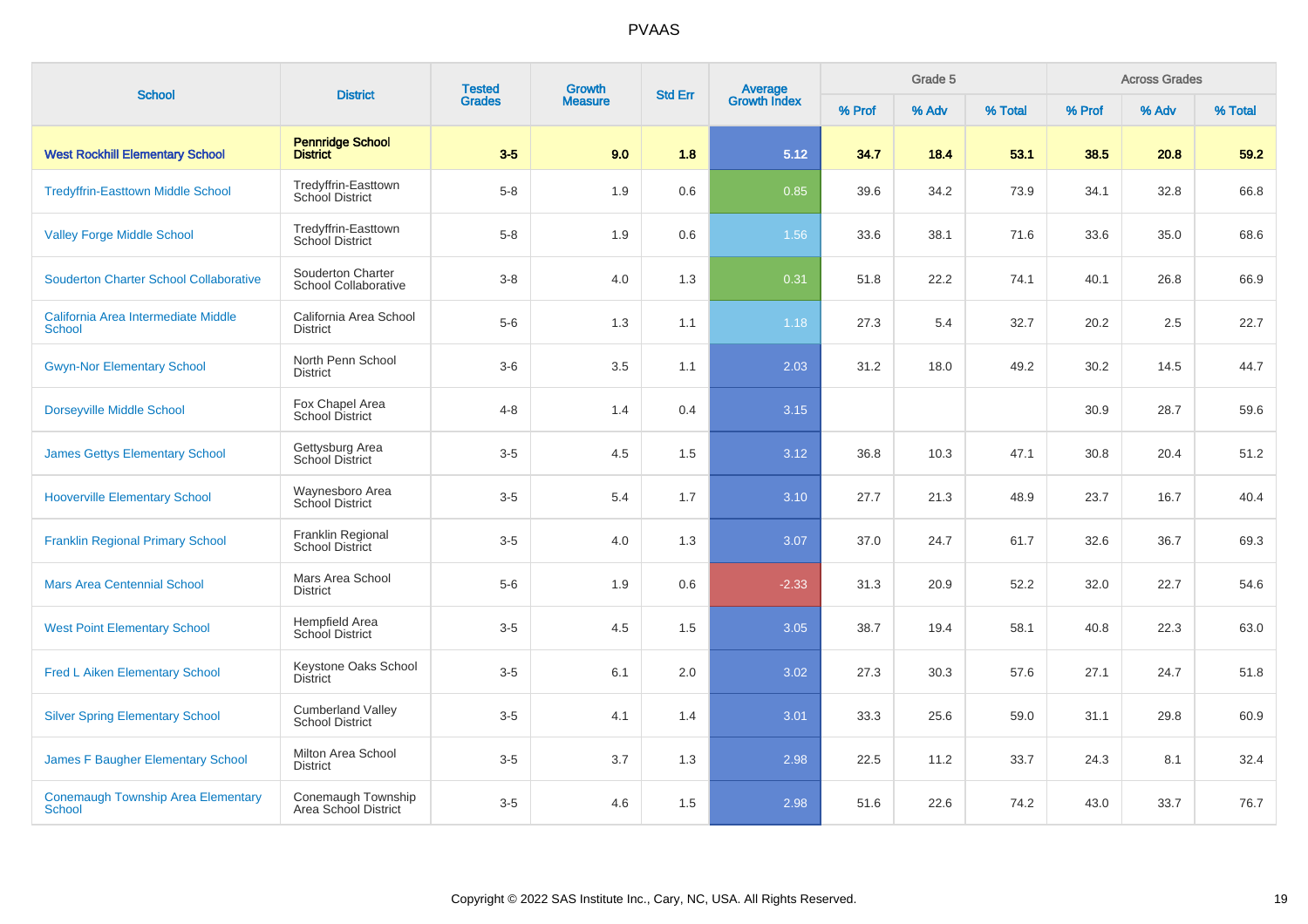| School | District | Tested Grades | Growth Measure | Std Err | Average Growth Index | Grade 5 | | | Across Grades | | |
|---|---|---|---|---|---|---|---|---|---|---|---|
| | | | | | | % Prof | % Adv | % Total | % Prof | % Adv | % Total |
| **West Rockhill Elementary School** | **Pennridge School District** | **3-5** | **9.0** | **1.8** | **5.12** | **34.7** | **18.4** | **53.1** | **38.5** | **20.8** | **59.2** |
| Tredyffrin-Easttown Middle School | Tredyffrin-Easttown School District | 5-8 | 1.9 | 0.6 | 0.85 | 39.6 | 34.2 | 73.9 | 34.1 | 32.8 | 66.8 |
| Valley Forge Middle School | Tredyffrin-Easttown School District | 5-8 | 1.9 | 0.6 | 1.56 | 33.6 | 38.1 | 71.6 | 33.6 | 35.0 | 68.6 |
| Souderton Charter School Collaborative | Souderton Charter School Collaborative | 3-8 | 4.0 | 1.3 | 0.31 | 51.8 | 22.2 | 74.1 | 40.1 | 26.8 | 66.9 |
| California Area Intermediate Middle School | California Area School District | 5-6 | 1.3 | 1.1 | 1.18 | 27.3 | 5.4 | 32.7 | 20.2 | 2.5 | 22.7 |
| Gwyn-Nor Elementary School | North Penn School District | 3-6 | 3.5 | 1.1 | 2.03 | 31.2 | 18.0 | 49.2 | 30.2 | 14.5 | 44.7 |
| Dorseyville Middle School | Fox Chapel Area School District | 4-8 | 1.4 | 0.4 | 3.15 | | | | 30.9 | 28.7 | 59.6 |
| James Gettys Elementary School | Gettysburg Area School District | 3-5 | 4.5 | 1.5 | 3.12 | 36.8 | 10.3 | 47.1 | 30.8 | 20.4 | 51.2 |
| Hooverville Elementary School | Waynesboro Area School District | 3-5 | 5.4 | 1.7 | 3.10 | 27.7 | 21.3 | 48.9 | 23.7 | 16.7 | 40.4 |
| Franklin Regional Primary School | Franklin Regional School District | 3-5 | 4.0 | 1.3 | 3.07 | 37.0 | 24.7 | 61.7 | 32.6 | 36.7 | 69.3 |
| Mars Area Centennial School | Mars Area School District | 5-6 | 1.9 | 0.6 | -2.33 | 31.3 | 20.9 | 52.2 | 32.0 | 22.7 | 54.6 |
| West Point Elementary School | Hempfield Area School District | 3-5 | 4.5 | 1.5 | 3.05 | 38.7 | 19.4 | 58.1 | 40.8 | 22.3 | 63.0 |
| Fred L Aiken Elementary School | Keystone Oaks School District | 3-5 | 6.1 | 2.0 | 3.02 | 27.3 | 30.3 | 57.6 | 27.1 | 24.7 | 51.8 |
| Silver Spring Elementary School | Cumberland Valley School District | 3-5 | 4.1 | 1.4 | 3.01 | 33.3 | 25.6 | 59.0 | 31.1 | 29.8 | 60.9 |
| James F Baugher Elementary School | Milton Area School District | 3-5 | 3.7 | 1.3 | 2.98 | 22.5 | 11.2 | 33.7 | 24.3 | 8.1 | 32.4 |
| Conemaugh Township Area Elementary School | Conemaugh Township Area School District | 3-5 | 4.6 | 1.5 | 2.98 | 51.6 | 22.6 | 74.2 | 43.0 | 33.7 | 76.7 |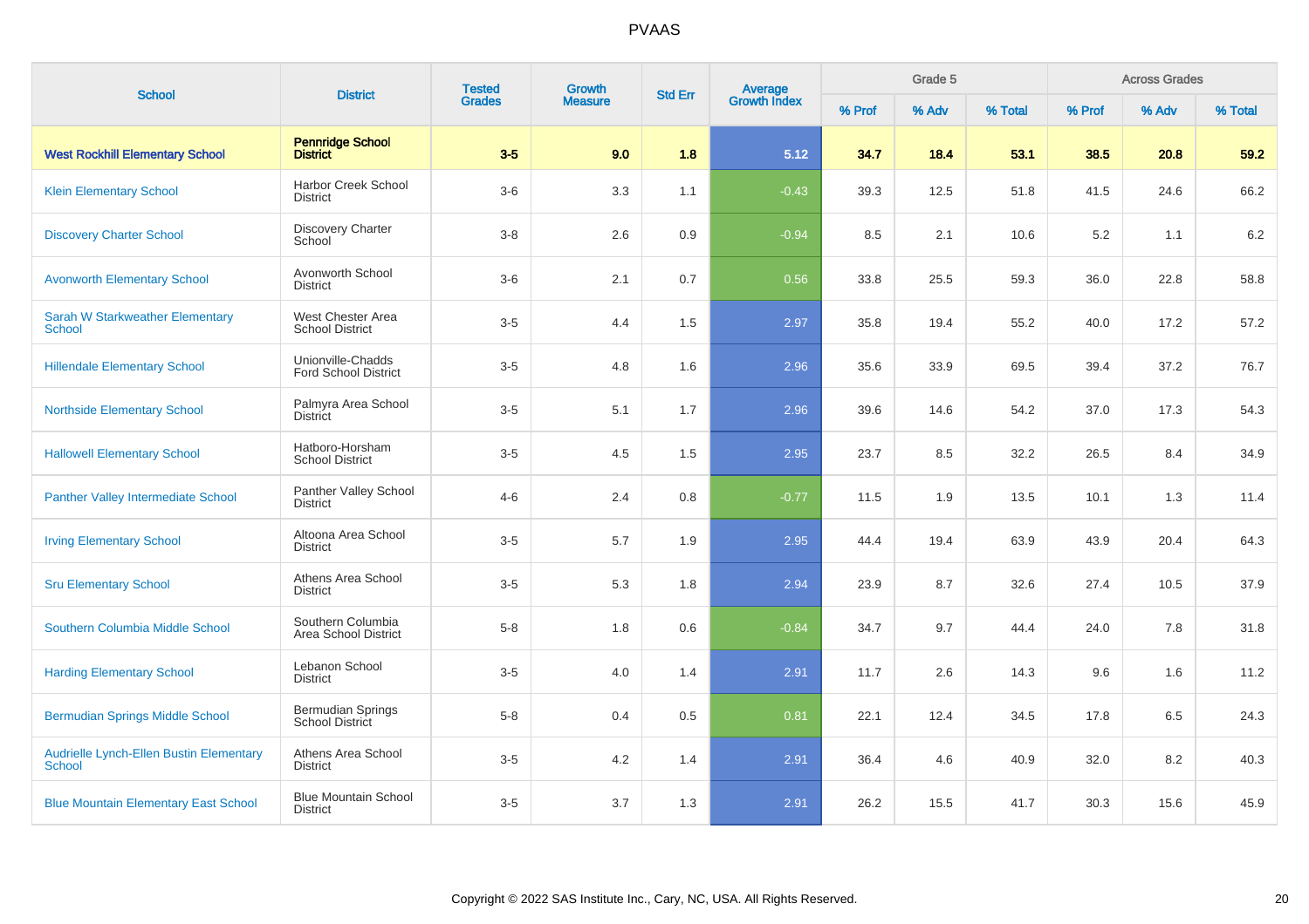| School | District | Tested Grades | Growth Measure | Std Err | Average Growth Index | Grade 5 | | | Across Grades | | |
|---|---|---|---|---|---|---|---|---|---|---|---|
| | | | | | | % Prof | % Adv | % Total | % Prof | % Adv | % Total |
| **West Rockhill Elementary School** | **Pennridge School District** | **3-5** | **9.0** | **1.8** | **5.12** | **34.7** | **18.4** | **53.1** | **38.5** | **20.8** | **59.2** |
| Klein Elementary School | Harbor Creek School District | 3-6 | 3.3 | 1.1 | -0.43 | 39.3 | 12.5 | 51.8 | 41.5 | 24.6 | 66.2 |
| Discovery Charter School | Discovery Charter School | 3-8 | 2.6 | 0.9 | -0.94 | 8.5 | 2.1 | 10.6 | 5.2 | 1.1 | 6.2 |
| Avonworth Elementary School | Avonworth School District | 3-6 | 2.1 | 0.7 | 0.56 | 33.8 | 25.5 | 59.3 | 36.0 | 22.8 | 58.8 |
| Sarah W Starkweather Elementary School | West Chester Area School District | 3-5 | 4.4 | 1.5 | 2.97 | 35.8 | 19.4 | 55.2 | 40.0 | 17.2 | 57.2 |
| Hillendale Elementary School | Unionville-Chadds Ford School District | 3-5 | 4.8 | 1.6 | 2.96 | 35.6 | 33.9 | 69.5 | 39.4 | 37.2 | 76.7 |
| Northside Elementary School | Palmyra Area School District | 3-5 | 5.1 | 1.7 | 2.96 | 39.6 | 14.6 | 54.2 | 37.0 | 17.3 | 54.3 |
| Hallowell Elementary School | Hatboro-Horsham School District | 3-5 | 4.5 | 1.5 | 2.95 | 23.7 | 8.5 | 32.2 | 26.5 | 8.4 | 34.9 |
| Panther Valley Intermediate School | Panther Valley School District | 4-6 | 2.4 | 0.8 | -0.77 | 11.5 | 1.9 | 13.5 | 10.1 | 1.3 | 11.4 |
| Irving Elementary School | Altoona Area School District | 3-5 | 5.7 | 1.9 | 2.95 | 44.4 | 19.4 | 63.9 | 43.9 | 20.4 | 64.3 |
| Sru Elementary School | Athens Area School District | 3-5 | 5.3 | 1.8 | 2.94 | 23.9 | 8.7 | 32.6 | 27.4 | 10.5 | 37.9 |
| Southern Columbia Middle School | Southern Columbia Area School District | 5-8 | 1.8 | 0.6 | -0.84 | 34.7 | 9.7 | 44.4 | 24.0 | 7.8 | 31.8 |
| Harding Elementary School | Lebanon School District | 3-5 | 4.0 | 1.4 | 2.91 | 11.7 | 2.6 | 14.3 | 9.6 | 1.6 | 11.2 |
| Bermudian Springs Middle School | Bermudian Springs School District | 5-8 | 0.4 | 0.5 | 0.81 | 22.1 | 12.4 | 34.5 | 17.8 | 6.5 | 24.3 |
| Audrielle Lynch-Ellen Bustin Elementary School | Athens Area School District | 3-5 | 4.2 | 1.4 | 2.91 | 36.4 | 4.6 | 40.9 | 32.0 | 8.2 | 40.3 |
| Blue Mountain Elementary East School | Blue Mountain School District | 3-5 | 3.7 | 1.3 | 2.91 | 26.2 | 15.5 | 41.7 | 30.3 | 15.6 | 45.9 |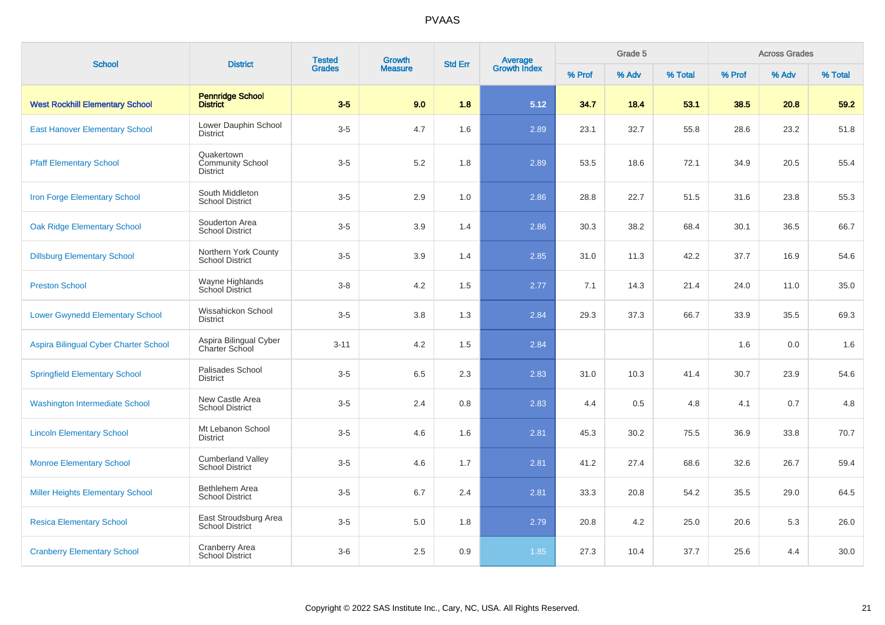| School | District | Tested Grades | Growth Measure | Std Err | Average Growth Index | Grade 5 | | | Across Grades | | |
|---|---|---|---|---|---|---|---|---|---|---|---|
| | | | | | | % Prof | % Adv | % Total | % Prof | % Adv | % Total |
| **West Rockhill Elementary School** | **Pennridge School District** | **3-5** | **9.0** | **1.8** | **5.12** | **34.7** | **18.4** | **53.1** | **38.5** | **20.8** | **59.2** |
| East Hanover Elementary School | Lower Dauphin School District | 3-5 | 4.7 | 1.6 | 2.89 | 23.1 | 32.7 | 55.8 | 28.6 | 23.2 | 51.8 |
| Pfaff Elementary School | Quakertown Community School District | 3-5 | 5.2 | 1.8 | 2.89 | 53.5 | 18.6 | 72.1 | 34.9 | 20.5 | 55.4 |
| Iron Forge Elementary School | South Middleton School District | 3-5 | 2.9 | 1.0 | 2.86 | 28.8 | 22.7 | 51.5 | 31.6 | 23.8 | 55.3 |
| Oak Ridge Elementary School | Souderton Area School District | 3-5 | 3.9 | 1.4 | 2.86 | 30.3 | 38.2 | 68.4 | 30.1 | 36.5 | 66.7 |
| Dillsburg Elementary School | Northern York County School District | 3-5 | 3.9 | 1.4 | 2.85 | 31.0 | 11.3 | 42.2 | 37.7 | 16.9 | 54.6 |
| Preston School | Wayne Highlands School District | 3-8 | 4.2 | 1.5 | 2.77 | 7.1 | 14.3 | 21.4 | 24.0 | 11.0 | 35.0 |
| Lower Gwynedd Elementary School | Wissahickon School District | 3-5 | 3.8 | 1.3 | 2.84 | 29.3 | 37.3 | 66.7 | 33.9 | 35.5 | 69.3 |
| Aspira Bilingual Cyber Charter School | Aspira Bilingual Cyber Charter School | 3-11 | 4.2 | 1.5 | 2.84 | | | | 1.6 | 0.0 | 1.6 |
| Springfield Elementary School | Palisades School District | 3-5 | 6.5 | 2.3 | 2.83 | 31.0 | 10.3 | 41.4 | 30.7 | 23.9 | 54.6 |
| Washington Intermediate School | New Castle Area School District | 3-5 | 2.4 | 0.8 | 2.83 | 4.4 | 0.5 | 4.8 | 4.1 | 0.7 | 4.8 |
| Lincoln Elementary School | Mt Lebanon School District | 3-5 | 4.6 | 1.6 | 2.81 | 45.3 | 30.2 | 75.5 | 36.9 | 33.8 | 70.7 |
| Monroe Elementary School | Cumberland Valley School District | 3-5 | 4.6 | 1.7 | 2.81 | 41.2 | 27.4 | 68.6 | 32.6 | 26.7 | 59.4 |
| Miller Heights Elementary School | Bethlehem Area School District | 3-5 | 6.7 | 2.4 | 2.81 | 33.3 | 20.8 | 54.2 | 35.5 | 29.0 | 64.5 |
| Resica Elementary School | East Stroudsburg Area School District | 3-5 | 5.0 | 1.8 | 2.79 | 20.8 | 4.2 | 25.0 | 20.6 | 5.3 | 26.0 |
| Cranberry Elementary School | Cranberry Area School District | 3-6 | 2.5 | 0.9 | 1.85 | 27.3 | 10.4 | 37.7 | 25.6 | 4.4 | 30.0 |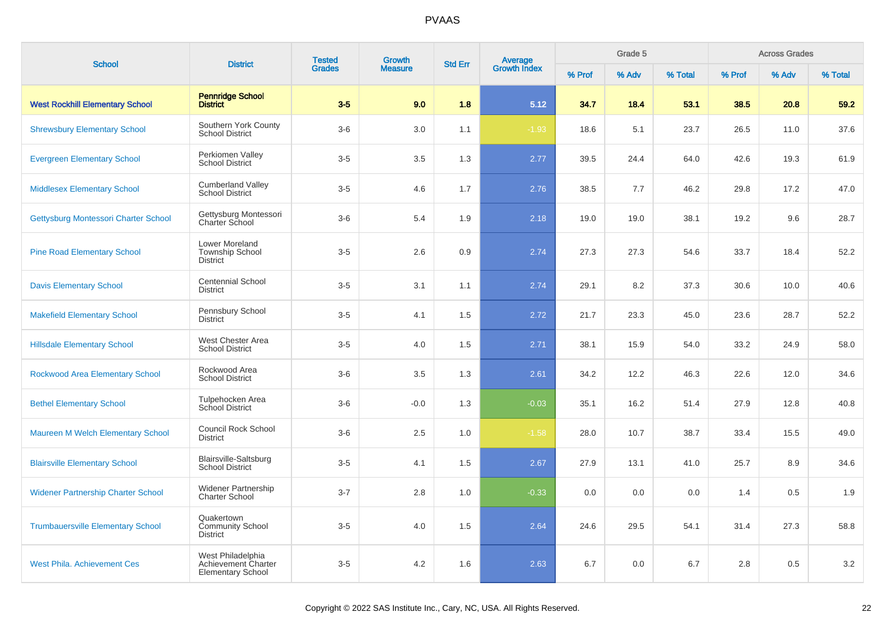| School | District | Tested Grades | Growth Measure | Std Err | Average Growth Index | Grade 5 | | | Across Grades | | |
|---|---|---|---|---|---|---|---|---|---|---|---|
| | | | | | | % Prof | % Adv | % Total | % Prof | % Adv | % Total |
| **West Rockhill Elementary School** | **Pennridge School District** | **3-5** | **9.0** | **1.8** | **5.12** | **34.7** | **18.4** | **53.1** | **38.5** | **20.8** | **59.2** |
| Shrewsbury Elementary School | Southern York County School District | 3-6 | 3.0 | 1.1 | -1.93 | 18.6 | 5.1 | 23.7 | 26.5 | 11.0 | 37.6 |
| Evergreen Elementary School | Perkiomen Valley School District | 3-5 | 3.5 | 1.3 | 2.77 | 39.5 | 24.4 | 64.0 | 42.6 | 19.3 | 61.9 |
| Middlesex Elementary School | Cumberland Valley School District | 3-5 | 4.6 | 1.7 | 2.76 | 38.5 | 7.7 | 46.2 | 29.8 | 17.2 | 47.0 |
| Gettysburg Montessori Charter School | Gettysburg Montessori Charter School | 3-6 | 5.4 | 1.9 | 2.18 | 19.0 | 19.0 | 38.1 | 19.2 | 9.6 | 28.7 |
| Pine Road Elementary School | Lower Moreland Township School District | 3-5 | 2.6 | 0.9 | 2.74 | 27.3 | 27.3 | 54.6 | 33.7 | 18.4 | 52.2 |
| Davis Elementary School | Centennial School District | 3-5 | 3.1 | 1.1 | 2.74 | 29.1 | 8.2 | 37.3 | 30.6 | 10.0 | 40.6 |
| Makefield Elementary School | Pennsbury School District | 3-5 | 4.1 | 1.5 | 2.72 | 21.7 | 23.3 | 45.0 | 23.6 | 28.7 | 52.2 |
| Hillsdale Elementary School | West Chester Area School District | 3-5 | 4.0 | 1.5 | 2.71 | 38.1 | 15.9 | 54.0 | 33.2 | 24.9 | 58.0 |
| Rockwood Area Elementary School | Rockwood Area School District | 3-6 | 3.5 | 1.3 | 2.61 | 34.2 | 12.2 | 46.3 | 22.6 | 12.0 | 34.6 |
| Bethel Elementary School | Tulpehocken Area School District | 3-6 | -0.0 | 1.3 | -0.03 | 35.1 | 16.2 | 51.4 | 27.9 | 12.8 | 40.8 |
| Maureen M Welch Elementary School | Council Rock School District | 3-6 | 2.5 | 1.0 | -1.58 | 28.0 | 10.7 | 38.7 | 33.4 | 15.5 | 49.0 |
| Blairsville Elementary School | Blairsville-Saltsburg School District | 3-5 | 4.1 | 1.5 | 2.67 | 27.9 | 13.1 | 41.0 | 25.7 | 8.9 | 34.6 |
| Widener Partnership Charter School | Widener Partnership Charter School | 3-7 | 2.8 | 1.0 | -0.33 | 0.0 | 0.0 | 0.0 | 1.4 | 0.5 | 1.9 |
| Trumbauersville Elementary School | Quakertown Community School District | 3-5 | 4.0 | 1.5 | 2.64 | 24.6 | 29.5 | 54.1 | 31.4 | 27.3 | 58.8 |
| West Phila. Achievement Ces | West Philadelphia Achievement Charter Elementary School | 3-5 | 4.2 | 1.6 | 2.63 | 6.7 | 0.0 | 6.7 | 2.8 | 0.5 | 3.2 |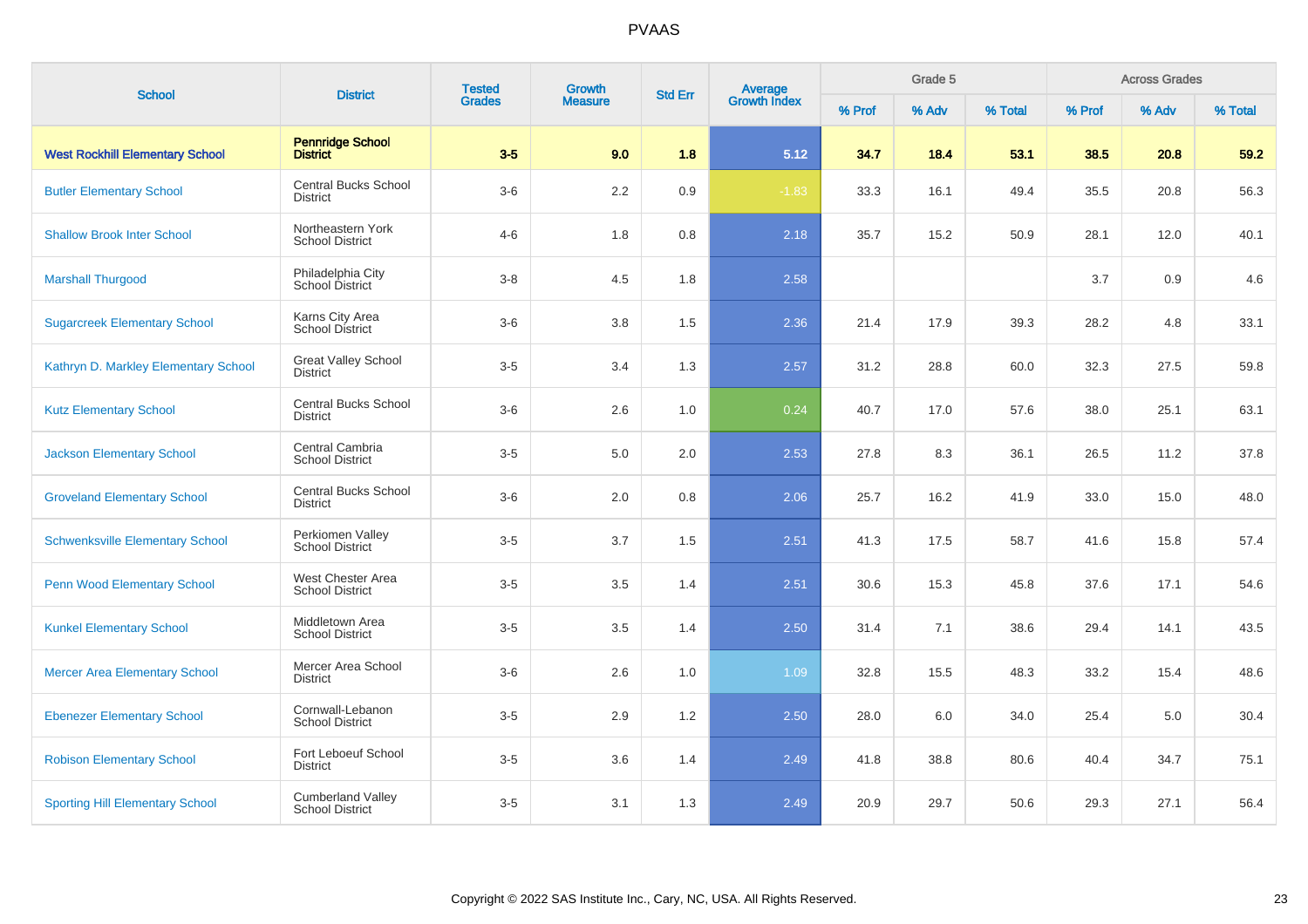# PVAAS

| School | District | Tested Grades | Growth Measure | Std Err | Average Growth Index | Grade 5 | | | Across Grades | | |
|---|---|---|---|---|---|---|---|---|---|---|---|
| | | | | | | % Prof | % Adv | % Total | % Prof | % Adv | % Total |
| **West Rockhill Elementary School** | **Pennridge School District** | **3-5** | **9.0** | **1.8** | **5.12** | **34.7** | **18.4** | **53.1** | **38.5** | **20.8** | **59.2** |
| Butler Elementary School | Central Bucks School District | 3-6 | 2.2 | 0.9 | -1.83 | 33.3 | 16.1 | 49.4 | 35.5 | 20.8 | 56.3 |
| Shallow Brook Inter School | Northeastern York School District | 4-6 | 1.8 | 0.8 | 2.18 | 35.7 | 15.2 | 50.9 | 28.1 | 12.0 | 40.1 |
| Marshall Thurgood | Philadelphia City School District | 3-8 | 4.5 | 1.8 | 2.58 | | | | 3.7 | 0.9 | 4.6 |
| Sugarcreek Elementary School | Karns City Area School District | 3-6 | 3.8 | 1.5 | 2.36 | 21.4 | 17.9 | 39.3 | 28.2 | 4.8 | 33.1 |
| Kathryn D. Markley Elementary School | Great Valley School District | 3-5 | 3.4 | 1.3 | 2.57 | 31.2 | 28.8 | 60.0 | 32.3 | 27.5 | 59.8 |
| Kutz Elementary School | Central Bucks School District | 3-6 | 2.6 | 1.0 | 0.24 | 40.7 | 17.0 | 57.6 | 38.0 | 25.1 | 63.1 |
| Jackson Elementary School | Central Cambria School District | 3-5 | 5.0 | 2.0 | 2.53 | 27.8 | 8.3 | 36.1 | 26.5 | 11.2 | 37.8 |
| Groveland Elementary School | Central Bucks School District | 3-6 | 2.0 | 0.8 | 2.06 | 25.7 | 16.2 | 41.9 | 33.0 | 15.0 | 48.0 |
| Schwenksville Elementary School | Perkiomen Valley School District | 3-5 | 3.7 | 1.5 | 2.51 | 41.3 | 17.5 | 58.7 | 41.6 | 15.8 | 57.4 |
| Penn Wood Elementary School | West Chester Area School District | 3-5 | 3.5 | 1.4 | 2.51 | 30.6 | 15.3 | 45.8 | 37.6 | 17.1 | 54.6 |
| Kunkel Elementary School | Middletown Area School District | 3-5 | 3.5 | 1.4 | 2.50 | 31.4 | 7.1 | 38.6 | 29.4 | 14.1 | 43.5 |
| Mercer Area Elementary School | Mercer Area School District | 3-6 | 2.6 | 1.0 | 1.09 | 32.8 | 15.5 | 48.3 | 33.2 | 15.4 | 48.6 |
| Ebenezer Elementary School | Cornwall-Lebanon School District | 3-5 | 2.9 | 1.2 | 2.50 | 28.0 | 6.0 | 34.0 | 25.4 | 5.0 | 30.4 |
| Robison Elementary School | Fort Leboeuf School District | 3-5 | 3.6 | 1.4 | 2.49 | 41.8 | 38.8 | 80.6 | 40.4 | 34.7 | 75.1 |
| Sporting Hill Elementary School | Cumberland Valley School District | 3-5 | 3.1 | 1.3 | 2.49 | 20.9 | 29.7 | 50.6 | 29.3 | 27.1 | 56.4 |

Copyright © 2022 SAS Institute Inc., Cary, NC, USA. All Rights Reserved.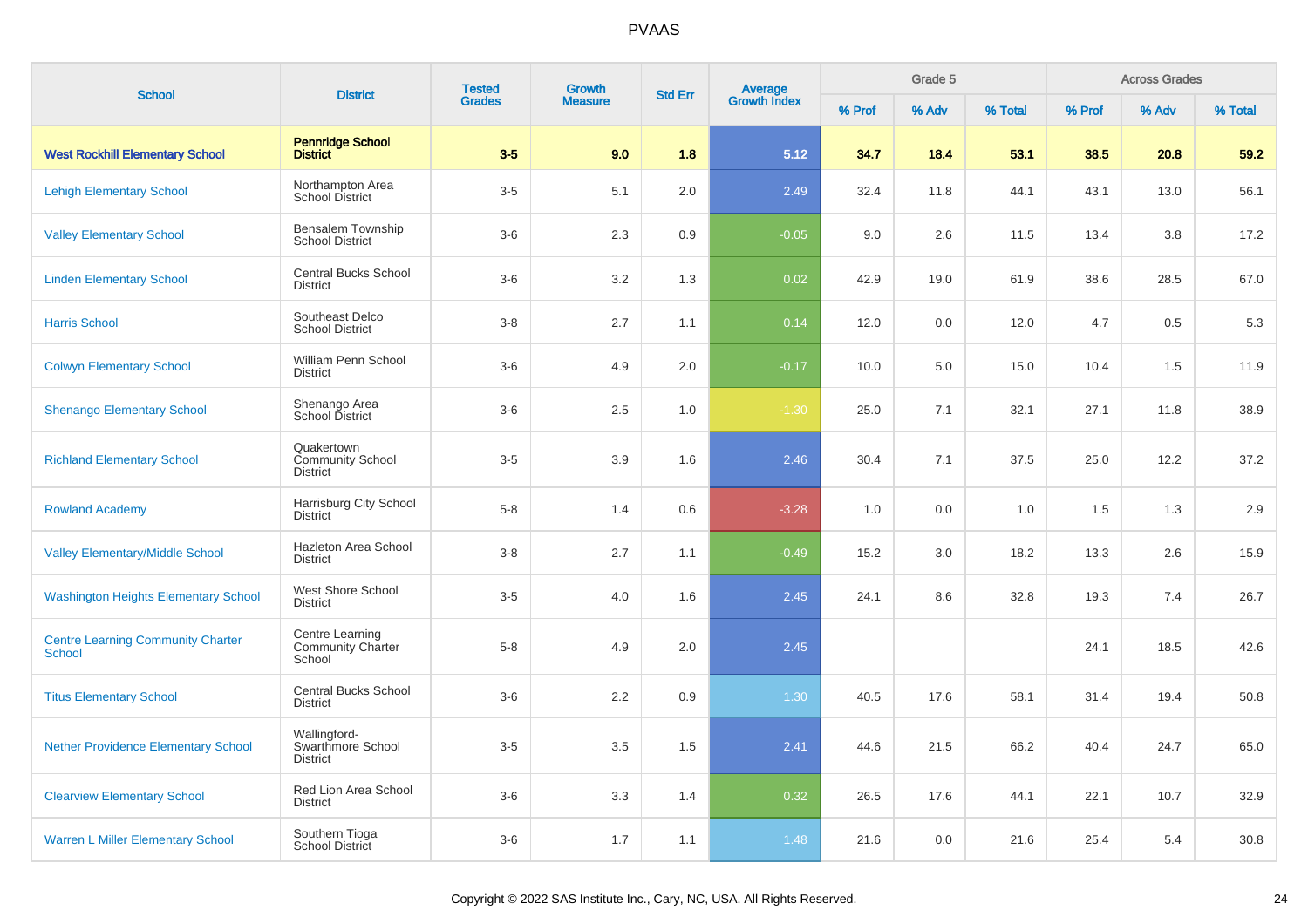# PVAAS

| School | District | Tested Grades | Growth Measure | Std Err | Average Growth Index | Grade 5 | | | Across Grades | | |
|---|---|---|---|---|---|---|---|---|---|---|---|
| | | | | | | % Prof | % Adv | % Total | % Prof | % Adv | % Total |
| **West Rockhill Elementary School** | **Pennridge School District** | **3-5** | **9.0** | **1.8** | **5.12** | **34.7** | **18.4** | **53.1** | **38.5** | **20.8** | **59.2** |
| Lehigh Elementary School | Northampton Area School District | 3-5 | 5.1 | 2.0 | 2.49 | 32.4 | 11.8 | 44.1 | 43.1 | 13.0 | 56.1 |
| Valley Elementary School | Bensalem Township School District | 3-6 | 2.3 | 0.9 | -0.05 | 9.0 | 2.6 | 11.5 | 13.4 | 3.8 | 17.2 |
| Linden Elementary School | Central Bucks School District | 3-6 | 3.2 | 1.3 | 0.02 | 42.9 | 19.0 | 61.9 | 38.6 | 28.5 | 67.0 |
| Harris School | Southeast Delco School District | 3-8 | 2.7 | 1.1 | 0.14 | 12.0 | 0.0 | 12.0 | 4.7 | 0.5 | 5.3 |
| Colwyn Elementary School | William Penn School District | 3-6 | 4.9 | 2.0 | -0.17 | 10.0 | 5.0 | 15.0 | 10.4 | 1.5 | 11.9 |
| Shenango Elementary School | Shenango Area School District | 3-6 | 2.5 | 1.0 | -1.30 | 25.0 | 7.1 | 32.1 | 27.1 | 11.8 | 38.9 |
| Richland Elementary School | Quakertown Community School District | 3-5 | 3.9 | 1.6 | 2.46 | 30.4 | 7.1 | 37.5 | 25.0 | 12.2 | 37.2 |
| Rowland Academy | Harrisburg City School District | 5-8 | 1.4 | 0.6 | -3.28 | 1.0 | 0.0 | 1.0 | 1.5 | 1.3 | 2.9 |
| Valley Elementary/Middle School | Hazleton Area School District | 3-8 | 2.7 | 1.1 | -0.49 | 15.2 | 3.0 | 18.2 | 13.3 | 2.6 | 15.9 |
| Washington Heights Elementary School | West Shore School District | 3-5 | 4.0 | 1.6 | 2.45 | 24.1 | 8.6 | 32.8 | 19.3 | 7.4 | 26.7 |
| Centre Learning Community Charter School | Centre Learning Community Charter School | 5-8 | 4.9 | 2.0 | 2.45 | | | | 24.1 | 18.5 | 42.6 |
| Titus Elementary School | Central Bucks School District | 3-6 | 2.2 | 0.9 | 1.30 | 40.5 | 17.6 | 58.1 | 31.4 | 19.4 | 50.8 |
| Nether Providence Elementary School | Wallingford-Swarthmore School District | 3-5 | 3.5 | 1.5 | 2.41 | 44.6 | 21.5 | 66.2 | 40.4 | 24.7 | 65.0 |
| Clearview Elementary School | Red Lion Area School District | 3-6 | 3.3 | 1.4 | 0.32 | 26.5 | 17.6 | 44.1 | 22.1 | 10.7 | 32.9 |
| Warren L Miller Elementary School | Southern Tioga School District | 3-6 | 1.7 | 1.1 | 1.48 | 21.6 | 0.0 | 21.6 | 25.4 | 5.4 | 30.8 |

Copyright © 2022 SAS Institute Inc., Cary, NC, USA. All Rights Reserved.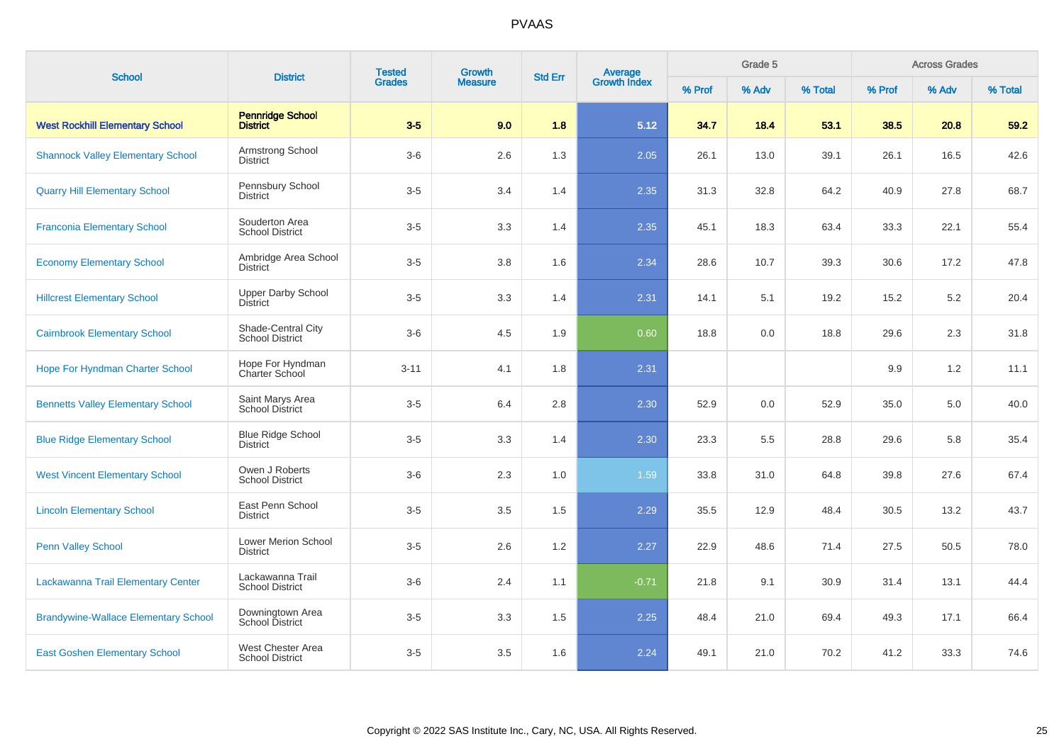# PVAAS

| School | District | Tested Grades | Growth Measure | Std Err | Average Growth Index | Grade 5 | | | Across Grades | | |
|---|---|---|---|---|---|---|---|---|---|---|---|
| | | | | | | % Prof | % Adv | % Total | % Prof | % Adv | % Total |
| **West Rockhill Elementary School** | **Pennridge School District** | **3-5** | **9.0** | **1.8** | **5.12** | **34.7** | **18.4** | **53.1** | **38.5** | **20.8** | **59.2** |
| Shannock Valley Elementary School | Armstrong School District | 3-6 | 2.6 | 1.3 | 2.05 | 26.1 | 13.0 | 39.1 | 26.1 | 16.5 | 42.6 |
| Quarry Hill Elementary School | Pennsbury School District | 3-5 | 3.4 | 1.4 | 2.35 | 31.3 | 32.8 | 64.2 | 40.9 | 27.8 | 68.7 |
| Franconia Elementary School | Souderton Area School District | 3-5 | 3.3 | 1.4 | 2.35 | 45.1 | 18.3 | 63.4 | 33.3 | 22.1 | 55.4 |
| Economy Elementary School | Ambridge Area School District | 3-5 | 3.8 | 1.6 | 2.34 | 28.6 | 10.7 | 39.3 | 30.6 | 17.2 | 47.8 |
| Hillcrest Elementary School | Upper Darby School District | 3-5 | 3.3 | 1.4 | 2.31 | 14.1 | 5.1 | 19.2 | 15.2 | 5.2 | 20.4 |
| Cairnbrook Elementary School | Shade-Central City School District | 3-6 | 4.5 | 1.9 | 0.60 | 18.8 | 0.0 | 18.8 | 29.6 | 2.3 | 31.8 |
| Hope For Hyndman Charter School | Hope For Hyndman Charter School | 3-11 | 4.1 | 1.8 | 2.31 | | | | 9.9 | 1.2 | 11.1 |
| Bennetts Valley Elementary School | Saint Marys Area School District | 3-5 | 6.4 | 2.8 | 2.30 | 52.9 | 0.0 | 52.9 | 35.0 | 5.0 | 40.0 |
| Blue Ridge Elementary School | Blue Ridge School District | 3-5 | 3.3 | 1.4 | 2.30 | 23.3 | 5.5 | 28.8 | 29.6 | 5.8 | 35.4 |
| West Vincent Elementary School | Owen J Roberts School District | 3-6 | 2.3 | 1.0 | 1.59 | 33.8 | 31.0 | 64.8 | 39.8 | 27.6 | 67.4 |
| Lincoln Elementary School | East Penn School District | 3-5 | 3.5 | 1.5 | 2.29 | 35.5 | 12.9 | 48.4 | 30.5 | 13.2 | 43.7 |
| Penn Valley School | Lower Merion School District | 3-5 | 2.6 | 1.2 | 2.27 | 22.9 | 48.6 | 71.4 | 27.5 | 50.5 | 78.0 |
| Lackawanna Trail Elementary Center | Lackawanna Trail School District | 3-6 | 2.4 | 1.1 | -0.71 | 21.8 | 9.1 | 30.9 | 31.4 | 13.1 | 44.4 |
| Brandywine-Wallace Elementary School | Downingtown Area School District | 3-5 | 3.3 | 1.5 | 2.25 | 48.4 | 21.0 | 69.4 | 49.3 | 17.1 | 66.4 |
| East Goshen Elementary School | West Chester Area School District | 3-5 | 3.5 | 1.6 | 2.24 | 49.1 | 21.0 | 70.2 | 41.2 | 33.3 | 74.6 |

Copyright © 2022 SAS Institute Inc., Cary, NC, USA. All Rights Reserved.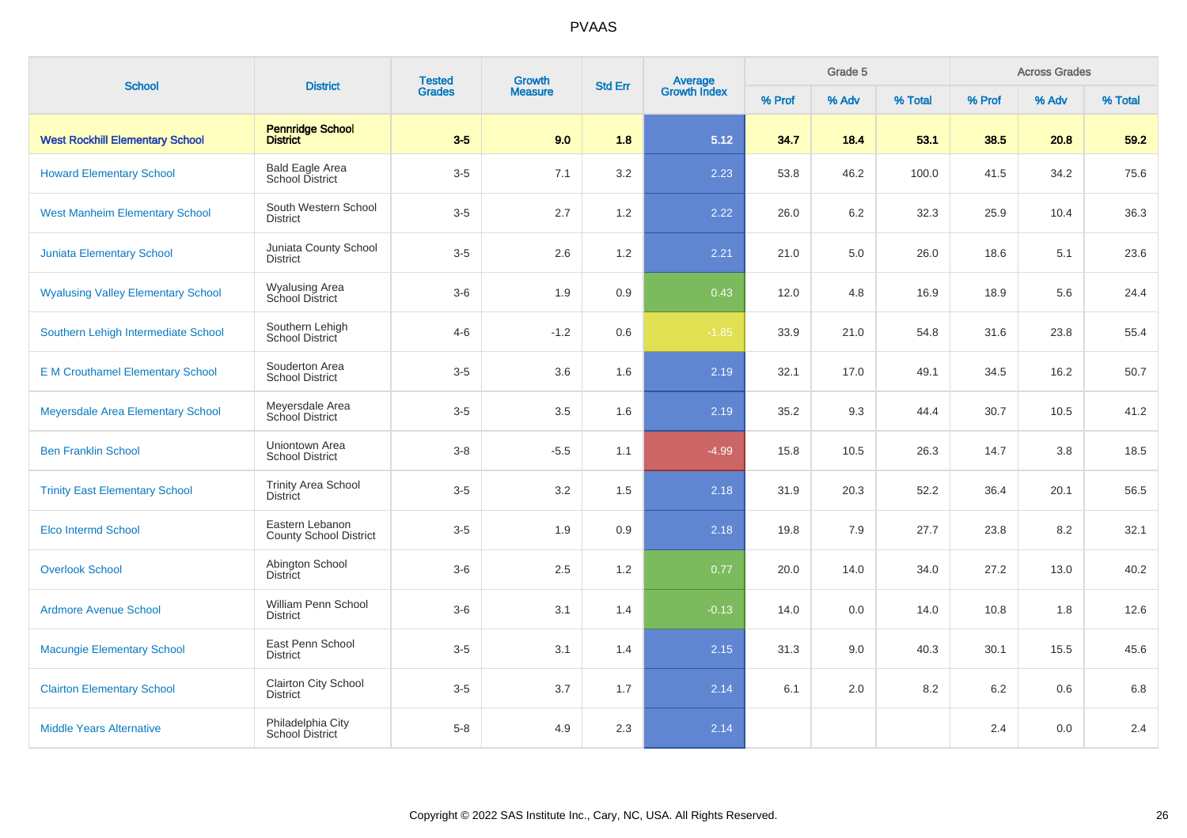# PVAAS

| School | District | Tested Grades | Growth Measure | Std Err | Average Growth Index | Grade 5 | | | Across Grades | | |
|---|---|---|---|---|---|---|---|---|---|---|---|
| | | | | | | % Prof | % Adv | % Total | % Prof | % Adv | % Total |
| **West Rockhill Elementary School** | **Pennridge School District** | **3-5** | **9.0** | **1.8** | **5.12** | **34.7** | **18.4** | **53.1** | **38.5** | **20.8** | **59.2** |
| Howard Elementary School | Bald Eagle Area School District | 3-5 | 7.1 | 3.2 | 2.23 | 53.8 | 46.2 | 100.0 | 41.5 | 34.2 | 75.6 |
| West Manheim Elementary School | South Western School District | 3-5 | 2.7 | 1.2 | 2.22 | 26.0 | 6.2 | 32.3 | 25.9 | 10.4 | 36.3 |
| Juniata Elementary School | Juniata County School District | 3-5 | 2.6 | 1.2 | 2.21 | 21.0 | 5.0 | 26.0 | 18.6 | 5.1 | 23.6 |
| Wyalusing Valley Elementary School | Wyalusing Area School District | 3-6 | 1.9 | 0.9 | 0.43 | 12.0 | 4.8 | 16.9 | 18.9 | 5.6 | 24.4 |
| Southern Lehigh Intermediate School | Southern Lehigh School District | 4-6 | -1.2 | 0.6 | -1.85 | 33.9 | 21.0 | 54.8 | 31.6 | 23.8 | 55.4 |
| E M Crouthamel Elementary School | Souderton Area School District | 3-5 | 3.6 | 1.6 | 2.19 | 32.1 | 17.0 | 49.1 | 34.5 | 16.2 | 50.7 |
| Meyersdale Area Elementary School | Meyersdale Area School District | 3-5 | 3.5 | 1.6 | 2.19 | 35.2 | 9.3 | 44.4 | 30.7 | 10.5 | 41.2 |
| Ben Franklin School | Uniontown Area School District | 3-8 | -5.5 | 1.1 | -4.99 | 15.8 | 10.5 | 26.3 | 14.7 | 3.8 | 18.5 |
| Trinity East Elementary School | Trinity Area School District | 3-5 | 3.2 | 1.5 | 2.18 | 31.9 | 20.3 | 52.2 | 36.4 | 20.1 | 56.5 |
| Elco Intermd School | Eastern Lebanon County School District | 3-5 | 1.9 | 0.9 | 2.18 | 19.8 | 7.9 | 27.7 | 23.8 | 8.2 | 32.1 |
| Overlook School | Abington School District | 3-6 | 2.5 | 1.2 | 0.77 | 20.0 | 14.0 | 34.0 | 27.2 | 13.0 | 40.2 |
| Ardmore Avenue School | William Penn School District | 3-6 | 3.1 | 1.4 | -0.13 | 14.0 | 0.0 | 14.0 | 10.8 | 1.8 | 12.6 |
| Macungie Elementary School | East Penn School District | 3-5 | 3.1 | 1.4 | 2.15 | 31.3 | 9.0 | 40.3 | 30.1 | 15.5 | 45.6 |
| Clairton Elementary School | Clairton City School District | 3-5 | 3.7 | 1.7 | 2.14 | 6.1 | 2.0 | 8.2 | 6.2 | 0.6 | 6.8 |
| Middle Years Alternative | Philadelphia City School District | 5-8 | 4.9 | 2.3 | 2.14 | | | | 2.4 | 0.0 | 2.4 |

Copyright © 2022 SAS Institute Inc., Cary, NC, USA. All Rights Reserved.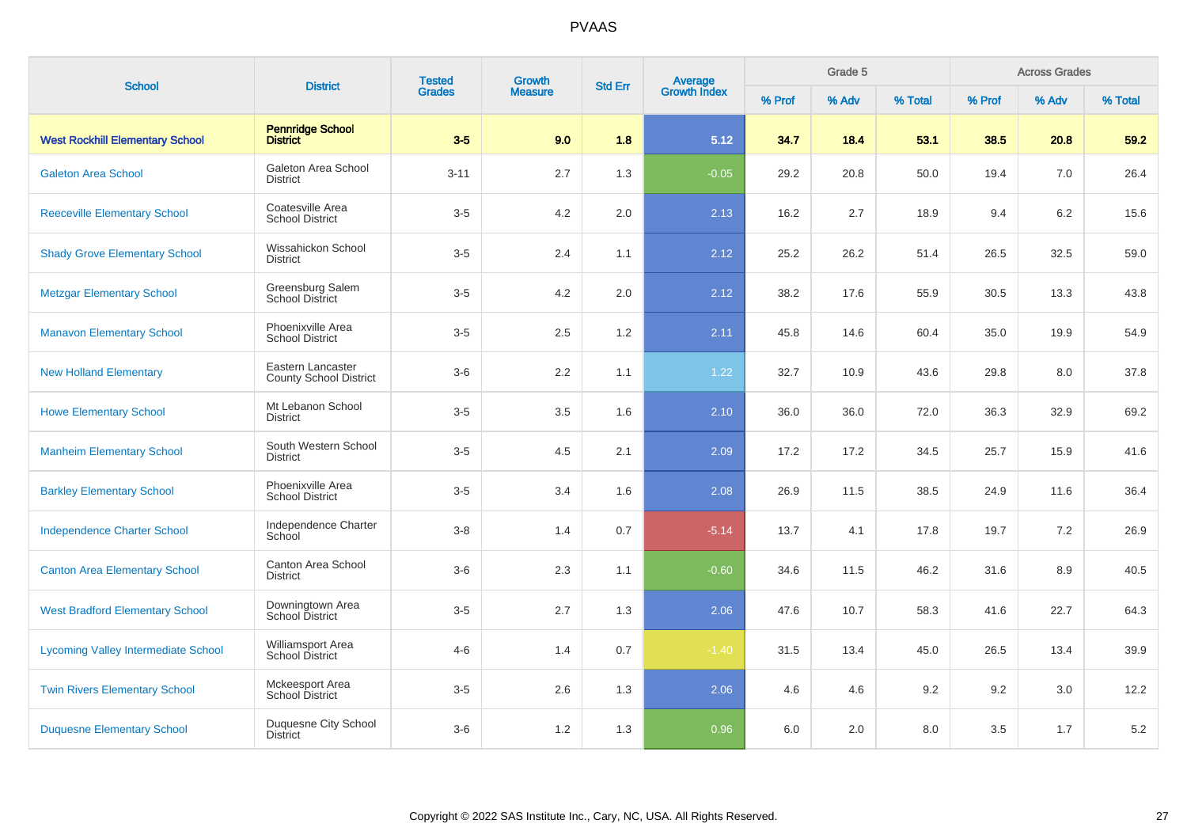PVAAS

| School | District | Tested Grades | Growth Measure | Std Err | Average Growth Index | Grade 5 | | | Across Grades | | |
|---|---|---|---|---|---|---|---|---|---|---|---|
| | | | | | | % Prof | % Adv | % Total | % Prof | % Adv | % Total |
| **West Rockhill Elementary School** | **Pennridge School District** | **3-5** | **9.0** | **1.8** | **5.12** | **34.7** | **18.4** | **53.1** | **38.5** | **20.8** | **59.2** |
| Galeton Area School | Galeton Area School District | 3-11 | 2.7 | 1.3 | -0.05 | 29.2 | 20.8 | 50.0 | 19.4 | 7.0 | 26.4 |
| Reeceville Elementary School | Coatesville Area School District | 3-5 | 4.2 | 2.0 | 2.13 | 16.2 | 2.7 | 18.9 | 9.4 | 6.2 | 15.6 |
| Shady Grove Elementary School | Wissahickon School District | 3-5 | 2.4 | 1.1 | 2.12 | 25.2 | 26.2 | 51.4 | 26.5 | 32.5 | 59.0 |
| Metzgar Elementary School | Greensburg Salem School District | 3-5 | 4.2 | 2.0 | 2.12 | 38.2 | 17.6 | 55.9 | 30.5 | 13.3 | 43.8 |
| Manavon Elementary School | Phoenixville Area School District | 3-5 | 2.5 | 1.2 | 2.11 | 45.8 | 14.6 | 60.4 | 35.0 | 19.9 | 54.9 |
| New Holland Elementary | Eastern Lancaster County School District | 3-6 | 2.2 | 1.1 | 1.22 | 32.7 | 10.9 | 43.6 | 29.8 | 8.0 | 37.8 |
| Howe Elementary School | Mt Lebanon School District | 3-5 | 3.5 | 1.6 | 2.10 | 36.0 | 36.0 | 72.0 | 36.3 | 32.9 | 69.2 |
| Manheim Elementary School | South Western School District | 3-5 | 4.5 | 2.1 | 2.09 | 17.2 | 17.2 | 34.5 | 25.7 | 15.9 | 41.6 |
| Barkley Elementary School | Phoenixville Area School District | 3-5 | 3.4 | 1.6 | 2.08 | 26.9 | 11.5 | 38.5 | 24.9 | 11.6 | 36.4 |
| Independence Charter School | Independence Charter School | 3-8 | 1.4 | 0.7 | -5.14 | 13.7 | 4.1 | 17.8 | 19.7 | 7.2 | 26.9 |
| Canton Area Elementary School | Canton Area School District | 3-6 | 2.3 | 1.1 | -0.60 | 34.6 | 11.5 | 46.2 | 31.6 | 8.9 | 40.5 |
| West Bradford Elementary School | Downingtown Area School District | 3-5 | 2.7 | 1.3 | 2.06 | 47.6 | 10.7 | 58.3 | 41.6 | 22.7 | 64.3 |
| Lycoming Valley Intermediate School | Williamsport Area School District | 4-6 | 1.4 | 0.7 | -1.40 | 31.5 | 13.4 | 45.0 | 26.5 | 13.4 | 39.9 |
| Twin Rivers Elementary School | Mckeesport Area School District | 3-5 | 2.6 | 1.3 | 2.06 | 4.6 | 4.6 | 9.2 | 9.2 | 3.0 | 12.2 |
| Duquesne Elementary School | Duquesne City School District | 3-6 | 1.2 | 1.3 | 0.96 | 6.0 | 2.0 | 8.0 | 3.5 | 1.7 | 5.2 |

Copyright © 2022 SAS Institute Inc., Cary, NC, USA. All Rights Reserved.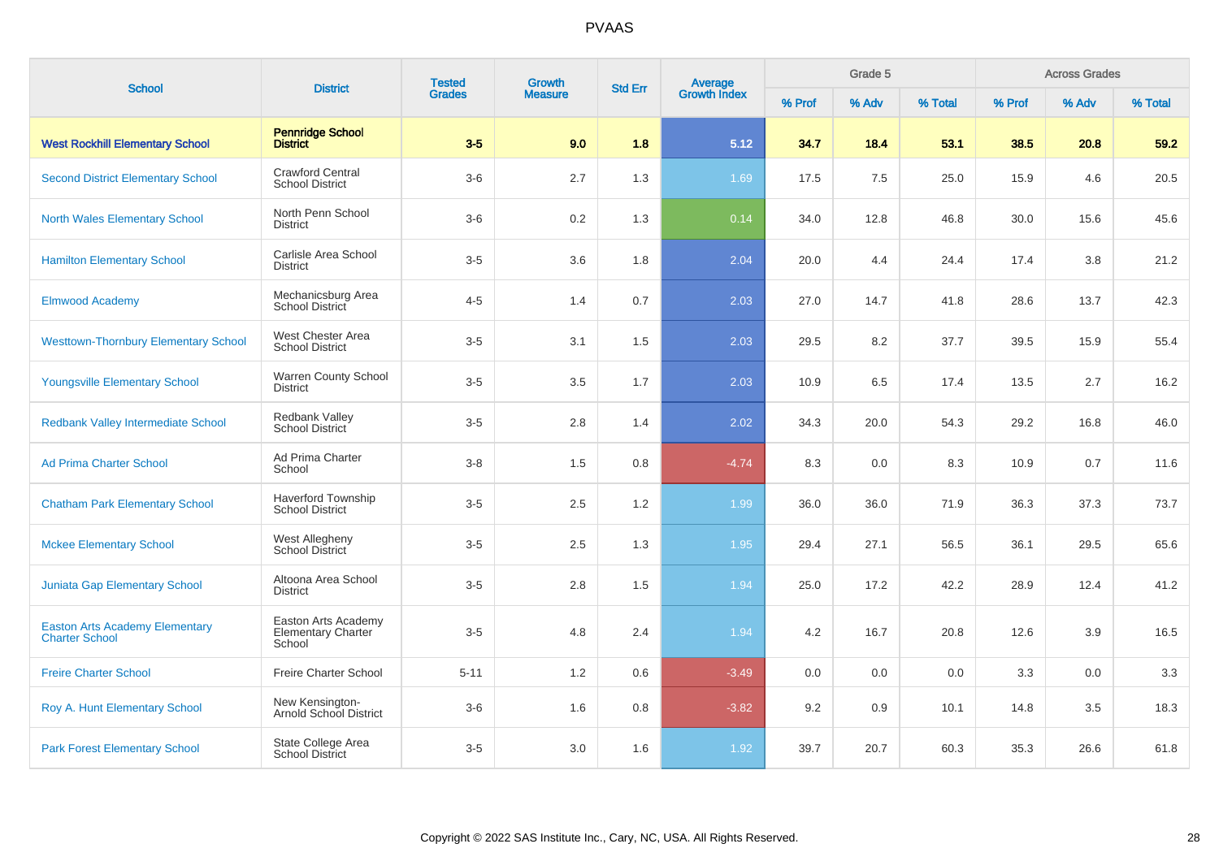# PVAAS

| School | District | Tested Grades | Growth Measure | Std Err | Average Growth Index | Grade 5 | | | Across Grades | | |
|---|---|---|---|---|---|---|---|---|---|---|---|
| | | | | | | % Prof | % Adv | % Total | % Prof | % Adv | % Total |
| **West Rockhill Elementary School** | **Pennridge School District** | **3-5** | **9.0** | **1.8** | **5.12** | **34.7** | **18.4** | **53.1** | **38.5** | **20.8** | **59.2** |
| Second District Elementary School | Crawford Central School District | 3-6 | 2.7 | 1.3 | 1.69 | 17.5 | 7.5 | 25.0 | 15.9 | 4.6 | 20.5 |
| North Wales Elementary School | North Penn School District | 3-6 | 0.2 | 1.3 | 0.14 | 34.0 | 12.8 | 46.8 | 30.0 | 15.6 | 45.6 |
| Hamilton Elementary School | Carlisle Area School District | 3-5 | 3.6 | 1.8 | 2.04 | 20.0 | 4.4 | 24.4 | 17.4 | 3.8 | 21.2 |
| Elmwood Academy | Mechanicsburg Area School District | 4-5 | 1.4 | 0.7 | 2.03 | 27.0 | 14.7 | 41.8 | 28.6 | 13.7 | 42.3 |
| Westtown-Thornbury Elementary School | West Chester Area School District | 3-5 | 3.1 | 1.5 | 2.03 | 29.5 | 8.2 | 37.7 | 39.5 | 15.9 | 55.4 |
| Youngsville Elementary School | Warren County School District | 3-5 | 3.5 | 1.7 | 2.03 | 10.9 | 6.5 | 17.4 | 13.5 | 2.7 | 16.2 |
| Redbank Valley Intermediate School | Redbank Valley School District | 3-5 | 2.8 | 1.4 | 2.02 | 34.3 | 20.0 | 54.3 | 29.2 | 16.8 | 46.0 |
| Ad Prima Charter School | Ad Prima Charter School | 3-8 | 1.5 | 0.8 | -4.74 | 8.3 | 0.0 | 8.3 | 10.9 | 0.7 | 11.6 |
| Chatham Park Elementary School | Haverford Township School District | 3-5 | 2.5 | 1.2 | 1.99 | 36.0 | 36.0 | 71.9 | 36.3 | 37.3 | 73.7 |
| Mckee Elementary School | West Allegheny School District | 3-5 | 2.5 | 1.3 | 1.95 | 29.4 | 27.1 | 56.5 | 36.1 | 29.5 | 65.6 |
| Juniata Gap Elementary School | Altoona Area School District | 3-5 | 2.8 | 1.5 | 1.94 | 25.0 | 17.2 | 42.2 | 28.9 | 12.4 | 41.2 |
| Easton Arts Academy Elementary Charter School | Easton Arts Academy Elementary Charter School | 3-5 | 4.8 | 2.4 | 1.94 | 4.2 | 16.7 | 20.8 | 12.6 | 3.9 | 16.5 |
| Freire Charter School | Freire Charter School | 5-11 | 1.2 | 0.6 | -3.49 | 0.0 | 0.0 | 0.0 | 3.3 | 0.0 | 3.3 |
| Roy A. Hunt Elementary School | New Kensington-Arnold School District | 3-6 | 1.6 | 0.8 | -3.82 | 9.2 | 0.9 | 10.1 | 14.8 | 3.5 | 18.3 |
| Park Forest Elementary School | State College Area School District | 3-5 | 3.0 | 1.6 | 1.92 | 39.7 | 20.7 | 60.3 | 35.3 | 26.6 | 61.8 |

Copyright © 2022 SAS Institute Inc., Cary, NC, USA. All Rights Reserved.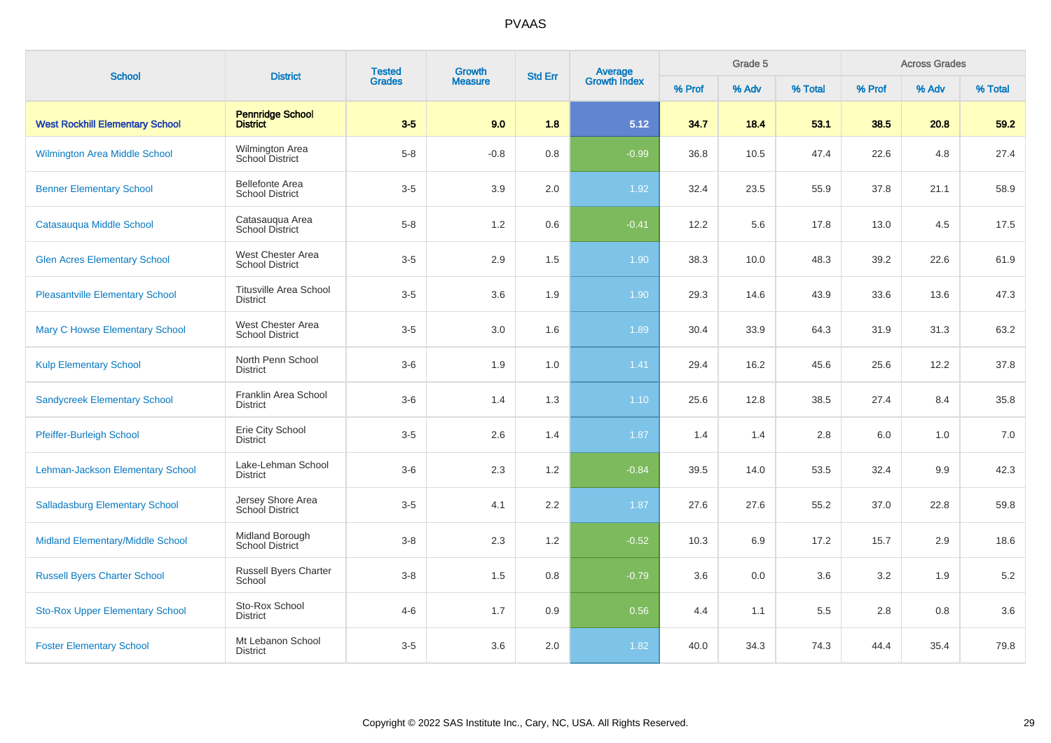PVAAS

| School | District | Tested Grades | Growth Measure | Std Err | Average Growth Index | Grade 5 | | | Across Grades | | |
|---|---|---|---|---|---|---|---|---|---|---|---|
| | | | | | | % Prof | % Adv | % Total | % Prof | % Adv | % Total |
| **West Rockhill Elementary School** | **Pennridge School District** | **3-5** | **9.0** | **1.8** | **5.12** | **34.7** | **18.4** | **53.1** | **38.5** | **20.8** | **59.2** |
| Wilmington Area Middle School | Wilmington Area School District | 5-8 | -0.8 | 0.8 | -0.99 | 36.8 | 10.5 | 47.4 | 22.6 | 4.8 | 27.4 |
| Benner Elementary School | Bellefonte Area School District | 3-5 | 3.9 | 2.0 | 1.92 | 32.4 | 23.5 | 55.9 | 37.8 | 21.1 | 58.9 |
| Catasauqua Middle School | Catasauqua Area School District | 5-8 | 1.2 | 0.6 | -0.41 | 12.2 | 5.6 | 17.8 | 13.0 | 4.5 | 17.5 |
| Glen Acres Elementary School | West Chester Area School District | 3-5 | 2.9 | 1.5 | 1.90 | 38.3 | 10.0 | 48.3 | 39.2 | 22.6 | 61.9 |
| Pleasantville Elementary School | Titusville Area School District | 3-5 | 3.6 | 1.9 | 1.90 | 29.3 | 14.6 | 43.9 | 33.6 | 13.6 | 47.3 |
| Mary C Howse Elementary School | West Chester Area School District | 3-5 | 3.0 | 1.6 | 1.89 | 30.4 | 33.9 | 64.3 | 31.9 | 31.3 | 63.2 |
| Kulp Elementary School | North Penn School District | 3-6 | 1.9 | 1.0 | 1.41 | 29.4 | 16.2 | 45.6 | 25.6 | 12.2 | 37.8 |
| Sandycreek Elementary School | Franklin Area School District | 3-6 | 1.4 | 1.3 | 1.10 | 25.6 | 12.8 | 38.5 | 27.4 | 8.4 | 35.8 |
| Pfeiffer-Burleigh School | Erie City School District | 3-5 | 2.6 | 1.4 | 1.87 | 1.4 | 1.4 | 2.8 | 6.0 | 1.0 | 7.0 |
| Lehman-Jackson Elementary School | Lake-Lehman School District | 3-6 | 2.3 | 1.2 | -0.84 | 39.5 | 14.0 | 53.5 | 32.4 | 9.9 | 42.3 |
| Salladasburg Elementary School | Jersey Shore Area School District | 3-5 | 4.1 | 2.2 | 1.87 | 27.6 | 27.6 | 55.2 | 37.0 | 22.8 | 59.8 |
| Midland Elementary/Middle School | Midland Borough School District | 3-8 | 2.3 | 1.2 | -0.52 | 10.3 | 6.9 | 17.2 | 15.7 | 2.9 | 18.6 |
| Russell Byers Charter School | Russell Byers Charter School | 3-8 | 1.5 | 0.8 | -0.79 | 3.6 | 0.0 | 3.6 | 3.2 | 1.9 | 5.2 |
| Sto-Rox Upper Elementary School | Sto-Rox School District | 4-6 | 1.7 | 0.9 | 0.56 | 4.4 | 1.1 | 5.5 | 2.8 | 0.8 | 3.6 |
| Foster Elementary School | Mt Lebanon School District | 3-5 | 3.6 | 2.0 | 1.82 | 40.0 | 34.3 | 74.3 | 44.4 | 35.4 | 79.8 |

Copyright © 2022 SAS Institute Inc., Cary, NC, USA. All Rights Reserved.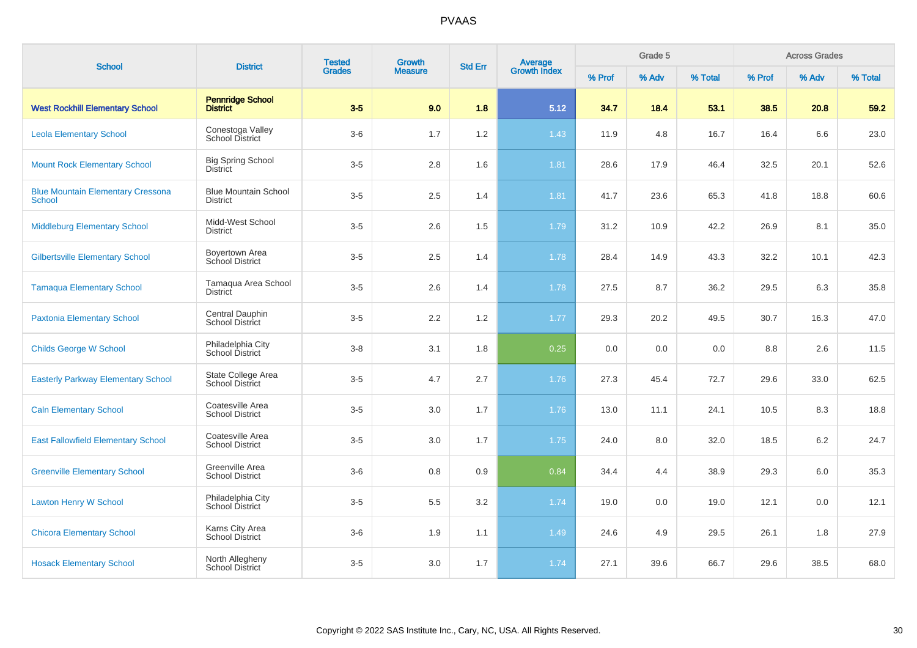# PVAAS

| School | District | Tested Grades | Growth Measure | Std Err | Average Growth Index | Grade 5 | | | Across Grades | | |
|---|---|---|---|---|---|---|---|---|---|---|---|
| | | | | | | % Prof | % Adv | % Total | % Prof | % Adv | % Total |
| **West Rockhill Elementary School** | **Pennridge School District** | **3-5** | **9.0** | **1.8** | **5.12** | **34.7** | **18.4** | **53.1** | **38.5** | **20.8** | **59.2** |
| Leola Elementary School | Conestoga Valley School District | 3-6 | 1.7 | 1.2 | 1.43 | 11.9 | 4.8 | 16.7 | 16.4 | 6.6 | 23.0 |
| Mount Rock Elementary School | Big Spring School District | 3-5 | 2.8 | 1.6 | 1.81 | 28.6 | 17.9 | 46.4 | 32.5 | 20.1 | 52.6 |
| Blue Mountain Elementary Cressona School | Blue Mountain School District | 3-5 | 2.5 | 1.4 | 1.81 | 41.7 | 23.6 | 65.3 | 41.8 | 18.8 | 60.6 |
| Middleburg Elementary School | Midd-West School District | 3-5 | 2.6 | 1.5 | 1.79 | 31.2 | 10.9 | 42.2 | 26.9 | 8.1 | 35.0 |
| Gilbertsville Elementary School | Boyertown Area School District | 3-5 | 2.5 | 1.4 | 1.78 | 28.4 | 14.9 | 43.3 | 32.2 | 10.1 | 42.3 |
| Tamaqua Elementary School | Tamaqua Area School District | 3-5 | 2.6 | 1.4 | 1.78 | 27.5 | 8.7 | 36.2 | 29.5 | 6.3 | 35.8 |
| Paxtonia Elementary School | Central Dauphin School District | 3-5 | 2.2 | 1.2 | 1.77 | 29.3 | 20.2 | 49.5 | 30.7 | 16.3 | 47.0 |
| Childs George W School | Philadelphia City School District | 3-8 | 3.1 | 1.8 | 0.25 | 0.0 | 0.0 | 0.0 | 8.8 | 2.6 | 11.5 |
| Easterly Parkway Elementary School | State College Area School District | 3-5 | 4.7 | 2.7 | 1.76 | 27.3 | 45.4 | 72.7 | 29.6 | 33.0 | 62.5 |
| Caln Elementary School | Coatesville Area School District | 3-5 | 3.0 | 1.7 | 1.76 | 13.0 | 11.1 | 24.1 | 10.5 | 8.3 | 18.8 |
| East Fallowfield Elementary School | Coatesville Area School District | 3-5 | 3.0 | 1.7 | 1.75 | 24.0 | 8.0 | 32.0 | 18.5 | 6.2 | 24.7 |
| Greenville Elementary School | Greenville Area School District | 3-6 | 0.8 | 0.9 | 0.84 | 34.4 | 4.4 | 38.9 | 29.3 | 6.0 | 35.3 |
| Lawton Henry W School | Philadelphia City School District | 3-5 | 5.5 | 3.2 | 1.74 | 19.0 | 0.0 | 19.0 | 12.1 | 0.0 | 12.1 |
| Chicora Elementary School | Karns City Area School District | 3-6 | 1.9 | 1.1 | 1.49 | 24.6 | 4.9 | 29.5 | 26.1 | 1.8 | 27.9 |
| Hosack Elementary School | North Allegheny School District | 3-5 | 3.0 | 1.7 | 1.74 | 27.1 | 39.6 | 66.7 | 29.6 | 38.5 | 68.0 |

Copyright © 2022 SAS Institute Inc., Cary, NC, USA. All Rights Reserved.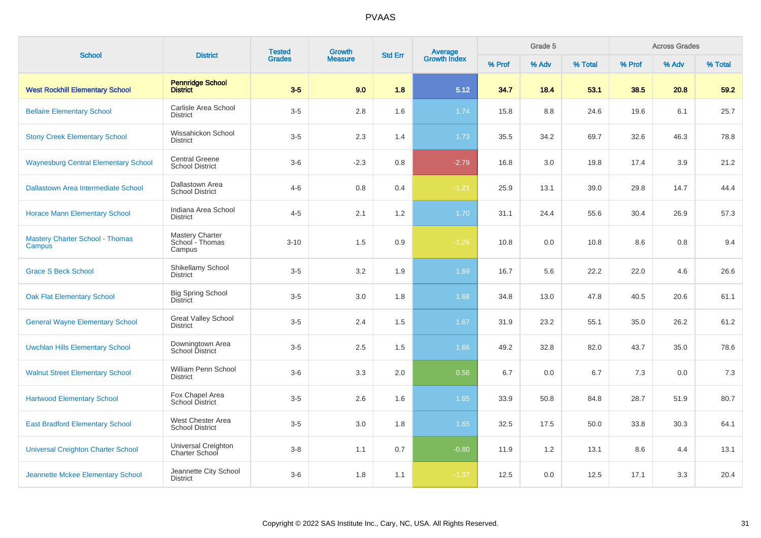PVAAS

| School | District | Tested Grades | Growth Measure | Std Err | Average Growth Index | Grade 5 | | | Across Grades | | |
|---|---|---|---|---|---|---|---|---|---|---|---|
| | | | | | | % Prof | % Adv | % Total | % Prof | % Adv | % Total |
| **West Rockhill Elementary School** | **Pennridge School District** | **3-5** | **9.0** | **1.8** | **5.12** | **34.7** | **18.4** | **53.1** | **38.5** | **20.8** | **59.2** |
| Bellaire Elementary School | Carlisle Area School District | 3-5 | 2.8 | 1.6 | 1.74 | 15.8 | 8.8 | 24.6 | 19.6 | 6.1 | 25.7 |
| Stony Creek Elementary School | Wissahickon School District | 3-5 | 2.3 | 1.4 | 1.73 | 35.5 | 34.2 | 69.7 | 32.6 | 46.3 | 78.8 |
| Waynesburg Central Elementary School | Central Greene School District | 3-6 | -2.3 | 0.8 | -2.79 | 16.8 | 3.0 | 19.8 | 17.4 | 3.9 | 21.2 |
| Dallastown Area Intermediate School | Dallastown Area School District | 4-6 | 0.8 | 0.4 | -1.21 | 25.9 | 13.1 | 39.0 | 29.8 | 14.7 | 44.4 |
| Horace Mann Elementary School | Indiana Area School District | 4-5 | 2.1 | 1.2 | 1.70 | 31.1 | 24.4 | 55.6 | 30.4 | 26.9 | 57.3 |
| Mastery Charter School - Thomas Campus | Mastery Charter School - Thomas Campus | 3-10 | 1.5 | 0.9 | -1.26 | 10.8 | 0.0 | 10.8 | 8.6 | 0.8 | 9.4 |
| Grace S Beck School | Shikellamy School District | 3-5 | 3.2 | 1.9 | 1.69 | 16.7 | 5.6 | 22.2 | 22.0 | 4.6 | 26.6 |
| Oak Flat Elementary School | Big Spring School District | 3-5 | 3.0 | 1.8 | 1.68 | 34.8 | 13.0 | 47.8 | 40.5 | 20.6 | 61.1 |
| General Wayne Elementary School | Great Valley School District | 3-5 | 2.4 | 1.5 | 1.67 | 31.9 | 23.2 | 55.1 | 35.0 | 26.2 | 61.2 |
| Uwchlan Hills Elementary School | Downingtown Area School District | 3-5 | 2.5 | 1.5 | 1.66 | 49.2 | 32.8 | 82.0 | 43.7 | 35.0 | 78.6 |
| Walnut Street Elementary School | William Penn School District | 3-6 | 3.3 | 2.0 | 0.56 | 6.7 | 0.0 | 6.7 | 7.3 | 0.0 | 7.3 |
| Hartwood Elementary School | Fox Chapel Area School District | 3-5 | 2.6 | 1.6 | 1.65 | 33.9 | 50.8 | 84.8 | 28.7 | 51.9 | 80.7 |
| East Bradford Elementary School | West Chester Area School District | 3-5 | 3.0 | 1.8 | 1.65 | 32.5 | 17.5 | 50.0 | 33.8 | 30.3 | 64.1 |
| Universal Creighton Charter School | Universal Creighton Charter School | 3-8 | 1.1 | 0.7 | -0.80 | 11.9 | 1.2 | 13.1 | 8.6 | 4.4 | 13.1 |
| Jeannette Mckee Elementary School | Jeannette City School District | 3-6 | 1.8 | 1.1 | -1.37 | 12.5 | 0.0 | 12.5 | 17.1 | 3.3 | 20.4 |

Copyright © 2022 SAS Institute Inc., Cary, NC, USA. All Rights Reserved.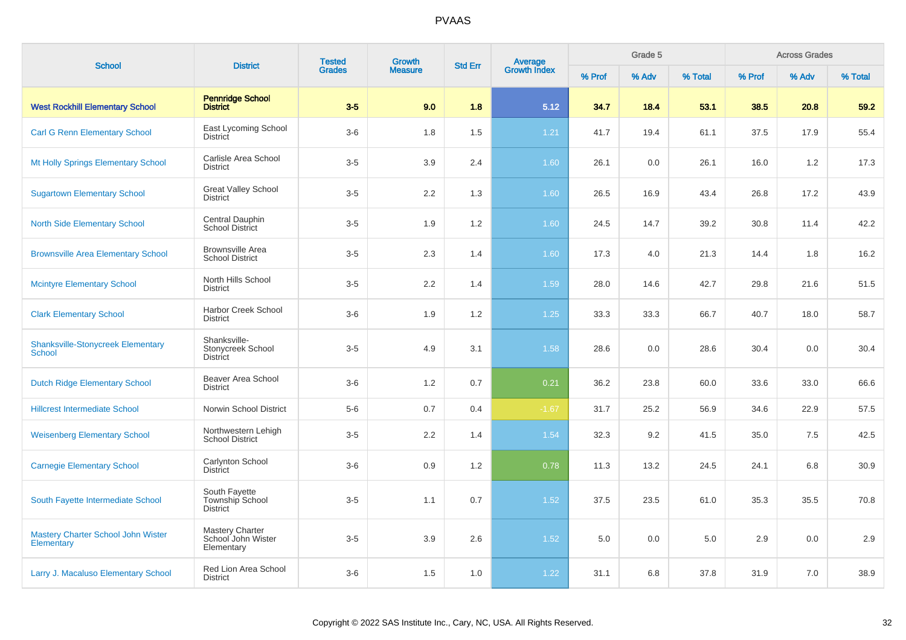| School | District | Tested Grades | Growth Measure | Std Err | Average Growth Index | Grade 5 | | | Across Grades | | |
|---|---|---|---|---|---|---|---|---|---|---|---|
| | | | | | | % Prof | % Adv | % Total | % Prof | % Adv | % Total |
| **West Rockhill Elementary School** | **Pennridge School District** | **3-5** | **9.0** | **1.8** | **5.12** | **34.7** | **18.4** | **53.1** | **38.5** | **20.8** | **59.2** |
| Carl G Renn Elementary School | East Lycoming School District | 3-6 | 1.8 | 1.5 | 1.21 | 41.7 | 19.4 | 61.1 | 37.5 | 17.9 | 55.4 |
| Mt Holly Springs Elementary School | Carlisle Area School District | 3-5 | 3.9 | 2.4 | 1.60 | 26.1 | 0.0 | 26.1 | 16.0 | 1.2 | 17.3 |
| Sugartown Elementary School | Great Valley School District | 3-5 | 2.2 | 1.3 | 1.60 | 26.5 | 16.9 | 43.4 | 26.8 | 17.2 | 43.9 |
| North Side Elementary School | Central Dauphin School District | 3-5 | 1.9 | 1.2 | 1.60 | 24.5 | 14.7 | 39.2 | 30.8 | 11.4 | 42.2 |
| Brownsville Area Elementary School | Brownsville Area School District | 3-5 | 2.3 | 1.4 | 1.60 | 17.3 | 4.0 | 21.3 | 14.4 | 1.8 | 16.2 |
| Mcintyre Elementary School | North Hills School District | 3-5 | 2.2 | 1.4 | 1.59 | 28.0 | 14.6 | 42.7 | 29.8 | 21.6 | 51.5 |
| Clark Elementary School | Harbor Creek School District | 3-6 | 1.9 | 1.2 | 1.25 | 33.3 | 33.3 | 66.7 | 40.7 | 18.0 | 58.7 |
| Shanksville-Stonycreek Elementary School | Shanksville-Stonycreek School District | 3-5 | 4.9 | 3.1 | 1.58 | 28.6 | 0.0 | 28.6 | 30.4 | 0.0 | 30.4 |
| Dutch Ridge Elementary School | Beaver Area School District | 3-6 | 1.2 | 0.7 | 0.21 | 36.2 | 23.8 | 60.0 | 33.6 | 33.0 | 66.6 |
| Hillcrest Intermediate School | Norwin School District | 5-6 | 0.7 | 0.4 | -1.67 | 31.7 | 25.2 | 56.9 | 34.6 | 22.9 | 57.5 |
| Weisenberg Elementary School | Northwestern Lehigh School District | 3-5 | 2.2 | 1.4 | 1.54 | 32.3 | 9.2 | 41.5 | 35.0 | 7.5 | 42.5 |
| Carnegie Elementary School | Carlynton School District | 3-6 | 0.9 | 1.2 | 0.78 | 11.3 | 13.2 | 24.5 | 24.1 | 6.8 | 30.9 |
| South Fayette Intermediate School | South Fayette Township School District | 3-5 | 1.1 | 0.7 | 1.52 | 37.5 | 23.5 | 61.0 | 35.3 | 35.5 | 70.8 |
| Mastery Charter School John Wister Elementary | Mastery Charter School John Wister Elementary | 3-5 | 3.9 | 2.6 | 1.52 | 5.0 | 0.0 | 5.0 | 2.9 | 0.0 | 2.9 |
| Larry J. Macaluso Elementary School | Red Lion Area School District | 3-6 | 1.5 | 1.0 | 1.22 | 31.1 | 6.8 | 37.8 | 31.9 | 7.0 | 38.9 |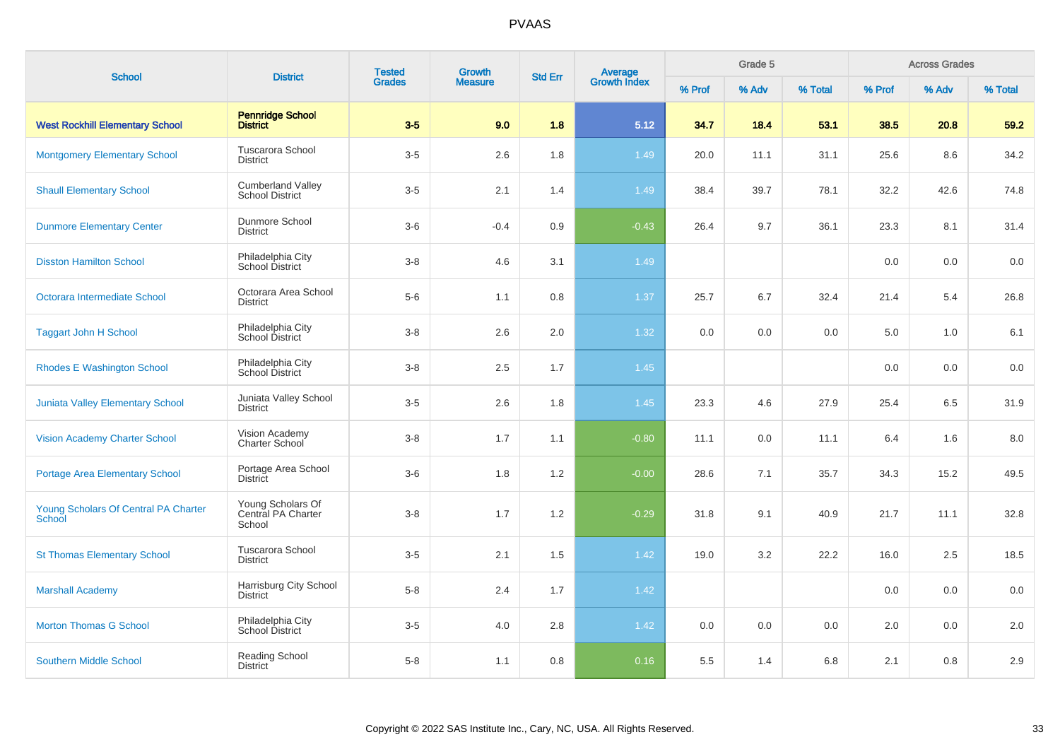# PVAAS

| School | District | Tested Grades | Growth Measure | Std Err | Average Growth Index | Grade 5 | | | Across Grades | | |
|---|---|---|---|---|---|---|---|---|---|---|---|
| | | | | | | % Prof | % Adv | % Total | % Prof | % Adv | % Total |
| **West Rockhill Elementary School** | **Pennridge School District** | **3-5** | **9.0** | **1.8** | **5.12** | **34.7** | **18.4** | **53.1** | **38.5** | **20.8** | **59.2** |
| Montgomery Elementary School | Tuscarora School District | 3-5 | 2.6 | 1.8 | 1.49 | 20.0 | 11.1 | 31.1 | 25.6 | 8.6 | 34.2 |
| Shaull Elementary School | Cumberland Valley School District | 3-5 | 2.1 | 1.4 | 1.49 | 38.4 | 39.7 | 78.1 | 32.2 | 42.6 | 74.8 |
| Dunmore Elementary Center | Dunmore School District | 3-6 | -0.4 | 0.9 | -0.43 | 26.4 | 9.7 | 36.1 | 23.3 | 8.1 | 31.4 |
| Disston Hamilton School | Philadelphia City School District | 3-8 | 4.6 | 3.1 | 1.49 | | | | 0.0 | 0.0 | 0.0 |
| Octorara Intermediate School | Octorara Area School District | 5-6 | 1.1 | 0.8 | 1.37 | 25.7 | 6.7 | 32.4 | 21.4 | 5.4 | 26.8 |
| Taggart John H School | Philadelphia City School District | 3-8 | 2.6 | 2.0 | 1.32 | 0.0 | 0.0 | 0.0 | 5.0 | 1.0 | 6.1 |
| Rhodes E Washington School | Philadelphia City School District | 3-8 | 2.5 | 1.7 | 1.45 | | | | 0.0 | 0.0 | 0.0 |
| Juniata Valley Elementary School | Juniata Valley School District | 3-5 | 2.6 | 1.8 | 1.45 | 23.3 | 4.6 | 27.9 | 25.4 | 6.5 | 31.9 |
| Vision Academy Charter School | Vision Academy Charter School | 3-8 | 1.7 | 1.1 | -0.80 | 11.1 | 0.0 | 11.1 | 6.4 | 1.6 | 8.0 |
| Portage Area Elementary School | Portage Area School District | 3-6 | 1.8 | 1.2 | -0.00 | 28.6 | 7.1 | 35.7 | 34.3 | 15.2 | 49.5 |
| Young Scholars Of Central PA Charter School | Young Scholars Of Central PA Charter School | 3-8 | 1.7 | 1.2 | -0.29 | 31.8 | 9.1 | 40.9 | 21.7 | 11.1 | 32.8 |
| St Thomas Elementary School | Tuscarora School District | 3-5 | 2.1 | 1.5 | 1.42 | 19.0 | 3.2 | 22.2 | 16.0 | 2.5 | 18.5 |
| Marshall Academy | Harrisburg City School District | 5-8 | 2.4 | 1.7 | 1.42 | | | | 0.0 | 0.0 | 0.0 |
| Morton Thomas G School | Philadelphia City School District | 3-5 | 4.0 | 2.8 | 1.42 | 0.0 | 0.0 | 0.0 | 2.0 | 0.0 | 2.0 |
| Southern Middle School | Reading School District | 5-8 | 1.1 | 0.8 | 0.16 | 5.5 | 1.4 | 6.8 | 2.1 | 0.8 | 2.9 |

Copyright © 2022 SAS Institute Inc., Cary, NC, USA. All Rights Reserved.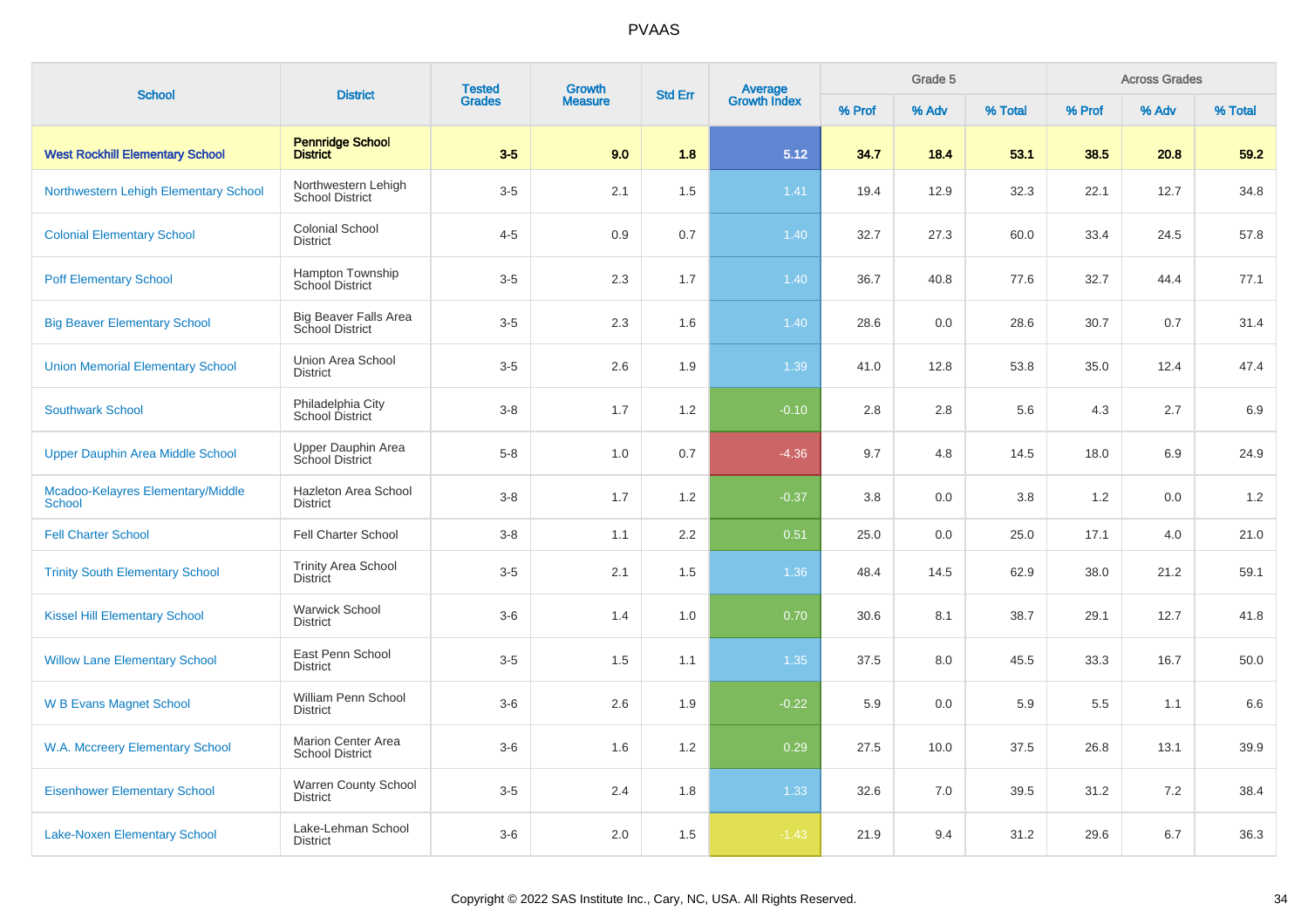| School | District | Tested Grades | Growth Measure | Std Err | Average Growth Index | Grade 5 | | | Across Grades | | |
|---|---|---|---|---|---|---|---|---|---|---|---|
| | | | | | | % Prof | % Adv | % Total | % Prof | % Adv | % Total |
| **West Rockhill Elementary School** | **Pennridge School District** | **3-5** | **9.0** | **1.8** | **5.12** | **34.7** | **18.4** | **53.1** | **38.5** | **20.8** | **59.2** |
| Northwestern Lehigh Elementary School | Northwestern Lehigh School District | 3-5 | 2.1 | 1.5 | 1.41 | 19.4 | 12.9 | 32.3 | 22.1 | 12.7 | 34.8 |
| Colonial Elementary School | Colonial School District | 4-5 | 0.9 | 0.7 | 1.40 | 32.7 | 27.3 | 60.0 | 33.4 | 24.5 | 57.8 |
| Poff Elementary School | Hampton Township School District | 3-5 | 2.3 | 1.7 | 1.40 | 36.7 | 40.8 | 77.6 | 32.7 | 44.4 | 77.1 |
| Big Beaver Elementary School | Big Beaver Falls Area School District | 3-5 | 2.3 | 1.6 | 1.40 | 28.6 | 0.0 | 28.6 | 30.7 | 0.7 | 31.4 |
| Union Memorial Elementary School | Union Area School District | 3-5 | 2.6 | 1.9 | 1.39 | 41.0 | 12.8 | 53.8 | 35.0 | 12.4 | 47.4 |
| Southwark School | Philadelphia City School District | 3-8 | 1.7 | 1.2 | -0.10 | 2.8 | 2.8 | 5.6 | 4.3 | 2.7 | 6.9 |
| Upper Dauphin Area Middle School | Upper Dauphin Area School District | 5-8 | 1.0 | 0.7 | -4.36 | 9.7 | 4.8 | 14.5 | 18.0 | 6.9 | 24.9 |
| Mcadoo-Kelayres Elementary/Middle School | Hazleton Area School District | 3-8 | 1.7 | 1.2 | -0.37 | 3.8 | 0.0 | 3.8 | 1.2 | 0.0 | 1.2 |
| Fell Charter School | Fell Charter School | 3-8 | 1.1 | 2.2 | 0.51 | 25.0 | 0.0 | 25.0 | 17.1 | 4.0 | 21.0 |
| Trinity South Elementary School | Trinity Area School District | 3-5 | 2.1 | 1.5 | 1.36 | 48.4 | 14.5 | 62.9 | 38.0 | 21.2 | 59.1 |
| Kissel Hill Elementary School | Warwick School District | 3-6 | 1.4 | 1.0 | 0.70 | 30.6 | 8.1 | 38.7 | 29.1 | 12.7 | 41.8 |
| Willow Lane Elementary School | East Penn School District | 3-5 | 1.5 | 1.1 | 1.35 | 37.5 | 8.0 | 45.5 | 33.3 | 16.7 | 50.0 |
| W B Evans Magnet School | William Penn School District | 3-6 | 2.6 | 1.9 | -0.22 | 5.9 | 0.0 | 5.9 | 5.5 | 1.1 | 6.6 |
| W.A. Mccreery Elementary School | Marion Center Area School District | 3-6 | 1.6 | 1.2 | 0.29 | 27.5 | 10.0 | 37.5 | 26.8 | 13.1 | 39.9 |
| Eisenhower Elementary School | Warren County School District | 3-5 | 2.4 | 1.8 | 1.33 | 32.6 | 7.0 | 39.5 | 31.2 | 7.2 | 38.4 |
| Lake-Noxen Elementary School | Lake-Lehman School District | 3-6 | 2.0 | 1.5 | -1.43 | 21.9 | 9.4 | 31.2 | 29.6 | 6.7 | 36.3 |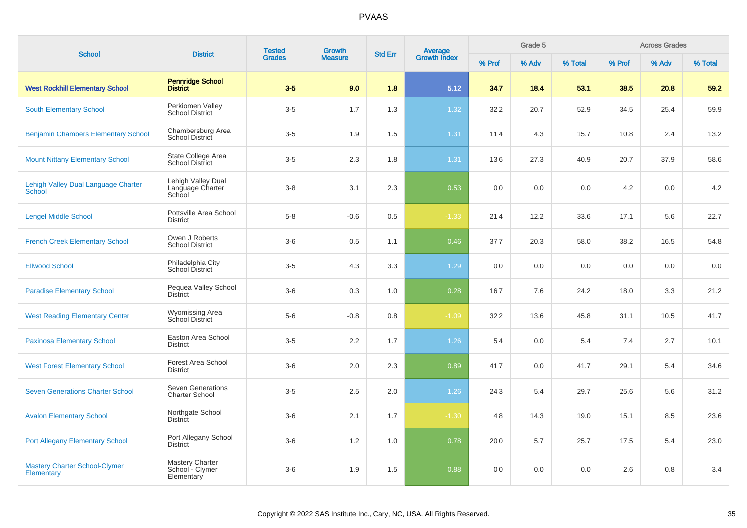| School | District | Tested Grades | Growth Measure | Std Err | Average Growth Index | Grade 5 | | | Across Grades | | |
|---|---|---|---|---|---|---|---|---|---|---|---|
| | | | | | | % Prof | % Adv | % Total | % Prof | % Adv | % Total |
| **West Rockhill Elementary School** | **Pennridge School District** | **3-5** | **9.0** | **1.8** | **5.12** | **34.7** | **18.4** | **53.1** | **38.5** | **20.8** | **59.2** |
| South Elementary School | Perkiomen Valley School District | 3-5 | 1.7 | 1.3 | 1.32 | 32.2 | 20.7 | 52.9 | 34.5 | 25.4 | 59.9 |
| Benjamin Chambers Elementary School | Chambersburg Area School District | 3-5 | 1.9 | 1.5 | 1.31 | 11.4 | 4.3 | 15.7 | 10.8 | 2.4 | 13.2 |
| Mount Nittany Elementary School | State College Area School District | 3-5 | 2.3 | 1.8 | 1.31 | 13.6 | 27.3 | 40.9 | 20.7 | 37.9 | 58.6 |
| Lehigh Valley Dual Language Charter School | Lehigh Valley Dual Language Charter School | 3-8 | 3.1 | 2.3 | 0.53 | 0.0 | 0.0 | 0.0 | 4.2 | 0.0 | 4.2 |
| Lengel Middle School | Pottsville Area School District | 5-8 | -0.6 | 0.5 | -1.33 | 21.4 | 12.2 | 33.6 | 17.1 | 5.6 | 22.7 |
| French Creek Elementary School | Owen J Roberts School District | 3-6 | 0.5 | 1.1 | 0.46 | 37.7 | 20.3 | 58.0 | 38.2 | 16.5 | 54.8 |
| Ellwood School | Philadelphia City School District | 3-5 | 4.3 | 3.3 | 1.29 | 0.0 | 0.0 | 0.0 | 0.0 | 0.0 | 0.0 |
| Paradise Elementary School | Pequea Valley School District | 3-6 | 0.3 | 1.0 | 0.28 | 16.7 | 7.6 | 24.2 | 18.0 | 3.3 | 21.2 |
| West Reading Elementary Center | Wyomissing Area School District | 5-6 | -0.8 | 0.8 | -1.09 | 32.2 | 13.6 | 45.8 | 31.1 | 10.5 | 41.7 |
| Paxinosa Elementary School | Easton Area School District | 3-5 | 2.2 | 1.7 | 1.26 | 5.4 | 0.0 | 5.4 | 7.4 | 2.7 | 10.1 |
| West Forest Elementary School | Forest Area School District | 3-6 | 2.0 | 2.3 | 0.89 | 41.7 | 0.0 | 41.7 | 29.1 | 5.4 | 34.6 |
| Seven Generations Charter School | Seven Generations Charter School | 3-5 | 2.5 | 2.0 | 1.26 | 24.3 | 5.4 | 29.7 | 25.6 | 5.6 | 31.2 |
| Avalon Elementary School | Northgate School District | 3-6 | 2.1 | 1.7 | -1.30 | 4.8 | 14.3 | 19.0 | 15.1 | 8.5 | 23.6 |
| Port Allegany Elementary School | Port Allegany School District | 3-6 | 1.2 | 1.0 | 0.78 | 20.0 | 5.7 | 25.7 | 17.5 | 5.4 | 23.0 |
| Mastery Charter School-Clymer Elementary | Mastery Charter School - Clymer Elementary | 3-6 | 1.9 | 1.5 | 0.88 | 0.0 | 0.0 | 0.0 | 2.6 | 0.8 | 3.4 |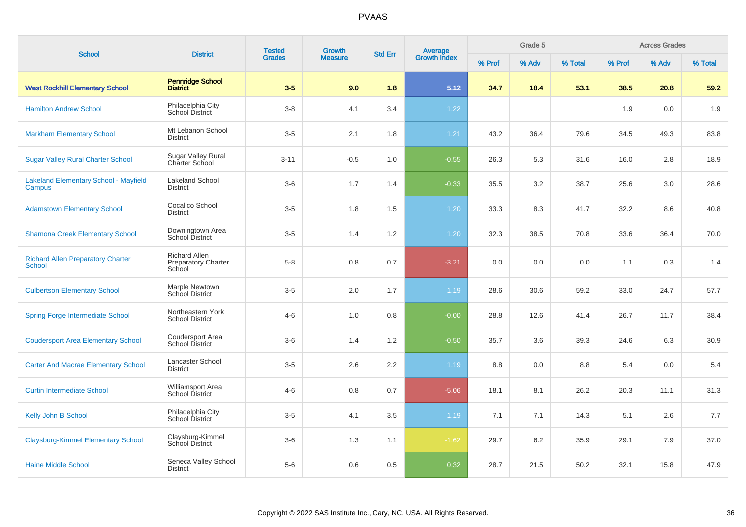# PVAAS

| School | District | Tested Grades | Growth Measure | Std Err | Average Growth Index | Grade 5 | | | Across Grades | | |
|---|---|---|---|---|---|---|---|---|---|---|---|
| | | | | | | % Prof | % Adv | % Total | % Prof | % Adv | % Total |
| **West Rockhill Elementary School** | **Pennridge School District** | **3-5** | **9.0** | **1.8** | **5.12** | **34.7** | **18.4** | **53.1** | **38.5** | **20.8** | **59.2** |
| Hamilton Andrew School | Philadelphia City School District | 3-8 | 4.1 | 3.4 | 1.22 | | | | 1.9 | 0.0 | 1.9 |
| Markham Elementary School | Mt Lebanon School District | 3-5 | 2.1 | 1.8 | 1.21 | 43.2 | 36.4 | 79.6 | 34.5 | 49.3 | 83.8 |
| Sugar Valley Rural Charter School | Sugar Valley Rural Charter School | 3-11 | -0.5 | 1.0 | -0.55 | 26.3 | 5.3 | 31.6 | 16.0 | 2.8 | 18.9 |
| Lakeland Elementary School - Mayfield Campus | Lakeland School District | 3-6 | 1.7 | 1.4 | -0.33 | 35.5 | 3.2 | 38.7 | 25.6 | 3.0 | 28.6 |
| Adamstown Elementary School | Cocalico School District | 3-5 | 1.8 | 1.5 | 1.20 | 33.3 | 8.3 | 41.7 | 32.2 | 8.6 | 40.8 |
| Shamona Creek Elementary School | Downingtown Area School District | 3-5 | 1.4 | 1.2 | 1.20 | 32.3 | 38.5 | 70.8 | 33.6 | 36.4 | 70.0 |
| Richard Allen Preparatory Charter School | Richard Allen Preparatory Charter School | 5-8 | 0.8 | 0.7 | -3.21 | 0.0 | 0.0 | 0.0 | 1.1 | 0.3 | 1.4 |
| Culbertson Elementary School | Marple Newtown School District | 3-5 | 2.0 | 1.7 | 1.19 | 28.6 | 30.6 | 59.2 | 33.0 | 24.7 | 57.7 |
| Spring Forge Intermediate School | Northeastern York School District | 4-6 | 1.0 | 0.8 | -0.00 | 28.8 | 12.6 | 41.4 | 26.7 | 11.7 | 38.4 |
| Coudersport Area Elementary School | Coudersport Area School District | 3-6 | 1.4 | 1.2 | -0.50 | 35.7 | 3.6 | 39.3 | 24.6 | 6.3 | 30.9 |
| Carter And Macrae Elementary School | Lancaster School District | 3-5 | 2.6 | 2.2 | 1.19 | 8.8 | 0.0 | 8.8 | 5.4 | 0.0 | 5.4 |
| Curtin Intermediate School | Williamsport Area School District | 4-6 | 0.8 | 0.7 | -5.06 | 18.1 | 8.1 | 26.2 | 20.3 | 11.1 | 31.3 |
| Kelly John B School | Philadelphia City School District | 3-5 | 4.1 | 3.5 | 1.19 | 7.1 | 7.1 | 14.3 | 5.1 | 2.6 | 7.7 |
| Claysburg-Kimmel Elementary School | Claysburg-Kimmel School District | 3-6 | 1.3 | 1.1 | -1.62 | 29.7 | 6.2 | 35.9 | 29.1 | 7.9 | 37.0 |
| Haine Middle School | Seneca Valley School District | 5-6 | 0.6 | 0.5 | 0.32 | 28.7 | 21.5 | 50.2 | 32.1 | 15.8 | 47.9 |

Copyright © 2022 SAS Institute Inc., Cary, NC, USA. All Rights Reserved.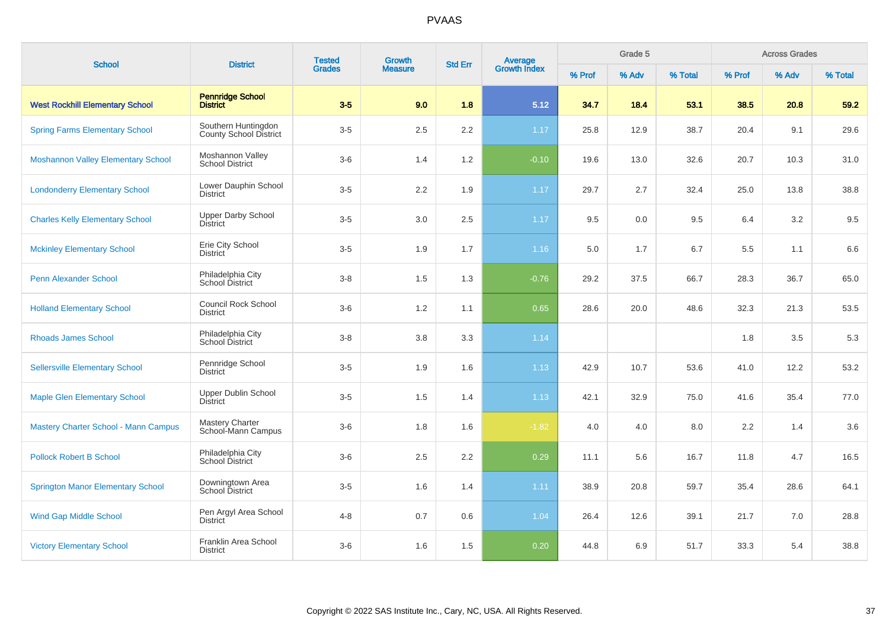# PVAAS

| School | District | Tested Grades | Growth Measure | Std Err | Average Growth Index | Grade 5 | | | Across Grades | | |
|---|---|---|---|---|---|---|---|---|---|---|---|
| | | | | | | % Prof | % Adv | % Total | % Prof | % Adv | % Total |
| **West Rockhill Elementary School** | **Pennridge School District** | **3-5** | **9.0** | **1.8** | **5.12** | **34.7** | **18.4** | **53.1** | **38.5** | **20.8** | **59.2** |
| Spring Farms Elementary School | Southern Huntingdon County School District | 3-5 | 2.5 | 2.2 | 1.17 | 25.8 | 12.9 | 38.7 | 20.4 | 9.1 | 29.6 |
| Moshannon Valley Elementary School | Moshannon Valley School District | 3-6 | 1.4 | 1.2 | -0.10 | 19.6 | 13.0 | 32.6 | 20.7 | 10.3 | 31.0 |
| Londonderry Elementary School | Lower Dauphin School District | 3-5 | 2.2 | 1.9 | 1.17 | 29.7 | 2.7 | 32.4 | 25.0 | 13.8 | 38.8 |
| Charles Kelly Elementary School | Upper Darby School District | 3-5 | 3.0 | 2.5 | 1.17 | 9.5 | 0.0 | 9.5 | 6.4 | 3.2 | 9.5 |
| Mckinley Elementary School | Erie City School District | 3-5 | 1.9 | 1.7 | 1.16 | 5.0 | 1.7 | 6.7 | 5.5 | 1.1 | 6.6 |
| Penn Alexander School | Philadelphia City School District | 3-8 | 1.5 | 1.3 | -0.76 | 29.2 | 37.5 | 66.7 | 28.3 | 36.7 | 65.0 |
| Holland Elementary School | Council Rock School District | 3-6 | 1.2 | 1.1 | 0.65 | 28.6 | 20.0 | 48.6 | 32.3 | 21.3 | 53.5 |
| Rhoads James School | Philadelphia City School District | 3-8 | 3.8 | 3.3 | 1.14 | | | | 1.8 | 3.5 | 5.3 |
| Sellersville Elementary School | Pennridge School District | 3-5 | 1.9 | 1.6 | 1.13 | 42.9 | 10.7 | 53.6 | 41.0 | 12.2 | 53.2 |
| Maple Glen Elementary School | Upper Dublin School District | 3-5 | 1.5 | 1.4 | 1.13 | 42.1 | 32.9 | 75.0 | 41.6 | 35.4 | 77.0 |
| Mastery Charter School - Mann Campus | Mastery Charter School-Mann Campus | 3-6 | 1.8 | 1.6 | -1.82 | 4.0 | 4.0 | 8.0 | 2.2 | 1.4 | 3.6 |
| Pollock Robert B School | Philadelphia City School District | 3-6 | 2.5 | 2.2 | 0.29 | 11.1 | 5.6 | 16.7 | 11.8 | 4.7 | 16.5 |
| Springton Manor Elementary School | Downingtown Area School District | 3-5 | 1.6 | 1.4 | 1.11 | 38.9 | 20.8 | 59.7 | 35.4 | 28.6 | 64.1 |
| Wind Gap Middle School | Pen Argyl Area School District | 4-8 | 0.7 | 0.6 | 1.04 | 26.4 | 12.6 | 39.1 | 21.7 | 7.0 | 28.8 |
| Victory Elementary School | Franklin Area School District | 3-6 | 1.6 | 1.5 | 0.20 | 44.8 | 6.9 | 51.7 | 33.3 | 5.4 | 38.8 |

Copyright © 2022 SAS Institute Inc., Cary, NC, USA. All Rights Reserved.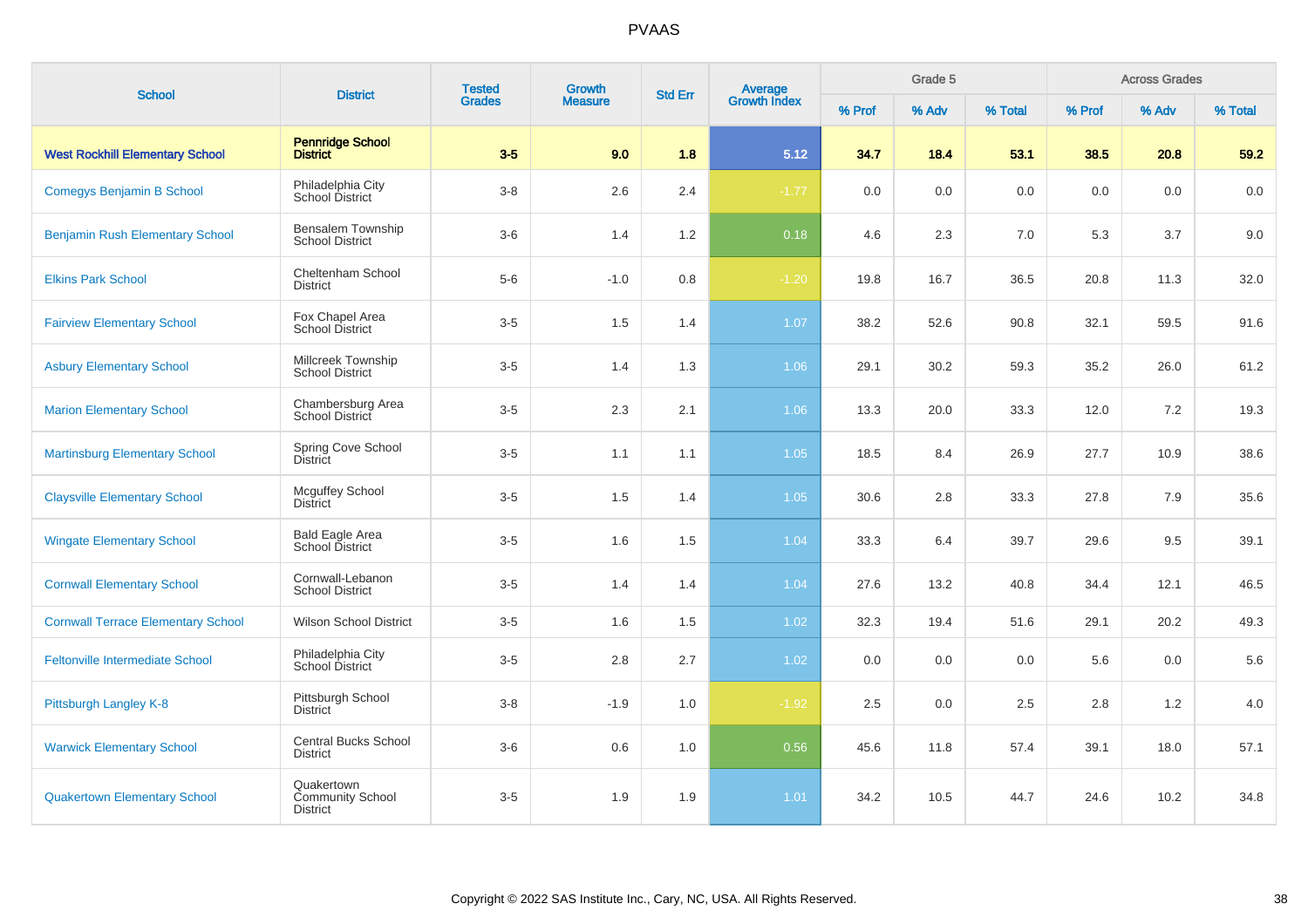| School | District | Tested Grades | Growth Measure | Std Err | Average Growth Index | Grade 5 | | | Across Grades | | |
|---|---|---|---|---|---|---|---|---|---|---|---|
| | | | | | | % Prof | % Adv | % Total | % Prof | % Adv | % Total |
| **West Rockhill Elementary School** | **Pennridge School District** | **3-5** | **9.0** | **1.8** | **5.12** | **34.7** | **18.4** | **53.1** | **38.5** | **20.8** | **59.2** |
| Comegys Benjamin B School | Philadelphia City School District | 3-8 | 2.6 | 2.4 | -1.77 | 0.0 | 0.0 | 0.0 | 0.0 | 0.0 | 0.0 |
| Benjamin Rush Elementary School | Bensalem Township School District | 3-6 | 1.4 | 1.2 | 0.18 | 4.6 | 2.3 | 7.0 | 5.3 | 3.7 | 9.0 |
| Elkins Park School | Cheltenham School District | 5-6 | -1.0 | 0.8 | -1.20 | 19.8 | 16.7 | 36.5 | 20.8 | 11.3 | 32.0 |
| Fairview Elementary School | Fox Chapel Area School District | 3-5 | 1.5 | 1.4 | 1.07 | 38.2 | 52.6 | 90.8 | 32.1 | 59.5 | 91.6 |
| Asbury Elementary School | Millcreek Township School District | 3-5 | 1.4 | 1.3 | 1.06 | 29.1 | 30.2 | 59.3 | 35.2 | 26.0 | 61.2 |
| Marion Elementary School | Chambersburg Area School District | 3-5 | 2.3 | 2.1 | 1.06 | 13.3 | 20.0 | 33.3 | 12.0 | 7.2 | 19.3 |
| Martinsburg Elementary School | Spring Cove School District | 3-5 | 1.1 | 1.1 | 1.05 | 18.5 | 8.4 | 26.9 | 27.7 | 10.9 | 38.6 |
| Claysville Elementary School | Mcguffey School District | 3-5 | 1.5 | 1.4 | 1.05 | 30.6 | 2.8 | 33.3 | 27.8 | 7.9 | 35.6 |
| Wingate Elementary School | Bald Eagle Area School District | 3-5 | 1.6 | 1.5 | 1.04 | 33.3 | 6.4 | 39.7 | 29.6 | 9.5 | 39.1 |
| Cornwall Elementary School | Cornwall-Lebanon School District | 3-5 | 1.4 | 1.4 | 1.04 | 27.6 | 13.2 | 40.8 | 34.4 | 12.1 | 46.5 |
| Cornwall Terrace Elementary School | Wilson School District | 3-5 | 1.6 | 1.5 | 1.02 | 32.3 | 19.4 | 51.6 | 29.1 | 20.2 | 49.3 |
| Feltonville Intermediate School | Philadelphia City School District | 3-5 | 2.8 | 2.7 | 1.02 | 0.0 | 0.0 | 0.0 | 5.6 | 0.0 | 5.6 |
| Pittsburgh Langley K-8 | Pittsburgh School District | 3-8 | -1.9 | 1.0 | -1.92 | 2.5 | 0.0 | 2.5 | 2.8 | 1.2 | 4.0 |
| Warwick Elementary School | Central Bucks School District | 3-6 | 0.6 | 1.0 | 0.56 | 45.6 | 11.8 | 57.4 | 39.1 | 18.0 | 57.1 |
| Quakertown Elementary School | Quakertown Community School District | 3-5 | 1.9 | 1.9 | 1.01 | 34.2 | 10.5 | 44.7 | 24.6 | 10.2 | 34.8 |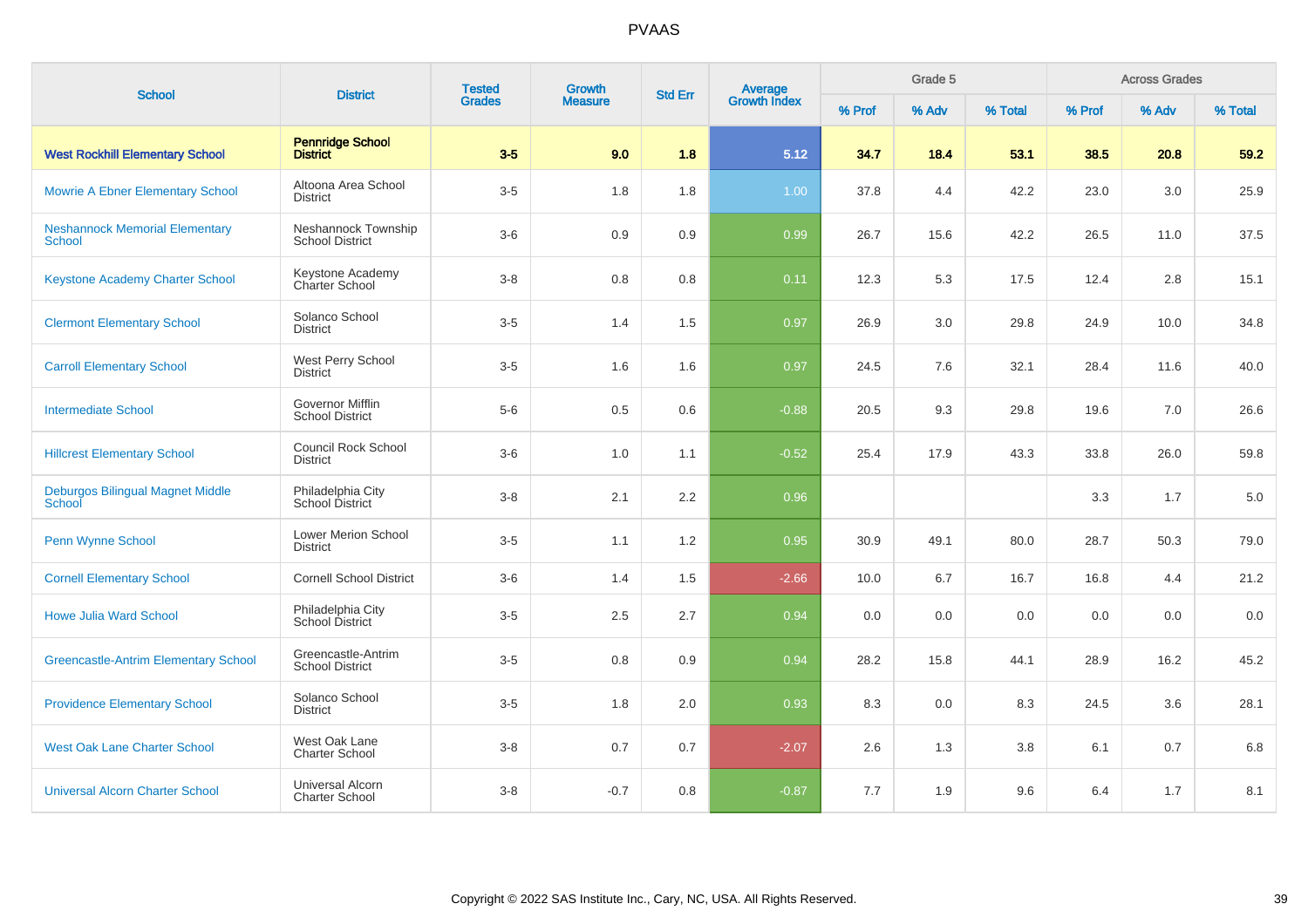# PVAAS

| School | District | Tested Grades | Growth Measure | Std Err | Average Growth Index | Grade 5 | | | Across Grades | | |
|---|---|---|---|---|---|---|---|---|---|---|---|
| | | | | | | % Prof | % Adv | % Total | % Prof | % Adv | % Total |
| **West Rockhill Elementary School** | **Pennridge School District** | **3-5** | **9.0** | **1.8** | **5.12** | **34.7** | **18.4** | **53.1** | **38.5** | **20.8** | **59.2** |
| Mowrie A Ebner Elementary School | Altoona Area School District | 3-5 | 1.8 | 1.8 | 1.00 | 37.8 | 4.4 | 42.2 | 23.0 | 3.0 | 25.9 |
| Neshannock Memorial Elementary School | Neshannock Township School District | 3-6 | 0.9 | 0.9 | 0.99 | 26.7 | 15.6 | 42.2 | 26.5 | 11.0 | 37.5 |
| Keystone Academy Charter School | Keystone Academy Charter School | 3-8 | 0.8 | 0.8 | 0.11 | 12.3 | 5.3 | 17.5 | 12.4 | 2.8 | 15.1 |
| Clermont Elementary School | Solanco School District | 3-5 | 1.4 | 1.5 | 0.97 | 26.9 | 3.0 | 29.8 | 24.9 | 10.0 | 34.8 |
| Carroll Elementary School | West Perry School District | 3-5 | 1.6 | 1.6 | 0.97 | 24.5 | 7.6 | 32.1 | 28.4 | 11.6 | 40.0 |
| Intermediate School | Governor Mifflin School District | 5-6 | 0.5 | 0.6 | -0.88 | 20.5 | 9.3 | 29.8 | 19.6 | 7.0 | 26.6 |
| Hillcrest Elementary School | Council Rock School District | 3-6 | 1.0 | 1.1 | -0.52 | 25.4 | 17.9 | 43.3 | 33.8 | 26.0 | 59.8 |
| Deburgos Bilingual Magnet Middle School | Philadelphia City School District | 3-8 | 2.1 | 2.2 | 0.96 | | | | 3.3 | 1.7 | 5.0 |
| Penn Wynne School | Lower Merion School District | 3-5 | 1.1 | 1.2 | 0.95 | 30.9 | 49.1 | 80.0 | 28.7 | 50.3 | 79.0 |
| Cornell Elementary School | Cornell School District | 3-6 | 1.4 | 1.5 | -2.66 | 10.0 | 6.7 | 16.7 | 16.8 | 4.4 | 21.2 |
| Howe Julia Ward School | Philadelphia City School District | 3-5 | 2.5 | 2.7 | 0.94 | 0.0 | 0.0 | 0.0 | 0.0 | 0.0 | 0.0 |
| Greencastle-Antrim Elementary School | Greencastle-Antrim School District | 3-5 | 0.8 | 0.9 | 0.94 | 28.2 | 15.8 | 44.1 | 28.9 | 16.2 | 45.2 |
| Providence Elementary School | Solanco School District | 3-5 | 1.8 | 2.0 | 0.93 | 8.3 | 0.0 | 8.3 | 24.5 | 3.6 | 28.1 |
| West Oak Lane Charter School | West Oak Lane Charter School | 3-8 | 0.7 | 0.7 | -2.07 | 2.6 | 1.3 | 3.8 | 6.1 | 0.7 | 6.8 |
| Universal Alcorn Charter School | Universal Alcorn Charter School | 3-8 | -0.7 | 0.8 | -0.87 | 7.7 | 1.9 | 9.6 | 6.4 | 1.7 | 8.1 |

Copyright © 2022 SAS Institute Inc., Cary, NC, USA. All Rights Reserved.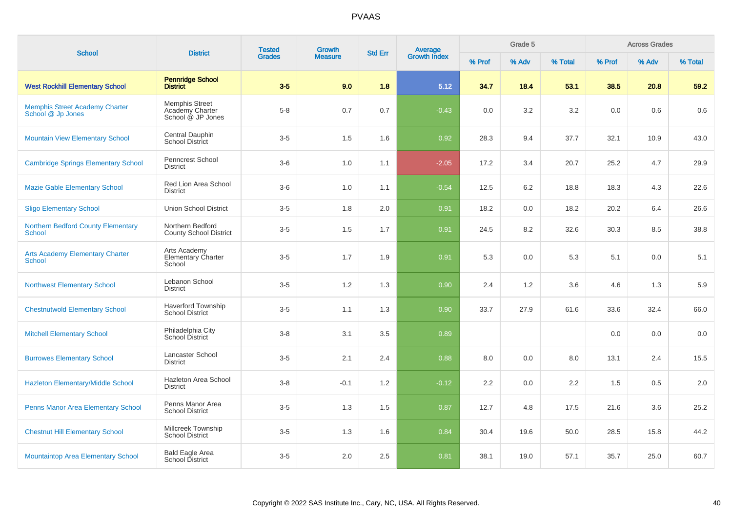# PVAAS

| School | District | Tested Grades | Growth Measure | Std Err | Average Growth Index | Grade 5 | | | Across Grades | | |
|---|---|---|---|---|---|---|---|---|---|---|---|
| | | | | | | % Prof | % Adv | % Total | % Prof | % Adv | % Total |
| **West Rockhill Elementary School** | **Pennridge School District** | **3-5** | **9.0** | **1.8** | **5.12** | **34.7** | **18.4** | **53.1** | **38.5** | **20.8** | **59.2** |
| Memphis Street Academy Charter School @ Jp Jones | Memphis Street Academy Charter School @ JP Jones | 5-8 | 0.7 | 0.7 | -0.43 | 0.0 | 3.2 | 3.2 | 0.0 | 0.6 | 0.6 |
| Mountain View Elementary School | Central Dauphin School District | 3-5 | 1.5 | 1.6 | 0.92 | 28.3 | 9.4 | 37.7 | 32.1 | 10.9 | 43.0 |
| Cambridge Springs Elementary School | Penncrest School District | 3-6 | 1.0 | 1.1 | -2.05 | 17.2 | 3.4 | 20.7 | 25.2 | 4.7 | 29.9 |
| Mazie Gable Elementary School | Red Lion Area School District | 3-6 | 1.0 | 1.1 | -0.54 | 12.5 | 6.2 | 18.8 | 18.3 | 4.3 | 22.6 |
| Sligo Elementary School | Union School District | 3-5 | 1.8 | 2.0 | 0.91 | 18.2 | 0.0 | 18.2 | 20.2 | 6.4 | 26.6 |
| Northern Bedford County Elementary School | Northern Bedford County School District | 3-5 | 1.5 | 1.7 | 0.91 | 24.5 | 8.2 | 32.6 | 30.3 | 8.5 | 38.8 |
| Arts Academy Elementary Charter School | Arts Academy Elementary Charter School | 3-5 | 1.7 | 1.9 | 0.91 | 5.3 | 0.0 | 5.3 | 5.1 | 0.0 | 5.1 |
| Northwest Elementary School | Lebanon School District | 3-5 | 1.2 | 1.3 | 0.90 | 2.4 | 1.2 | 3.6 | 4.6 | 1.3 | 5.9 |
| Chestnutwold Elementary School | Haverford Township School District | 3-5 | 1.1 | 1.3 | 0.90 | 33.7 | 27.9 | 61.6 | 33.6 | 32.4 | 66.0 |
| Mitchell Elementary School | Philadelphia City School District | 3-8 | 3.1 | 3.5 | 0.89 | | | | 0.0 | 0.0 | 0.0 |
| Burrowes Elementary School | Lancaster School District | 3-5 | 2.1 | 2.4 | 0.88 | 8.0 | 0.0 | 8.0 | 13.1 | 2.4 | 15.5 |
| Hazleton Elementary/Middle School | Hazleton Area School District | 3-8 | -0.1 | 1.2 | -0.12 | 2.2 | 0.0 | 2.2 | 1.5 | 0.5 | 2.0 |
| Penns Manor Area Elementary School | Penns Manor Area School District | 3-5 | 1.3 | 1.5 | 0.87 | 12.7 | 4.8 | 17.5 | 21.6 | 3.6 | 25.2 |
| Chestnut Hill Elementary School | Millcreek Township School District | 3-5 | 1.3 | 1.6 | 0.84 | 30.4 | 19.6 | 50.0 | 28.5 | 15.8 | 44.2 |
| Mountaintop Area Elementary School | Bald Eagle Area School District | 3-5 | 2.0 | 2.5 | 0.81 | 38.1 | 19.0 | 57.1 | 35.7 | 25.0 | 60.7 |

Copyright © 2022 SAS Institute Inc., Cary, NC, USA. All Rights Reserved.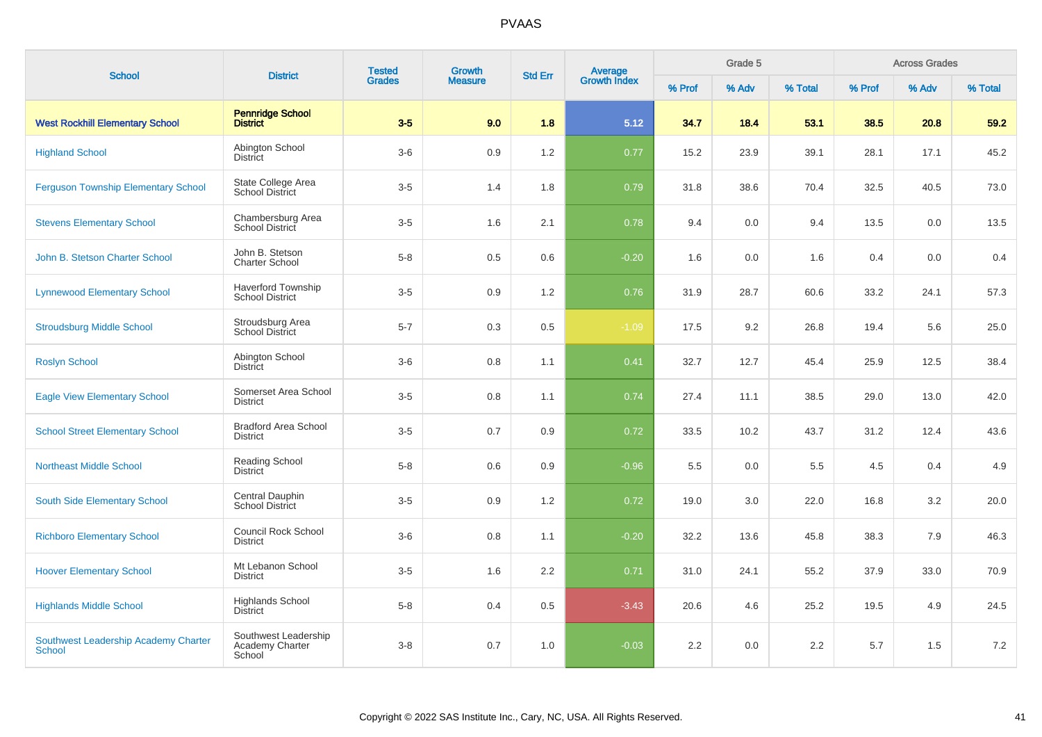| School | District | Tested Grades | Growth Measure | Std Err | Average Growth Index | Grade 5 | | | Across Grades | | |
|---|---|---|---|---|---|---|---|---|---|---|---|
| | | | | | | % Prof | % Adv | % Total | % Prof | % Adv | % Total |
| **West Rockhill Elementary School** | **Pennridge School District** | **3-5** | **9.0** | **1.8** | **5.12** | **34.7** | **18.4** | **53.1** | **38.5** | **20.8** | **59.2** |
| Highland School | Abington School District | 3-6 | 0.9 | 1.2 | 0.77 | 15.2 | 23.9 | 39.1 | 28.1 | 17.1 | 45.2 |
| Ferguson Township Elementary School | State College Area School District | 3-5 | 1.4 | 1.8 | 0.79 | 31.8 | 38.6 | 70.4 | 32.5 | 40.5 | 73.0 |
| Stevens Elementary School | Chambersburg Area School District | 3-5 | 1.6 | 2.1 | 0.78 | 9.4 | 0.0 | 9.4 | 13.5 | 0.0 | 13.5 |
| John B. Stetson Charter School | John B. Stetson Charter School | 5-8 | 0.5 | 0.6 | -0.20 | 1.6 | 0.0 | 1.6 | 0.4 | 0.0 | 0.4 |
| Lynnewood Elementary School | Haverford Township School District | 3-5 | 0.9 | 1.2 | 0.76 | 31.9 | 28.7 | 60.6 | 33.2 | 24.1 | 57.3 |
| Stroudsburg Middle School | Stroudsburg Area School District | 5-7 | 0.3 | 0.5 | -1.09 | 17.5 | 9.2 | 26.8 | 19.4 | 5.6 | 25.0 |
| Roslyn School | Abington School District | 3-6 | 0.8 | 1.1 | 0.41 | 32.7 | 12.7 | 45.4 | 25.9 | 12.5 | 38.4 |
| Eagle View Elementary School | Somerset Area School District | 3-5 | 0.8 | 1.1 | 0.74 | 27.4 | 11.1 | 38.5 | 29.0 | 13.0 | 42.0 |
| School Street Elementary School | Bradford Area School District | 3-5 | 0.7 | 0.9 | 0.72 | 33.5 | 10.2 | 43.7 | 31.2 | 12.4 | 43.6 |
| Northeast Middle School | Reading School District | 5-8 | 0.6 | 0.9 | -0.96 | 5.5 | 0.0 | 5.5 | 4.5 | 0.4 | 4.9 |
| South Side Elementary School | Central Dauphin School District | 3-5 | 0.9 | 1.2 | 0.72 | 19.0 | 3.0 | 22.0 | 16.8 | 3.2 | 20.0 |
| Richboro Elementary School | Council Rock School District | 3-6 | 0.8 | 1.1 | -0.20 | 32.2 | 13.6 | 45.8 | 38.3 | 7.9 | 46.3 |
| Hoover Elementary School | Mt Lebanon School District | 3-5 | 1.6 | 2.2 | 0.71 | 31.0 | 24.1 | 55.2 | 37.9 | 33.0 | 70.9 |
| Highlands Middle School | Highlands School District | 5-8 | 0.4 | 0.5 | -3.43 | 20.6 | 4.6 | 25.2 | 19.5 | 4.9 | 24.5 |
| Southwest Leadership Academy Charter School | Southwest Leadership Academy Charter School | 3-8 | 0.7 | 1.0 | -0.03 | 2.2 | 0.0 | 2.2 | 5.7 | 1.5 | 7.2 |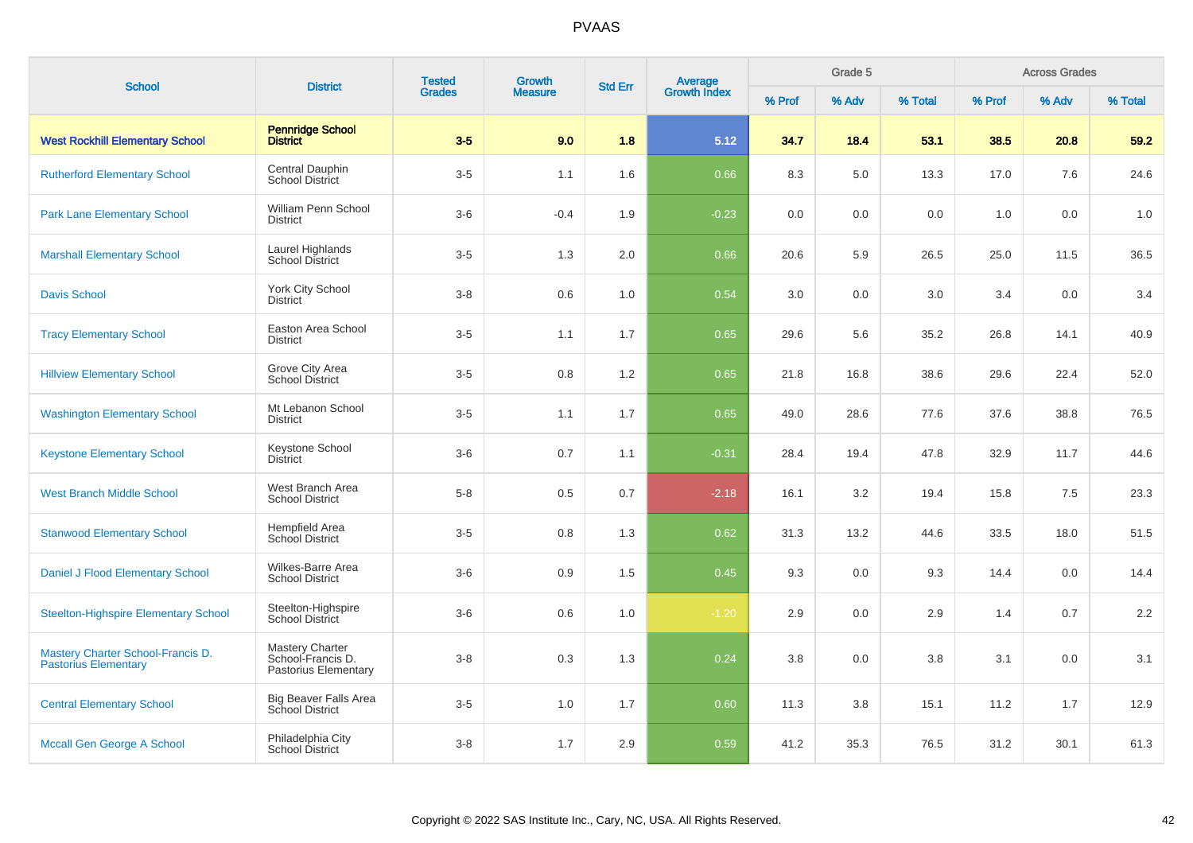| School | District | Tested Grades | Growth Measure | Std Err | Average Growth Index | Grade 5 | | | Across Grades | | |
|---|---|---|---|---|---|---|---|---|---|---|---|
| | | | | | | % Prof | % Adv | % Total | % Prof | % Adv | % Total |
| **West Rockhill Elementary School** | **Pennridge School District** | **3-5** | **9.0** | **1.8** | **5.12** | **34.7** | **18.4** | **53.1** | **38.5** | **20.8** | **59.2** |
| Rutherford Elementary School | Central Dauphin School District | 3-5 | 1.1 | 1.6 | 0.66 | 8.3 | 5.0 | 13.3 | 17.0 | 7.6 | 24.6 |
| Park Lane Elementary School | William Penn School District | 3-6 | -0.4 | 1.9 | -0.23 | 0.0 | 0.0 | 0.0 | 1.0 | 0.0 | 1.0 |
| Marshall Elementary School | Laurel Highlands School District | 3-5 | 1.3 | 2.0 | 0.66 | 20.6 | 5.9 | 26.5 | 25.0 | 11.5 | 36.5 |
| Davis School | York City School District | 3-8 | 0.6 | 1.0 | 0.54 | 3.0 | 0.0 | 3.0 | 3.4 | 0.0 | 3.4 |
| Tracy Elementary School | Easton Area School District | 3-5 | 1.1 | 1.7 | 0.65 | 29.6 | 5.6 | 35.2 | 26.8 | 14.1 | 40.9 |
| Hillview Elementary School | Grove City Area School District | 3-5 | 0.8 | 1.2 | 0.65 | 21.8 | 16.8 | 38.6 | 29.6 | 22.4 | 52.0 |
| Washington Elementary School | Mt Lebanon School District | 3-5 | 1.1 | 1.7 | 0.65 | 49.0 | 28.6 | 77.6 | 37.6 | 38.8 | 76.5 |
| Keystone Elementary School | Keystone School District | 3-6 | 0.7 | 1.1 | -0.31 | 28.4 | 19.4 | 47.8 | 32.9 | 11.7 | 44.6 |
| West Branch Middle School | West Branch Area School District | 5-8 | 0.5 | 0.7 | -2.18 | 16.1 | 3.2 | 19.4 | 15.8 | 7.5 | 23.3 |
| Stanwood Elementary School | Hempfield Area School District | 3-5 | 0.8 | 1.3 | 0.62 | 31.3 | 13.2 | 44.6 | 33.5 | 18.0 | 51.5 |
| Daniel J Flood Elementary School | Wilkes-Barre Area School District | 3-6 | 0.9 | 1.5 | 0.45 | 9.3 | 0.0 | 9.3 | 14.4 | 0.0 | 14.4 |
| Steelton-Highspire Elementary School | Steelton-Highspire School District | 3-6 | 0.6 | 1.0 | -1.20 | 2.9 | 0.0 | 2.9 | 1.4 | 0.7 | 2.2 |
| Mastery Charter School-Francis D. Pastorius Elementary | Mastery Charter School-Francis D. Pastorius Elementary | 3-8 | 0.3 | 1.3 | 0.24 | 3.8 | 0.0 | 3.8 | 3.1 | 0.0 | 3.1 |
| Central Elementary School | Big Beaver Falls Area School District | 3-5 | 1.0 | 1.7 | 0.60 | 11.3 | 3.8 | 15.1 | 11.2 | 1.7 | 12.9 |
| Mccall Gen George A School | Philadelphia City School District | 3-8 | 1.7 | 2.9 | 0.59 | 41.2 | 35.3 | 76.5 | 31.2 | 30.1 | 61.3 |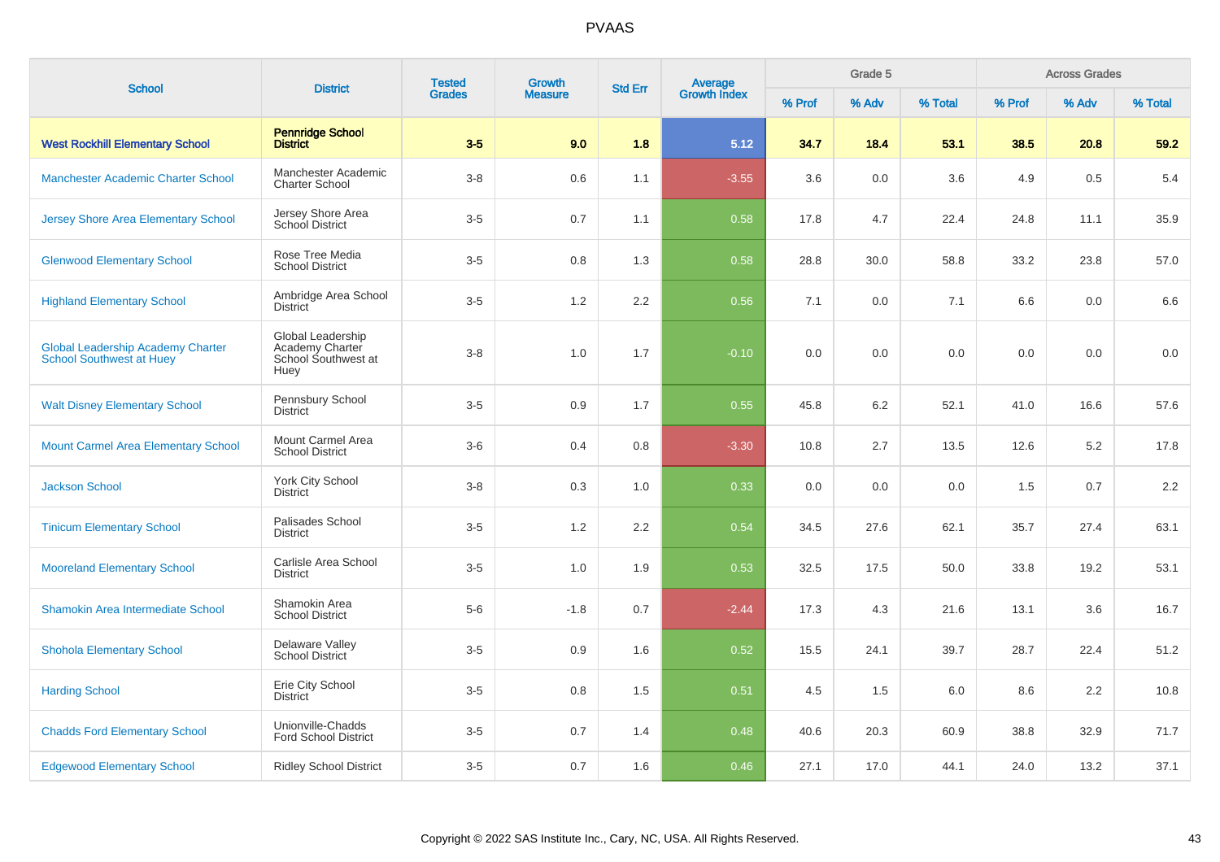# PVAAS

| School | District | Tested Grades | Growth Measure | Std Err | Average Growth Index | Grade 5 | | | Across Grades | | |
|---|---|---|---|---|---|---|---|---|---|---|---|
| | | | | | | % Prof | % Adv | % Total | % Prof | % Adv | % Total |
| **West Rockhill Elementary School** | **Pennridge School District** | **3-5** | **9.0** | **1.8** | **5.12** | **34.7** | **18.4** | **53.1** | **38.5** | **20.8** | **59.2** |
| Manchester Academic Charter School | Manchester Academic Charter School | 3-8 | 0.6 | 1.1 | -3.55 | 3.6 | 0.0 | 3.6 | 4.9 | 0.5 | 5.4 |
| Jersey Shore Area Elementary School | Jersey Shore Area School District | 3-5 | 0.7 | 1.1 | 0.58 | 17.8 | 4.7 | 22.4 | 24.8 | 11.1 | 35.9 |
| Glenwood Elementary School | Rose Tree Media School District | 3-5 | 0.8 | 1.3 | 0.58 | 28.8 | 30.0 | 58.8 | 33.2 | 23.8 | 57.0 |
| Highland Elementary School | Ambridge Area School District | 3-5 | 1.2 | 2.2 | 0.56 | 7.1 | 0.0 | 7.1 | 6.6 | 0.0 | 6.6 |
| Global Leadership Academy Charter School Southwest at Huey | Global Leadership Academy Charter School Southwest at Huey | 3-8 | 1.0 | 1.7 | -0.10 | 0.0 | 0.0 | 0.0 | 0.0 | 0.0 | 0.0 |
| Walt Disney Elementary School | Pennsbury School District | 3-5 | 0.9 | 1.7 | 0.55 | 45.8 | 6.2 | 52.1 | 41.0 | 16.6 | 57.6 |
| Mount Carmel Area Elementary School | Mount Carmel Area School District | 3-6 | 0.4 | 0.8 | -3.30 | 10.8 | 2.7 | 13.5 | 12.6 | 5.2 | 17.8 |
| Jackson School | York City School District | 3-8 | 0.3 | 1.0 | 0.33 | 0.0 | 0.0 | 0.0 | 1.5 | 0.7 | 2.2 |
| Tinicum Elementary School | Palisades School District | 3-5 | 1.2 | 2.2 | 0.54 | 34.5 | 27.6 | 62.1 | 35.7 | 27.4 | 63.1 |
| Mooreland Elementary School | Carlisle Area School District | 3-5 | 1.0 | 1.9 | 0.53 | 32.5 | 17.5 | 50.0 | 33.8 | 19.2 | 53.1 |
| Shamokin Area Intermediate School | Shamokin Area School District | 5-6 | -1.8 | 0.7 | -2.44 | 17.3 | 4.3 | 21.6 | 13.1 | 3.6 | 16.7 |
| Shohola Elementary School | Delaware Valley School District | 3-5 | 0.9 | 1.6 | 0.52 | 15.5 | 24.1 | 39.7 | 28.7 | 22.4 | 51.2 |
| Harding School | Erie City School District | 3-5 | 0.8 | 1.5 | 0.51 | 4.5 | 1.5 | 6.0 | 8.6 | 2.2 | 10.8 |
| Chadds Ford Elementary School | Unionville-Chadds Ford School District | 3-5 | 0.7 | 1.4 | 0.48 | 40.6 | 20.3 | 60.9 | 38.8 | 32.9 | 71.7 |
| Edgewood Elementary School | Ridley School District | 3-5 | 0.7 | 1.6 | 0.46 | 27.1 | 17.0 | 44.1 | 24.0 | 13.2 | 37.1 |

Copyright © 2022 SAS Institute Inc., Cary, NC, USA. All Rights Reserved.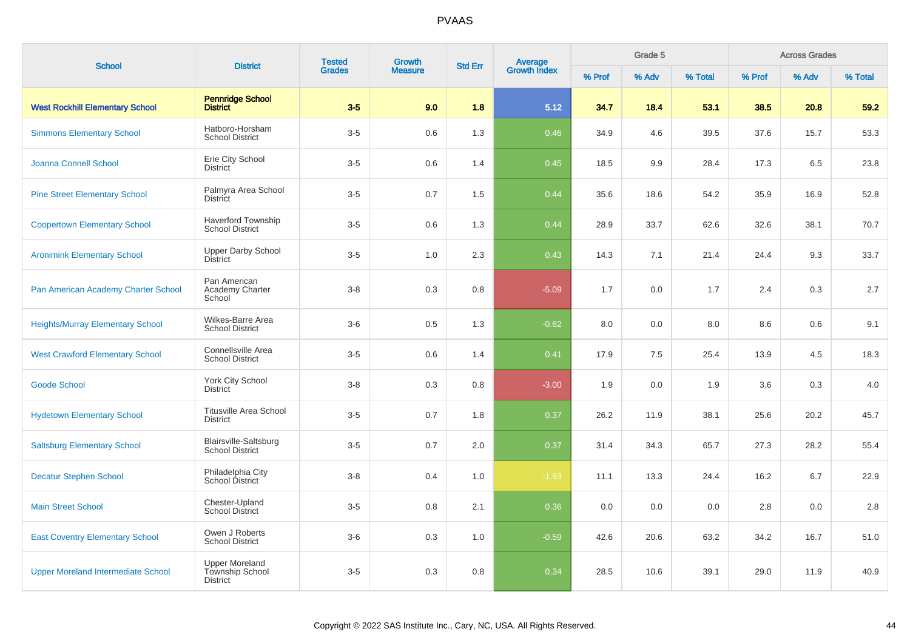# PVAAS

| School | District | Tested Grades | Growth Measure | Std Err | Average Growth Index | Grade 5 | | | Across Grades | | |
|---|---|---|---|---|---|---|---|---|---|---|---|
| | | | | | | % Prof | % Adv | % Total | % Prof | % Adv | % Total |
| **West Rockhill Elementary School** | **Pennridge School District** | **3-5** | **9.0** | **1.8** | **5.12** | **34.7** | **18.4** | **53.1** | **38.5** | **20.8** | **59.2** |
| Simmons Elementary School | Hatboro-Horsham School District | 3-5 | 0.6 | 1.3 | 0.46 | 34.9 | 4.6 | 39.5 | 37.6 | 15.7 | 53.3 |
| Joanna Connell School | Erie City School District | 3-5 | 0.6 | 1.4 | 0.45 | 18.5 | 9.9 | 28.4 | 17.3 | 6.5 | 23.8 |
| Pine Street Elementary School | Palmyra Area School District | 3-5 | 0.7 | 1.5 | 0.44 | 35.6 | 18.6 | 54.2 | 35.9 | 16.9 | 52.8 |
| Coopertown Elementary School | Haverford Township School District | 3-5 | 0.6 | 1.3 | 0.44 | 28.9 | 33.7 | 62.6 | 32.6 | 38.1 | 70.7 |
| Aronimink Elementary School | Upper Darby School District | 3-5 | 1.0 | 2.3 | 0.43 | 14.3 | 7.1 | 21.4 | 24.4 | 9.3 | 33.7 |
| Pan American Academy Charter School | Pan American Academy Charter School | 3-8 | 0.3 | 0.8 | -5.09 | 1.7 | 0.0 | 1.7 | 2.4 | 0.3 | 2.7 |
| Heights/Murray Elementary School | Wilkes-Barre Area School District | 3-6 | 0.5 | 1.3 | -0.62 | 8.0 | 0.0 | 8.0 | 8.6 | 0.6 | 9.1 |
| West Crawford Elementary School | Connellsville Area School District | 3-5 | 0.6 | 1.4 | 0.41 | 17.9 | 7.5 | 25.4 | 13.9 | 4.5 | 18.3 |
| Goode School | York City School District | 3-8 | 0.3 | 0.8 | -3.00 | 1.9 | 0.0 | 1.9 | 3.6 | 0.3 | 4.0 |
| Hydetown Elementary School | Titusville Area School District | 3-5 | 0.7 | 1.8 | 0.37 | 26.2 | 11.9 | 38.1 | 25.6 | 20.2 | 45.7 |
| Saltsburg Elementary School | Blairsville-Saltsburg School District | 3-5 | 0.7 | 2.0 | 0.37 | 31.4 | 34.3 | 65.7 | 27.3 | 28.2 | 55.4 |
| Decatur Stephen School | Philadelphia City School District | 3-8 | 0.4 | 1.0 | -1.93 | 11.1 | 13.3 | 24.4 | 16.2 | 6.7 | 22.9 |
| Main Street School | Chester-Upland School District | 3-5 | 0.8 | 2.1 | 0.36 | 0.0 | 0.0 | 0.0 | 2.8 | 0.0 | 2.8 |
| East Coventry Elementary School | Owen J Roberts School District | 3-6 | 0.3 | 1.0 | -0.59 | 42.6 | 20.6 | 63.2 | 34.2 | 16.7 | 51.0 |
| Upper Moreland Intermediate School | Upper Moreland Township School District | 3-5 | 0.3 | 0.8 | 0.34 | 28.5 | 10.6 | 39.1 | 29.0 | 11.9 | 40.9 |

Copyright © 2022 SAS Institute Inc., Cary, NC, USA. All Rights Reserved.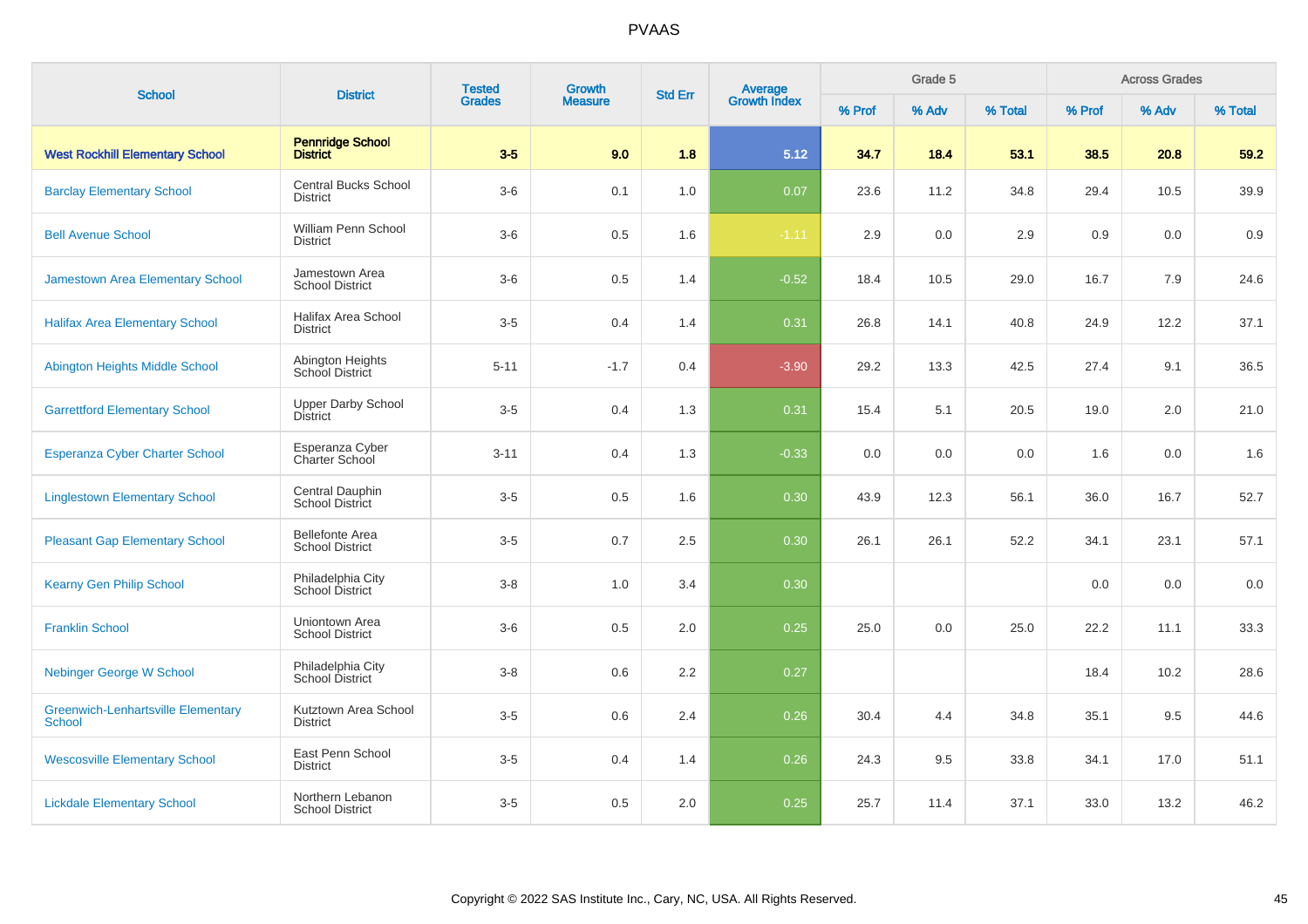# PVAAS

| School | District | Tested Grades | Growth Measure | Std Err | Average Growth Index | Grade 5 | | | Across Grades | | |
|---|---|---|---|---|---|---|---|---|---|---|---|
| | | | | | | % Prof | % Adv | % Total | % Prof | % Adv | % Total |
| **West Rockhill Elementary School** | **Pennridge School District** | **3-5** | **9.0** | **1.8** | **5.12** | **34.7** | **18.4** | **53.1** | **38.5** | **20.8** | **59.2** |
| Barclay Elementary School | Central Bucks School District | 3-6 | 0.1 | 1.0 | 0.07 | 23.6 | 11.2 | 34.8 | 29.4 | 10.5 | 39.9 |
| Bell Avenue School | William Penn School District | 3-6 | 0.5 | 1.6 | -1.11 | 2.9 | 0.0 | 2.9 | 0.9 | 0.0 | 0.9 |
| Jamestown Area Elementary School | Jamestown Area School District | 3-6 | 0.5 | 1.4 | -0.52 | 18.4 | 10.5 | 29.0 | 16.7 | 7.9 | 24.6 |
| Halifax Area Elementary School | Halifax Area School District | 3-5 | 0.4 | 1.4 | 0.31 | 26.8 | 14.1 | 40.8 | 24.9 | 12.2 | 37.1 |
| Abington Heights Middle School | Abington Heights School District | 5-11 | -1.7 | 0.4 | -3.90 | 29.2 | 13.3 | 42.5 | 27.4 | 9.1 | 36.5 |
| Garrettford Elementary School | Upper Darby School District | 3-5 | 0.4 | 1.3 | 0.31 | 15.4 | 5.1 | 20.5 | 19.0 | 2.0 | 21.0 |
| Esperanza Cyber Charter School | Esperanza Cyber Charter School | 3-11 | 0.4 | 1.3 | -0.33 | 0.0 | 0.0 | 0.0 | 1.6 | 0.0 | 1.6 |
| Linglestown Elementary School | Central Dauphin School District | 3-5 | 0.5 | 1.6 | 0.30 | 43.9 | 12.3 | 56.1 | 36.0 | 16.7 | 52.7 |
| Pleasant Gap Elementary School | Bellefonte Area School District | 3-5 | 0.7 | 2.5 | 0.30 | 26.1 | 26.1 | 52.2 | 34.1 | 23.1 | 57.1 |
| Kearny Gen Philip School | Philadelphia City School District | 3-8 | 1.0 | 3.4 | 0.30 | | | | 0.0 | 0.0 | 0.0 |
| Franklin School | Uniontown Area School District | 3-6 | 0.5 | 2.0 | 0.25 | 25.0 | 0.0 | 25.0 | 22.2 | 11.1 | 33.3 |
| Nebinger George W School | Philadelphia City School District | 3-8 | 0.6 | 2.2 | 0.27 | | | | 18.4 | 10.2 | 28.6 |
| Greenwich-Lenhartsville Elementary School | Kutztown Area School District | 3-5 | 0.6 | 2.4 | 0.26 | 30.4 | 4.4 | 34.8 | 35.1 | 9.5 | 44.6 |
| Wescosville Elementary School | East Penn School District | 3-5 | 0.4 | 1.4 | 0.26 | 24.3 | 9.5 | 33.8 | 34.1 | 17.0 | 51.1 |
| Lickdale Elementary School | Northern Lebanon School District | 3-5 | 0.5 | 2.0 | 0.25 | 25.7 | 11.4 | 37.1 | 33.0 | 13.2 | 46.2 |

Copyright © 2022 SAS Institute Inc., Cary, NC, USA. All Rights Reserved.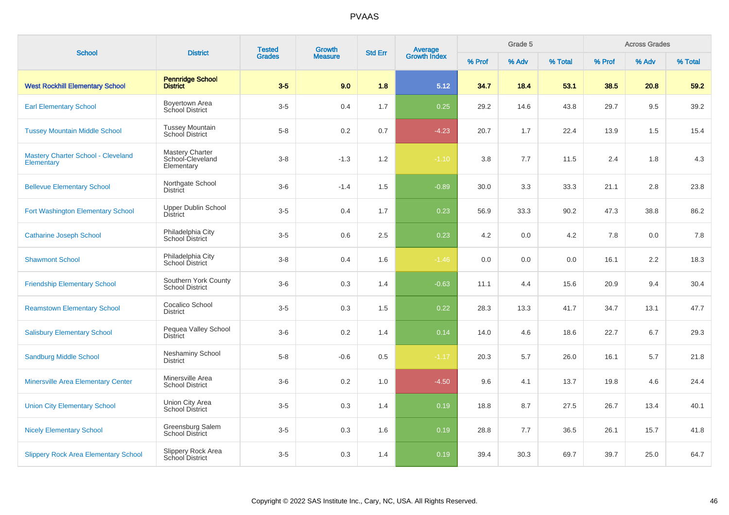# PVAAS

| School | District | Tested Grades | Growth Measure | Std Err | Average Growth Index | Grade 5 | | | Across Grades | | |
|---|---|---|---|---|---|---|---|---|---|---|---|
| | | | | | | % Prof | % Adv | % Total | % Prof | % Adv | % Total |
| **West Rockhill Elementary School** | **Pennridge School District** | **3-5** | **9.0** | **1.8** | **5.12** | **34.7** | **18.4** | **53.1** | **38.5** | **20.8** | **59.2** |
| Earl Elementary School | Boyertown Area School District | 3-5 | 0.4 | 1.7 | 0.25 | 29.2 | 14.6 | 43.8 | 29.7 | 9.5 | 39.2 |
| Tussey Mountain Middle School | Tussey Mountain School District | 5-8 | 0.2 | 0.7 | -4.23 | 20.7 | 1.7 | 22.4 | 13.9 | 1.5 | 15.4 |
| Mastery Charter School - Cleveland Elementary | Mastery Charter School-Cleveland Elementary | 3-8 | -1.3 | 1.2 | -1.10 | 3.8 | 7.7 | 11.5 | 2.4 | 1.8 | 4.3 |
| Bellevue Elementary School | Northgate School District | 3-6 | -1.4 | 1.5 | -0.89 | 30.0 | 3.3 | 33.3 | 21.1 | 2.8 | 23.8 |
| Fort Washington Elementary School | Upper Dublin School District | 3-5 | 0.4 | 1.7 | 0.23 | 56.9 | 33.3 | 90.2 | 47.3 | 38.8 | 86.2 |
| Catharine Joseph School | Philadelphia City School District | 3-5 | 0.6 | 2.5 | 0.23 | 4.2 | 0.0 | 4.2 | 7.8 | 0.0 | 7.8 |
| Shawmont School | Philadelphia City School District | 3-8 | 0.4 | 1.6 | -1.46 | 0.0 | 0.0 | 0.0 | 16.1 | 2.2 | 18.3 |
| Friendship Elementary School | Southern York County School District | 3-6 | 0.3 | 1.4 | -0.63 | 11.1 | 4.4 | 15.6 | 20.9 | 9.4 | 30.4 |
| Reamstown Elementary School | Cocalico School District | 3-5 | 0.3 | 1.5 | 0.22 | 28.3 | 13.3 | 41.7 | 34.7 | 13.1 | 47.7 |
| Salisbury Elementary School | Pequea Valley School District | 3-6 | 0.2 | 1.4 | 0.14 | 14.0 | 4.6 | 18.6 | 22.7 | 6.7 | 29.3 |
| Sandburg Middle School | Neshaminy School District | 5-8 | -0.6 | 0.5 | -1.17 | 20.3 | 5.7 | 26.0 | 16.1 | 5.7 | 21.8 |
| Minersville Area Elementary Center | Minersville Area School District | 3-6 | 0.2 | 1.0 | -4.50 | 9.6 | 4.1 | 13.7 | 19.8 | 4.6 | 24.4 |
| Union City Elementary School | Union City Area School District | 3-5 | 0.3 | 1.4 | 0.19 | 18.8 | 8.7 | 27.5 | 26.7 | 13.4 | 40.1 |
| Nicely Elementary School | Greensburg Salem School District | 3-5 | 0.3 | 1.6 | 0.19 | 28.8 | 7.7 | 36.5 | 26.1 | 15.7 | 41.8 |
| Slippery Rock Area Elementary School | Slippery Rock Area School District | 3-5 | 0.3 | 1.4 | 0.19 | 39.4 | 30.3 | 69.7 | 39.7 | 25.0 | 64.7 |

Copyright © 2022 SAS Institute Inc., Cary, NC, USA. All Rights Reserved.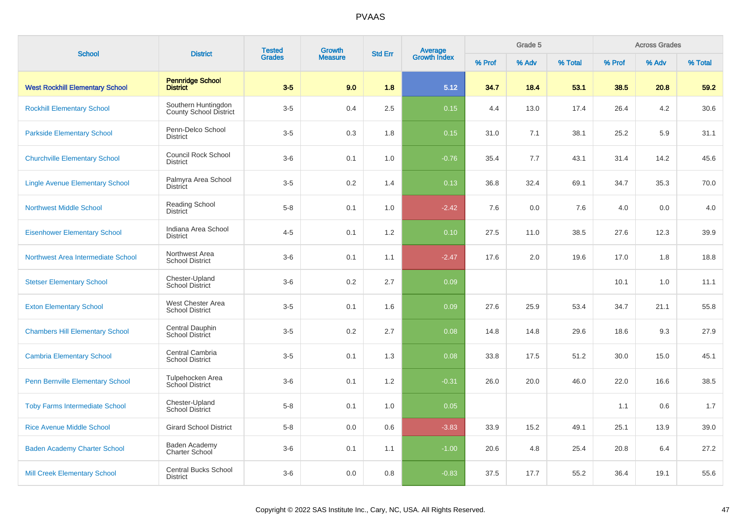# PVAAS

| School | District | Tested Grades | Growth Measure | Std Err | Average Growth Index | Grade 5 | | | Across Grades | | |
|---|---|---|---|---|---|---|---|---|---|---|---|
| | | | | | | % Prof | % Adv | % Total | % Prof | % Adv | % Total |
| **West Rockhill Elementary School** | **Pennridge School District** | **3-5** | **9.0** | **1.8** | **5.12** | **34.7** | **18.4** | **53.1** | **38.5** | **20.8** | **59.2** |
| Rockhill Elementary School | Southern Huntingdon County School District | 3-5 | 0.4 | 2.5 | 0.15 | 4.4 | 13.0 | 17.4 | 26.4 | 4.2 | 30.6 |
| Parkside Elementary School | Penn-Delco School District | 3-5 | 0.3 | 1.8 | 0.15 | 31.0 | 7.1 | 38.1 | 25.2 | 5.9 | 31.1 |
| Churchville Elementary School | Council Rock School District | 3-6 | 0.1 | 1.0 | -0.76 | 35.4 | 7.7 | 43.1 | 31.4 | 14.2 | 45.6 |
| Lingle Avenue Elementary School | Palmyra Area School District | 3-5 | 0.2 | 1.4 | 0.13 | 36.8 | 32.4 | 69.1 | 34.7 | 35.3 | 70.0 |
| Northwest Middle School | Reading School District | 5-8 | 0.1 | 1.0 | -2.42 | 7.6 | 0.0 | 7.6 | 4.0 | 0.0 | 4.0 |
| Eisenhower Elementary School | Indiana Area School District | 4-5 | 0.1 | 1.2 | 0.10 | 27.5 | 11.0 | 38.5 | 27.6 | 12.3 | 39.9 |
| Northwest Area Intermediate School | Northwest Area School District | 3-6 | 0.1 | 1.1 | -2.47 | 17.6 | 2.0 | 19.6 | 17.0 | 1.8 | 18.8 |
| Stetser Elementary School | Chester-Upland School District | 3-6 | 0.2 | 2.7 | 0.09 | | | | 10.1 | 1.0 | 11.1 |
| Exton Elementary School | West Chester Area School District | 3-5 | 0.1 | 1.6 | 0.09 | 27.6 | 25.9 | 53.4 | 34.7 | 21.1 | 55.8 |
| Chambers Hill Elementary School | Central Dauphin School District | 3-5 | 0.2 | 2.7 | 0.08 | 14.8 | 14.8 | 29.6 | 18.6 | 9.3 | 27.9 |
| Cambria Elementary School | Central Cambria School District | 3-5 | 0.1 | 1.3 | 0.08 | 33.8 | 17.5 | 51.2 | 30.0 | 15.0 | 45.1 |
| Penn Bernville Elementary School | Tulpehocken Area School District | 3-6 | 0.1 | 1.2 | -0.31 | 26.0 | 20.0 | 46.0 | 22.0 | 16.6 | 38.5 |
| Toby Farms Intermediate School | Chester-Upland School District | 5-8 | 0.1 | 1.0 | 0.05 | | | | 1.1 | 0.6 | 1.7 |
| Rice Avenue Middle School | Girard School District | 5-8 | 0.0 | 0.6 | -3.83 | 33.9 | 15.2 | 49.1 | 25.1 | 13.9 | 39.0 |
| Baden Academy Charter School | Baden Academy Charter School | 3-6 | 0.1 | 1.1 | -1.00 | 20.6 | 4.8 | 25.4 | 20.8 | 6.4 | 27.2 |
| Mill Creek Elementary School | Central Bucks School District | 3-6 | 0.0 | 0.8 | -0.83 | 37.5 | 17.7 | 55.2 | 36.4 | 19.1 | 55.6 |

Copyright © 2022 SAS Institute Inc., Cary, NC, USA. All Rights Reserved.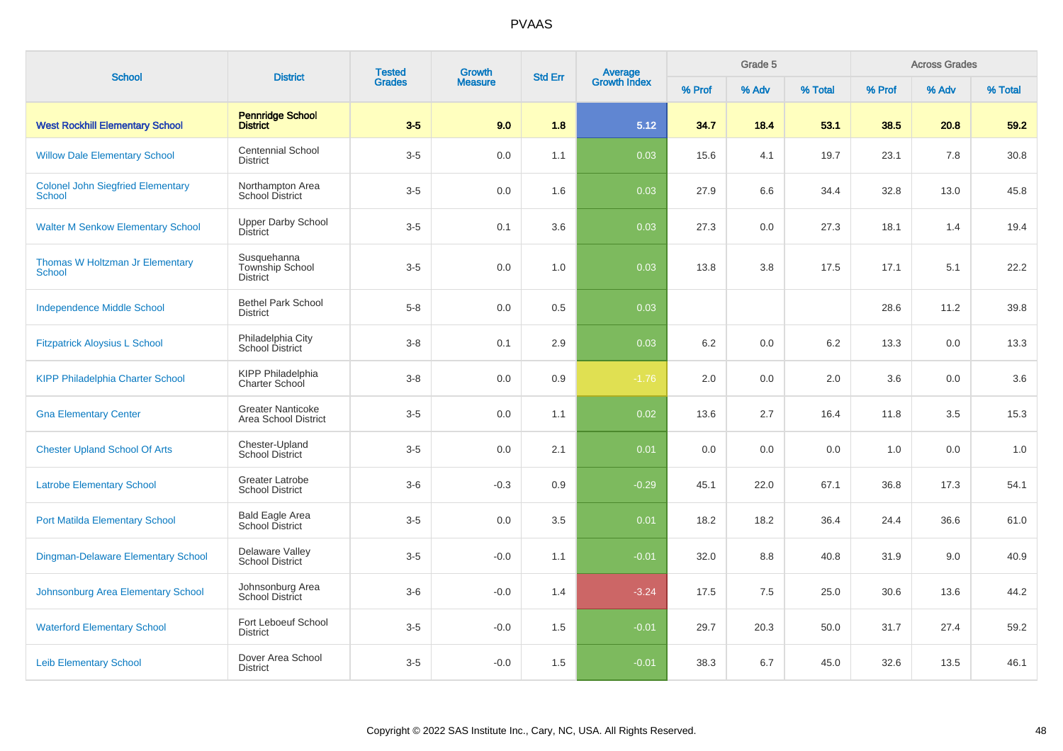| School | District | Tested Grades | Growth Measure | Std Err | Average Growth Index | Grade 5 | | | Across Grades | | |
|---|---|---|---|---|---|---|---|---|---|---|---|
| | | | | | | % Prof | % Adv | % Total | % Prof | % Adv | % Total |
| **West Rockhill Elementary School** | **Pennridge School District** | **3-5** | **9.0** | **1.8** | **5.12** | **34.7** | **18.4** | **53.1** | **38.5** | **20.8** | **59.2** |
| Willow Dale Elementary School | Centennial School District | 3-5 | 0.0 | 1.1 | 0.03 | 15.6 | 4.1 | 19.7 | 23.1 | 7.8 | 30.8 |
| Colonel John Siegfried Elementary School | Northampton Area School District | 3-5 | 0.0 | 1.6 | 0.03 | 27.9 | 6.6 | 34.4 | 32.8 | 13.0 | 45.8 |
| Walter M Senkow Elementary School | Upper Darby School District | 3-5 | 0.1 | 3.6 | 0.03 | 27.3 | 0.0 | 27.3 | 18.1 | 1.4 | 19.4 |
| Thomas W Holtzman Jr Elementary School | Susquehanna Township School District | 3-5 | 0.0 | 1.0 | 0.03 | 13.8 | 3.8 | 17.5 | 17.1 | 5.1 | 22.2 |
| Independence Middle School | Bethel Park School District | 5-8 | 0.0 | 0.5 | 0.03 | | | | 28.6 | 11.2 | 39.8 |
| Fitzpatrick Aloysius L School | Philadelphia City School District | 3-8 | 0.1 | 2.9 | 0.03 | 6.2 | 0.0 | 6.2 | 13.3 | 0.0 | 13.3 |
| KIPP Philadelphia Charter School | KIPP Philadelphia Charter School | 3-8 | 0.0 | 0.9 | -1.76 | 2.0 | 0.0 | 2.0 | 3.6 | 0.0 | 3.6 |
| Gna Elementary Center | Greater Nanticoke Area School District | 3-5 | 0.0 | 1.1 | 0.02 | 13.6 | 2.7 | 16.4 | 11.8 | 3.5 | 15.3 |
| Chester Upland School Of Arts | Chester-Upland School District | 3-5 | 0.0 | 2.1 | 0.01 | 0.0 | 0.0 | 0.0 | 1.0 | 0.0 | 1.0 |
| Latrobe Elementary School | Greater Latrobe School District | 3-6 | -0.3 | 0.9 | -0.29 | 45.1 | 22.0 | 67.1 | 36.8 | 17.3 | 54.1 |
| Port Matilda Elementary School | Bald Eagle Area School District | 3-5 | 0.0 | 3.5 | 0.01 | 18.2 | 18.2 | 36.4 | 24.4 | 36.6 | 61.0 |
| Dingman-Delaware Elementary School | Delaware Valley School District | 3-5 | -0.0 | 1.1 | -0.01 | 32.0 | 8.8 | 40.8 | 31.9 | 9.0 | 40.9 |
| Johnsonburg Area Elementary School | Johnsonburg Area School District | 3-6 | -0.0 | 1.4 | -3.24 | 17.5 | 7.5 | 25.0 | 30.6 | 13.6 | 44.2 |
| Waterford Elementary School | Fort Leboeuf School District | 3-5 | -0.0 | 1.5 | -0.01 | 29.7 | 20.3 | 50.0 | 31.7 | 27.4 | 59.2 |
| Leib Elementary School | Dover Area School District | 3-5 | -0.0 | 1.5 | -0.01 | 38.3 | 6.7 | 45.0 | 32.6 | 13.5 | 46.1 |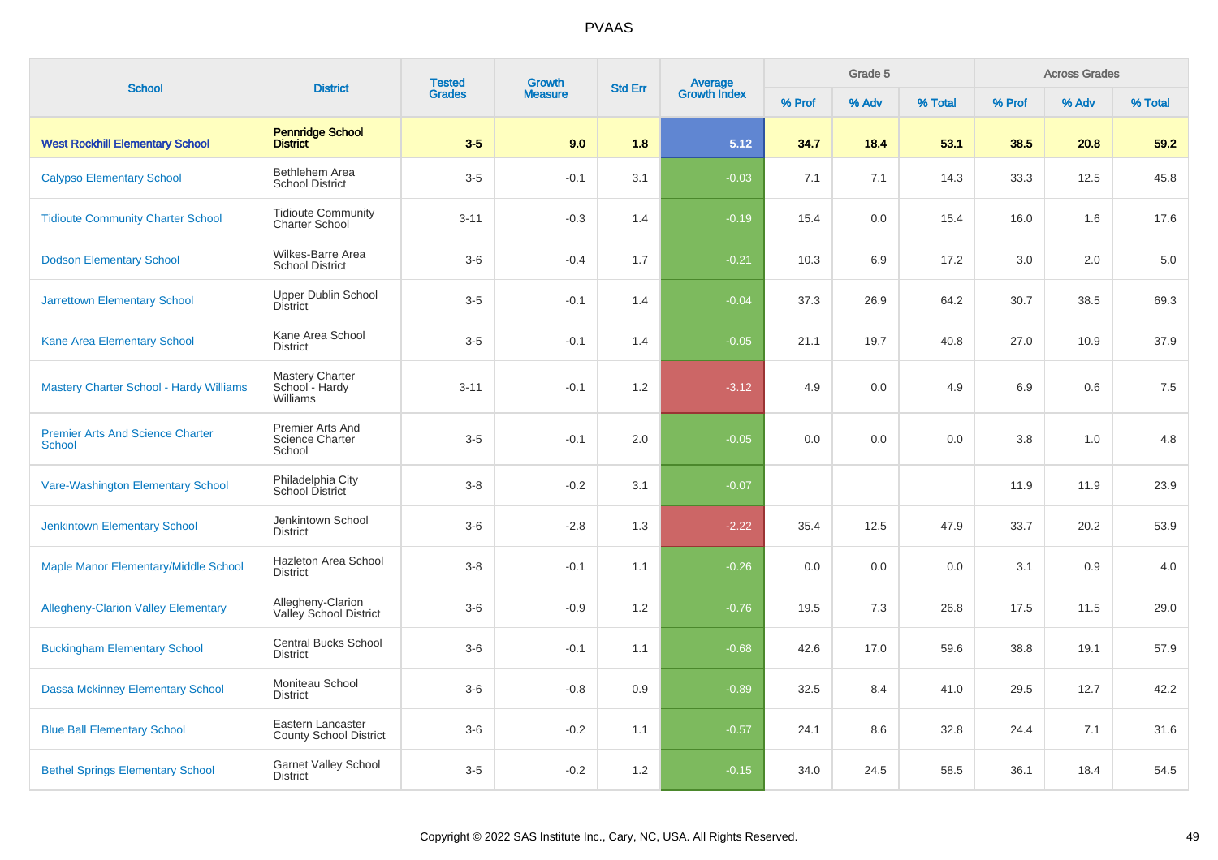| School | District | Tested Grades | Growth Measure | Std Err | Average Growth Index | Grade 5 | | | Across Grades | | |
|---|---|---|---|---|---|---|---|---|---|---|---|
| | | | | | | % Prof | % Adv | % Total | % Prof | % Adv | % Total |
| **West Rockhill Elementary School** | **Pennridge School District** | **3-5** | **9.0** | **1.8** | **5.12** | **34.7** | **18.4** | **53.1** | **38.5** | **20.8** | **59.2** |
| Calypso Elementary School | Bethlehem Area School District | 3-5 | -0.1 | 3.1 | -0.03 | 7.1 | 7.1 | 14.3 | 33.3 | 12.5 | 45.8 |
| Tidioute Community Charter School | Tidioute Community Charter School | 3-11 | -0.3 | 1.4 | -0.19 | 15.4 | 0.0 | 15.4 | 16.0 | 1.6 | 17.6 |
| Dodson Elementary School | Wilkes-Barre Area School District | 3-6 | -0.4 | 1.7 | -0.21 | 10.3 | 6.9 | 17.2 | 3.0 | 2.0 | 5.0 |
| Jarrettown Elementary School | Upper Dublin School District | 3-5 | -0.1 | 1.4 | -0.04 | 37.3 | 26.9 | 64.2 | 30.7 | 38.5 | 69.3 |
| Kane Area Elementary School | Kane Area School District | 3-5 | -0.1 | 1.4 | -0.05 | 21.1 | 19.7 | 40.8 | 27.0 | 10.9 | 37.9 |
| Mastery Charter School - Hardy Williams | Mastery Charter School - Hardy Williams | 3-11 | -0.1 | 1.2 | -3.12 | 4.9 | 0.0 | 4.9 | 6.9 | 0.6 | 7.5 |
| Premier Arts And Science Charter School | Premier Arts And Science Charter School | 3-5 | -0.1 | 2.0 | -0.05 | 0.0 | 0.0 | 0.0 | 3.8 | 1.0 | 4.8 |
| Vare-Washington Elementary School | Philadelphia City School District | 3-8 | -0.2 | 3.1 | -0.07 | | | | 11.9 | 11.9 | 23.9 |
| Jenkintown Elementary School | Jenkintown School District | 3-6 | -2.8 | 1.3 | -2.22 | 35.4 | 12.5 | 47.9 | 33.7 | 20.2 | 53.9 |
| Maple Manor Elementary/Middle School | Hazleton Area School District | 3-8 | -0.1 | 1.1 | -0.26 | 0.0 | 0.0 | 0.0 | 3.1 | 0.9 | 4.0 |
| Allegheny-Clarion Valley Elementary | Allegheny-Clarion Valley School District | 3-6 | -0.9 | 1.2 | -0.76 | 19.5 | 7.3 | 26.8 | 17.5 | 11.5 | 29.0 |
| Buckingham Elementary School | Central Bucks School District | 3-6 | -0.1 | 1.1 | -0.68 | 42.6 | 17.0 | 59.6 | 38.8 | 19.1 | 57.9 |
| Dassa Mckinney Elementary School | Moniteau School District | 3-6 | -0.8 | 0.9 | -0.89 | 32.5 | 8.4 | 41.0 | 29.5 | 12.7 | 42.2 |
| Blue Ball Elementary School | Eastern Lancaster County School District | 3-6 | -0.2 | 1.1 | -0.57 | 24.1 | 8.6 | 32.8 | 24.4 | 7.1 | 31.6 |
| Bethel Springs Elementary School | Garnet Valley School District | 3-5 | -0.2 | 1.2 | -0.15 | 34.0 | 24.5 | 58.5 | 36.1 | 18.4 | 54.5 |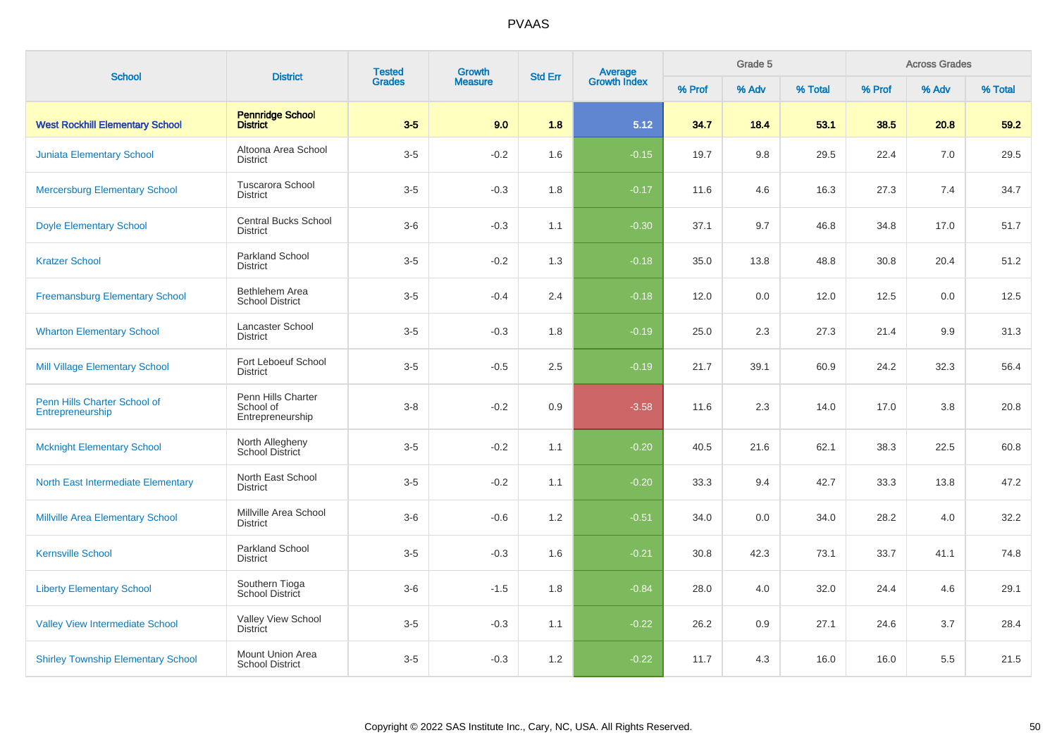| School | District | Tested Grades | Growth Measure | Std Err | Average Growth Index | Grade 5 | | | Across Grades | | |
|---|---|---|---|---|---|---|---|---|---|---|---|
| | | | | | | % Prof | % Adv | % Total | % Prof | % Adv | % Total |
| **West Rockhill Elementary School** | **Pennridge School District** | **3-5** | **9.0** | **1.8** | **5.12** | **34.7** | **18.4** | **53.1** | **38.5** | **20.8** | **59.2** |
| Juniata Elementary School | Altoona Area School District | 3-5 | -0.2 | 1.6 | -0.15 | 19.7 | 9.8 | 29.5 | 22.4 | 7.0 | 29.5 |
| Mercersburg Elementary School | Tuscarora School District | 3-5 | -0.3 | 1.8 | -0.17 | 11.6 | 4.6 | 16.3 | 27.3 | 7.4 | 34.7 |
| Doyle Elementary School | Central Bucks School District | 3-6 | -0.3 | 1.1 | -0.30 | 37.1 | 9.7 | 46.8 | 34.8 | 17.0 | 51.7 |
| Kratzer School | Parkland School District | 3-5 | -0.2 | 1.3 | -0.18 | 35.0 | 13.8 | 48.8 | 30.8 | 20.4 | 51.2 |
| Freemansburg Elementary School | Bethlehem Area School District | 3-5 | -0.4 | 2.4 | -0.18 | 12.0 | 0.0 | 12.0 | 12.5 | 0.0 | 12.5 |
| Wharton Elementary School | Lancaster School District | 3-5 | -0.3 | 1.8 | -0.19 | 25.0 | 2.3 | 27.3 | 21.4 | 9.9 | 31.3 |
| Mill Village Elementary School | Fort Leboeuf School District | 3-5 | -0.5 | 2.5 | -0.19 | 21.7 | 39.1 | 60.9 | 24.2 | 32.3 | 56.4 |
| Penn Hills Charter School of Entrepreneurship | Penn Hills Charter School of Entrepreneurship | 3-8 | -0.2 | 0.9 | -3.58 | 11.6 | 2.3 | 14.0 | 17.0 | 3.8 | 20.8 |
| Mcknight Elementary School | North Allegheny School District | 3-5 | -0.2 | 1.1 | -0.20 | 40.5 | 21.6 | 62.1 | 38.3 | 22.5 | 60.8 |
| North East Intermediate Elementary | North East School District | 3-5 | -0.2 | 1.1 | -0.20 | 33.3 | 9.4 | 42.7 | 33.3 | 13.8 | 47.2 |
| Millville Area Elementary School | Millville Area School District | 3-6 | -0.6 | 1.2 | -0.51 | 34.0 | 0.0 | 34.0 | 28.2 | 4.0 | 32.2 |
| Kernsville School | Parkland School District | 3-5 | -0.3 | 1.6 | -0.21 | 30.8 | 42.3 | 73.1 | 33.7 | 41.1 | 74.8 |
| Liberty Elementary School | Southern Tioga School District | 3-6 | -1.5 | 1.8 | -0.84 | 28.0 | 4.0 | 32.0 | 24.4 | 4.6 | 29.1 |
| Valley View Intermediate School | Valley View School District | 3-5 | -0.3 | 1.1 | -0.22 | 26.2 | 0.9 | 27.1 | 24.6 | 3.7 | 28.4 |
| Shirley Township Elementary School | Mount Union Area School District | 3-5 | -0.3 | 1.2 | -0.22 | 11.7 | 4.3 | 16.0 | 16.0 | 5.5 | 21.5 |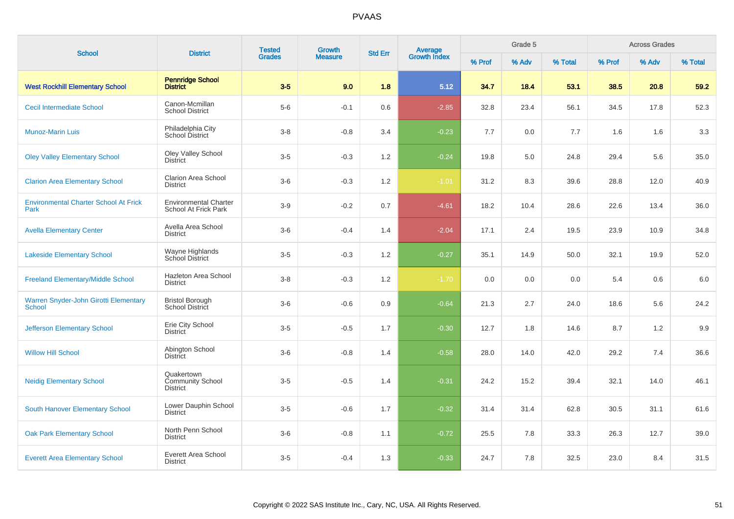# PVAAS

| School | District | Tested Grades | Growth Measure | Std Err | Average Growth Index | Grade 5 | | | Across Grades | | |
|---|---|---|---|---|---|---|---|---|---|---|---|
| | | | | | | % Prof | % Adv | % Total | % Prof | % Adv | % Total |
| **West Rockhill Elementary School** | **Pennridge School District** | **3-5** | **9.0** | **1.8** | **5.12** | **34.7** | **18.4** | **53.1** | **38.5** | **20.8** | **59.2** |
| Cecil Intermediate School | Canon-Mcmillan School District | 5-6 | -0.1 | 0.6 | -2.85 | 32.8 | 23.4 | 56.1 | 34.5 | 17.8 | 52.3 |
| Munoz-Marin Luis | Philadelphia City School District | 3-8 | -0.8 | 3.4 | -0.23 | 7.7 | 0.0 | 7.7 | 1.6 | 1.6 | 3.3 |
| Oley Valley Elementary School | Oley Valley School District | 3-5 | -0.3 | 1.2 | -0.24 | 19.8 | 5.0 | 24.8 | 29.4 | 5.6 | 35.0 |
| Clarion Area Elementary School | Clarion Area School District | 3-6 | -0.3 | 1.2 | -1.01 | 31.2 | 8.3 | 39.6 | 28.8 | 12.0 | 40.9 |
| Environmental Charter School At Frick Park | Environmental Charter School At Frick Park | 3-9 | -0.2 | 0.7 | -4.61 | 18.2 | 10.4 | 28.6 | 22.6 | 13.4 | 36.0 |
| Avella Elementary Center | Avella Area School District | 3-6 | -0.4 | 1.4 | -2.04 | 17.1 | 2.4 | 19.5 | 23.9 | 10.9 | 34.8 |
| Lakeside Elementary School | Wayne Highlands School District | 3-5 | -0.3 | 1.2 | -0.27 | 35.1 | 14.9 | 50.0 | 32.1 | 19.9 | 52.0 |
| Freeland Elementary/Middle School | Hazleton Area School District | 3-8 | -0.3 | 1.2 | -1.70 | 0.0 | 0.0 | 0.0 | 5.4 | 0.6 | 6.0 |
| Warren Snyder-John Girotti Elementary School | Bristol Borough School District | 3-6 | -0.6 | 0.9 | -0.64 | 21.3 | 2.7 | 24.0 | 18.6 | 5.6 | 24.2 |
| Jefferson Elementary School | Erie City School District | 3-5 | -0.5 | 1.7 | -0.30 | 12.7 | 1.8 | 14.6 | 8.7 | 1.2 | 9.9 |
| Willow Hill School | Abington School District | 3-6 | -0.8 | 1.4 | -0.58 | 28.0 | 14.0 | 42.0 | 29.2 | 7.4 | 36.6 |
| Neidig Elementary School | Quakertown Community School District | 3-5 | -0.5 | 1.4 | -0.31 | 24.2 | 15.2 | 39.4 | 32.1 | 14.0 | 46.1 |
| South Hanover Elementary School | Lower Dauphin School District | 3-5 | -0.6 | 1.7 | -0.32 | 31.4 | 31.4 | 62.8 | 30.5 | 31.1 | 61.6 |
| Oak Park Elementary School | North Penn School District | 3-6 | -0.8 | 1.1 | -0.72 | 25.5 | 7.8 | 33.3 | 26.3 | 12.7 | 39.0 |
| Everett Area Elementary School | Everett Area School District | 3-5 | -0.4 | 1.3 | -0.33 | 24.7 | 7.8 | 32.5 | 23.0 | 8.4 | 31.5 |

Copyright © 2022 SAS Institute Inc., Cary, NC, USA. All Rights Reserved.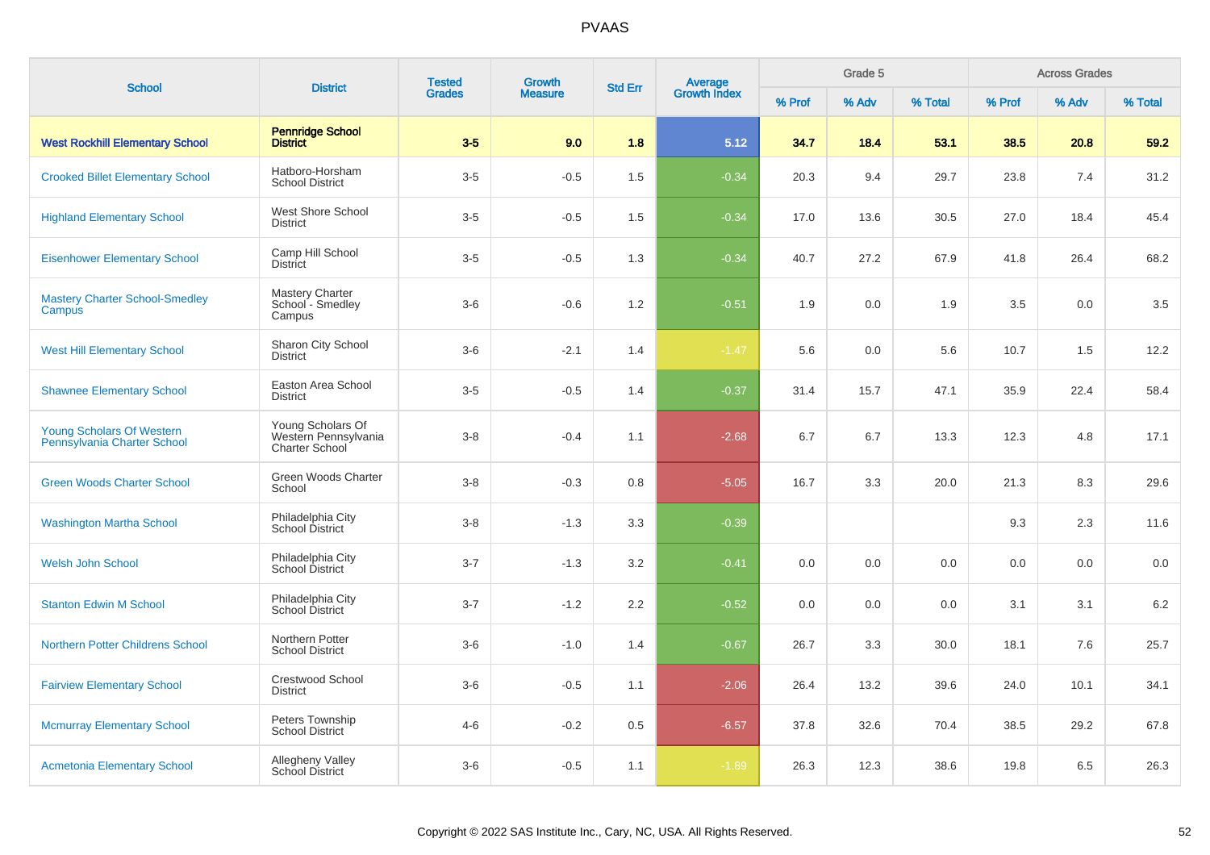# PVAAS

| School | District | Tested Grades | Growth Measure | Std Err | Average Growth Index | Grade 5 | | | Across Grades | | |
|---|---|---|---|---|---|---|---|---|---|---|---|
| | | | | | | % Prof | % Adv | % Total | % Prof | % Adv | % Total |
| **West Rockhill Elementary School** | **Pennridge School District** | **3-5** | **9.0** | **1.8** | **5.12** | **34.7** | **18.4** | **53.1** | **38.5** | **20.8** | **59.2** |
| Crooked Billet Elementary School | Hatboro-Horsham School District | 3-5 | -0.5 | 1.5 | -0.34 | 20.3 | 9.4 | 29.7 | 23.8 | 7.4 | 31.2 |
| Highland Elementary School | West Shore School District | 3-5 | -0.5 | 1.5 | -0.34 | 17.0 | 13.6 | 30.5 | 27.0 | 18.4 | 45.4 |
| Eisenhower Elementary School | Camp Hill School District | 3-5 | -0.5 | 1.3 | -0.34 | 40.7 | 27.2 | 67.9 | 41.8 | 26.4 | 68.2 |
| Mastery Charter School-Smedley Campus | Mastery Charter School - Smedley Campus | 3-6 | -0.6 | 1.2 | -0.51 | 1.9 | 0.0 | 1.9 | 3.5 | 0.0 | 3.5 |
| West Hill Elementary School | Sharon City School District | 3-6 | -2.1 | 1.4 | -1.47 | 5.6 | 0.0 | 5.6 | 10.7 | 1.5 | 12.2 |
| Shawnee Elementary School | Easton Area School District | 3-5 | -0.5 | 1.4 | -0.37 | 31.4 | 15.7 | 47.1 | 35.9 | 22.4 | 58.4 |
| Young Scholars Of Western Pennsylvania Charter School | Young Scholars Of Western Pennsylvania Charter School | 3-8 | -0.4 | 1.1 | -2.68 | 6.7 | 6.7 | 13.3 | 12.3 | 4.8 | 17.1 |
| Green Woods Charter School | Green Woods Charter School | 3-8 | -0.3 | 0.8 | -5.05 | 16.7 | 3.3 | 20.0 | 21.3 | 8.3 | 29.6 |
| Washington Martha School | Philadelphia City School District | 3-8 | -1.3 | 3.3 | -0.39 | | | | 9.3 | 2.3 | 11.6 |
| Welsh John School | Philadelphia City School District | 3-7 | -1.3 | 3.2 | -0.41 | 0.0 | 0.0 | 0.0 | 0.0 | 0.0 | 0.0 |
| Stanton Edwin M School | Philadelphia City School District | 3-7 | -1.2 | 2.2 | -0.52 | 0.0 | 0.0 | 0.0 | 3.1 | 3.1 | 6.2 |
| Northern Potter Childrens School | Northern Potter School District | 3-6 | -1.0 | 1.4 | -0.67 | 26.7 | 3.3 | 30.0 | 18.1 | 7.6 | 25.7 |
| Fairview Elementary School | Crestwood School District | 3-6 | -0.5 | 1.1 | -2.06 | 26.4 | 13.2 | 39.6 | 24.0 | 10.1 | 34.1 |
| Mcmurray Elementary School | Peters Township School District | 4-6 | -0.2 | 0.5 | -6.57 | 37.8 | 32.6 | 70.4 | 38.5 | 29.2 | 67.8 |
| Acmetonia Elementary School | Allegheny Valley School District | 3-6 | -0.5 | 1.1 | -1.89 | 26.3 | 12.3 | 38.6 | 19.8 | 6.5 | 26.3 |

Copyright © 2022 SAS Institute Inc., Cary, NC, USA. All Rights Reserved.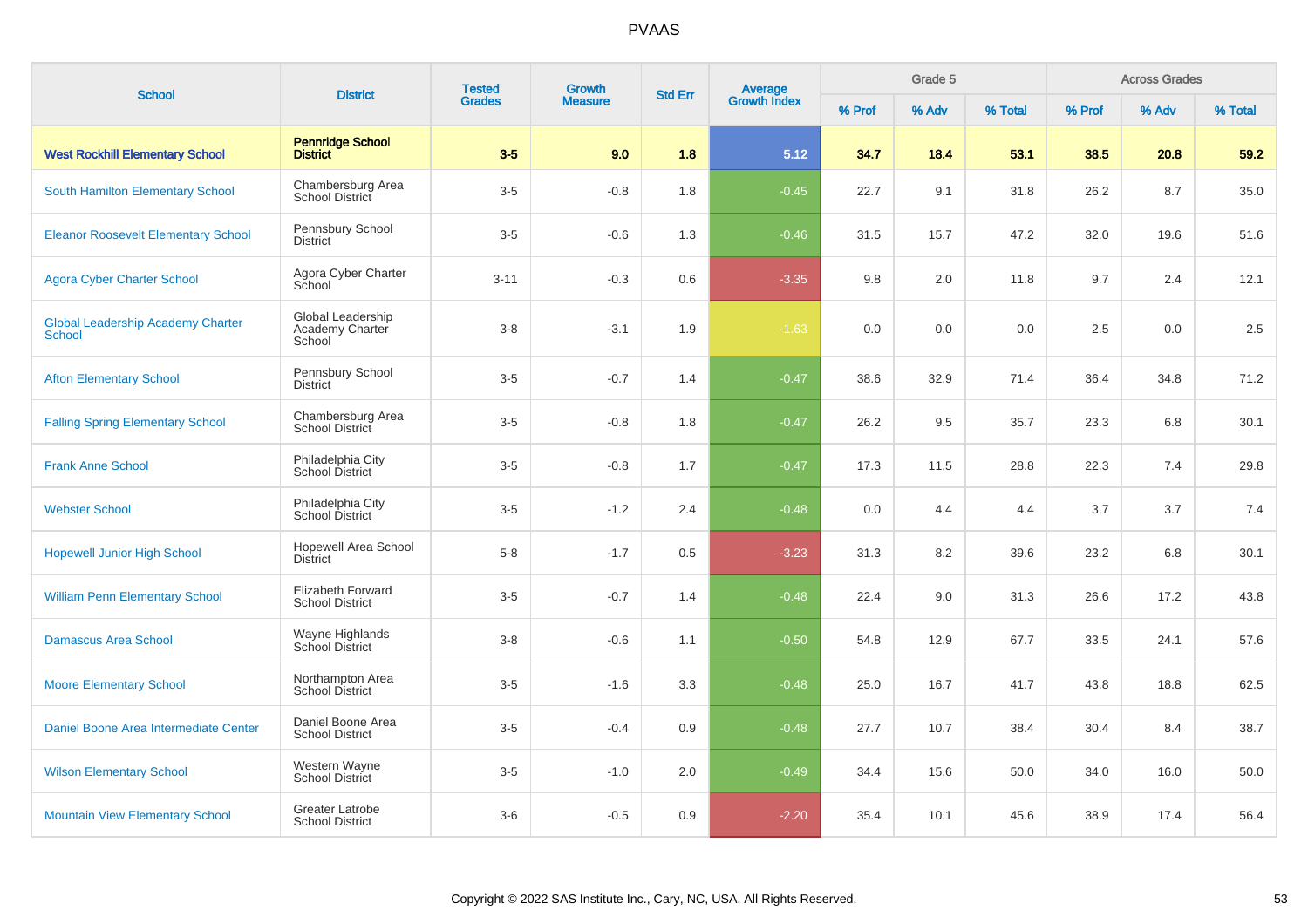# PVAAS

| School | District | Tested Grades | Growth Measure | Std Err | Average Growth Index | Grade 5 | | | Across Grades | | |
|---|---|---|---|---|---|---|---|---|---|---|---|
| | | | | | | % Prof | % Adv | % Total | % Prof | % Adv | % Total |
| **West Rockhill Elementary School** | **Pennridge School District** | **3-5** | **9.0** | **1.8** | **5.12** | **34.7** | **18.4** | **53.1** | **38.5** | **20.8** | **59.2** |
| South Hamilton Elementary School | Chambersburg Area School District | 3-5 | -0.8 | 1.8 | -0.45 | 22.7 | 9.1 | 31.8 | 26.2 | 8.7 | 35.0 |
| Eleanor Roosevelt Elementary School | Pennsbury School District | 3-5 | -0.6 | 1.3 | -0.46 | 31.5 | 15.7 | 47.2 | 32.0 | 19.6 | 51.6 |
| Agora Cyber Charter School | Agora Cyber Charter School | 3-11 | -0.3 | 0.6 | -3.35 | 9.8 | 2.0 | 11.8 | 9.7 | 2.4 | 12.1 |
| Global Leadership Academy Charter School | Global Leadership Academy Charter School | 3-8 | -3.1 | 1.9 | -1.63 | 0.0 | 0.0 | 0.0 | 2.5 | 0.0 | 2.5 |
| Afton Elementary School | Pennsbury School District | 3-5 | -0.7 | 1.4 | -0.47 | 38.6 | 32.9 | 71.4 | 36.4 | 34.8 | 71.2 |
| Falling Spring Elementary School | Chambersburg Area School District | 3-5 | -0.8 | 1.8 | -0.47 | 26.2 | 9.5 | 35.7 | 23.3 | 6.8 | 30.1 |
| Frank Anne School | Philadelphia City School District | 3-5 | -0.8 | 1.7 | -0.47 | 17.3 | 11.5 | 28.8 | 22.3 | 7.4 | 29.8 |
| Webster School | Philadelphia City School District | 3-5 | -1.2 | 2.4 | -0.48 | 0.0 | 4.4 | 4.4 | 3.7 | 3.7 | 7.4 |
| Hopewell Junior High School | Hopewell Area School District | 5-8 | -1.7 | 0.5 | -3.23 | 31.3 | 8.2 | 39.6 | 23.2 | 6.8 | 30.1 |
| William Penn Elementary School | Elizabeth Forward School District | 3-5 | -0.7 | 1.4 | -0.48 | 22.4 | 9.0 | 31.3 | 26.6 | 17.2 | 43.8 |
| Damascus Area School | Wayne Highlands School District | 3-8 | -0.6 | 1.1 | -0.50 | 54.8 | 12.9 | 67.7 | 33.5 | 24.1 | 57.6 |
| Moore Elementary School | Northampton Area School District | 3-5 | -1.6 | 3.3 | -0.48 | 25.0 | 16.7 | 41.7 | 43.8 | 18.8 | 62.5 |
| Daniel Boone Area Intermediate Center | Daniel Boone Area School District | 3-5 | -0.4 | 0.9 | -0.48 | 27.7 | 10.7 | 38.4 | 30.4 | 8.4 | 38.7 |
| Wilson Elementary School | Western Wayne School District | 3-5 | -1.0 | 2.0 | -0.49 | 34.4 | 15.6 | 50.0 | 34.0 | 16.0 | 50.0 |
| Mountain View Elementary School | Greater Latrobe School District | 3-6 | -0.5 | 0.9 | -2.20 | 35.4 | 10.1 | 45.6 | 38.9 | 17.4 | 56.4 |

Copyright © 2022 SAS Institute Inc., Cary, NC, USA. All Rights Reserved.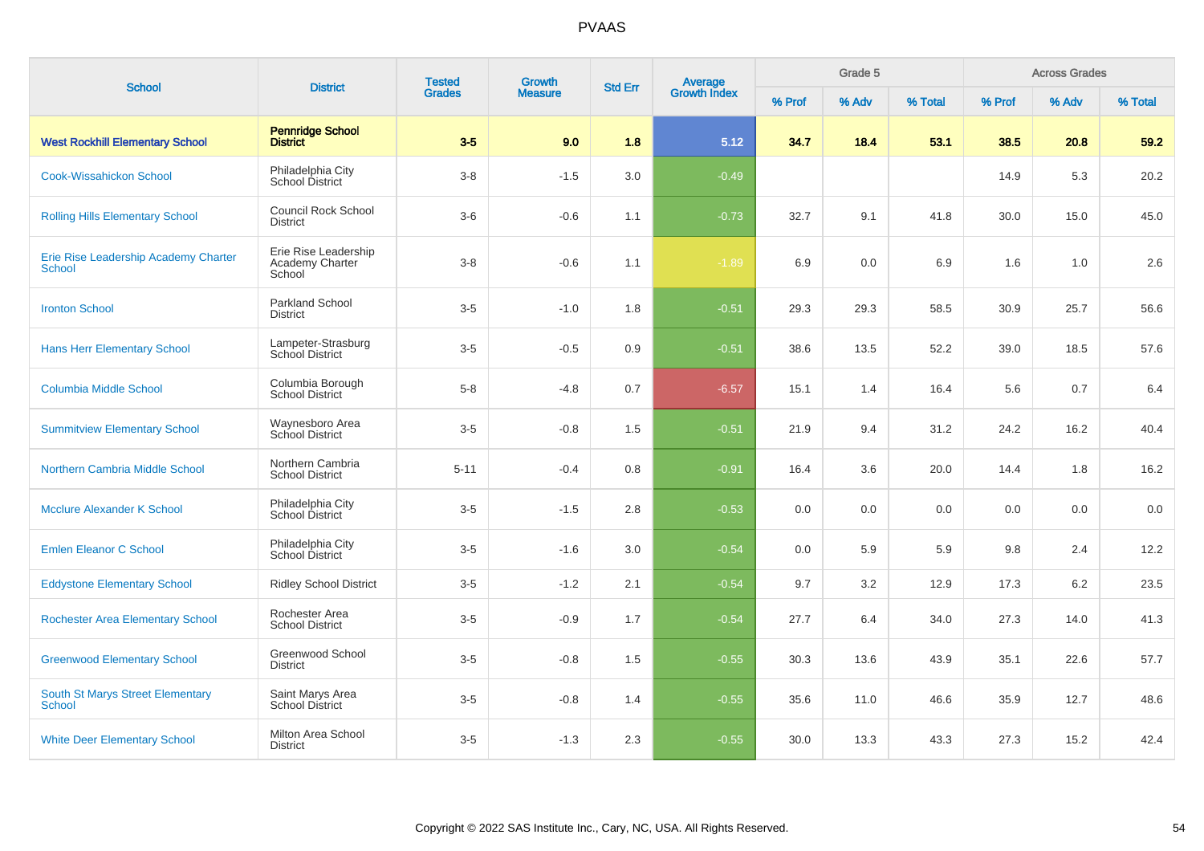## PVAAS

| School | District | Tested Grades | Growth Measure | Std Err | Average Growth Index | Grade 5 | | | Across Grades | | |
|---|---|---|---|---|---|---|---|---|---|---|---|
| | | | | | | % Prof | % Adv | % Total | % Prof | % Adv | % Total |
| **West Rockhill Elementary School** | **Pennridge School District** | **3-5** | **9.0** | **1.8** | **5.12** | **34.7** | **18.4** | **53.1** | **38.5** | **20.8** | **59.2** |
| Cook-Wissahickon School | Philadelphia City School District | 3-8 | -1.5 | 3.0 | -0.49 | | | | 14.9 | 5.3 | 20.2 |
| Rolling Hills Elementary School | Council Rock School District | 3-6 | -0.6 | 1.1 | -0.73 | 32.7 | 9.1 | 41.8 | 30.0 | 15.0 | 45.0 |
| Erie Rise Leadership Academy Charter School | Erie Rise Leadership Academy Charter School | 3-8 | -0.6 | 1.1 | -1.89 | 6.9 | 0.0 | 6.9 | 1.6 | 1.0 | 2.6 |
| Ironton School | Parkland School District | 3-5 | -1.0 | 1.8 | -0.51 | 29.3 | 29.3 | 58.5 | 30.9 | 25.7 | 56.6 |
| Hans Herr Elementary School | Lampeter-Strasburg School District | 3-5 | -0.5 | 0.9 | -0.51 | 38.6 | 13.5 | 52.2 | 39.0 | 18.5 | 57.6 |
| Columbia Middle School | Columbia Borough School District | 5-8 | -4.8 | 0.7 | -6.57 | 15.1 | 1.4 | 16.4 | 5.6 | 0.7 | 6.4 |
| Summitview Elementary School | Waynesboro Area School District | 3-5 | -0.8 | 1.5 | -0.51 | 21.9 | 9.4 | 31.2 | 24.2 | 16.2 | 40.4 |
| Northern Cambria Middle School | Northern Cambria School District | 5-11 | -0.4 | 0.8 | -0.91 | 16.4 | 3.6 | 20.0 | 14.4 | 1.8 | 16.2 |
| Mcclure Alexander K School | Philadelphia City School District | 3-5 | -1.5 | 2.8 | -0.53 | 0.0 | 0.0 | 0.0 | 0.0 | 0.0 | 0.0 |
| Emlen Eleanor C School | Philadelphia City School District | 3-5 | -1.6 | 3.0 | -0.54 | 0.0 | 5.9 | 5.9 | 9.8 | 2.4 | 12.2 |
| Eddystone Elementary School | Ridley School District | 3-5 | -1.2 | 2.1 | -0.54 | 9.7 | 3.2 | 12.9 | 17.3 | 6.2 | 23.5 |
| Rochester Area Elementary School | Rochester Area School District | 3-5 | -0.9 | 1.7 | -0.54 | 27.7 | 6.4 | 34.0 | 27.3 | 14.0 | 41.3 |
| Greenwood Elementary School | Greenwood School District | 3-5 | -0.8 | 1.5 | -0.55 | 30.3 | 13.6 | 43.9 | 35.1 | 22.6 | 57.7 |
| South St Marys Street Elementary School | Saint Marys Area School District | 3-5 | -0.8 | 1.4 | -0.55 | 35.6 | 11.0 | 46.6 | 35.9 | 12.7 | 48.6 |
| White Deer Elementary School | Milton Area School District | 3-5 | -1.3 | 2.3 | -0.55 | 30.0 | 13.3 | 43.3 | 27.3 | 15.2 | 42.4 |

Copyright © 2022 SAS Institute Inc., Cary, NC, USA. All Rights Reserved.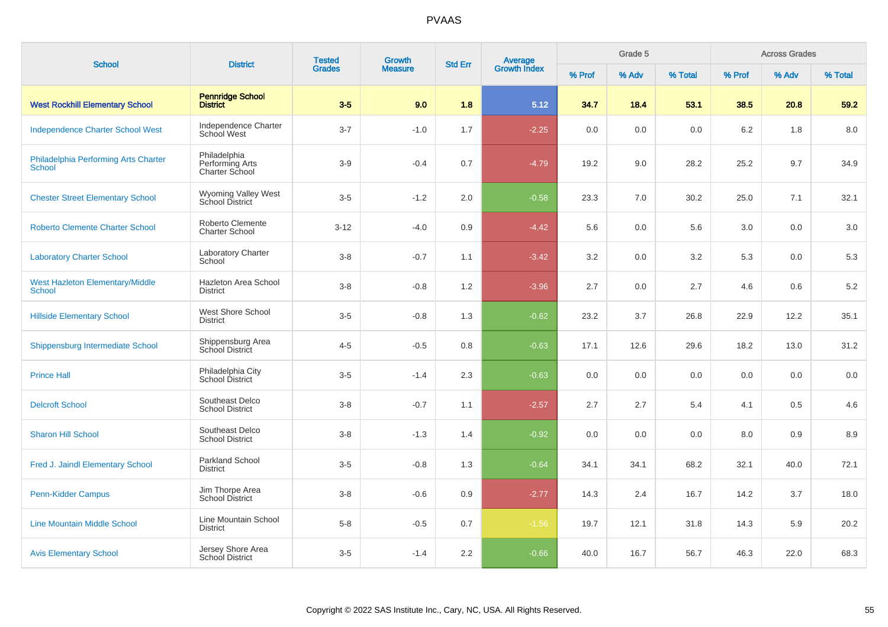| School | District | Tested Grades | Growth Measure | Std Err | Average Growth Index | Grade 5 | | | Across Grades | | |
|---|---|---|---|---|---|---|---|---|---|---|---|
| | | | | | | % Prof | % Adv | % Total | % Prof | % Adv | % Total |
| **West Rockhill Elementary School** | **Pennridge School District** | **3-5** | **9.0** | **1.8** | **5.12** | **34.7** | **18.4** | **53.1** | **38.5** | **20.8** | **59.2** |
| Independence Charter School West | Independence Charter School West | 3-7 | -1.0 | 1.7 | -2.25 | 0.0 | 0.0 | 0.0 | 6.2 | 1.8 | 8.0 |
| Philadelphia Performing Arts Charter School | Philadelphia Performing Arts Charter School | 3-9 | -0.4 | 0.7 | -4.79 | 19.2 | 9.0 | 28.2 | 25.2 | 9.7 | 34.9 |
| Chester Street Elementary School | Wyoming Valley West School District | 3-5 | -1.2 | 2.0 | -0.58 | 23.3 | 7.0 | 30.2 | 25.0 | 7.1 | 32.1 |
| Roberto Clemente Charter School | Roberto Clemente Charter School | 3-12 | -4.0 | 0.9 | -4.42 | 5.6 | 0.0 | 5.6 | 3.0 | 0.0 | 3.0 |
| Laboratory Charter School | Laboratory Charter School | 3-8 | -0.7 | 1.1 | -3.42 | 3.2 | 0.0 | 3.2 | 5.3 | 0.0 | 5.3 |
| West Hazleton Elementary/Middle School | Hazleton Area School District | 3-8 | -0.8 | 1.2 | -3.96 | 2.7 | 0.0 | 2.7 | 4.6 | 0.6 | 5.2 |
| Hillside Elementary School | West Shore School District | 3-5 | -0.8 | 1.3 | -0.62 | 23.2 | 3.7 | 26.8 | 22.9 | 12.2 | 35.1 |
| Shippensburg Intermediate School | Shippensburg Area School District | 4-5 | -0.5 | 0.8 | -0.63 | 17.1 | 12.6 | 29.6 | 18.2 | 13.0 | 31.2 |
| Prince Hall | Philadelphia City School District | 3-5 | -1.4 | 2.3 | -0.63 | 0.0 | 0.0 | 0.0 | 0.0 | 0.0 | 0.0 |
| Delcroft School | Southeast Delco School District | 3-8 | -0.7 | 1.1 | -2.57 | 2.7 | 2.7 | 5.4 | 4.1 | 0.5 | 4.6 |
| Sharon Hill School | Southeast Delco School District | 3-8 | -1.3 | 1.4 | -0.92 | 0.0 | 0.0 | 0.0 | 8.0 | 0.9 | 8.9 |
| Fred J. Jaindl Elementary School | Parkland School District | 3-5 | -0.8 | 1.3 | -0.64 | 34.1 | 34.1 | 68.2 | 32.1 | 40.0 | 72.1 |
| Penn-Kidder Campus | Jim Thorpe Area School District | 3-8 | -0.6 | 0.9 | -2.77 | 14.3 | 2.4 | 16.7 | 14.2 | 3.7 | 18.0 |
| Line Mountain Middle School | Line Mountain School District | 5-8 | -0.5 | 0.7 | -1.56 | 19.7 | 12.1 | 31.8 | 14.3 | 5.9 | 20.2 |
| Avis Elementary School | Jersey Shore Area School District | 3-5 | -1.4 | 2.2 | -0.66 | 40.0 | 16.7 | 56.7 | 46.3 | 22.0 | 68.3 |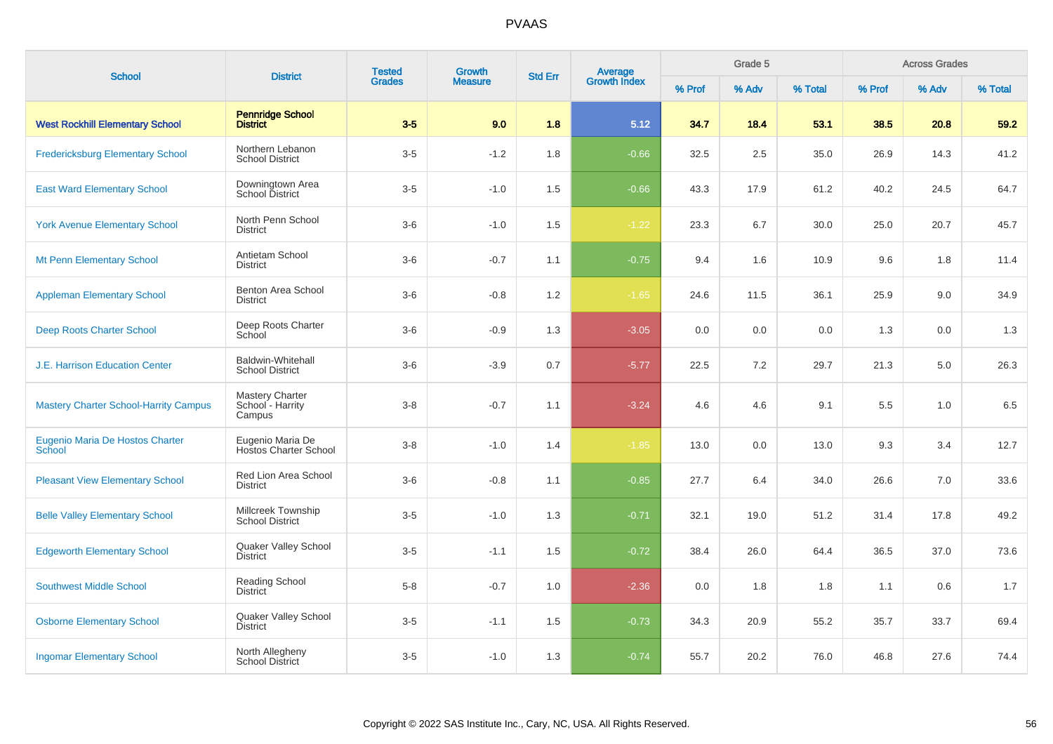| School | District | Tested Grades | Growth Measure | Std Err | Average Growth Index | Grade 5 | | | Across Grades | | |
|---|---|---|---|---|---|---|---|---|---|---|---|
| | | | | | | % Prof | % Adv | % Total | % Prof | % Adv | % Total |
| **West Rockhill Elementary School** | **Pennridge School District** | **3-5** | **9.0** | **1.8** | **5.12** | **34.7** | **18.4** | **53.1** | **38.5** | **20.8** | **59.2** |
| Fredericksburg Elementary School | Northern Lebanon School District | 3-5 | -1.2 | 1.8 | -0.66 | 32.5 | 2.5 | 35.0 | 26.9 | 14.3 | 41.2 |
| East Ward Elementary School | Downingtown Area School District | 3-5 | -1.0 | 1.5 | -0.66 | 43.3 | 17.9 | 61.2 | 40.2 | 24.5 | 64.7 |
| York Avenue Elementary School | North Penn School District | 3-6 | -1.0 | 1.5 | -1.22 | 23.3 | 6.7 | 30.0 | 25.0 | 20.7 | 45.7 |
| Mt Penn Elementary School | Antietam School District | 3-6 | -0.7 | 1.1 | -0.75 | 9.4 | 1.6 | 10.9 | 9.6 | 1.8 | 11.4 |
| Appleman Elementary School | Benton Area School District | 3-6 | -0.8 | 1.2 | -1.65 | 24.6 | 11.5 | 36.1 | 25.9 | 9.0 | 34.9 |
| Deep Roots Charter School | Deep Roots Charter School | 3-6 | -0.9 | 1.3 | -3.05 | 0.0 | 0.0 | 0.0 | 1.3 | 0.0 | 1.3 |
| J.E. Harrison Education Center | Baldwin-Whitehall School District | 3-6 | -3.9 | 0.7 | -5.77 | 22.5 | 7.2 | 29.7 | 21.3 | 5.0 | 26.3 |
| Mastery Charter School-Harrity Campus | Mastery Charter School - Harrity Campus | 3-8 | -0.7 | 1.1 | -3.24 | 4.6 | 4.6 | 9.1 | 5.5 | 1.0 | 6.5 |
| Eugenio Maria De Hostos Charter School | Eugenio Maria De Hostos Charter School | 3-8 | -1.0 | 1.4 | -1.85 | 13.0 | 0.0 | 13.0 | 9.3 | 3.4 | 12.7 |
| Pleasant View Elementary School | Red Lion Area School District | 3-6 | -0.8 | 1.1 | -0.85 | 27.7 | 6.4 | 34.0 | 26.6 | 7.0 | 33.6 |
| Belle Valley Elementary School | Millcreek Township School District | 3-5 | -1.0 | 1.3 | -0.71 | 32.1 | 19.0 | 51.2 | 31.4 | 17.8 | 49.2 |
| Edgeworth Elementary School | Quaker Valley School District | 3-5 | -1.1 | 1.5 | -0.72 | 38.4 | 26.0 | 64.4 | 36.5 | 37.0 | 73.6 |
| Southwest Middle School | Reading School District | 5-8 | -0.7 | 1.0 | -2.36 | 0.0 | 1.8 | 1.8 | 1.1 | 0.6 | 1.7 |
| Osborne Elementary School | Quaker Valley School District | 3-5 | -1.1 | 1.5 | -0.73 | 34.3 | 20.9 | 55.2 | 35.7 | 33.7 | 69.4 |
| Ingomar Elementary School | North Allegheny School District | 3-5 | -1.0 | 1.3 | -0.74 | 55.7 | 20.2 | 76.0 | 46.8 | 27.6 | 74.4 |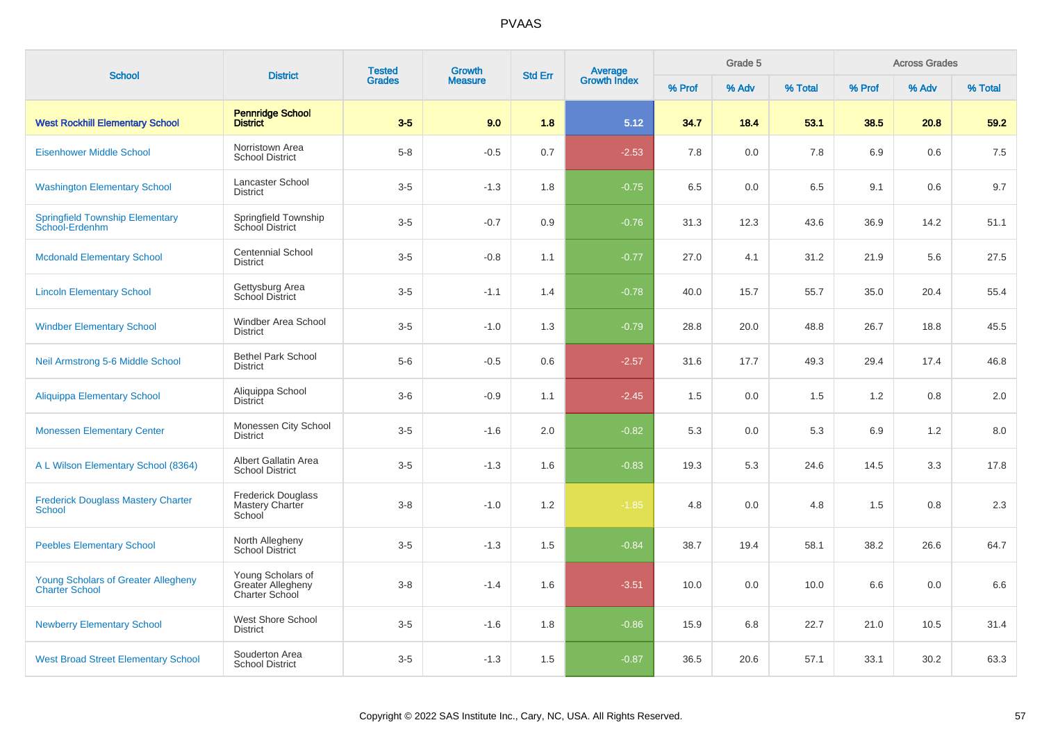# PVAAS

| School | District | Tested Grades | Growth Measure | Std Err | Average Growth Index | Grade 5 | | | Across Grades | | |
|---|---|---|---|---|---|---|---|---|---|---|---|
| | | | | | | % Prof | % Adv | % Total | % Prof | % Adv | % Total |
| **West Rockhill Elementary School** | **Pennridge School District** | **3-5** | **9.0** | **1.8** | **5.12** | **34.7** | **18.4** | **53.1** | **38.5** | **20.8** | **59.2** |
| Eisenhower Middle School | Norristown Area School District | 5-8 | -0.5 | 0.7 | -2.53 | 7.8 | 0.0 | 7.8 | 6.9 | 0.6 | 7.5 |
| Washington Elementary School | Lancaster School District | 3-5 | -1.3 | 1.8 | -0.75 | 6.5 | 0.0 | 6.5 | 9.1 | 0.6 | 9.7 |
| Springfield Township Elementary School-Erdenhm | Springfield Township School District | 3-5 | -0.7 | 0.9 | -0.76 | 31.3 | 12.3 | 43.6 | 36.9 | 14.2 | 51.1 |
| Mcdonald Elementary School | Centennial School District | 3-5 | -0.8 | 1.1 | -0.77 | 27.0 | 4.1 | 31.2 | 21.9 | 5.6 | 27.5 |
| Lincoln Elementary School | Gettysburg Area School District | 3-5 | -1.1 | 1.4 | -0.78 | 40.0 | 15.7 | 55.7 | 35.0 | 20.4 | 55.4 |
| Windber Elementary School | Windber Area School District | 3-5 | -1.0 | 1.3 | -0.79 | 28.8 | 20.0 | 48.8 | 26.7 | 18.8 | 45.5 |
| Neil Armstrong 5-6 Middle School | Bethel Park School District | 5-6 | -0.5 | 0.6 | -2.57 | 31.6 | 17.7 | 49.3 | 29.4 | 17.4 | 46.8 |
| Aliquippa Elementary School | Aliquippa School District | 3-6 | -0.9 | 1.1 | -2.45 | 1.5 | 0.0 | 1.5 | 1.2 | 0.8 | 2.0 |
| Monessen Elementary Center | Monessen City School District | 3-5 | -1.6 | 2.0 | -0.82 | 5.3 | 0.0 | 5.3 | 6.9 | 1.2 | 8.0 |
| A L Wilson Elementary School (8364) | Albert Gallatin Area School District | 3-5 | -1.3 | 1.6 | -0.83 | 19.3 | 5.3 | 24.6 | 14.5 | 3.3 | 17.8 |
| Frederick Douglass Mastery Charter School | Frederick Douglass Mastery Charter School | 3-8 | -1.0 | 1.2 | -1.85 | 4.8 | 0.0 | 4.8 | 1.5 | 0.8 | 2.3 |
| Peebles Elementary School | North Allegheny School District | 3-5 | -1.3 | 1.5 | -0.84 | 38.7 | 19.4 | 58.1 | 38.2 | 26.6 | 64.7 |
| Young Scholars of Greater Allegheny Charter School | Young Scholars of Greater Allegheny Charter School | 3-8 | -1.4 | 1.6 | -3.51 | 10.0 | 0.0 | 10.0 | 6.6 | 0.0 | 6.6 |
| Newberry Elementary School | West Shore School District | 3-5 | -1.6 | 1.8 | -0.86 | 15.9 | 6.8 | 22.7 | 21.0 | 10.5 | 31.4 |
| West Broad Street Elementary School | Souderton Area School District | 3-5 | -1.3 | 1.5 | -0.87 | 36.5 | 20.6 | 57.1 | 33.1 | 30.2 | 63.3 |

Copyright © 2022 SAS Institute Inc., Cary, NC, USA. All Rights Reserved.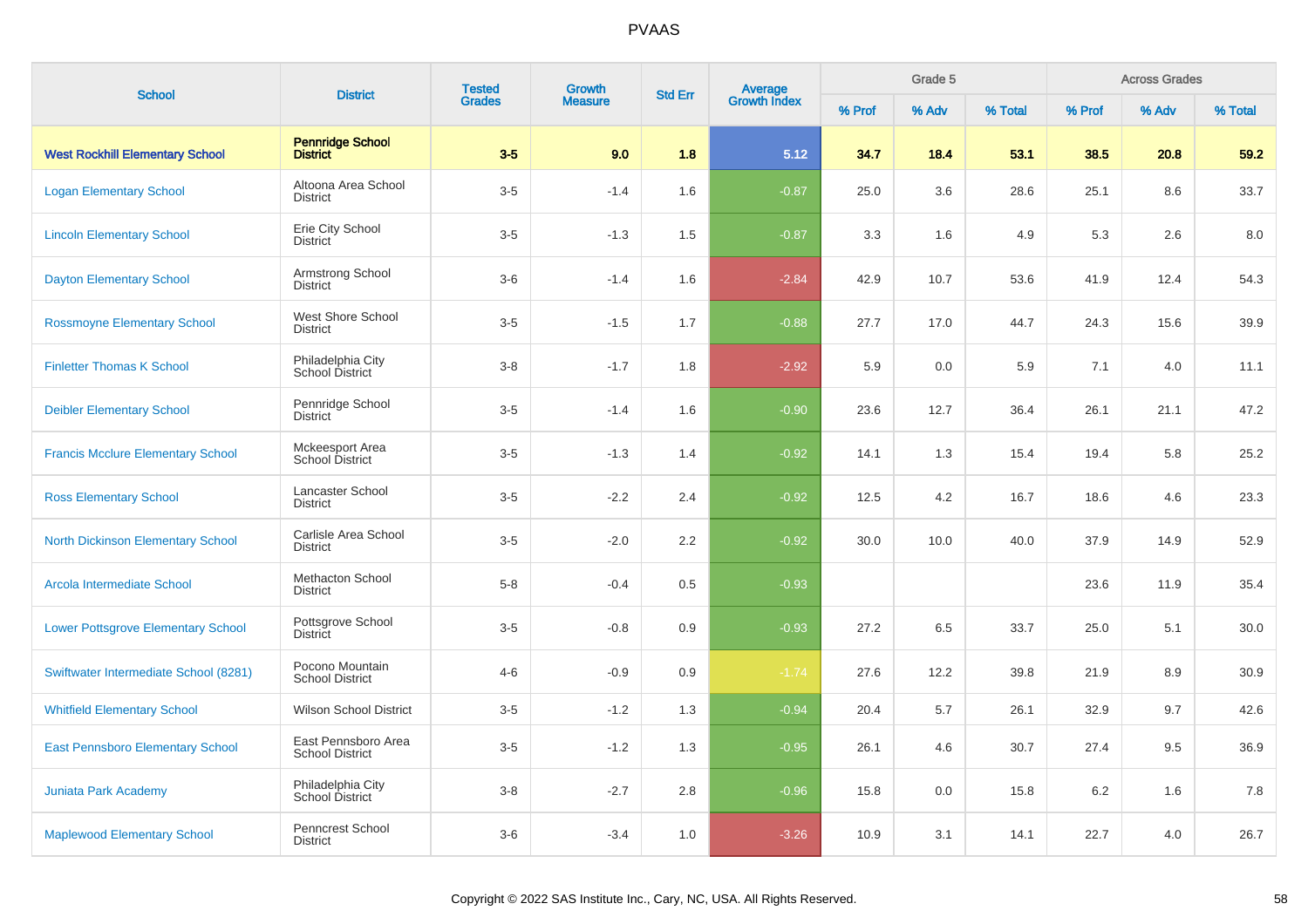# PVAAS

| School | District | Tested Grades | Growth Measure | Std Err | Average Growth Index | Grade 5 | | | Across Grades | | |
|---|---|---|---|---|---|---|---|---|---|---|---|
| | | | | | | % Prof | % Adv | % Total | % Prof | % Adv | % Total |
| **West Rockhill Elementary School** | **Pennridge School District** | **3-5** | **9.0** | **1.8** | **5.12** | **34.7** | **18.4** | **53.1** | **38.5** | **20.8** | **59.2** |
| Logan Elementary School | Altoona Area School District | 3-5 | -1.4 | 1.6 | -0.87 | 25.0 | 3.6 | 28.6 | 25.1 | 8.6 | 33.7 |
| Lincoln Elementary School | Erie City School District | 3-5 | -1.3 | 1.5 | -0.87 | 3.3 | 1.6 | 4.9 | 5.3 | 2.6 | 8.0 |
| Dayton Elementary School | Armstrong School District | 3-6 | -1.4 | 1.6 | -2.84 | 42.9 | 10.7 | 53.6 | 41.9 | 12.4 | 54.3 |
| Rossmoyne Elementary School | West Shore School District | 3-5 | -1.5 | 1.7 | -0.88 | 27.7 | 17.0 | 44.7 | 24.3 | 15.6 | 39.9 |
| Finletter Thomas K School | Philadelphia City School District | 3-8 | -1.7 | 1.8 | -2.92 | 5.9 | 0.0 | 5.9 | 7.1 | 4.0 | 11.1 |
| Deibler Elementary School | Pennridge School District | 3-5 | -1.4 | 1.6 | -0.90 | 23.6 | 12.7 | 36.4 | 26.1 | 21.1 | 47.2 |
| Francis Mcclure Elementary School | Mckeesport Area School District | 3-5 | -1.3 | 1.4 | -0.92 | 14.1 | 1.3 | 15.4 | 19.4 | 5.8 | 25.2 |
| Ross Elementary School | Lancaster School District | 3-5 | -2.2 | 2.4 | -0.92 | 12.5 | 4.2 | 16.7 | 18.6 | 4.6 | 23.3 |
| North Dickinson Elementary School | Carlisle Area School District | 3-5 | -2.0 | 2.2 | -0.92 | 30.0 | 10.0 | 40.0 | 37.9 | 14.9 | 52.9 |
| Arcola Intermediate School | Methacton School District | 5-8 | -0.4 | 0.5 | -0.93 | | | | 23.6 | 11.9 | 35.4 |
| Lower Pottsgrove Elementary School | Pottsgrove School District | 3-5 | -0.8 | 0.9 | -0.93 | 27.2 | 6.5 | 33.7 | 25.0 | 5.1 | 30.0 |
| Swiftwater Intermediate School (8281) | Pocono Mountain School District | 4-6 | -0.9 | 0.9 | -1.74 | 27.6 | 12.2 | 39.8 | 21.9 | 8.9 | 30.9 |
| Whitfield Elementary School | Wilson School District | 3-5 | -1.2 | 1.3 | -0.94 | 20.4 | 5.7 | 26.1 | 32.9 | 9.7 | 42.6 |
| East Pennsboro Elementary School | East Pennsboro Area School District | 3-5 | -1.2 | 1.3 | -0.95 | 26.1 | 4.6 | 30.7 | 27.4 | 9.5 | 36.9 |
| Juniata Park Academy | Philadelphia City School District | 3-8 | -2.7 | 2.8 | -0.96 | 15.8 | 0.0 | 15.8 | 6.2 | 1.6 | 7.8 |
| Maplewood Elementary School | Penncrest School District | 3-6 | -3.4 | 1.0 | -3.26 | 10.9 | 3.1 | 14.1 | 22.7 | 4.0 | 26.7 |

Copyright © 2022 SAS Institute Inc., Cary, NC, USA. All Rights Reserved.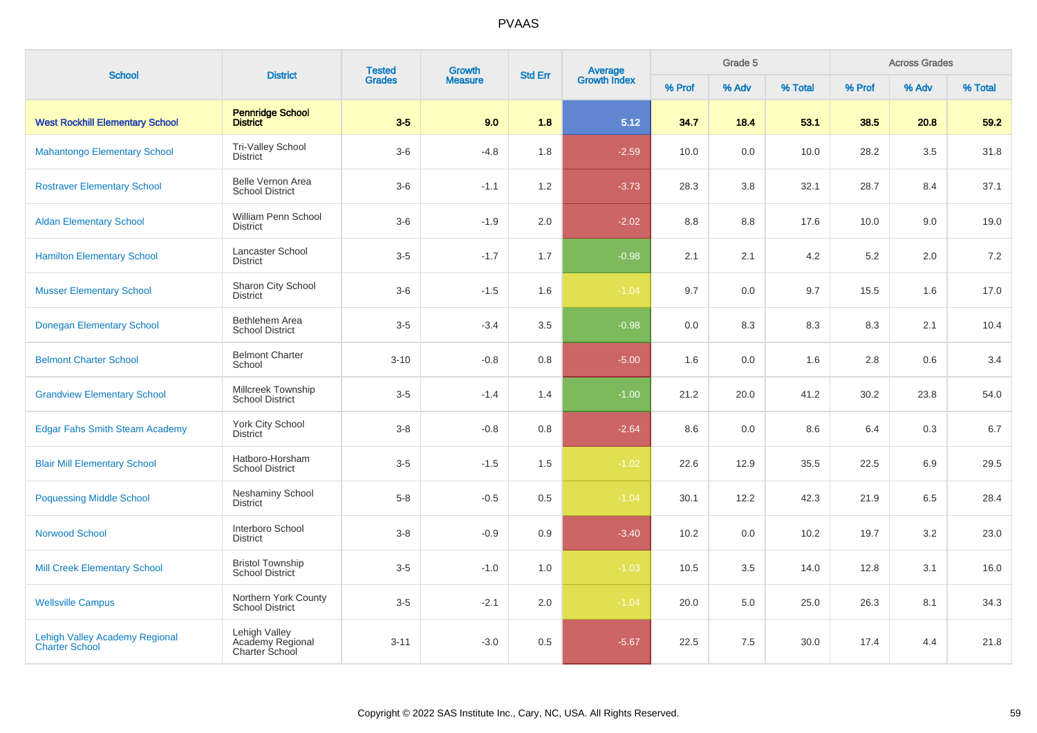# PVAAS

| School | District | Tested Grades | Growth Measure | Std Err | Average Growth Index | Grade 5 | | | Across Grades | | |
|---|---|---|---|---|---|---|---|---|---|---|---|
| | | | | | | % Prof | % Adv | % Total | % Prof | % Adv | % Total |
| **West Rockhill Elementary School** | **Pennridge School District** | **3-5** | **9.0** | **1.8** | **5.12** | **34.7** | **18.4** | **53.1** | **38.5** | **20.8** | **59.2** |
| Mahantongo Elementary School | Tri-Valley School District | 3-6 | -4.8 | 1.8 | -2.59 | 10.0 | 0.0 | 10.0 | 28.2 | 3.5 | 31.8 |
| Rostraver Elementary School | Belle Vernon Area School District | 3-6 | -1.1 | 1.2 | -3.73 | 28.3 | 3.8 | 32.1 | 28.7 | 8.4 | 37.1 |
| Aldan Elementary School | William Penn School District | 3-6 | -1.9 | 2.0 | -2.02 | 8.8 | 8.8 | 17.6 | 10.0 | 9.0 | 19.0 |
| Hamilton Elementary School | Lancaster School District | 3-5 | -1.7 | 1.7 | -0.98 | 2.1 | 2.1 | 4.2 | 5.2 | 2.0 | 7.2 |
| Musser Elementary School | Sharon City School District | 3-6 | -1.5 | 1.6 | -1.04 | 9.7 | 0.0 | 9.7 | 15.5 | 1.6 | 17.0 |
| Donegan Elementary School | Bethlehem Area School District | 3-5 | -3.4 | 3.5 | -0.98 | 0.0 | 8.3 | 8.3 | 8.3 | 2.1 | 10.4 |
| Belmont Charter School | Belmont Charter School | 3-10 | -0.8 | 0.8 | -5.00 | 1.6 | 0.0 | 1.6 | 2.8 | 0.6 | 3.4 |
| Grandview Elementary School | Millcreek Township School District | 3-5 | -1.4 | 1.4 | -1.00 | 21.2 | 20.0 | 41.2 | 30.2 | 23.8 | 54.0 |
| Edgar Fahs Smith Steam Academy | York City School District | 3-8 | -0.8 | 0.8 | -2.64 | 8.6 | 0.0 | 8.6 | 6.4 | 0.3 | 6.7 |
| Blair Mill Elementary School | Hatboro-Horsham School District | 3-5 | -1.5 | 1.5 | -1.02 | 22.6 | 12.9 | 35.5 | 22.5 | 6.9 | 29.5 |
| Poquessing Middle School | Neshaminy School District | 5-8 | -0.5 | 0.5 | -1.04 | 30.1 | 12.2 | 42.3 | 21.9 | 6.5 | 28.4 |
| Norwood School | Interboro School District | 3-8 | -0.9 | 0.9 | -3.40 | 10.2 | 0.0 | 10.2 | 19.7 | 3.2 | 23.0 |
| Mill Creek Elementary School | Bristol Township School District | 3-5 | -1.0 | 1.0 | -1.03 | 10.5 | 3.5 | 14.0 | 12.8 | 3.1 | 16.0 |
| Wellsville Campus | Northern York County School District | 3-5 | -2.1 | 2.0 | -1.04 | 20.0 | 5.0 | 25.0 | 26.3 | 8.1 | 34.3 |
| Lehigh Valley Academy Regional Charter School | Lehigh Valley Academy Regional Charter School | 3-11 | -3.0 | 0.5 | -5.67 | 22.5 | 7.5 | 30.0 | 17.4 | 4.4 | 21.8 |

Copyright © 2022 SAS Institute Inc., Cary, NC, USA. All Rights Reserved.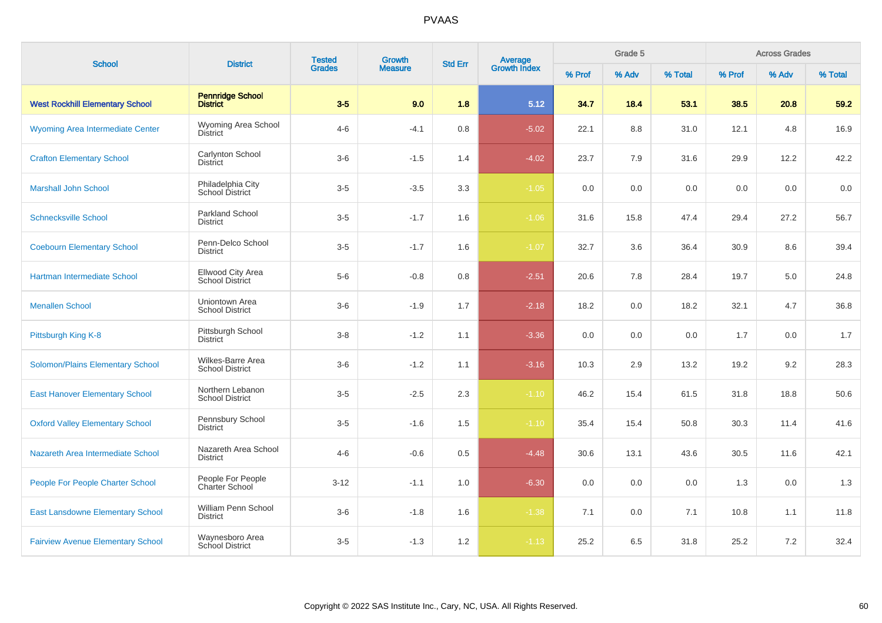# PVAAS

| School | District | Tested Grades | Growth Measure | Std Err | Average Growth Index | Grade 5 | | | Across Grades | | |
|---|---|---|---|---|---|---|---|---|---|---|---|
| | | | | | | % Prof | % Adv | % Total | % Prof | % Adv | % Total |
| **West Rockhill Elementary School** | **Pennridge School District** | **3-5** | **9.0** | **1.8** | **5.12** | **34.7** | **18.4** | **53.1** | **38.5** | **20.8** | **59.2** |
| Wyoming Area Intermediate Center | Wyoming Area School District | 4-6 | -4.1 | 0.8 | -5.02 | 22.1 | 8.8 | 31.0 | 12.1 | 4.8 | 16.9 |
| Crafton Elementary School | Carlynton School District | 3-6 | -1.5 | 1.4 | -4.02 | 23.7 | 7.9 | 31.6 | 29.9 | 12.2 | 42.2 |
| Marshall John School | Philadelphia City School District | 3-5 | -3.5 | 3.3 | -1.05 | 0.0 | 0.0 | 0.0 | 0.0 | 0.0 | 0.0 |
| Schnecksville School | Parkland School District | 3-5 | -1.7 | 1.6 | -1.06 | 31.6 | 15.8 | 47.4 | 29.4 | 27.2 | 56.7 |
| Coebourn Elementary School | Penn-Delco School District | 3-5 | -1.7 | 1.6 | -1.07 | 32.7 | 3.6 | 36.4 | 30.9 | 8.6 | 39.4 |
| Hartman Intermediate School | Ellwood City Area School District | 5-6 | -0.8 | 0.8 | -2.51 | 20.6 | 7.8 | 28.4 | 19.7 | 5.0 | 24.8 |
| Menallen School | Uniontown Area School District | 3-6 | -1.9 | 1.7 | -2.18 | 18.2 | 0.0 | 18.2 | 32.1 | 4.7 | 36.8 |
| Pittsburgh King K-8 | Pittsburgh School District | 3-8 | -1.2 | 1.1 | -3.36 | 0.0 | 0.0 | 0.0 | 1.7 | 0.0 | 1.7 |
| Solomon/Plains Elementary School | Wilkes-Barre Area School District | 3-6 | -1.2 | 1.1 | -3.16 | 10.3 | 2.9 | 13.2 | 19.2 | 9.2 | 28.3 |
| East Hanover Elementary School | Northern Lebanon School District | 3-5 | -2.5 | 2.3 | -1.10 | 46.2 | 15.4 | 61.5 | 31.8 | 18.8 | 50.6 |
| Oxford Valley Elementary School | Pennsbury School District | 3-5 | -1.6 | 1.5 | -1.10 | 35.4 | 15.4 | 50.8 | 30.3 | 11.4 | 41.6 |
| Nazareth Area Intermediate School | Nazareth Area School District | 4-6 | -0.6 | 0.5 | -4.48 | 30.6 | 13.1 | 43.6 | 30.5 | 11.6 | 42.1 |
| People For People Charter School | People For People Charter School | 3-12 | -1.1 | 1.0 | -6.30 | 0.0 | 0.0 | 0.0 | 1.3 | 0.0 | 1.3 |
| East Lansdowne Elementary School | William Penn School District | 3-6 | -1.8 | 1.6 | -1.38 | 7.1 | 0.0 | 7.1 | 10.8 | 1.1 | 11.8 |
| Fairview Avenue Elementary School | Waynesboro Area School District | 3-5 | -1.3 | 1.2 | -1.13 | 25.2 | 6.5 | 31.8 | 25.2 | 7.2 | 32.4 |

Copyright © 2022 SAS Institute Inc., Cary, NC, USA. All Rights Reserved.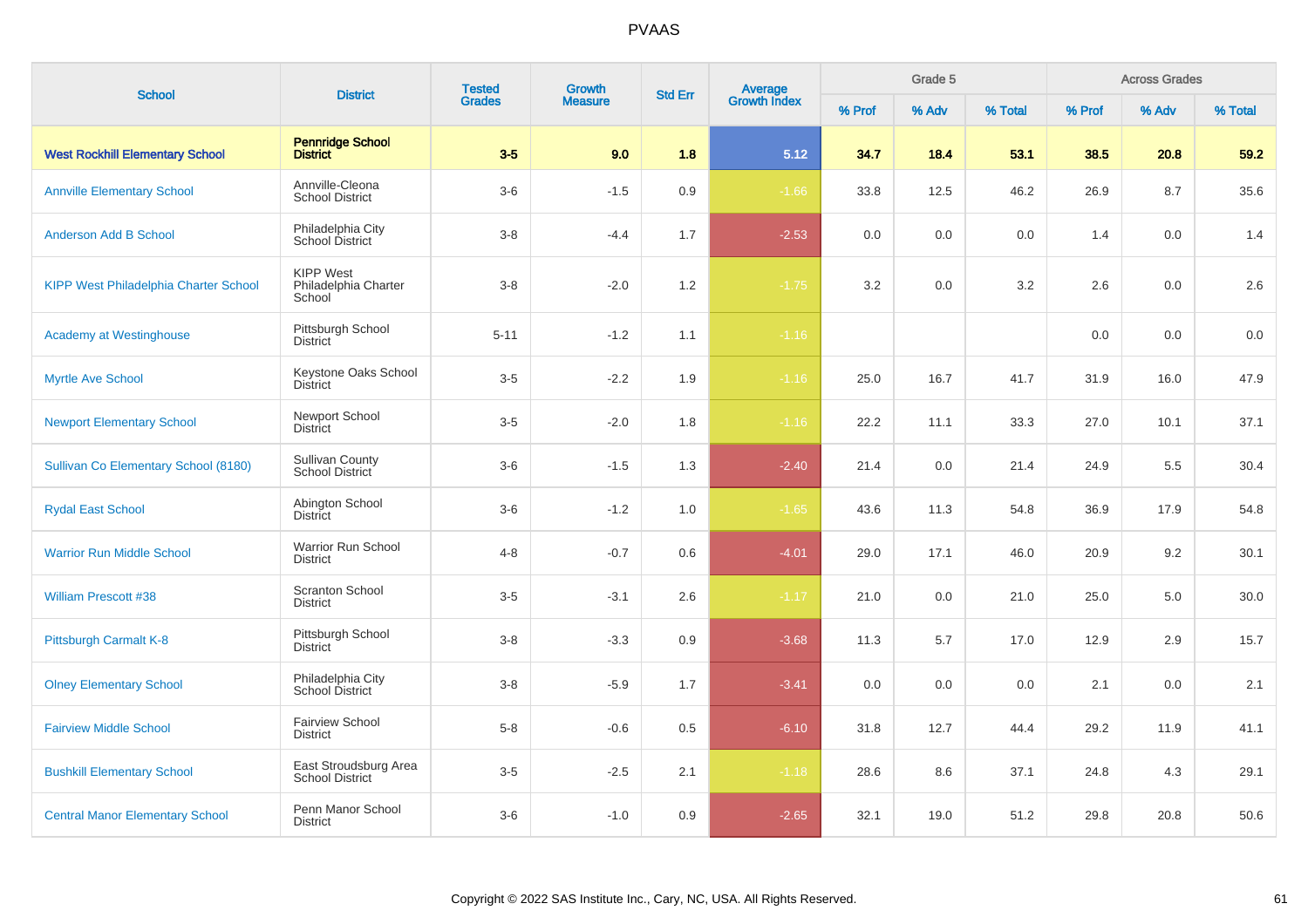# PVAAS

| School | District | Tested Grades | Growth Measure | Std Err | Average Growth Index | Grade 5 | | | Across Grades | | |
|---|---|---|---|---|---|---|---|---|---|---|---|
| | | | | | | % Prof | % Adv | % Total | % Prof | % Adv | % Total |
| **West Rockhill Elementary School** | **Pennridge School District** | **3-5** | **9.0** | **1.8** | **5.12** | **34.7** | **18.4** | **53.1** | **38.5** | **20.8** | **59.2** |
| Annville Elementary School | Annville-Cleona School District | 3-6 | -1.5 | 0.9 | -1.66 | 33.8 | 12.5 | 46.2 | 26.9 | 8.7 | 35.6 |
| Anderson Add B School | Philadelphia City School District | 3-8 | -4.4 | 1.7 | -2.53 | 0.0 | 0.0 | 0.0 | 1.4 | 0.0 | 1.4 |
| KIPP West Philadelphia Charter School | KIPP West Philadelphia Charter School | 3-8 | -2.0 | 1.2 | -1.75 | 3.2 | 0.0 | 3.2 | 2.6 | 0.0 | 2.6 |
| Academy at Westinghouse | Pittsburgh School District | 5-11 | -1.2 | 1.1 | -1.16 | | | | 0.0 | 0.0 | 0.0 |
| Myrtle Ave School | Keystone Oaks School District | 3-5 | -2.2 | 1.9 | -1.16 | 25.0 | 16.7 | 41.7 | 31.9 | 16.0 | 47.9 |
| Newport Elementary School | Newport School District | 3-5 | -2.0 | 1.8 | -1.16 | 22.2 | 11.1 | 33.3 | 27.0 | 10.1 | 37.1 |
| Sullivan Co Elementary School (8180) | Sullivan County School District | 3-6 | -1.5 | 1.3 | -2.40 | 21.4 | 0.0 | 21.4 | 24.9 | 5.5 | 30.4 |
| Rydal East School | Abington School District | 3-6 | -1.2 | 1.0 | -1.65 | 43.6 | 11.3 | 54.8 | 36.9 | 17.9 | 54.8 |
| Warrior Run Middle School | Warrior Run School District | 4-8 | -0.7 | 0.6 | -4.01 | 29.0 | 17.1 | 46.0 | 20.9 | 9.2 | 30.1 |
| William Prescott #38 | Scranton School District | 3-5 | -3.1 | 2.6 | -1.17 | 21.0 | 0.0 | 21.0 | 25.0 | 5.0 | 30.0 |
| Pittsburgh Carmalt K-8 | Pittsburgh School District | 3-8 | -3.3 | 0.9 | -3.68 | 11.3 | 5.7 | 17.0 | 12.9 | 2.9 | 15.7 |
| Olney Elementary School | Philadelphia City School District | 3-8 | -5.9 | 1.7 | -3.41 | 0.0 | 0.0 | 0.0 | 2.1 | 0.0 | 2.1 |
| Fairview Middle School | Fairview School District | 5-8 | -0.6 | 0.5 | -6.10 | 31.8 | 12.7 | 44.4 | 29.2 | 11.9 | 41.1 |
| Bushkill Elementary School | East Stroudsburg Area School District | 3-5 | -2.5 | 2.1 | -1.18 | 28.6 | 8.6 | 37.1 | 24.8 | 4.3 | 29.1 |
| Central Manor Elementary School | Penn Manor School District | 3-6 | -1.0 | 0.9 | -2.65 | 32.1 | 19.0 | 51.2 | 29.8 | 20.8 | 50.6 |

Copyright © 2022 SAS Institute Inc., Cary, NC, USA. All Rights Reserved.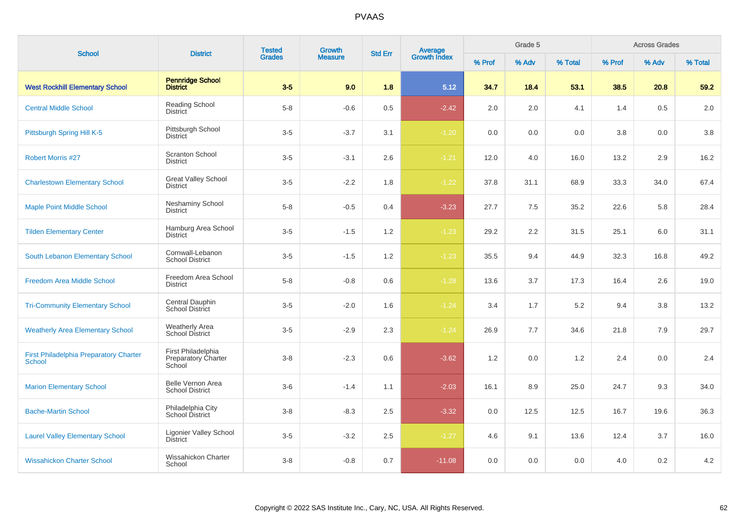# PVAAS

| School | District | Tested Grades | Growth Measure | Std Err | Average Growth Index | Grade 5 | | | Across Grades | | |
|---|---|---|---|---|---|---|---|---|---|---|---|
| | | | | | | % Prof | % Adv | % Total | % Prof | % Adv | % Total |
| **West Rockhill Elementary School** | **Pennridge School District** | **3-5** | **9.0** | **1.8** | **5.12** | **34.7** | **18.4** | **53.1** | **38.5** | **20.8** | **59.2** |
| Central Middle School | Reading School District | 5-8 | -0.6 | 0.5 | -2.42 | 2.0 | 2.0 | 4.1 | 1.4 | 0.5 | 2.0 |
| Pittsburgh Spring Hill K-5 | Pittsburgh School District | 3-5 | -3.7 | 3.1 | -1.20 | 0.0 | 0.0 | 0.0 | 3.8 | 0.0 | 3.8 |
| Robert Morris #27 | Scranton School District | 3-5 | -3.1 | 2.6 | -1.21 | 12.0 | 4.0 | 16.0 | 13.2 | 2.9 | 16.2 |
| Charlestown Elementary School | Great Valley School District | 3-5 | -2.2 | 1.8 | -1.22 | 37.8 | 31.1 | 68.9 | 33.3 | 34.0 | 67.4 |
| Maple Point Middle School | Neshaminy School District | 5-8 | -0.5 | 0.4 | -3.23 | 27.7 | 7.5 | 35.2 | 22.6 | 5.8 | 28.4 |
| Tilden Elementary Center | Hamburg Area School District | 3-5 | -1.5 | 1.2 | -1.23 | 29.2 | 2.2 | 31.5 | 25.1 | 6.0 | 31.1 |
| South Lebanon Elementary School | Cornwall-Lebanon School District | 3-5 | -1.5 | 1.2 | -1.23 | 35.5 | 9.4 | 44.9 | 32.3 | 16.8 | 49.2 |
| Freedom Area Middle School | Freedom Area School District | 5-8 | -0.8 | 0.6 | -1.28 | 13.6 | 3.7 | 17.3 | 16.4 | 2.6 | 19.0 |
| Tri-Community Elementary School | Central Dauphin School District | 3-5 | -2.0 | 1.6 | -1.24 | 3.4 | 1.7 | 5.2 | 9.4 | 3.8 | 13.2 |
| Weatherly Area Elementary School | Weatherly Area School District | 3-5 | -2.9 | 2.3 | -1.24 | 26.9 | 7.7 | 34.6 | 21.8 | 7.9 | 29.7 |
| First Philadelphia Preparatory Charter School | First Philadelphia Preparatory Charter School | 3-8 | -2.3 | 0.6 | -3.62 | 1.2 | 0.0 | 1.2 | 2.4 | 0.0 | 2.4 |
| Marion Elementary School | Belle Vernon Area School District | 3-6 | -1.4 | 1.1 | -2.03 | 16.1 | 8.9 | 25.0 | 24.7 | 9.3 | 34.0 |
| Bache-Martin School | Philadelphia City School District | 3-8 | -8.3 | 2.5 | -3.32 | 0.0 | 12.5 | 12.5 | 16.7 | 19.6 | 36.3 |
| Laurel Valley Elementary School | Ligonier Valley School District | 3-5 | -3.2 | 2.5 | -1.27 | 4.6 | 9.1 | 13.6 | 12.4 | 3.7 | 16.0 |
| Wissahickon Charter School | Wissahickon Charter School | 3-8 | -0.8 | 0.7 | -11.08 | 0.0 | 0.0 | 0.0 | 4.0 | 0.2 | 4.2 |

Copyright © 2022 SAS Institute Inc., Cary, NC, USA. All Rights Reserved.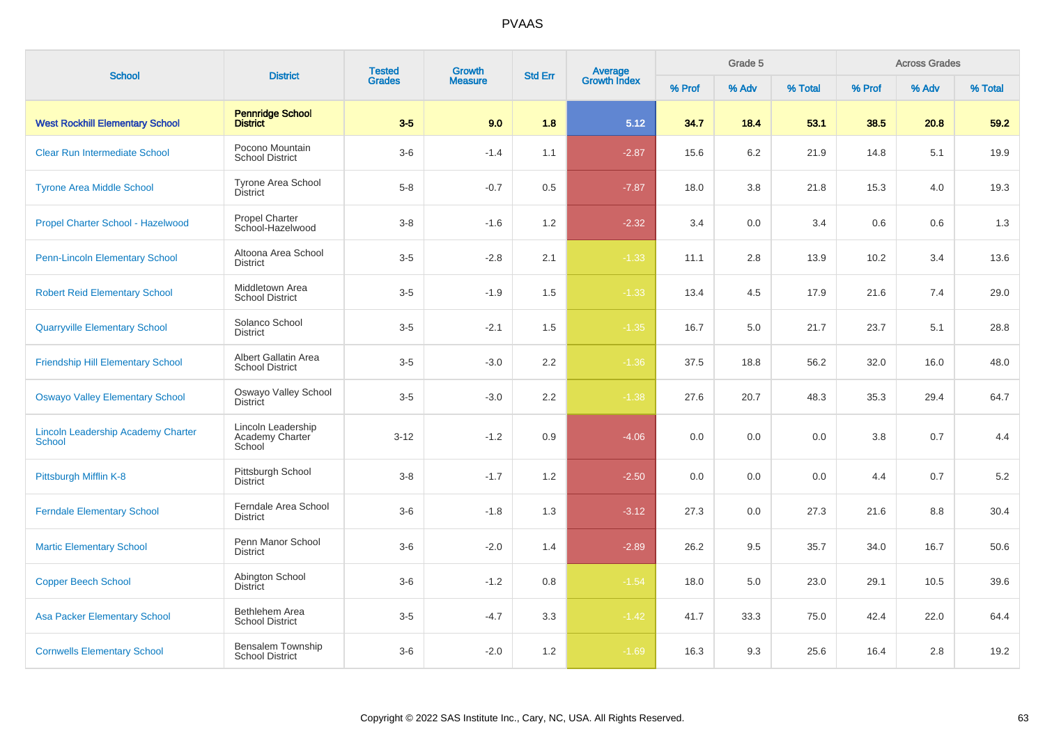PVAAS

| School | District | Tested Grades | Growth Measure | Std Err | Average Growth Index | Grade 5 | | | Across Grades | | |
|---|---|---|---|---|---|---|---|---|---|---|---|
| | | | | | | % Prof | % Adv | % Total | % Prof | % Adv | % Total |
| **West Rockhill Elementary School** | **Pennridge School District** | **3-5** | **9.0** | **1.8** | **5.12** | **34.7** | **18.4** | **53.1** | **38.5** | **20.8** | **59.2** |
| Clear Run Intermediate School | Pocono Mountain School District | 3-6 | -1.4 | 1.1 | -2.87 | 15.6 | 6.2 | 21.9 | 14.8 | 5.1 | 19.9 |
| Tyrone Area Middle School | Tyrone Area School District | 5-8 | -0.7 | 0.5 | -7.87 | 18.0 | 3.8 | 21.8 | 15.3 | 4.0 | 19.3 |
| Propel Charter School - Hazelwood | Propel Charter School-Hazelwood | 3-8 | -1.6 | 1.2 | -2.32 | 3.4 | 0.0 | 3.4 | 0.6 | 0.6 | 1.3 |
| Penn-Lincoln Elementary School | Altoona Area School District | 3-5 | -2.8 | 2.1 | -1.33 | 11.1 | 2.8 | 13.9 | 10.2 | 3.4 | 13.6 |
| Robert Reid Elementary School | Middletown Area School District | 3-5 | -1.9 | 1.5 | -1.33 | 13.4 | 4.5 | 17.9 | 21.6 | 7.4 | 29.0 |
| Quarryville Elementary School | Solanco School District | 3-5 | -2.1 | 1.5 | -1.35 | 16.7 | 5.0 | 21.7 | 23.7 | 5.1 | 28.8 |
| Friendship Hill Elementary School | Albert Gallatin Area School District | 3-5 | -3.0 | 2.2 | -1.36 | 37.5 | 18.8 | 56.2 | 32.0 | 16.0 | 48.0 |
| Oswayo Valley Elementary School | Oswayo Valley School District | 3-5 | -3.0 | 2.2 | -1.38 | 27.6 | 20.7 | 48.3 | 35.3 | 29.4 | 64.7 |
| Lincoln Leadership Academy Charter School | Lincoln Leadership Academy Charter School | 3-12 | -1.2 | 0.9 | -4.06 | 0.0 | 0.0 | 0.0 | 3.8 | 0.7 | 4.4 |
| Pittsburgh Mifflin K-8 | Pittsburgh School District | 3-8 | -1.7 | 1.2 | -2.50 | 0.0 | 0.0 | 0.0 | 4.4 | 0.7 | 5.2 |
| Ferndale Elementary School | Ferndale Area School District | 3-6 | -1.8 | 1.3 | -3.12 | 27.3 | 0.0 | 27.3 | 21.6 | 8.8 | 30.4 |
| Martic Elementary School | Penn Manor School District | 3-6 | -2.0 | 1.4 | -2.89 | 26.2 | 9.5 | 35.7 | 34.0 | 16.7 | 50.6 |
| Copper Beech School | Abington School District | 3-6 | -1.2 | 0.8 | -1.54 | 18.0 | 5.0 | 23.0 | 29.1 | 10.5 | 39.6 |
| Asa Packer Elementary School | Bethlehem Area School District | 3-5 | -4.7 | 3.3 | -1.42 | 41.7 | 33.3 | 75.0 | 42.4 | 22.0 | 64.4 |
| Cornwells Elementary School | Bensalem Township School District | 3-6 | -2.0 | 1.2 | -1.69 | 16.3 | 9.3 | 25.6 | 16.4 | 2.8 | 19.2 |

Copyright © 2022 SAS Institute Inc., Cary, NC, USA. All Rights Reserved.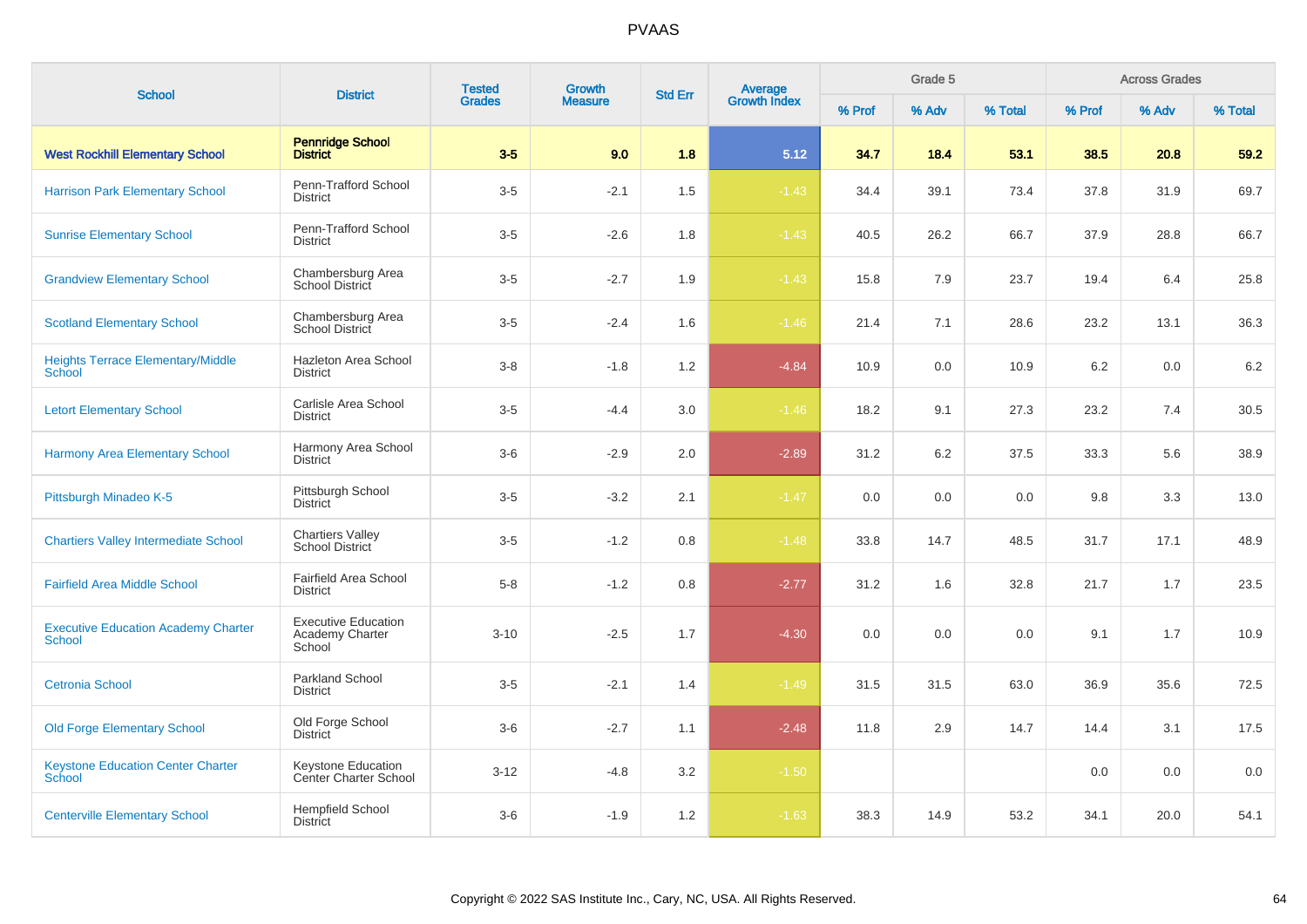# PVAAS

| School | District | Tested Grades | Growth Measure | Std Err | Average Growth Index | Grade 5 | | | Across Grades | | |
|---|---|---|---|---|---|---|---|---|---|---|---|
| | | | | | | % Prof | % Adv | % Total | % Prof | % Adv | % Total |
| **West Rockhill Elementary School** | **Pennridge School District** | **3-5** | **9.0** | **1.8** | **5.12** | **34.7** | **18.4** | **53.1** | **38.5** | **20.8** | **59.2** |
| Harrison Park Elementary School | Penn-Trafford School District | 3-5 | -2.1 | 1.5 | -1.43 | 34.4 | 39.1 | 73.4 | 37.8 | 31.9 | 69.7 |
| Sunrise Elementary School | Penn-Trafford School District | 3-5 | -2.6 | 1.8 | -1.43 | 40.5 | 26.2 | 66.7 | 37.9 | 28.8 | 66.7 |
| Grandview Elementary School | Chambersburg Area School District | 3-5 | -2.7 | 1.9 | -1.43 | 15.8 | 7.9 | 23.7 | 19.4 | 6.4 | 25.8 |
| Scotland Elementary School | Chambersburg Area School District | 3-5 | -2.4 | 1.6 | -1.46 | 21.4 | 7.1 | 28.6 | 23.2 | 13.1 | 36.3 |
| Heights Terrace Elementary/Middle School | Hazleton Area School District | 3-8 | -1.8 | 1.2 | -4.84 | 10.9 | 0.0 | 10.9 | 6.2 | 0.0 | 6.2 |
| Letort Elementary School | Carlisle Area School District | 3-5 | -4.4 | 3.0 | -1.46 | 18.2 | 9.1 | 27.3 | 23.2 | 7.4 | 30.5 |
| Harmony Area Elementary School | Harmony Area School District | 3-6 | -2.9 | 2.0 | -2.89 | 31.2 | 6.2 | 37.5 | 33.3 | 5.6 | 38.9 |
| Pittsburgh Minadeo K-5 | Pittsburgh School District | 3-5 | -3.2 | 2.1 | -1.47 | 0.0 | 0.0 | 0.0 | 9.8 | 3.3 | 13.0 |
| Chartiers Valley Intermediate School | Chartiers Valley School District | 3-5 | -1.2 | 0.8 | -1.48 | 33.8 | 14.7 | 48.5 | 31.7 | 17.1 | 48.9 |
| Fairfield Area Middle School | Fairfield Area School District | 5-8 | -1.2 | 0.8 | -2.77 | 31.2 | 1.6 | 32.8 | 21.7 | 1.7 | 23.5 |
| Executive Education Academy Charter School | Executive Education Academy Charter School | 3-10 | -2.5 | 1.7 | -4.30 | 0.0 | 0.0 | 0.0 | 9.1 | 1.7 | 10.9 |
| Cetronia School | Parkland School District | 3-5 | -2.1 | 1.4 | -1.49 | 31.5 | 31.5 | 63.0 | 36.9 | 35.6 | 72.5 |
| Old Forge Elementary School | Old Forge School District | 3-6 | -2.7 | 1.1 | -2.48 | 11.8 | 2.9 | 14.7 | 14.4 | 3.1 | 17.5 |
| Keystone Education Center Charter School | Keystone Education Center Charter School | 3-12 | -4.8 | 3.2 | -1.50 | | | | 0.0 | 0.0 | 0.0 |
| Centerville Elementary School | Hempfield School District | 3-6 | -1.9 | 1.2 | -1.63 | 38.3 | 14.9 | 53.2 | 34.1 | 20.0 | 54.1 |

Copyright © 2022 SAS Institute Inc., Cary, NC, USA. All Rights Reserved.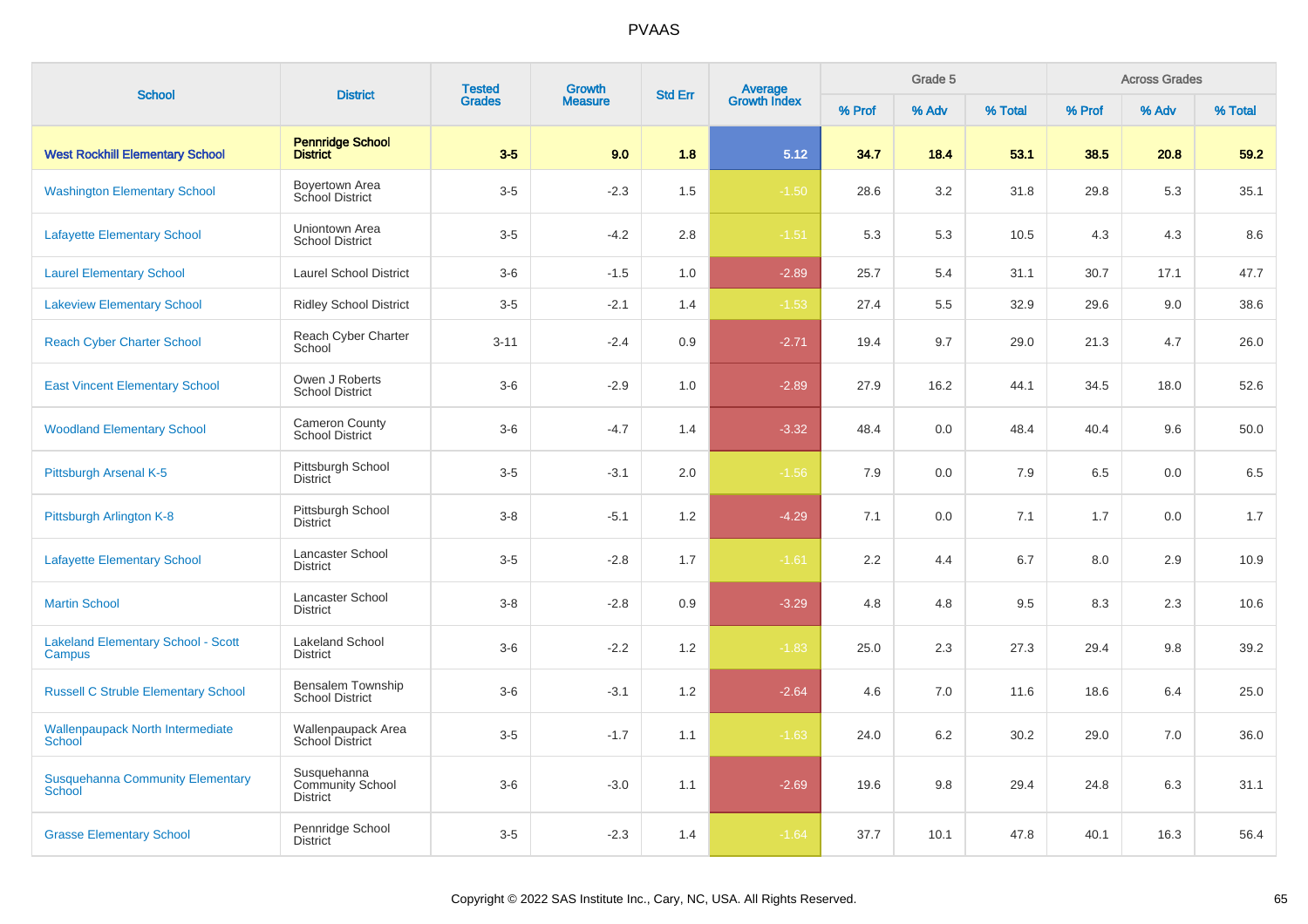| School | District | Tested Grades | Growth Measure | Std Err | Average Growth Index | Grade 5 | | | Across Grades | | |
|---|---|---|---|---|---|---|---|---|---|---|---|
| | | | | | | % Prof | % Adv | % Total | % Prof | % Adv | % Total |
| **West Rockhill Elementary School** | **Pennridge School District** | **3-5** | **9.0** | **1.8** | **5.12** | **34.7** | **18.4** | **53.1** | **38.5** | **20.8** | **59.2** |
| Washington Elementary School | Boyertown Area School District | 3-5 | -2.3 | 1.5 | -1.50 | 28.6 | 3.2 | 31.8 | 29.8 | 5.3 | 35.1 |
| Lafayette Elementary School | Uniontown Area School District | 3-5 | -4.2 | 2.8 | -1.51 | 5.3 | 5.3 | 10.5 | 4.3 | 4.3 | 8.6 |
| Laurel Elementary School | Laurel School District | 3-6 | -1.5 | 1.0 | -2.89 | 25.7 | 5.4 | 31.1 | 30.7 | 17.1 | 47.7 |
| Lakeview Elementary School | Ridley School District | 3-5 | -2.1 | 1.4 | -1.53 | 27.4 | 5.5 | 32.9 | 29.6 | 9.0 | 38.6 |
| Reach Cyber Charter School | Reach Cyber Charter School | 3-11 | -2.4 | 0.9 | -2.71 | 19.4 | 9.7 | 29.0 | 21.3 | 4.7 | 26.0 |
| East Vincent Elementary School | Owen J Roberts School District | 3-6 | -2.9 | 1.0 | -2.89 | 27.9 | 16.2 | 44.1 | 34.5 | 18.0 | 52.6 |
| Woodland Elementary School | Cameron County School District | 3-6 | -4.7 | 1.4 | -3.32 | 48.4 | 0.0 | 48.4 | 40.4 | 9.6 | 50.0 |
| Pittsburgh Arsenal K-5 | Pittsburgh School District | 3-5 | -3.1 | 2.0 | -1.56 | 7.9 | 0.0 | 7.9 | 6.5 | 0.0 | 6.5 |
| Pittsburgh Arlington K-8 | Pittsburgh School District | 3-8 | -5.1 | 1.2 | -4.29 | 7.1 | 0.0 | 7.1 | 1.7 | 0.0 | 1.7 |
| Lafayette Elementary School | Lancaster School District | 3-5 | -2.8 | 1.7 | -1.61 | 2.2 | 4.4 | 6.7 | 8.0 | 2.9 | 10.9 |
| Martin School | Lancaster School District | 3-8 | -2.8 | 0.9 | -3.29 | 4.8 | 4.8 | 9.5 | 8.3 | 2.3 | 10.6 |
| Lakeland Elementary School - Scott Campus | Lakeland School District | 3-6 | -2.2 | 1.2 | -1.83 | 25.0 | 2.3 | 27.3 | 29.4 | 9.8 | 39.2 |
| Russell C Struble Elementary School | Bensalem Township School District | 3-6 | -3.1 | 1.2 | -2.64 | 4.6 | 7.0 | 11.6 | 18.6 | 6.4 | 25.0 |
| Wallenpaupack North Intermediate School | Wallenpaupack Area School District | 3-5 | -1.7 | 1.1 | -1.63 | 24.0 | 6.2 | 30.2 | 29.0 | 7.0 | 36.0 |
| Susquehanna Community Elementary School | Susquehanna Community School District | 3-6 | -3.0 | 1.1 | -2.69 | 19.6 | 9.8 | 29.4 | 24.8 | 6.3 | 31.1 |
| Grasse Elementary School | Pennridge School District | 3-5 | -2.3 | 1.4 | -1.64 | 37.7 | 10.1 | 47.8 | 40.1 | 16.3 | 56.4 |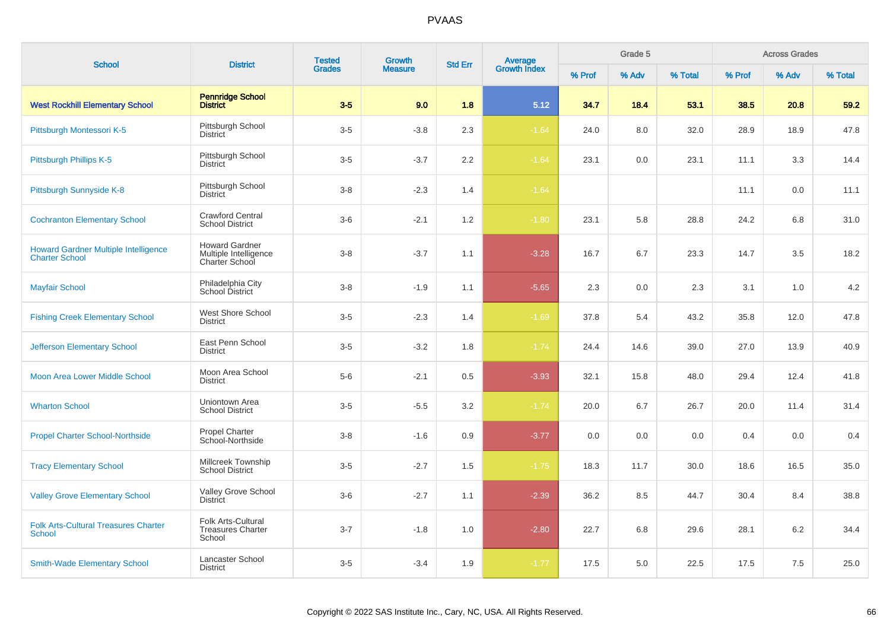| School | District | Tested Grades | Growth Measure | Std Err | Average Growth Index | Grade 5 | | | Across Grades | | |
|---|---|---|---|---|---|---|---|---|---|---|---|
| | | | | | | % Prof | % Adv | % Total | % Prof | % Adv | % Total |
| **West Rockhill Elementary School** | **Pennridge School District** | **3-5** | **9.0** | **1.8** | **5.12** | **34.7** | **18.4** | **53.1** | **38.5** | **20.8** | **59.2** |
| Pittsburgh Montessori K-5 | Pittsburgh School District | 3-5 | -3.8 | 2.3 | -1.64 | 24.0 | 8.0 | 32.0 | 28.9 | 18.9 | 47.8 |
| Pittsburgh Phillips K-5 | Pittsburgh School District | 3-5 | -3.7 | 2.2 | -1.64 | 23.1 | 0.0 | 23.1 | 11.1 | 3.3 | 14.4 |
| Pittsburgh Sunnyside K-8 | Pittsburgh School District | 3-8 | -2.3 | 1.4 | -1.64 | | | | 11.1 | 0.0 | 11.1 |
| Cochranton Elementary School | Crawford Central School District | 3-6 | -2.1 | 1.2 | -1.80 | 23.1 | 5.8 | 28.8 | 24.2 | 6.8 | 31.0 |
| Howard Gardner Multiple Intelligence Charter School | Howard Gardner Multiple Intelligence Charter School | 3-8 | -3.7 | 1.1 | -3.28 | 16.7 | 6.7 | 23.3 | 14.7 | 3.5 | 18.2 |
| Mayfair School | Philadelphia City School District | 3-8 | -1.9 | 1.1 | -5.65 | 2.3 | 0.0 | 2.3 | 3.1 | 1.0 | 4.2 |
| Fishing Creek Elementary School | West Shore School District | 3-5 | -2.3 | 1.4 | -1.69 | 37.8 | 5.4 | 43.2 | 35.8 | 12.0 | 47.8 |
| Jefferson Elementary School | East Penn School District | 3-5 | -3.2 | 1.8 | -1.74 | 24.4 | 14.6 | 39.0 | 27.0 | 13.9 | 40.9 |
| Moon Area Lower Middle School | Moon Area School District | 5-6 | -2.1 | 0.5 | -3.93 | 32.1 | 15.8 | 48.0 | 29.4 | 12.4 | 41.8 |
| Wharton School | Uniontown Area School District | 3-5 | -5.5 | 3.2 | -1.74 | 20.0 | 6.7 | 26.7 | 20.0 | 11.4 | 31.4 |
| Propel Charter School-Northside | Propel Charter School-Northside | 3-8 | -1.6 | 0.9 | -3.77 | 0.0 | 0.0 | 0.0 | 0.4 | 0.0 | 0.4 |
| Tracy Elementary School | Millcreek Township School District | 3-5 | -2.7 | 1.5 | -1.75 | 18.3 | 11.7 | 30.0 | 18.6 | 16.5 | 35.0 |
| Valley Grove Elementary School | Valley Grove School District | 3-6 | -2.7 | 1.1 | -2.39 | 36.2 | 8.5 | 44.7 | 30.4 | 8.4 | 38.8 |
| Folk Arts-Cultural Treasures Charter School | Folk Arts-Cultural Treasures Charter School | 3-7 | -1.8 | 1.0 | -2.80 | 22.7 | 6.8 | 29.6 | 28.1 | 6.2 | 34.4 |
| Smith-Wade Elementary School | Lancaster School District | 3-5 | -3.4 | 1.9 | -1.77 | 17.5 | 5.0 | 22.5 | 17.5 | 7.5 | 25.0 |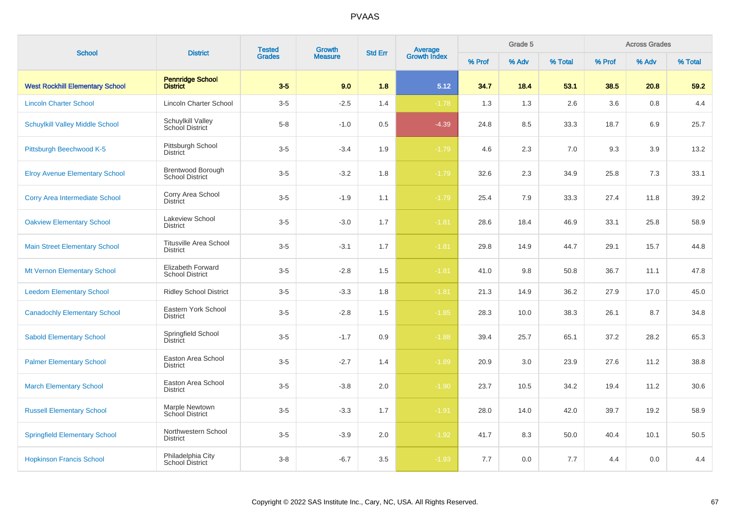# PVAAS

| School | District | Tested Grades | Growth Measure | Std Err | Average Growth Index | Grade 5 | | | Across Grades | | |
|---|---|---|---|---|---|---|---|---|---|---|---|
| | | | | | | % Prof | % Adv | % Total | % Prof | % Adv | % Total |
| **West Rockhill Elementary School** | **Pennridge School District** | **3-5** | **9.0** | **1.8** | **5.12** | **34.7** | **18.4** | **53.1** | **38.5** | **20.8** | **59.2** |
| Lincoln Charter School | Lincoln Charter School | 3-5 | -2.5 | 1.4 | -1.78 | 1.3 | 1.3 | 2.6 | 3.6 | 0.8 | 4.4 |
| Schuylkill Valley Middle School | Schuylkill Valley School District | 5-8 | -1.0 | 0.5 | -4.39 | 24.8 | 8.5 | 33.3 | 18.7 | 6.9 | 25.7 |
| Pittsburgh Beechwood K-5 | Pittsburgh School District | 3-5 | -3.4 | 1.9 | -1.79 | 4.6 | 2.3 | 7.0 | 9.3 | 3.9 | 13.2 |
| Elroy Avenue Elementary School | Brentwood Borough School District | 3-5 | -3.2 | 1.8 | -1.79 | 32.6 | 2.3 | 34.9 | 25.8 | 7.3 | 33.1 |
| Corry Area Intermediate School | Corry Area School District | 3-5 | -1.9 | 1.1 | -1.79 | 25.4 | 7.9 | 33.3 | 27.4 | 11.8 | 39.2 |
| Oakview Elementary School | Lakeview School District | 3-5 | -3.0 | 1.7 | -1.81 | 28.6 | 18.4 | 46.9 | 33.1 | 25.8 | 58.9 |
| Main Street Elementary School | Titusville Area School District | 3-5 | -3.1 | 1.7 | -1.81 | 29.8 | 14.9 | 44.7 | 29.1 | 15.7 | 44.8 |
| Mt Vernon Elementary School | Elizabeth Forward School District | 3-5 | -2.8 | 1.5 | -1.81 | 41.0 | 9.8 | 50.8 | 36.7 | 11.1 | 47.8 |
| Leedom Elementary School | Ridley School District | 3-5 | -3.3 | 1.8 | -1.81 | 21.3 | 14.9 | 36.2 | 27.9 | 17.0 | 45.0 |
| Canadochly Elementary School | Eastern York School District | 3-5 | -2.8 | 1.5 | -1.85 | 28.3 | 10.0 | 38.3 | 26.1 | 8.7 | 34.8 |
| Sabold Elementary School | Springfield School District | 3-5 | -1.7 | 0.9 | -1.88 | 39.4 | 25.7 | 65.1 | 37.2 | 28.2 | 65.3 |
| Palmer Elementary School | Easton Area School District | 3-5 | -2.7 | 1.4 | -1.89 | 20.9 | 3.0 | 23.9 | 27.6 | 11.2 | 38.8 |
| March Elementary School | Easton Area School District | 3-5 | -3.8 | 2.0 | -1.90 | 23.7 | 10.5 | 34.2 | 19.4 | 11.2 | 30.6 |
| Russell Elementary School | Marple Newtown School District | 3-5 | -3.3 | 1.7 | -1.91 | 28.0 | 14.0 | 42.0 | 39.7 | 19.2 | 58.9 |
| Springfield Elementary School | Northwestern School District | 3-5 | -3.9 | 2.0 | -1.92 | 41.7 | 8.3 | 50.0 | 40.4 | 10.1 | 50.5 |
| Hopkinson Francis School | Philadelphia City School District | 3-8 | -6.7 | 3.5 | -1.93 | 7.7 | 0.0 | 7.7 | 4.4 | 0.0 | 4.4 |

Copyright © 2022 SAS Institute Inc., Cary, NC, USA. All Rights Reserved.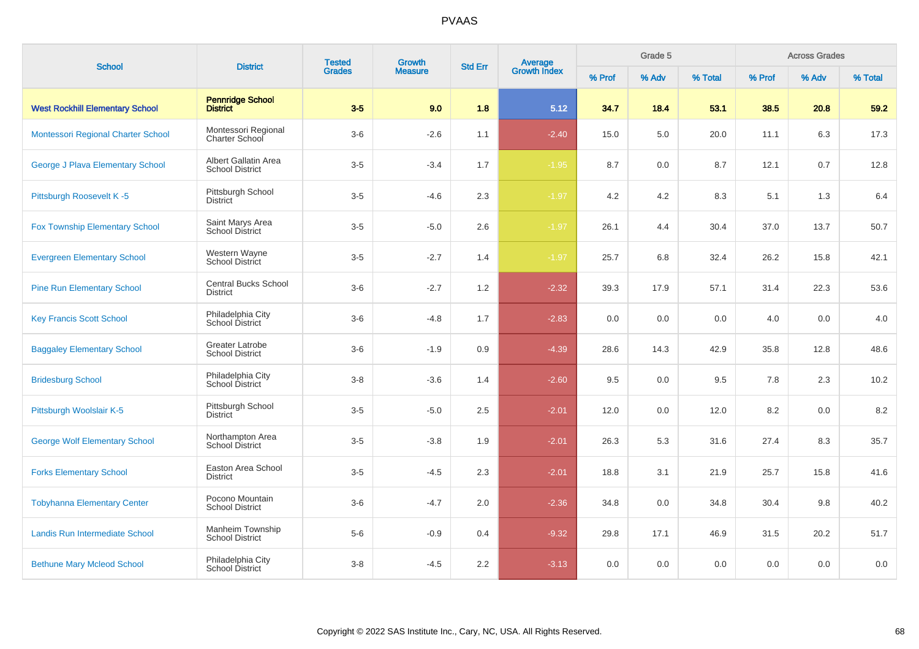# PVAAS

| School | District | Tested Grades | Growth Measure | Std Err | Average Growth Index | Grade 5 | | | Across Grades | | |
|---|---|---|---|---|---|---|---|---|---|---|---|
| | | | | | | % Prof | % Adv | % Total | % Prof | % Adv | % Total |
| **West Rockhill Elementary School** | **Pennridge School District** | **3-5** | **9.0** | **1.8** | **5.12** | **34.7** | **18.4** | **53.1** | **38.5** | **20.8** | **59.2** |
| Montessori Regional Charter School | Montessori Regional Charter School | 3-6 | -2.6 | 1.1 | -2.40 | 15.0 | 5.0 | 20.0 | 11.1 | 6.3 | 17.3 |
| George J Plava Elementary School | Albert Gallatin Area School District | 3-5 | -3.4 | 1.7 | -1.95 | 8.7 | 0.0 | 8.7 | 12.1 | 0.7 | 12.8 |
| Pittsburgh Roosevelt K -5 | Pittsburgh School District | 3-5 | -4.6 | 2.3 | -1.97 | 4.2 | 4.2 | 8.3 | 5.1 | 1.3 | 6.4 |
| Fox Township Elementary School | Saint Marys Area School District | 3-5 | -5.0 | 2.6 | -1.97 | 26.1 | 4.4 | 30.4 | 37.0 | 13.7 | 50.7 |
| Evergreen Elementary School | Western Wayne School District | 3-5 | -2.7 | 1.4 | -1.97 | 25.7 | 6.8 | 32.4 | 26.2 | 15.8 | 42.1 |
| Pine Run Elementary School | Central Bucks School District | 3-6 | -2.7 | 1.2 | -2.32 | 39.3 | 17.9 | 57.1 | 31.4 | 22.3 | 53.6 |
| Key Francis Scott School | Philadelphia City School District | 3-6 | -4.8 | 1.7 | -2.83 | 0.0 | 0.0 | 0.0 | 4.0 | 0.0 | 4.0 |
| Baggaley Elementary School | Greater Latrobe School District | 3-6 | -1.9 | 0.9 | -4.39 | 28.6 | 14.3 | 42.9 | 35.8 | 12.8 | 48.6 |
| Bridesburg School | Philadelphia City School District | 3-8 | -3.6 | 1.4 | -2.60 | 9.5 | 0.0 | 9.5 | 7.8 | 2.3 | 10.2 |
| Pittsburgh Woolslair K-5 | Pittsburgh School District | 3-5 | -5.0 | 2.5 | -2.01 | 12.0 | 0.0 | 12.0 | 8.2 | 0.0 | 8.2 |
| George Wolf Elementary School | Northampton Area School District | 3-5 | -3.8 | 1.9 | -2.01 | 26.3 | 5.3 | 31.6 | 27.4 | 8.3 | 35.7 |
| Forks Elementary School | Easton Area School District | 3-5 | -4.5 | 2.3 | -2.01 | 18.8 | 3.1 | 21.9 | 25.7 | 15.8 | 41.6 |
| Tobyhanna Elementary Center | Pocono Mountain School District | 3-6 | -4.7 | 2.0 | -2.36 | 34.8 | 0.0 | 34.8 | 30.4 | 9.8 | 40.2 |
| Landis Run Intermediate School | Manheim Township School District | 5-6 | -0.9 | 0.4 | -9.32 | 29.8 | 17.1 | 46.9 | 31.5 | 20.2 | 51.7 |
| Bethune Mary Mcleod School | Philadelphia City School District | 3-8 | -4.5 | 2.2 | -3.13 | 0.0 | 0.0 | 0.0 | 0.0 | 0.0 | 0.0 |

Copyright © 2022 SAS Institute Inc., Cary, NC, USA. All Rights Reserved.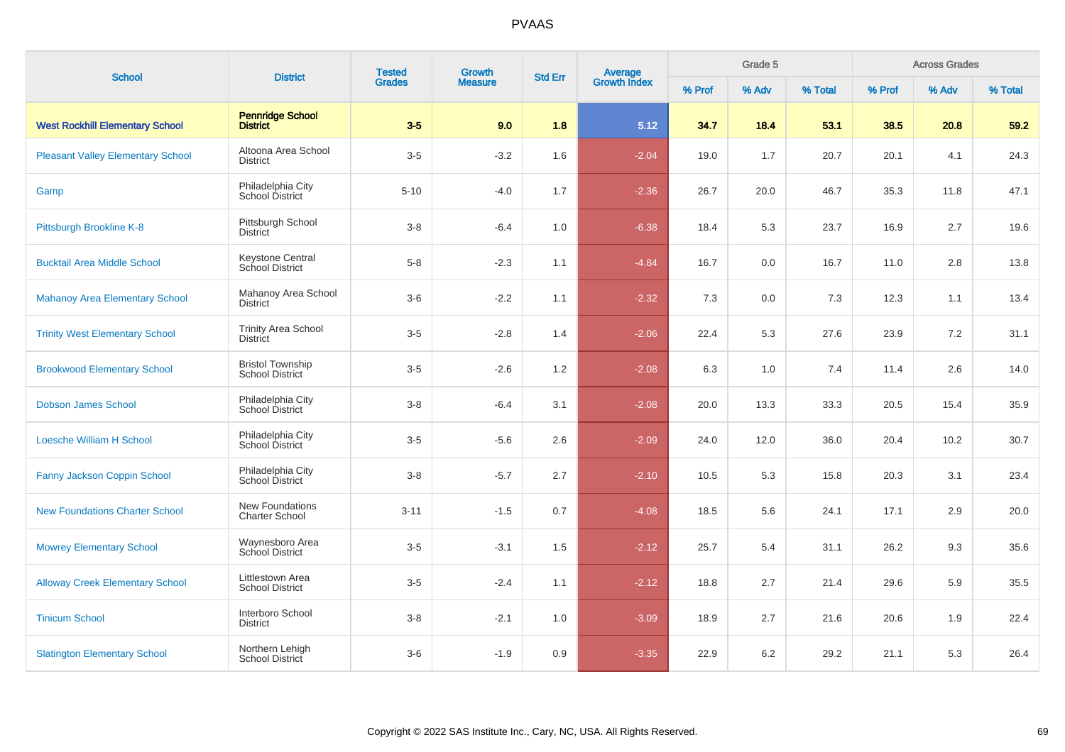# PVAAS

| School | District | Tested Grades | Growth Measure | Std Err | Average Growth Index | Grade 5 | | | Across Grades | | |
|---|---|---|---|---|---|---|---|---|---|---|---|
| | | | | | | % Prof | % Adv | % Total | % Prof | % Adv | % Total |
| **West Rockhill Elementary School** | **Pennridge School District** | **3-5** | **9.0** | **1.8** | **5.12** | **34.7** | **18.4** | **53.1** | **38.5** | **20.8** | **59.2** |
| Pleasant Valley Elementary School | Altoona Area School District | 3-5 | -3.2 | 1.6 | -2.04 | 19.0 | 1.7 | 20.7 | 20.1 | 4.1 | 24.3 |
| Gamp | Philadelphia City School District | 5-10 | -4.0 | 1.7 | -2.36 | 26.7 | 20.0 | 46.7 | 35.3 | 11.8 | 47.1 |
| Pittsburgh Brookline K-8 | Pittsburgh School District | 3-8 | -6.4 | 1.0 | -6.38 | 18.4 | 5.3 | 23.7 | 16.9 | 2.7 | 19.6 |
| Bucktail Area Middle School | Keystone Central School District | 5-8 | -2.3 | 1.1 | -4.84 | 16.7 | 0.0 | 16.7 | 11.0 | 2.8 | 13.8 |
| Mahanoy Area Elementary School | Mahanoy Area School District | 3-6 | -2.2 | 1.1 | -2.32 | 7.3 | 0.0 | 7.3 | 12.3 | 1.1 | 13.4 |
| Trinity West Elementary School | Trinity Area School District | 3-5 | -2.8 | 1.4 | -2.06 | 22.4 | 5.3 | 27.6 | 23.9 | 7.2 | 31.1 |
| Brookwood Elementary School | Bristol Township School District | 3-5 | -2.6 | 1.2 | -2.08 | 6.3 | 1.0 | 7.4 | 11.4 | 2.6 | 14.0 |
| Dobson James School | Philadelphia City School District | 3-8 | -6.4 | 3.1 | -2.08 | 20.0 | 13.3 | 33.3 | 20.5 | 15.4 | 35.9 |
| Loesche William H School | Philadelphia City School District | 3-5 | -5.6 | 2.6 | -2.09 | 24.0 | 12.0 | 36.0 | 20.4 | 10.2 | 30.7 |
| Fanny Jackson Coppin School | Philadelphia City School District | 3-8 | -5.7 | 2.7 | -2.10 | 10.5 | 5.3 | 15.8 | 20.3 | 3.1 | 23.4 |
| New Foundations Charter School | New Foundations Charter School | 3-11 | -1.5 | 0.7 | -4.08 | 18.5 | 5.6 | 24.1 | 17.1 | 2.9 | 20.0 |
| Mowrey Elementary School | Waynesboro Area School District | 3-5 | -3.1 | 1.5 | -2.12 | 25.7 | 5.4 | 31.1 | 26.2 | 9.3 | 35.6 |
| Alloway Creek Elementary School | Littlestown Area School District | 3-5 | -2.4 | 1.1 | -2.12 | 18.8 | 2.7 | 21.4 | 29.6 | 5.9 | 35.5 |
| Tinicum School | Interboro School District | 3-8 | -2.1 | 1.0 | -3.09 | 18.9 | 2.7 | 21.6 | 20.6 | 1.9 | 22.4 |
| Slatington Elementary School | Northern Lehigh School District | 3-6 | -1.9 | 0.9 | -3.35 | 22.9 | 6.2 | 29.2 | 21.1 | 5.3 | 26.4 |

Copyright © 2022 SAS Institute Inc., Cary, NC, USA. All Rights Reserved.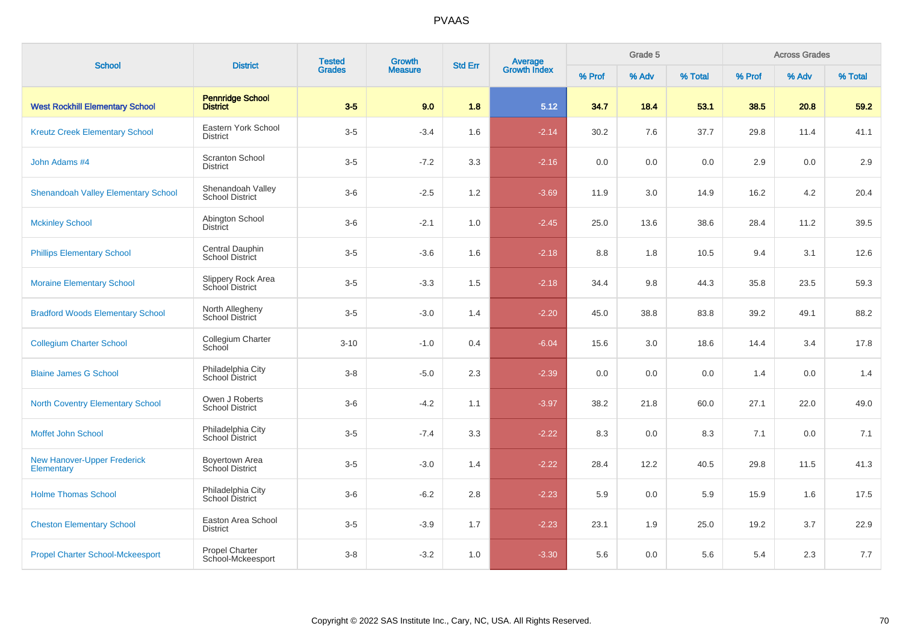# PVAAS

| School | District | Tested Grades | Growth Measure | Std Err | Average Growth Index | Grade 5 | | | Across Grades | | |
|---|---|---|---|---|---|---|---|---|---|---|---|
| | | | | | | % Prof | % Adv | % Total | % Prof | % Adv | % Total |
| **West Rockhill Elementary School** | **Pennridge School District** | **3-5** | **9.0** | **1.8** | **5.12** | **34.7** | **18.4** | **53.1** | **38.5** | **20.8** | **59.2** |
| Kreutz Creek Elementary School | Eastern York School District | 3-5 | -3.4 | 1.6 | -2.14 | 30.2 | 7.6 | 37.7 | 29.8 | 11.4 | 41.1 |
| John Adams #4 | Scranton School District | 3-5 | -7.2 | 3.3 | -2.16 | 0.0 | 0.0 | 0.0 | 2.9 | 0.0 | 2.9 |
| Shenandoah Valley Elementary School | Shenandoah Valley School District | 3-6 | -2.5 | 1.2 | -3.69 | 11.9 | 3.0 | 14.9 | 16.2 | 4.2 | 20.4 |
| Mckinley School | Abington School District | 3-6 | -2.1 | 1.0 | -2.45 | 25.0 | 13.6 | 38.6 | 28.4 | 11.2 | 39.5 |
| Phillips Elementary School | Central Dauphin School District | 3-5 | -3.6 | 1.6 | -2.18 | 8.8 | 1.8 | 10.5 | 9.4 | 3.1 | 12.6 |
| Moraine Elementary School | Slippery Rock Area School District | 3-5 | -3.3 | 1.5 | -2.18 | 34.4 | 9.8 | 44.3 | 35.8 | 23.5 | 59.3 |
| Bradford Woods Elementary School | North Allegheny School District | 3-5 | -3.0 | 1.4 | -2.20 | 45.0 | 38.8 | 83.8 | 39.2 | 49.1 | 88.2 |
| Collegium Charter School | Collegium Charter School | 3-10 | -1.0 | 0.4 | -6.04 | 15.6 | 3.0 | 18.6 | 14.4 | 3.4 | 17.8 |
| Blaine James G School | Philadelphia City School District | 3-8 | -5.0 | 2.3 | -2.39 | 0.0 | 0.0 | 0.0 | 1.4 | 0.0 | 1.4 |
| North Coventry Elementary School | Owen J Roberts School District | 3-6 | -4.2 | 1.1 | -3.97 | 38.2 | 21.8 | 60.0 | 27.1 | 22.0 | 49.0 |
| Moffet John School | Philadelphia City School District | 3-5 | -7.4 | 3.3 | -2.22 | 8.3 | 0.0 | 8.3 | 7.1 | 0.0 | 7.1 |
| New Hanover-Upper Frederick Elementary | Boyertown Area School District | 3-5 | -3.0 | 1.4 | -2.22 | 28.4 | 12.2 | 40.5 | 29.8 | 11.5 | 41.3 |
| Holme Thomas School | Philadelphia City School District | 3-6 | -6.2 | 2.8 | -2.23 | 5.9 | 0.0 | 5.9 | 15.9 | 1.6 | 17.5 |
| Cheston Elementary School | Easton Area School District | 3-5 | -3.9 | 1.7 | -2.23 | 23.1 | 1.9 | 25.0 | 19.2 | 3.7 | 22.9 |
| Propel Charter School-Mckeesport | Propel Charter School-Mckeesport | 3-8 | -3.2 | 1.0 | -3.30 | 5.6 | 0.0 | 5.6 | 5.4 | 2.3 | 7.7 |

Copyright © 2022 SAS Institute Inc., Cary, NC, USA. All Rights Reserved.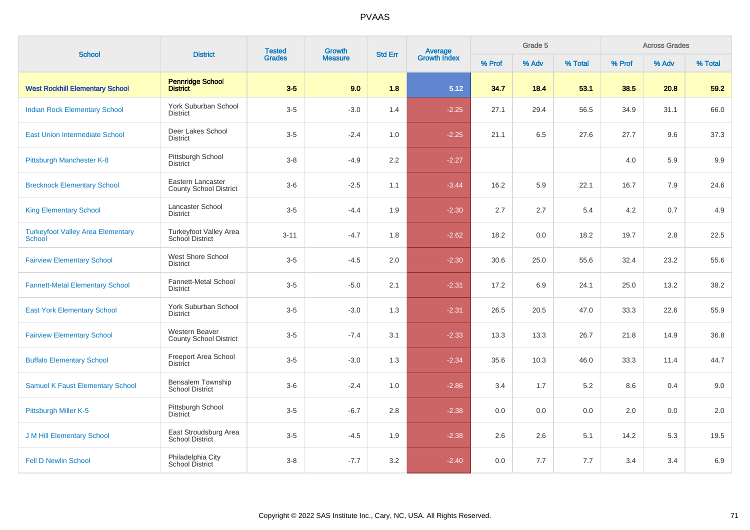| School | District | Tested Grades | Growth Measure | Std Err | Average Growth Index | Grade 5 | | | Across Grades | | |
|---|---|---|---|---|---|---|---|---|---|---|---|
| | | | | | | % Prof | % Adv | % Total | % Prof | % Adv | % Total |
| **West Rockhill Elementary School** | **Pennridge School District** | **3-5** | **9.0** | **1.8** | **5.12** | **34.7** | **18.4** | **53.1** | **38.5** | **20.8** | **59.2** |
| Indian Rock Elementary School | York Suburban School District | 3-5 | -3.0 | 1.4 | -2.25 | 27.1 | 29.4 | 56.5 | 34.9 | 31.1 | 66.0 |
| East Union Intermediate School | Deer Lakes School District | 3-5 | -2.4 | 1.0 | -2.25 | 21.1 | 6.5 | 27.6 | 27.7 | 9.6 | 37.3 |
| Pittsburgh Manchester K-8 | Pittsburgh School District | 3-8 | -4.9 | 2.2 | -2.27 | | | | 4.0 | 5.9 | 9.9 |
| Brecknock Elementary School | Eastern Lancaster County School District | 3-6 | -2.5 | 1.1 | -3.44 | 16.2 | 5.9 | 22.1 | 16.7 | 7.9 | 24.6 |
| King Elementary School | Lancaster School District | 3-5 | -4.4 | 1.9 | -2.30 | 2.7 | 2.7 | 5.4 | 4.2 | 0.7 | 4.9 |
| Turkeyfoot Valley Area Elementary School | Turkeyfoot Valley Area School District | 3-11 | -4.7 | 1.8 | -2.62 | 18.2 | 0.0 | 18.2 | 19.7 | 2.8 | 22.5 |
| Fairview Elementary School | West Shore School District | 3-5 | -4.5 | 2.0 | -2.30 | 30.6 | 25.0 | 55.6 | 32.4 | 23.2 | 55.6 |
| Fannett-Metal Elementary School | Fannett-Metal School District | 3-5 | -5.0 | 2.1 | -2.31 | 17.2 | 6.9 | 24.1 | 25.0 | 13.2 | 38.2 |
| East York Elementary School | York Suburban School District | 3-5 | -3.0 | 1.3 | -2.31 | 26.5 | 20.5 | 47.0 | 33.3 | 22.6 | 55.9 |
| Fairview Elementary School | Western Beaver County School District | 3-5 | -7.4 | 3.1 | -2.33 | 13.3 | 13.3 | 26.7 | 21.8 | 14.9 | 36.8 |
| Buffalo Elementary School | Freeport Area School District | 3-5 | -3.0 | 1.3 | -2.34 | 35.6 | 10.3 | 46.0 | 33.3 | 11.4 | 44.7 |
| Samuel K Faust Elementary School | Bensalem Township School District | 3-6 | -2.4 | 1.0 | -2.86 | 3.4 | 1.7 | 5.2 | 8.6 | 0.4 | 9.0 |
| Pittsburgh Miller K-5 | Pittsburgh School District | 3-5 | -6.7 | 2.8 | -2.38 | 0.0 | 0.0 | 0.0 | 2.0 | 0.0 | 2.0 |
| J M Hill Elementary School | East Stroudsburg Area School District | 3-5 | -4.5 | 1.9 | -2.38 | 2.6 | 2.6 | 5.1 | 14.2 | 5.3 | 19.5 |
| Fell D Newlin School | Philadelphia City School District | 3-8 | -7.7 | 3.2 | -2.40 | 0.0 | 7.7 | 7.7 | 3.4 | 3.4 | 6.9 |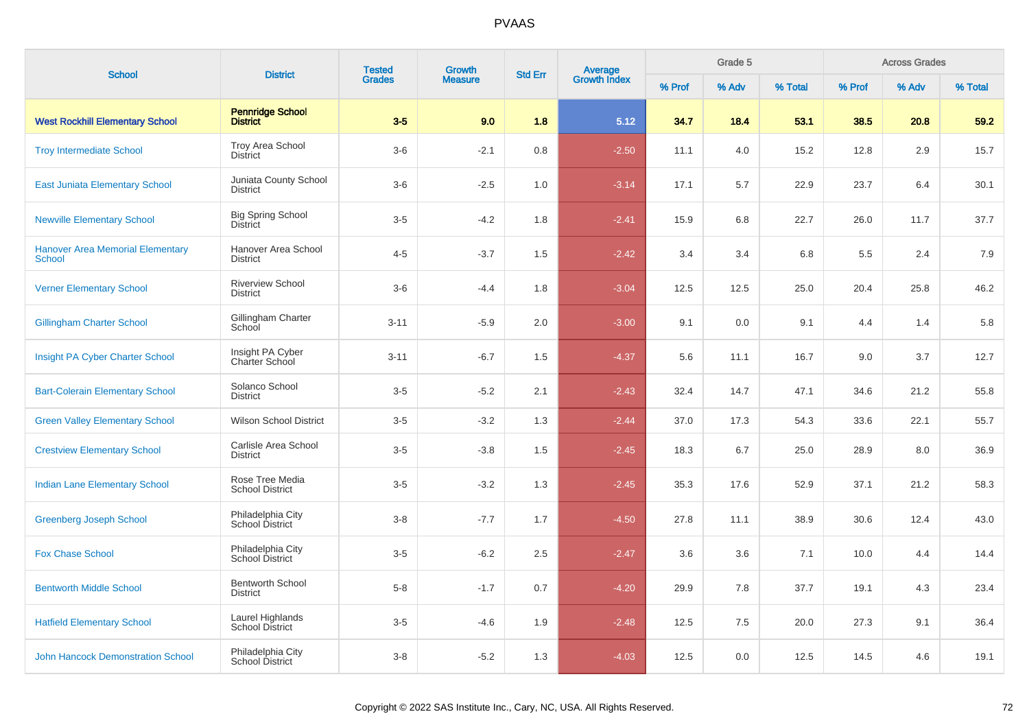| School | District | Tested Grades | Growth Measure | Std Err | Average Growth Index | Grade 5 | | | Across Grades | | |
|---|---|---|---|---|---|---|---|---|---|---|---|
| | | | | | | % Prof | % Adv | % Total | % Prof | % Adv | % Total |
| **West Rockhill Elementary School** | **Pennridge School District** | **3-5** | **9.0** | **1.8** | **5.12** | **34.7** | **18.4** | **53.1** | **38.5** | **20.8** | **59.2** |
| Troy Intermediate School | Troy Area School District | 3-6 | -2.1 | 0.8 | -2.50 | 11.1 | 4.0 | 15.2 | 12.8 | 2.9 | 15.7 |
| East Juniata Elementary School | Juniata County School District | 3-6 | -2.5 | 1.0 | -3.14 | 17.1 | 5.7 | 22.9 | 23.7 | 6.4 | 30.1 |
| Newville Elementary School | Big Spring School District | 3-5 | -4.2 | 1.8 | -2.41 | 15.9 | 6.8 | 22.7 | 26.0 | 11.7 | 37.7 |
| Hanover Area Memorial Elementary School | Hanover Area School District | 4-5 | -3.7 | 1.5 | -2.42 | 3.4 | 3.4 | 6.8 | 5.5 | 2.4 | 7.9 |
| Verner Elementary School | Riverview School District | 3-6 | -4.4 | 1.8 | -3.04 | 12.5 | 12.5 | 25.0 | 20.4 | 25.8 | 46.2 |
| Gillingham Charter School | Gillingham Charter School | 3-11 | -5.9 | 2.0 | -3.00 | 9.1 | 0.0 | 9.1 | 4.4 | 1.4 | 5.8 |
| Insight PA Cyber Charter School | Insight PA Cyber Charter School | 3-11 | -6.7 | 1.5 | -4.37 | 5.6 | 11.1 | 16.7 | 9.0 | 3.7 | 12.7 |
| Bart-Colerain Elementary School | Solanco School District | 3-5 | -5.2 | 2.1 | -2.43 | 32.4 | 14.7 | 47.1 | 34.6 | 21.2 | 55.8 |
| Green Valley Elementary School | Wilson School District | 3-5 | -3.2 | 1.3 | -2.44 | 37.0 | 17.3 | 54.3 | 33.6 | 22.1 | 55.7 |
| Crestview Elementary School | Carlisle Area School District | 3-5 | -3.8 | 1.5 | -2.45 | 18.3 | 6.7 | 25.0 | 28.9 | 8.0 | 36.9 |
| Indian Lane Elementary School | Rose Tree Media School District | 3-5 | -3.2 | 1.3 | -2.45 | 35.3 | 17.6 | 52.9 | 37.1 | 21.2 | 58.3 |
| Greenberg Joseph School | Philadelphia City School District | 3-8 | -7.7 | 1.7 | -4.50 | 27.8 | 11.1 | 38.9 | 30.6 | 12.4 | 43.0 |
| Fox Chase School | Philadelphia City School District | 3-5 | -6.2 | 2.5 | -2.47 | 3.6 | 3.6 | 7.1 | 10.0 | 4.4 | 14.4 |
| Bentworth Middle School | Bentworth School District | 5-8 | -1.7 | 0.7 | -4.20 | 29.9 | 7.8 | 37.7 | 19.1 | 4.3 | 23.4 |
| Hatfield Elementary School | Laurel Highlands School District | 3-5 | -4.6 | 1.9 | -2.48 | 12.5 | 7.5 | 20.0 | 27.3 | 9.1 | 36.4 |
| John Hancock Demonstration School | Philadelphia City School District | 3-8 | -5.2 | 1.3 | -4.03 | 12.5 | 0.0 | 12.5 | 14.5 | 4.6 | 19.1 |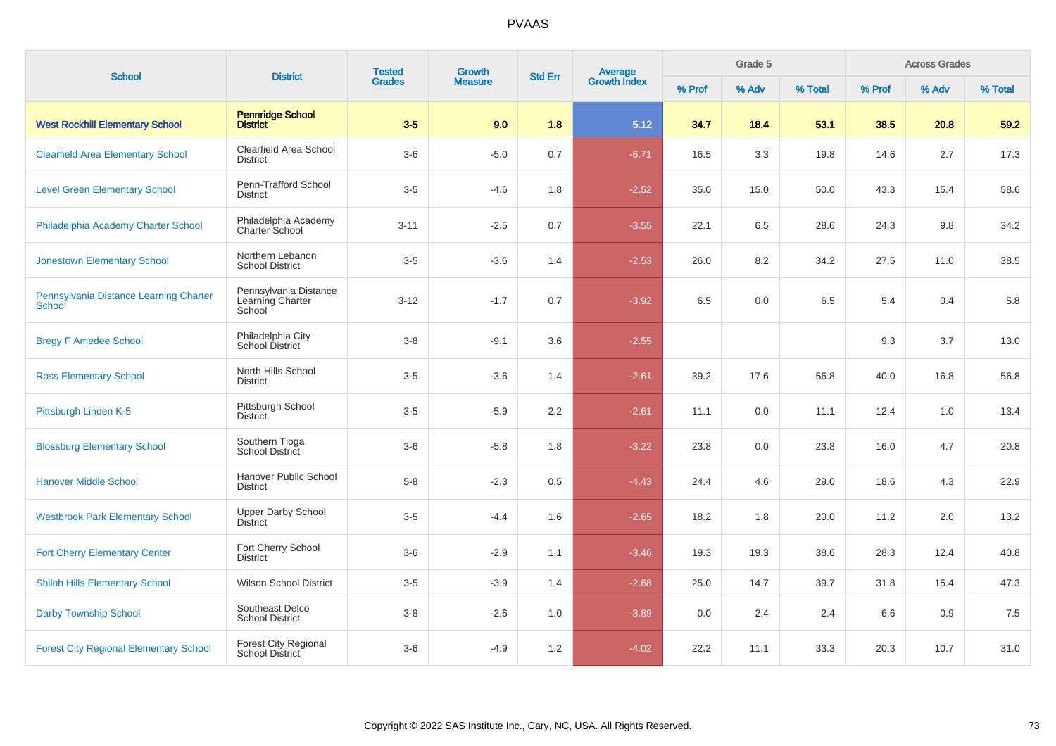| School | District | Tested Grades | Growth Measure | Std Err | Average Growth Index | Grade 5 | | | Across Grades | | |
|---|---|---|---|---|---|---|---|---|---|---|---|
| | | | | | | % Prof | % Adv | % Total | % Prof | % Adv | % Total |
| **West Rockhill Elementary School** | **Pennridge School District** | **3-5** | **9.0** | **1.8** | **5.12** | **34.7** | **18.4** | **53.1** | **38.5** | **20.8** | **59.2** |
| Clearfield Area Elementary School | Clearfield Area School District | 3-6 | -5.0 | 0.7 | -6.71 | 16.5 | 3.3 | 19.8 | 14.6 | 2.7 | 17.3 |
| Level Green Elementary School | Penn-Trafford School District | 3-5 | -4.6 | 1.8 | -2.52 | 35.0 | 15.0 | 50.0 | 43.3 | 15.4 | 58.6 |
| Philadelphia Academy Charter School | Philadelphia Academy Charter School | 3-11 | -2.5 | 0.7 | -3.55 | 22.1 | 6.5 | 28.6 | 24.3 | 9.8 | 34.2 |
| Jonestown Elementary School | Northern Lebanon School District | 3-5 | -3.6 | 1.4 | -2.53 | 26.0 | 8.2 | 34.2 | 27.5 | 11.0 | 38.5 |
| Pennsylvania Distance Learning Charter School | Pennsylvania Distance Learning Charter School | 3-12 | -1.7 | 0.7 | -3.92 | 6.5 | 0.0 | 6.5 | 5.4 | 0.4 | 5.8 |
| Bregy F Amedee School | Philadelphia City School District | 3-8 | -9.1 | 3.6 | -2.55 | | | | 9.3 | 3.7 | 13.0 |
| Ross Elementary School | North Hills School District | 3-5 | -3.6 | 1.4 | -2.61 | 39.2 | 17.6 | 56.8 | 40.0 | 16.8 | 56.8 |
| Pittsburgh Linden K-5 | Pittsburgh School District | 3-5 | -5.9 | 2.2 | -2.61 | 11.1 | 0.0 | 11.1 | 12.4 | 1.0 | 13.4 |
| Blossburg Elementary School | Southern Tioga School District | 3-6 | -5.8 | 1.8 | -3.22 | 23.8 | 0.0 | 23.8 | 16.0 | 4.7 | 20.8 |
| Hanover Middle School | Hanover Public School District | 5-8 | -2.3 | 0.5 | -4.43 | 24.4 | 4.6 | 29.0 | 18.6 | 4.3 | 22.9 |
| Westbrook Park Elementary School | Upper Darby School District | 3-5 | -4.4 | 1.6 | -2.65 | 18.2 | 1.8 | 20.0 | 11.2 | 2.0 | 13.2 |
| Fort Cherry Elementary Center | Fort Cherry School District | 3-6 | -2.9 | 1.1 | -3.46 | 19.3 | 19.3 | 38.6 | 28.3 | 12.4 | 40.8 |
| Shiloh Hills Elementary School | Wilson School District | 3-5 | -3.9 | 1.4 | -2.68 | 25.0 | 14.7 | 39.7 | 31.8 | 15.4 | 47.3 |
| Darby Township School | Southeast Delco School District | 3-8 | -2.6 | 1.0 | -3.89 | 0.0 | 2.4 | 2.4 | 6.6 | 0.9 | 7.5 |
| Forest City Regional Elementary School | Forest City Regional School District | 3-6 | -4.9 | 1.2 | -4.02 | 22.2 | 11.1 | 33.3 | 20.3 | 10.7 | 31.0 |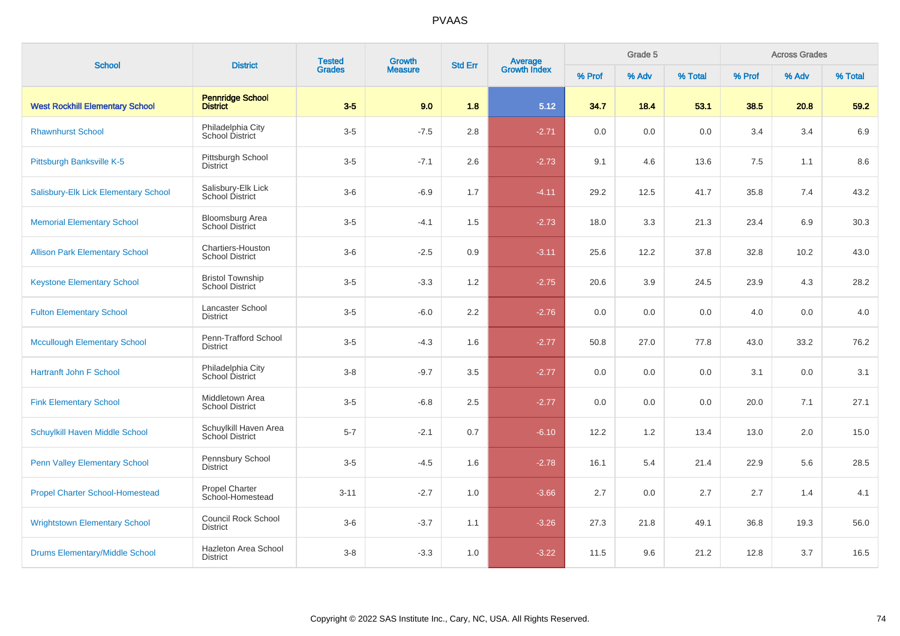| School | District | Tested Grades | Growth Measure | Std Err | Average Growth Index | Grade 5 | | | Across Grades | | |
|---|---|---|---|---|---|---|---|---|---|---|---|
| | | | | | | % Prof | % Adv | % Total | % Prof | % Adv | % Total |
| **West Rockhill Elementary School** | **Pennridge School District** | **3-5** | **9.0** | **1.8** | **5.12** | **34.7** | **18.4** | **53.1** | **38.5** | **20.8** | **59.2** |
| Rhawnhurst School | Philadelphia City School District | 3-5 | -7.5 | 2.8 | -2.71 | 0.0 | 0.0 | 0.0 | 3.4 | 3.4 | 6.9 |
| Pittsburgh Banksville K-5 | Pittsburgh School District | 3-5 | -7.1 | 2.6 | -2.73 | 9.1 | 4.6 | 13.6 | 7.5 | 1.1 | 8.6 |
| Salisbury-Elk Lick Elementary School | Salisbury-Elk Lick School District | 3-6 | -6.9 | 1.7 | -4.11 | 29.2 | 12.5 | 41.7 | 35.8 | 7.4 | 43.2 |
| Memorial Elementary School | Bloomsburg Area School District | 3-5 | -4.1 | 1.5 | -2.73 | 18.0 | 3.3 | 21.3 | 23.4 | 6.9 | 30.3 |
| Allison Park Elementary School | Chartiers-Houston School District | 3-6 | -2.5 | 0.9 | -3.11 | 25.6 | 12.2 | 37.8 | 32.8 | 10.2 | 43.0 |
| Keystone Elementary School | Bristol Township School District | 3-5 | -3.3 | 1.2 | -2.75 | 20.6 | 3.9 | 24.5 | 23.9 | 4.3 | 28.2 |
| Fulton Elementary School | Lancaster School District | 3-5 | -6.0 | 2.2 | -2.76 | 0.0 | 0.0 | 0.0 | 4.0 | 0.0 | 4.0 |
| Mccullough Elementary School | Penn-Trafford School District | 3-5 | -4.3 | 1.6 | -2.77 | 50.8 | 27.0 | 77.8 | 43.0 | 33.2 | 76.2 |
| Hartranft John F School | Philadelphia City School District | 3-8 | -9.7 | 3.5 | -2.77 | 0.0 | 0.0 | 0.0 | 3.1 | 0.0 | 3.1 |
| Fink Elementary School | Middletown Area School District | 3-5 | -6.8 | 2.5 | -2.77 | 0.0 | 0.0 | 0.0 | 20.0 | 7.1 | 27.1 |
| Schuylkill Haven Middle School | Schuylkill Haven Area School District | 5-7 | -2.1 | 0.7 | -6.10 | 12.2 | 1.2 | 13.4 | 13.0 | 2.0 | 15.0 |
| Penn Valley Elementary School | Pennsbury School District | 3-5 | -4.5 | 1.6 | -2.78 | 16.1 | 5.4 | 21.4 | 22.9 | 5.6 | 28.5 |
| Propel Charter School-Homestead | Propel Charter School-Homestead | 3-11 | -2.7 | 1.0 | -3.66 | 2.7 | 0.0 | 2.7 | 2.7 | 1.4 | 4.1 |
| Wrightstown Elementary School | Council Rock School District | 3-6 | -3.7 | 1.1 | -3.26 | 27.3 | 21.8 | 49.1 | 36.8 | 19.3 | 56.0 |
| Drums Elementary/Middle School | Hazleton Area School District | 3-8 | -3.3 | 1.0 | -3.22 | 11.5 | 9.6 | 21.2 | 12.8 | 3.7 | 16.5 |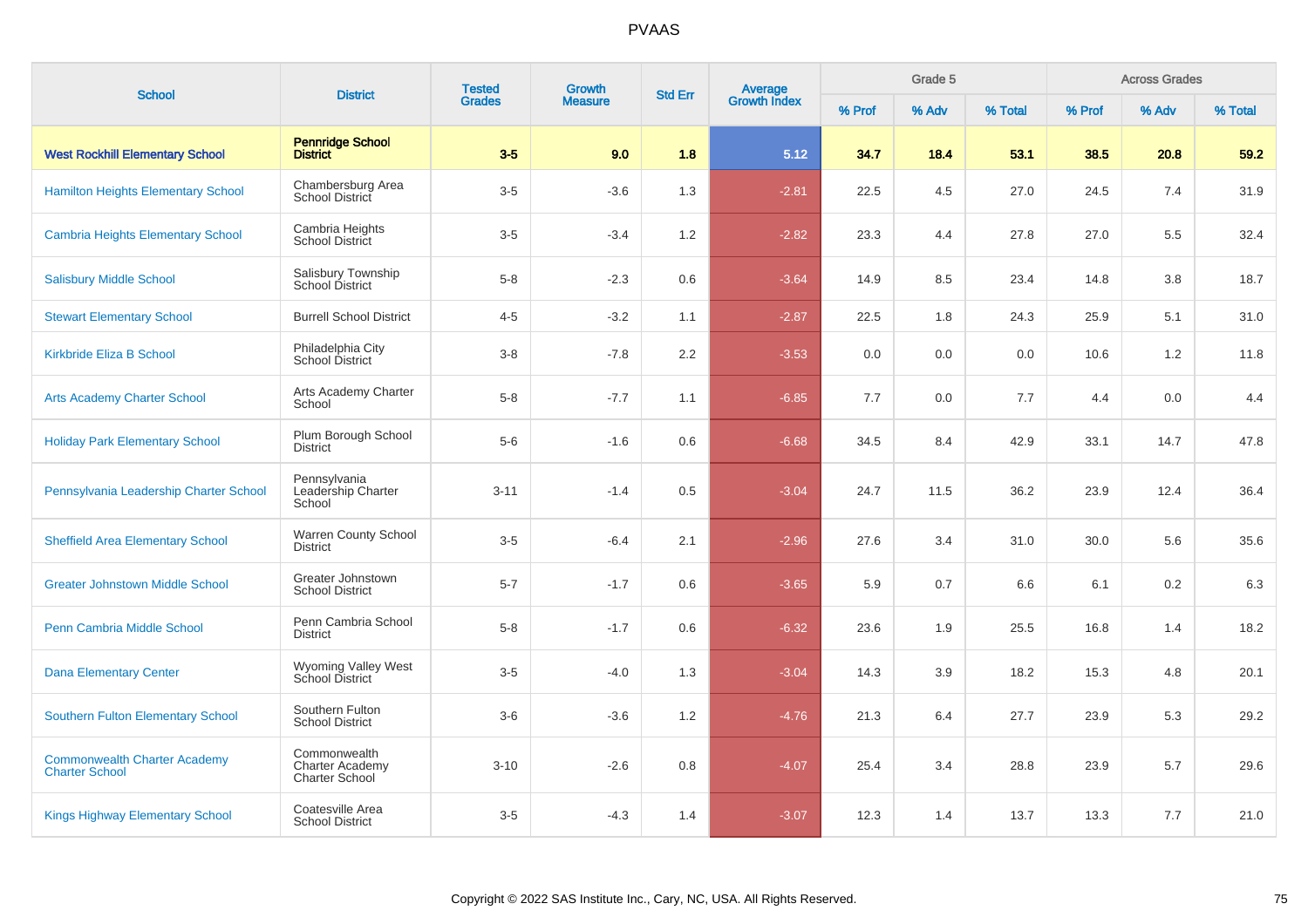# PVAAS

| School | District | Tested Grades | Growth Measure | Std Err | Average Growth Index | Grade 5 | | | Across Grades | | |
|---|---|---|---|---|---|---|---|---|---|---|---|
| | | | | | | % Prof | % Adv | % Total | % Prof | % Adv | % Total |
| **West Rockhill Elementary School** | **Pennridge School District** | **3-5** | **9.0** | **1.8** | **5.12** | **34.7** | **18.4** | **53.1** | **38.5** | **20.8** | **59.2** |
| Hamilton Heights Elementary School | Chambersburg Area School District | 3-5 | -3.6 | 1.3 | -2.81 | 22.5 | 4.5 | 27.0 | 24.5 | 7.4 | 31.9 |
| Cambria Heights Elementary School | Cambria Heights School District | 3-5 | -3.4 | 1.2 | -2.82 | 23.3 | 4.4 | 27.8 | 27.0 | 5.5 | 32.4 |
| Salisbury Middle School | Salisbury Township School District | 5-8 | -2.3 | 0.6 | -3.64 | 14.9 | 8.5 | 23.4 | 14.8 | 3.8 | 18.7 |
| Stewart Elementary School | Burrell School District | 4-5 | -3.2 | 1.1 | -2.87 | 22.5 | 1.8 | 24.3 | 25.9 | 5.1 | 31.0 |
| Kirkbride Eliza B School | Philadelphia City School District | 3-8 | -7.8 | 2.2 | -3.53 | 0.0 | 0.0 | 0.0 | 10.6 | 1.2 | 11.8 |
| Arts Academy Charter School | Arts Academy Charter School | 5-8 | -7.7 | 1.1 | -6.85 | 7.7 | 0.0 | 7.7 | 4.4 | 0.0 | 4.4 |
| Holiday Park Elementary School | Plum Borough School District | 5-6 | -1.6 | 0.6 | -6.68 | 34.5 | 8.4 | 42.9 | 33.1 | 14.7 | 47.8 |
| Pennsylvania Leadership Charter School | Pennsylvania Leadership Charter School | 3-11 | -1.4 | 0.5 | -3.04 | 24.7 | 11.5 | 36.2 | 23.9 | 12.4 | 36.4 |
| Sheffield Area Elementary School | Warren County School District | 3-5 | -6.4 | 2.1 | -2.96 | 27.6 | 3.4 | 31.0 | 30.0 | 5.6 | 35.6 |
| Greater Johnstown Middle School | Greater Johnstown School District | 5-7 | -1.7 | 0.6 | -3.65 | 5.9 | 0.7 | 6.6 | 6.1 | 0.2 | 6.3 |
| Penn Cambria Middle School | Penn Cambria School District | 5-8 | -1.7 | 0.6 | -6.32 | 23.6 | 1.9 | 25.5 | 16.8 | 1.4 | 18.2 |
| Dana Elementary Center | Wyoming Valley West School District | 3-5 | -4.0 | 1.3 | -3.04 | 14.3 | 3.9 | 18.2 | 15.3 | 4.8 | 20.1 |
| Southern Fulton Elementary School | Southern Fulton School District | 3-6 | -3.6 | 1.2 | -4.76 | 21.3 | 6.4 | 27.7 | 23.9 | 5.3 | 29.2 |
| Commonwealth Charter Academy Charter School | Commonwealth Charter Academy Charter School | 3-10 | -2.6 | 0.8 | -4.07 | 25.4 | 3.4 | 28.8 | 23.9 | 5.7 | 29.6 |
| Kings Highway Elementary School | Coatesville Area School District | 3-5 | -4.3 | 1.4 | -3.07 | 12.3 | 1.4 | 13.7 | 13.3 | 7.7 | 21.0 |

Copyright © 2022 SAS Institute Inc., Cary, NC, USA. All Rights Reserved.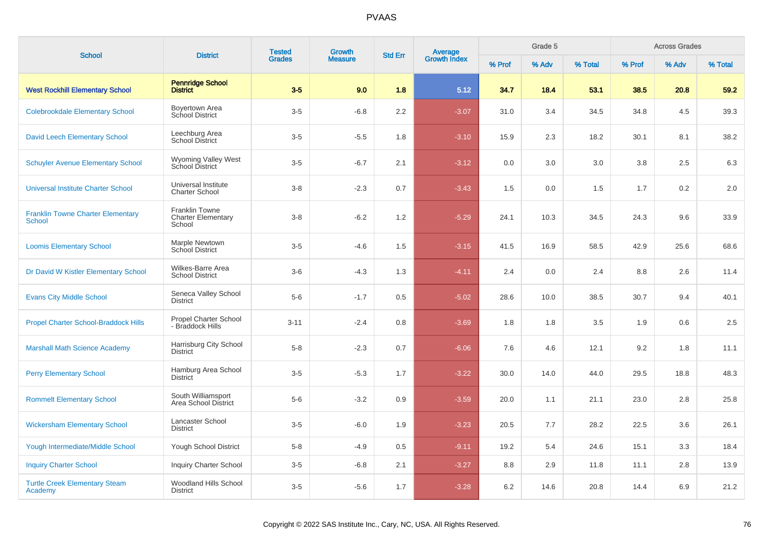| School | District | Tested Grades | Growth Measure | Std Err | Average Growth Index | Grade 5 | | | Across Grades | | |
|---|---|---|---|---|---|---|---|---|---|---|---|
| | | | | | | % Prof | % Adv | % Total | % Prof | % Adv | % Total |
| **West Rockhill Elementary School** | **Pennridge School District** | **3-5** | **9.0** | **1.8** | **5.12** | **34.7** | **18.4** | **53.1** | **38.5** | **20.8** | **59.2** |
| Colebrookdale Elementary School | Boyertown Area School District | 3-5 | -6.8 | 2.2 | -3.07 | 31.0 | 3.4 | 34.5 | 34.8 | 4.5 | 39.3 |
| David Leech Elementary School | Leechburg Area School District | 3-5 | -5.5 | 1.8 | -3.10 | 15.9 | 2.3 | 18.2 | 30.1 | 8.1 | 38.2 |
| Schuyler Avenue Elementary School | Wyoming Valley West School District | 3-5 | -6.7 | 2.1 | -3.12 | 0.0 | 3.0 | 3.0 | 3.8 | 2.5 | 6.3 |
| Universal Institute Charter School | Universal Institute Charter School | 3-8 | -2.3 | 0.7 | -3.43 | 1.5 | 0.0 | 1.5 | 1.7 | 0.2 | 2.0 |
| Franklin Towne Charter Elementary School | Franklin Towne Charter Elementary School | 3-8 | -6.2 | 1.2 | -5.29 | 24.1 | 10.3 | 34.5 | 24.3 | 9.6 | 33.9 |
| Loomis Elementary School | Marple Newtown School District | 3-5 | -4.6 | 1.5 | -3.15 | 41.5 | 16.9 | 58.5 | 42.9 | 25.6 | 68.6 |
| Dr David W Kistler Elementary School | Wilkes-Barre Area School District | 3-6 | -4.3 | 1.3 | -4.11 | 2.4 | 0.0 | 2.4 | 8.8 | 2.6 | 11.4 |
| Evans City Middle School | Seneca Valley School District | 5-6 | -1.7 | 0.5 | -5.02 | 28.6 | 10.0 | 38.5 | 30.7 | 9.4 | 40.1 |
| Propel Charter School-Braddock Hills | Propel Charter School - Braddock Hills | 3-11 | -2.4 | 0.8 | -3.69 | 1.8 | 1.8 | 3.5 | 1.9 | 0.6 | 2.5 |
| Marshall Math Science Academy | Harrisburg City School District | 5-8 | -2.3 | 0.7 | -6.06 | 7.6 | 4.6 | 12.1 | 9.2 | 1.8 | 11.1 |
| Perry Elementary School | Hamburg Area School District | 3-5 | -5.3 | 1.7 | -3.22 | 30.0 | 14.0 | 44.0 | 29.5 | 18.8 | 48.3 |
| Rommelt Elementary School | South Williamsport Area School District | 5-6 | -3.2 | 0.9 | -3.59 | 20.0 | 1.1 | 21.1 | 23.0 | 2.8 | 25.8 |
| Wickersham Elementary School | Lancaster School District | 3-5 | -6.0 | 1.9 | -3.23 | 20.5 | 7.7 | 28.2 | 22.5 | 3.6 | 26.1 |
| Yough Intermediate/Middle School | Yough School District | 5-8 | -4.9 | 0.5 | -9.11 | 19.2 | 5.4 | 24.6 | 15.1 | 3.3 | 18.4 |
| Inquiry Charter School | Inquiry Charter School | 3-5 | -6.8 | 2.1 | -3.27 | 8.8 | 2.9 | 11.8 | 11.1 | 2.8 | 13.9 |
| Turtle Creek Elementary Steam Academy | Woodland Hills School District | 3-5 | -5.6 | 1.7 | -3.28 | 6.2 | 14.6 | 20.8 | 14.4 | 6.9 | 21.2 |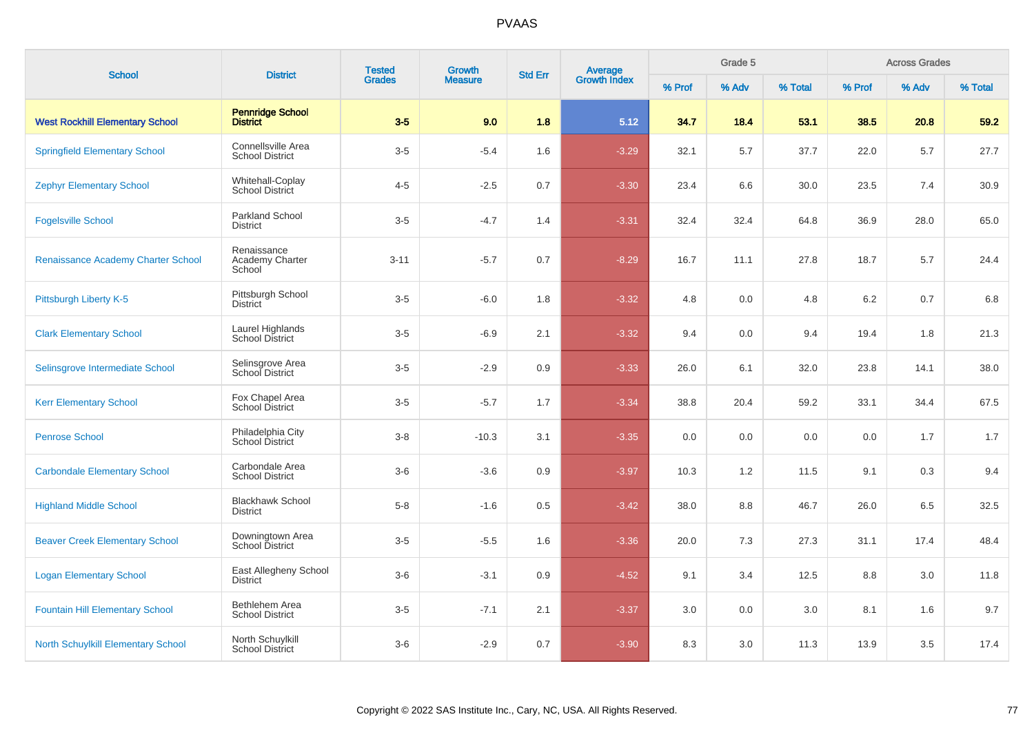# PVAAS

| School | District | Tested Grades | Growth Measure | Std Err | Average Growth Index | Grade 5 | | | Across Grades | | |
|---|---|---|---|---|---|---|---|---|---|---|---|
| | | | | | | % Prof | % Adv | % Total | % Prof | % Adv | % Total |
| **West Rockhill Elementary School** | **Pennridge School District** | **3-5** | **9.0** | **1.8** | **5.12** | **34.7** | **18.4** | **53.1** | **38.5** | **20.8** | **59.2** |
| Springfield Elementary School | Connellsville Area School District | 3-5 | -5.4 | 1.6 | -3.29 | 32.1 | 5.7 | 37.7 | 22.0 | 5.7 | 27.7 |
| Zephyr Elementary School | Whitehall-Coplay School District | 4-5 | -2.5 | 0.7 | -3.30 | 23.4 | 6.6 | 30.0 | 23.5 | 7.4 | 30.9 |
| Fogelsville School | Parkland School District | 3-5 | -4.7 | 1.4 | -3.31 | 32.4 | 32.4 | 64.8 | 36.9 | 28.0 | 65.0 |
| Renaissance Academy Charter School | Renaissance Academy Charter School | 3-11 | -5.7 | 0.7 | -8.29 | 16.7 | 11.1 | 27.8 | 18.7 | 5.7 | 24.4 |
| Pittsburgh Liberty K-5 | Pittsburgh School District | 3-5 | -6.0 | 1.8 | -3.32 | 4.8 | 0.0 | 4.8 | 6.2 | 0.7 | 6.8 |
| Clark Elementary School | Laurel Highlands School District | 3-5 | -6.9 | 2.1 | -3.32 | 9.4 | 0.0 | 9.4 | 19.4 | 1.8 | 21.3 |
| Selinsgrove Intermediate School | Selinsgrove Area School District | 3-5 | -2.9 | 0.9 | -3.33 | 26.0 | 6.1 | 32.0 | 23.8 | 14.1 | 38.0 |
| Kerr Elementary School | Fox Chapel Area School District | 3-5 | -5.7 | 1.7 | -3.34 | 38.8 | 20.4 | 59.2 | 33.1 | 34.4 | 67.5 |
| Penrose School | Philadelphia City School District | 3-8 | -10.3 | 3.1 | -3.35 | 0.0 | 0.0 | 0.0 | 0.0 | 1.7 | 1.7 |
| Carbondale Elementary School | Carbondale Area School District | 3-6 | -3.6 | 0.9 | -3.97 | 10.3 | 1.2 | 11.5 | 9.1 | 0.3 | 9.4 |
| Highland Middle School | Blackhawk School District | 5-8 | -1.6 | 0.5 | -3.42 | 38.0 | 8.8 | 46.7 | 26.0 | 6.5 | 32.5 |
| Beaver Creek Elementary School | Downingtown Area School District | 3-5 | -5.5 | 1.6 | -3.36 | 20.0 | 7.3 | 27.3 | 31.1 | 17.4 | 48.4 |
| Logan Elementary School | East Allegheny School District | 3-6 | -3.1 | 0.9 | -4.52 | 9.1 | 3.4 | 12.5 | 8.8 | 3.0 | 11.8 |
| Fountain Hill Elementary School | Bethlehem Area School District | 3-5 | -7.1 | 2.1 | -3.37 | 3.0 | 0.0 | 3.0 | 8.1 | 1.6 | 9.7 |
| North Schuylkill Elementary School | North Schuylkill School District | 3-6 | -2.9 | 0.7 | -3.90 | 8.3 | 3.0 | 11.3 | 13.9 | 3.5 | 17.4 |

Copyright © 2022 SAS Institute Inc., Cary, NC, USA. All Rights Reserved.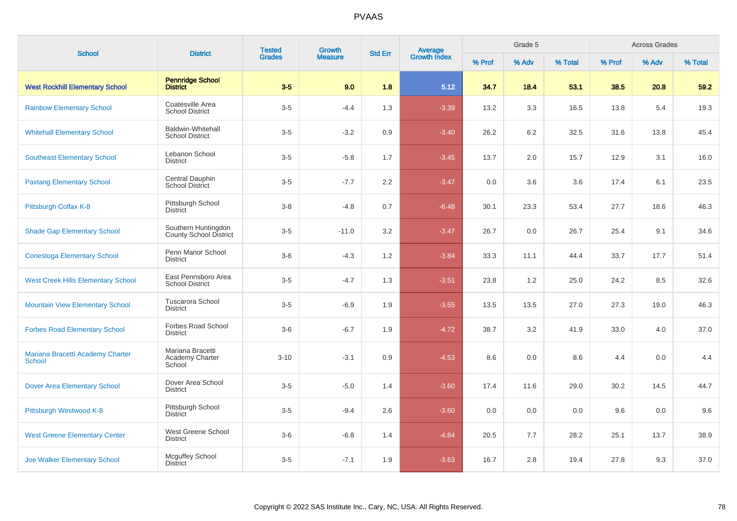| School | District | Tested Grades | Growth Measure | Std Err | Average Growth Index | Grade 5 | | | Across Grades | | |
|---|---|---|---|---|---|---|---|---|---|---|---|
| | | | | | | % Prof | % Adv | % Total | % Prof | % Adv | % Total |
| **West Rockhill Elementary School** | **Pennridge School District** | **3-5** | **9.0** | **1.8** | **5.12** | **34.7** | **18.4** | **53.1** | **38.5** | **20.8** | **59.2** |
| Rainbow Elementary School | Coatesville Area School District | 3-5 | -4.4 | 1.3 | -3.39 | 13.2 | 3.3 | 16.5 | 13.8 | 5.4 | 19.3 |
| Whitehall Elementary School | Baldwin-Whitehall School District | 3-5 | -3.2 | 0.9 | -3.40 | 26.2 | 6.2 | 32.5 | 31.6 | 13.8 | 45.4 |
| Southeast Elementary School | Lebanon School District | 3-5 | -5.8 | 1.7 | -3.45 | 13.7 | 2.0 | 15.7 | 12.9 | 3.1 | 16.0 |
| Paxtang Elementary School | Central Dauphin School District | 3-5 | -7.7 | 2.2 | -3.47 | 0.0 | 3.6 | 3.6 | 17.4 | 6.1 | 23.5 |
| Pittsburgh Colfax K-8 | Pittsburgh School District | 3-8 | -4.8 | 0.7 | -6.48 | 30.1 | 23.3 | 53.4 | 27.7 | 18.6 | 46.3 |
| Shade Gap Elementary School | Southern Huntingdon County School District | 3-5 | -11.0 | 3.2 | -3.47 | 26.7 | 0.0 | 26.7 | 25.4 | 9.1 | 34.6 |
| Conestoga Elementary School | Penn Manor School District | 3-6 | -4.3 | 1.2 | -3.84 | 33.3 | 11.1 | 44.4 | 33.7 | 17.7 | 51.4 |
| West Creek Hills Elementary School | East Pennsboro Area School District | 3-5 | -4.7 | 1.3 | -3.51 | 23.8 | 1.2 | 25.0 | 24.2 | 8.5 | 32.6 |
| Mountain View Elementary School | Tuscarora School District | 3-5 | -6.9 | 1.9 | -3.55 | 13.5 | 13.5 | 27.0 | 27.3 | 19.0 | 46.3 |
| Forbes Road Elementary School | Forbes Road School District | 3-6 | -6.7 | 1.9 | -4.72 | 38.7 | 3.2 | 41.9 | 33.0 | 4.0 | 37.0 |
| Mariana Bracetti Academy Charter School | Mariana Bracetti Academy Charter School | 3-10 | -3.1 | 0.9 | -4.53 | 8.6 | 0.0 | 8.6 | 4.4 | 0.0 | 4.4 |
| Dover Area Elementary School | Dover Area School District | 3-5 | -5.0 | 1.4 | -3.60 | 17.4 | 11.6 | 29.0 | 30.2 | 14.5 | 44.7 |
| Pittsburgh Westwood K-8 | Pittsburgh School District | 3-5 | -9.4 | 2.6 | -3.60 | 0.0 | 0.0 | 0.0 | 9.6 | 0.0 | 9.6 |
| West Greene Elementary Center | West Greene School District | 3-6 | -6.8 | 1.4 | -4.84 | 20.5 | 7.7 | 28.2 | 25.1 | 13.7 | 38.9 |
| Joe Walker Elementary School | Mcguffey School District | 3-5 | -7.1 | 1.9 | -3.63 | 16.7 | 2.8 | 19.4 | 27.8 | 9.3 | 37.0 |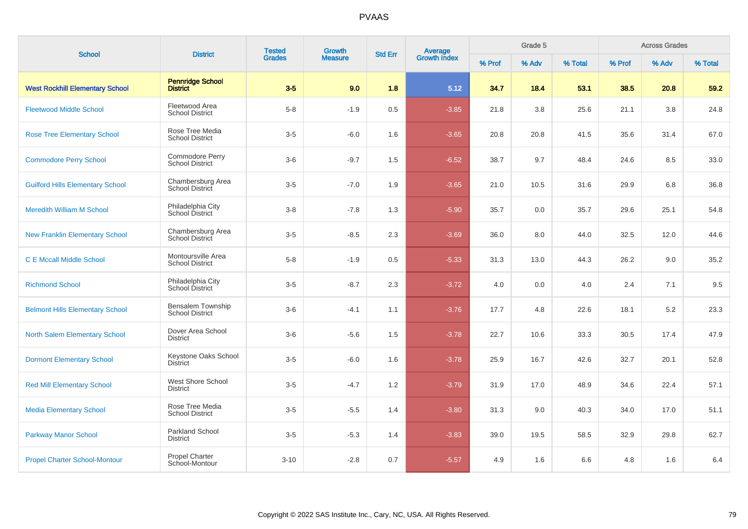| School | District | Tested Grades | Growth Measure | Std Err | Average Growth Index | Grade 5 | | | Across Grades | | |
|---|---|---|---|---|---|---|---|---|---|---|---|
| | | | | | | % Prof | % Adv | % Total | % Prof | % Adv | % Total |
| **West Rockhill Elementary School** | **Pennridge School District** | **3-5** | **9.0** | **1.8** | **5.12** | **34.7** | **18.4** | **53.1** | **38.5** | **20.8** | **59.2** |
| Fleetwood Middle School | Fleetwood Area School District | 5-8 | -1.9 | 0.5 | -3.85 | 21.8 | 3.8 | 25.6 | 21.1 | 3.8 | 24.8 |
| Rose Tree Elementary School | Rose Tree Media School District | 3-5 | -6.0 | 1.6 | -3.65 | 20.8 | 20.8 | 41.5 | 35.6 | 31.4 | 67.0 |
| Commodore Perry School | Commodore Perry School District | 3-6 | -9.7 | 1.5 | -6.52 | 38.7 | 9.7 | 48.4 | 24.6 | 8.5 | 33.0 |
| Guilford Hills Elementary School | Chambersburg Area School District | 3-5 | -7.0 | 1.9 | -3.65 | 21.0 | 10.5 | 31.6 | 29.9 | 6.8 | 36.8 |
| Meredith William M School | Philadelphia City School District | 3-8 | -7.8 | 1.3 | -5.90 | 35.7 | 0.0 | 35.7 | 29.6 | 25.1 | 54.8 |
| New Franklin Elementary School | Chambersburg Area School District | 3-5 | -8.5 | 2.3 | -3.69 | 36.0 | 8.0 | 44.0 | 32.5 | 12.0 | 44.6 |
| C E Mccall Middle School | Montoursville Area School District | 5-8 | -1.9 | 0.5 | -5.33 | 31.3 | 13.0 | 44.3 | 26.2 | 9.0 | 35.2 |
| Richmond School | Philadelphia City School District | 3-5 | -8.7 | 2.3 | -3.72 | 4.0 | 0.0 | 4.0 | 2.4 | 7.1 | 9.5 |
| Belmont Hills Elementary School | Bensalem Township School District | 3-6 | -4.1 | 1.1 | -3.76 | 17.7 | 4.8 | 22.6 | 18.1 | 5.2 | 23.3 |
| North Salem Elementary School | Dover Area School District | 3-6 | -5.6 | 1.5 | -3.78 | 22.7 | 10.6 | 33.3 | 30.5 | 17.4 | 47.9 |
| Dormont Elementary School | Keystone Oaks School District | 3-5 | -6.0 | 1.6 | -3.78 | 25.9 | 16.7 | 42.6 | 32.7 | 20.1 | 52.8 |
| Red Mill Elementary School | West Shore School District | 3-5 | -4.7 | 1.2 | -3.79 | 31.9 | 17.0 | 48.9 | 34.6 | 22.4 | 57.1 |
| Media Elementary School | Rose Tree Media School District | 3-5 | -5.5 | 1.4 | -3.80 | 31.3 | 9.0 | 40.3 | 34.0 | 17.0 | 51.1 |
| Parkway Manor School | Parkland School District | 3-5 | -5.3 | 1.4 | -3.83 | 39.0 | 19.5 | 58.5 | 32.9 | 29.8 | 62.7 |
| Propel Charter School-Montour | Propel Charter School-Montour | 3-10 | -2.8 | 0.7 | -5.57 | 4.9 | 1.6 | 6.6 | 4.8 | 1.6 | 6.4 |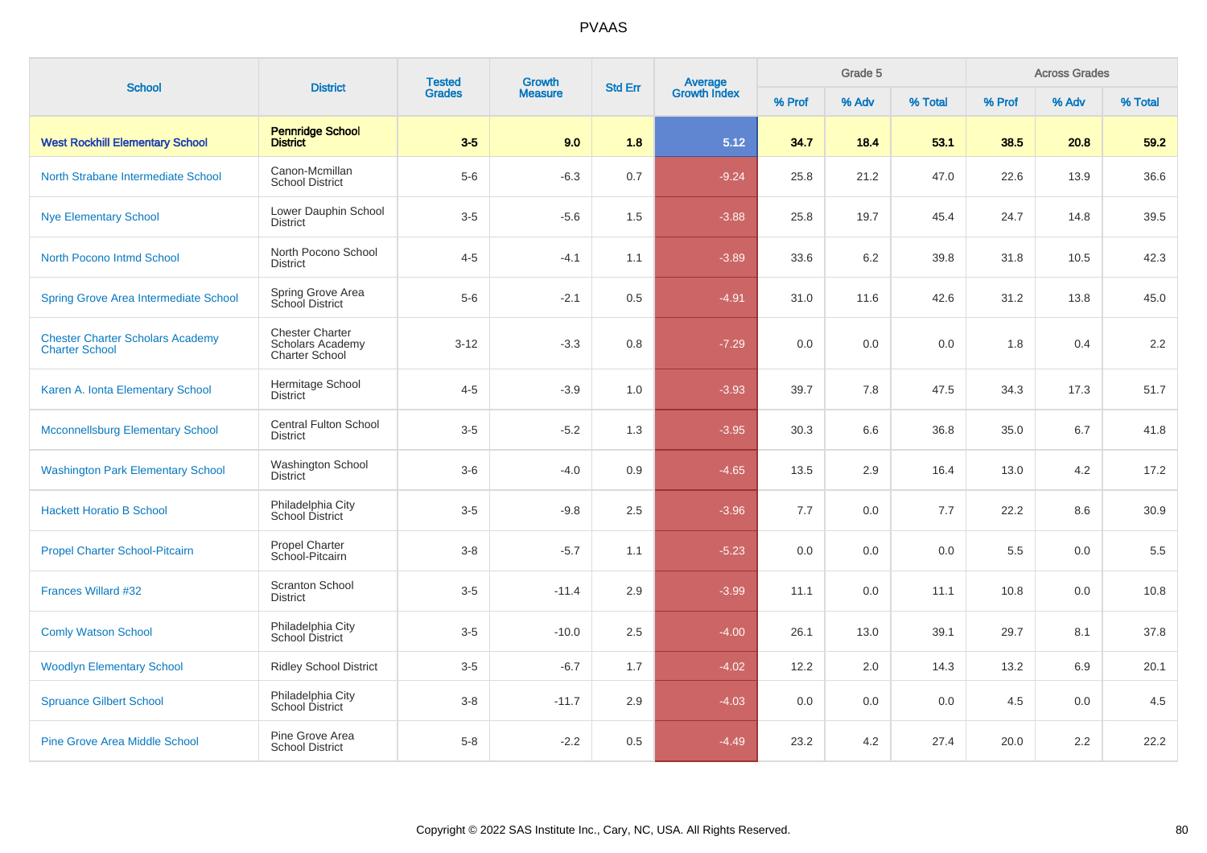| School | District | Tested Grades | Growth Measure | Std Err | Average Growth Index | Grade 5 | | | Across Grades | | |
|---|---|---|---|---|---|---|---|---|---|---|---|
| | | | | | | % Prof | % Adv | % Total | % Prof | % Adv | % Total |
| **West Rockhill Elementary School** | **Pennridge School District** | **3-5** | **9.0** | **1.8** | **5.12** | **34.7** | **18.4** | **53.1** | **38.5** | **20.8** | **59.2** |
| North Strabane Intermediate School | Canon-Mcmillan School District | 5-6 | -6.3 | 0.7 | -9.24 | 25.8 | 21.2 | 47.0 | 22.6 | 13.9 | 36.6 |
| Nye Elementary School | Lower Dauphin School District | 3-5 | -5.6 | 1.5 | -3.88 | 25.8 | 19.7 | 45.4 | 24.7 | 14.8 | 39.5 |
| North Pocono Intmd School | North Pocono School District | 4-5 | -4.1 | 1.1 | -3.89 | 33.6 | 6.2 | 39.8 | 31.8 | 10.5 | 42.3 |
| Spring Grove Area Intermediate School | Spring Grove Area School District | 5-6 | -2.1 | 0.5 | -4.91 | 31.0 | 11.6 | 42.6 | 31.2 | 13.8 | 45.0 |
| Chester Charter Scholars Academy Charter School | Chester Charter Scholars Academy Charter School | 3-12 | -3.3 | 0.8 | -7.29 | 0.0 | 0.0 | 0.0 | 1.8 | 0.4 | 2.2 |
| Karen A. Ionta Elementary School | Hermitage School District | 4-5 | -3.9 | 1.0 | -3.93 | 39.7 | 7.8 | 47.5 | 34.3 | 17.3 | 51.7 |
| Mcconnellsburg Elementary School | Central Fulton School District | 3-5 | -5.2 | 1.3 | -3.95 | 30.3 | 6.6 | 36.8 | 35.0 | 6.7 | 41.8 |
| Washington Park Elementary School | Washington School District | 3-6 | -4.0 | 0.9 | -4.65 | 13.5 | 2.9 | 16.4 | 13.0 | 4.2 | 17.2 |
| Hackett Horatio B School | Philadelphia City School District | 3-5 | -9.8 | 2.5 | -3.96 | 7.7 | 0.0 | 7.7 | 22.2 | 8.6 | 30.9 |
| Propel Charter School-Pitcairn | Propel Charter School-Pitcairn | 3-8 | -5.7 | 1.1 | -5.23 | 0.0 | 0.0 | 0.0 | 5.5 | 0.0 | 5.5 |
| Frances Willard #32 | Scranton School District | 3-5 | -11.4 | 2.9 | -3.99 | 11.1 | 0.0 | 11.1 | 10.8 | 0.0 | 10.8 |
| Comly Watson School | Philadelphia City School District | 3-5 | -10.0 | 2.5 | -4.00 | 26.1 | 13.0 | 39.1 | 29.7 | 8.1 | 37.8 |
| Woodlyn Elementary School | Ridley School District | 3-5 | -6.7 | 1.7 | -4.02 | 12.2 | 2.0 | 14.3 | 13.2 | 6.9 | 20.1 |
| Spruance Gilbert School | Philadelphia City School District | 3-8 | -11.7 | 2.9 | -4.03 | 0.0 | 0.0 | 0.0 | 4.5 | 0.0 | 4.5 |
| Pine Grove Area Middle School | Pine Grove Area School District | 5-8 | -2.2 | 0.5 | -4.49 | 23.2 | 4.2 | 27.4 | 20.0 | 2.2 | 22.2 |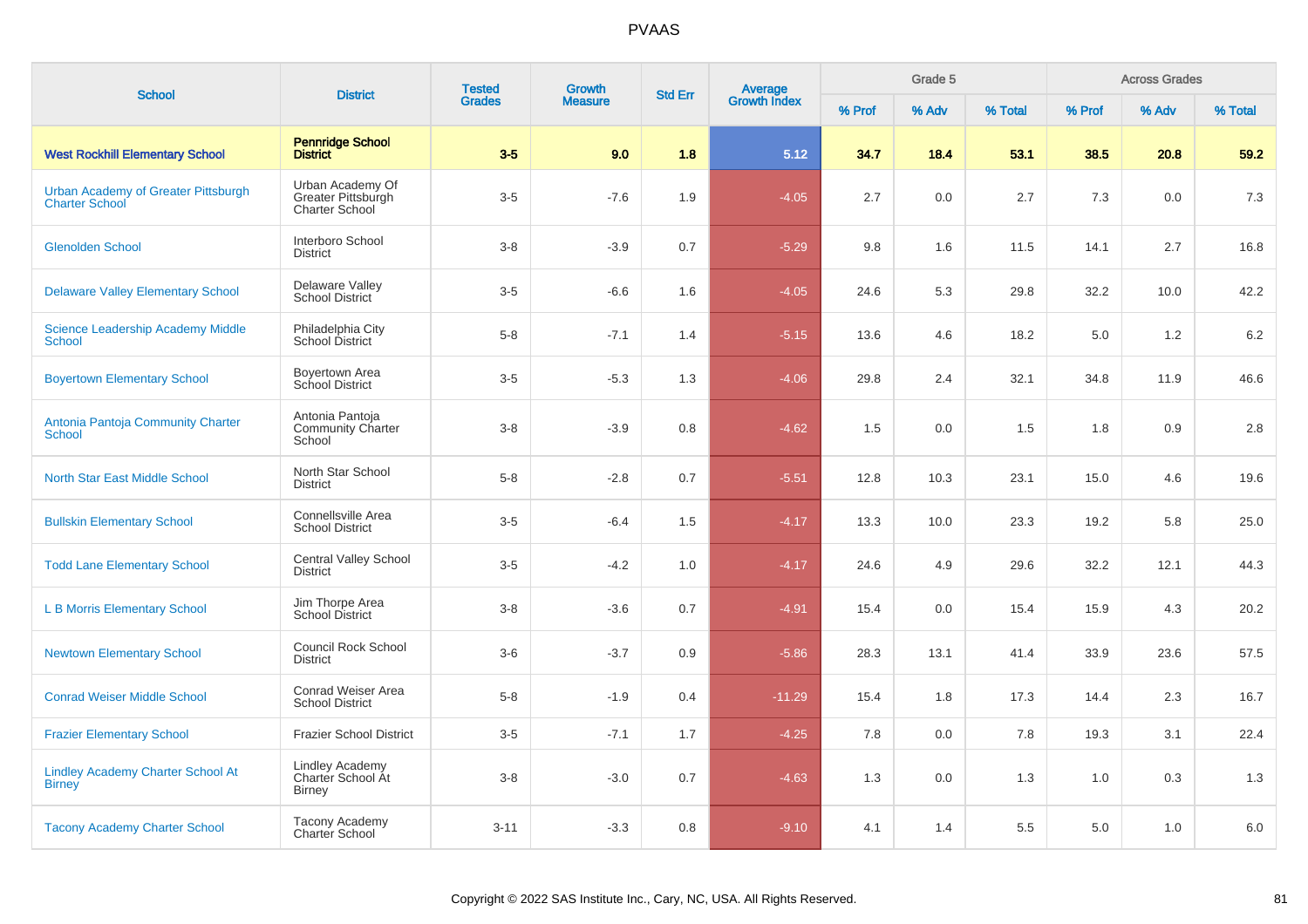# PVAAS

| School | District | Tested Grades | Growth Measure | Std Err | Average Growth Index | Grade 5 | | | Across Grades | | |
|---|---|---|---|---|---|---|---|---|---|---|---|
| | | | | | | % Prof | % Adv | % Total | % Prof | % Adv | % Total |
| **West Rockhill Elementary School** | **Pennridge School District** | **3-5** | **9.0** | **1.8** | **5.12** | **34.7** | **18.4** | **53.1** | **38.5** | **20.8** | **59.2** |
| Urban Academy of Greater Pittsburgh Charter School | Urban Academy Of Greater Pittsburgh Charter School | 3-5 | -7.6 | 1.9 | -4.05 | 2.7 | 0.0 | 2.7 | 7.3 | 0.0 | 7.3 |
| Glenolden School | Interboro School District | 3-8 | -3.9 | 0.7 | -5.29 | 9.8 | 1.6 | 11.5 | 14.1 | 2.7 | 16.8 |
| Delaware Valley Elementary School | Delaware Valley School District | 3-5 | -6.6 | 1.6 | -4.05 | 24.6 | 5.3 | 29.8 | 32.2 | 10.0 | 42.2 |
| Science Leadership Academy Middle School | Philadelphia City School District | 5-8 | -7.1 | 1.4 | -5.15 | 13.6 | 4.6 | 18.2 | 5.0 | 1.2 | 6.2 |
| Boyertown Elementary School | Boyertown Area School District | 3-5 | -5.3 | 1.3 | -4.06 | 29.8 | 2.4 | 32.1 | 34.8 | 11.9 | 46.6 |
| Antonia Pantoja Community Charter School | Antonia Pantoja Community Charter School | 3-8 | -3.9 | 0.8 | -4.62 | 1.5 | 0.0 | 1.5 | 1.8 | 0.9 | 2.8 |
| North Star East Middle School | North Star School District | 5-8 | -2.8 | 0.7 | -5.51 | 12.8 | 10.3 | 23.1 | 15.0 | 4.6 | 19.6 |
| Bullskin Elementary School | Connellsville Area School District | 3-5 | -6.4 | 1.5 | -4.17 | 13.3 | 10.0 | 23.3 | 19.2 | 5.8 | 25.0 |
| Todd Lane Elementary School | Central Valley School District | 3-5 | -4.2 | 1.0 | -4.17 | 24.6 | 4.9 | 29.6 | 32.2 | 12.1 | 44.3 |
| L B Morris Elementary School | Jim Thorpe Area School District | 3-8 | -3.6 | 0.7 | -4.91 | 15.4 | 0.0 | 15.4 | 15.9 | 4.3 | 20.2 |
| Newtown Elementary School | Council Rock School District | 3-6 | -3.7 | 0.9 | -5.86 | 28.3 | 13.1 | 41.4 | 33.9 | 23.6 | 57.5 |
| Conrad Weiser Middle School | Conrad Weiser Area School District | 5-8 | -1.9 | 0.4 | -11.29 | 15.4 | 1.8 | 17.3 | 14.4 | 2.3 | 16.7 |
| Frazier Elementary School | Frazier School District | 3-5 | -7.1 | 1.7 | -4.25 | 7.8 | 0.0 | 7.8 | 19.3 | 3.1 | 22.4 |
| Lindley Academy Charter School At Birney | Lindley Academy Charter School At Birney | 3-8 | -3.0 | 0.7 | -4.63 | 1.3 | 0.0 | 1.3 | 1.0 | 0.3 | 1.3 |
| Tacony Academy Charter School | Tacony Academy Charter School | 3-11 | -3.3 | 0.8 | -9.10 | 4.1 | 1.4 | 5.5 | 5.0 | 1.0 | 6.0 |

Copyright © 2022 SAS Institute Inc., Cary, NC, USA. All Rights Reserved.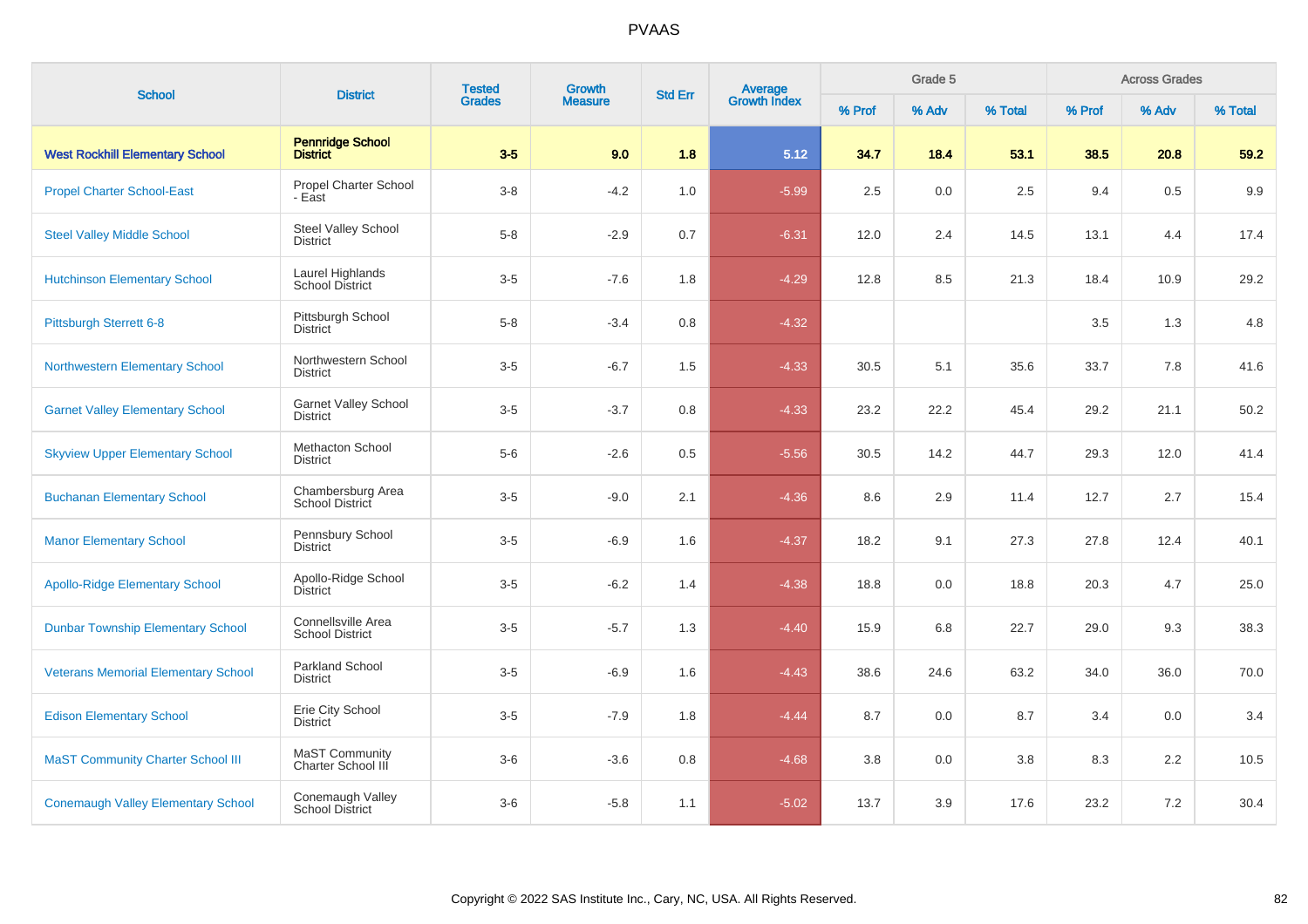| School | District | Tested Grades | Growth Measure | Std Err | Average Growth Index | Grade 5 | | | Across Grades | | |
|---|---|---|---|---|---|---|---|---|---|---|---|
| | | | | | | % Prof | % Adv | % Total | % Prof | % Adv | % Total |
| **West Rockhill Elementary School** | **Pennridge School District** | **3-5** | **9.0** | **1.8** | **5.12** | **34.7** | **18.4** | **53.1** | **38.5** | **20.8** | **59.2** |
| Propel Charter School-East | Propel Charter School - East | 3-8 | -4.2 | 1.0 | -5.99 | 2.5 | 0.0 | 2.5 | 9.4 | 0.5 | 9.9 |
| Steel Valley Middle School | Steel Valley School District | 5-8 | -2.9 | 0.7 | -6.31 | 12.0 | 2.4 | 14.5 | 13.1 | 4.4 | 17.4 |
| Hutchinson Elementary School | Laurel Highlands School District | 3-5 | -7.6 | 1.8 | -4.29 | 12.8 | 8.5 | 21.3 | 18.4 | 10.9 | 29.2 |
| Pittsburgh Sterrett 6-8 | Pittsburgh School District | 5-8 | -3.4 | 0.8 | -4.32 | | | | 3.5 | 1.3 | 4.8 |
| Northwestern Elementary School | Northwestern School District | 3-5 | -6.7 | 1.5 | -4.33 | 30.5 | 5.1 | 35.6 | 33.7 | 7.8 | 41.6 |
| Garnet Valley Elementary School | Garnet Valley School District | 3-5 | -3.7 | 0.8 | -4.33 | 23.2 | 22.2 | 45.4 | 29.2 | 21.1 | 50.2 |
| Skyview Upper Elementary School | Methacton School District | 5-6 | -2.6 | 0.5 | -5.56 | 30.5 | 14.2 | 44.7 | 29.3 | 12.0 | 41.4 |
| Buchanan Elementary School | Chambersburg Area School District | 3-5 | -9.0 | 2.1 | -4.36 | 8.6 | 2.9 | 11.4 | 12.7 | 2.7 | 15.4 |
| Manor Elementary School | Pennsbury School District | 3-5 | -6.9 | 1.6 | -4.37 | 18.2 | 9.1 | 27.3 | 27.8 | 12.4 | 40.1 |
| Apollo-Ridge Elementary School | Apollo-Ridge School District | 3-5 | -6.2 | 1.4 | -4.38 | 18.8 | 0.0 | 18.8 | 20.3 | 4.7 | 25.0 |
| Dunbar Township Elementary School | Connellsville Area School District | 3-5 | -5.7 | 1.3 | -4.40 | 15.9 | 6.8 | 22.7 | 29.0 | 9.3 | 38.3 |
| Veterans Memorial Elementary School | Parkland School District | 3-5 | -6.9 | 1.6 | -4.43 | 38.6 | 24.6 | 63.2 | 34.0 | 36.0 | 70.0 |
| Edison Elementary School | Erie City School District | 3-5 | -7.9 | 1.8 | -4.44 | 8.7 | 0.0 | 8.7 | 3.4 | 0.0 | 3.4 |
| MaST Community Charter School III | MaST Community Charter School III | 3-6 | -3.6 | 0.8 | -4.68 | 3.8 | 0.0 | 3.8 | 8.3 | 2.2 | 10.5 |
| Conemaugh Valley Elementary School | Conemaugh Valley School District | 3-6 | -5.8 | 1.1 | -5.02 | 13.7 | 3.9 | 17.6 | 23.2 | 7.2 | 30.4 |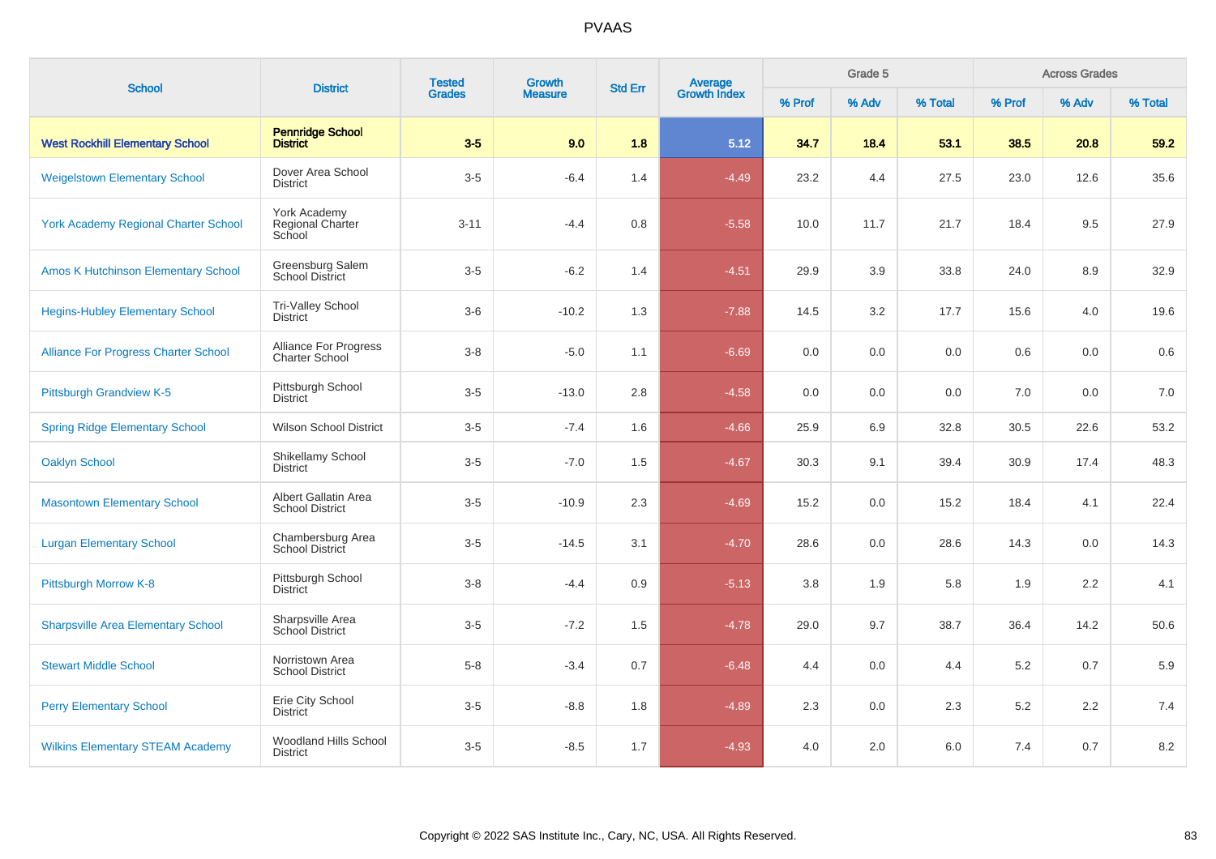# PVAAS

| School | District | Tested Grades | Growth Measure | Std Err | Average Growth Index | Grade 5 | | | Across Grades | | |
|---|---|---|---|---|---|---|---|---|---|---|---|
| | | | | | | % Prof | % Adv | % Total | % Prof | % Adv | % Total |
| **West Rockhill Elementary School** | **Pennridge School District** | **3-5** | **9.0** | **1.8** | **5.12** | **34.7** | **18.4** | **53.1** | **38.5** | **20.8** | **59.2** |
| Weigelstown Elementary School | Dover Area School District | 3-5 | -6.4 | 1.4 | -4.49 | 23.2 | 4.4 | 27.5 | 23.0 | 12.6 | 35.6 |
| York Academy Regional Charter School | York Academy Regional Charter School | 3-11 | -4.4 | 0.8 | -5.58 | 10.0 | 11.7 | 21.7 | 18.4 | 9.5 | 27.9 |
| Amos K Hutchinson Elementary School | Greensburg Salem School District | 3-5 | -6.2 | 1.4 | -4.51 | 29.9 | 3.9 | 33.8 | 24.0 | 8.9 | 32.9 |
| Hegins-Hubley Elementary School | Tri-Valley School District | 3-6 | -10.2 | 1.3 | -7.88 | 14.5 | 3.2 | 17.7 | 15.6 | 4.0 | 19.6 |
| Alliance For Progress Charter School | Alliance For Progress Charter School | 3-8 | -5.0 | 1.1 | -6.69 | 0.0 | 0.0 | 0.0 | 0.6 | 0.0 | 0.6 |
| Pittsburgh Grandview K-5 | Pittsburgh School District | 3-5 | -13.0 | 2.8 | -4.58 | 0.0 | 0.0 | 0.0 | 7.0 | 0.0 | 7.0 |
| Spring Ridge Elementary School | Wilson School District | 3-5 | -7.4 | 1.6 | -4.66 | 25.9 | 6.9 | 32.8 | 30.5 | 22.6 | 53.2 |
| Oaklyn School | Shikellamy School District | 3-5 | -7.0 | 1.5 | -4.67 | 30.3 | 9.1 | 39.4 | 30.9 | 17.4 | 48.3 |
| Masontown Elementary School | Albert Gallatin Area School District | 3-5 | -10.9 | 2.3 | -4.69 | 15.2 | 0.0 | 15.2 | 18.4 | 4.1 | 22.4 |
| Lurgan Elementary School | Chambersburg Area School District | 3-5 | -14.5 | 3.1 | -4.70 | 28.6 | 0.0 | 28.6 | 14.3 | 0.0 | 14.3 |
| Pittsburgh Morrow K-8 | Pittsburgh School District | 3-8 | -4.4 | 0.9 | -5.13 | 3.8 | 1.9 | 5.8 | 1.9 | 2.2 | 4.1 |
| Sharpsville Area Elementary School | Sharpsville Area School District | 3-5 | -7.2 | 1.5 | -4.78 | 29.0 | 9.7 | 38.7 | 36.4 | 14.2 | 50.6 |
| Stewart Middle School | Norristown Area School District | 5-8 | -3.4 | 0.7 | -6.48 | 4.4 | 0.0 | 4.4 | 5.2 | 0.7 | 5.9 |
| Perry Elementary School | Erie City School District | 3-5 | -8.8 | 1.8 | -4.89 | 2.3 | 0.0 | 2.3 | 5.2 | 2.2 | 7.4 |
| Wilkins Elementary STEAM Academy | Woodland Hills School District | 3-5 | -8.5 | 1.7 | -4.93 | 4.0 | 2.0 | 6.0 | 7.4 | 0.7 | 8.2 |

Copyright © 2022 SAS Institute Inc., Cary, NC, USA. All Rights Reserved.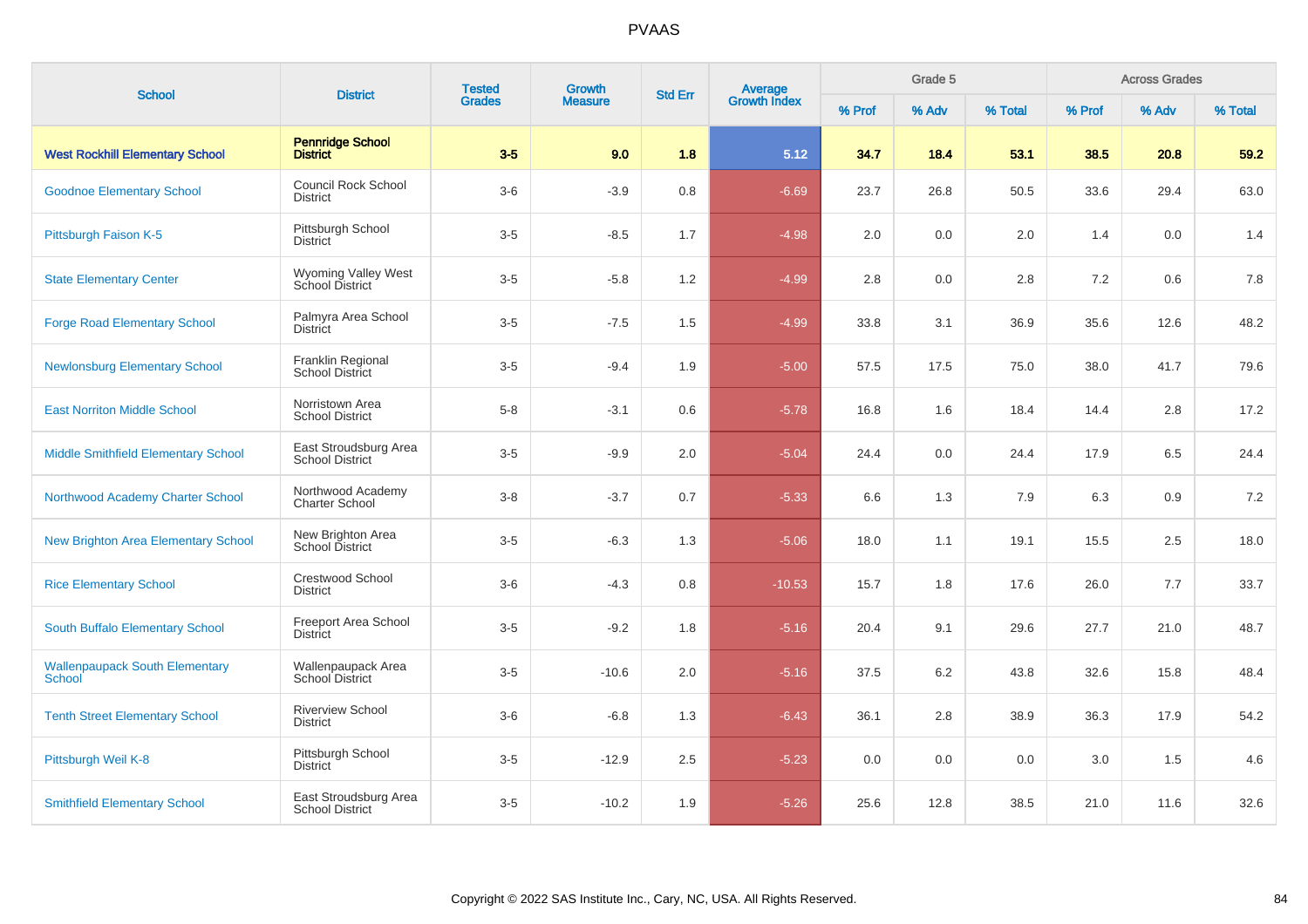# PVAAS

| School | District | Tested Grades | Growth Measure | Std Err | Average Growth Index | Grade 5 | | | Across Grades | | |
|---|---|---|---|---|---|---|---|---|---|---|---|
| | | | | | | % Prof | % Adv | % Total | % Prof | % Adv | % Total |
| **West Rockhill Elementary School** | **Pennridge School District** | **3-5** | **9.0** | **1.8** | **5.12** | **34.7** | **18.4** | **53.1** | **38.5** | **20.8** | **59.2** |
| Goodnoe Elementary School | Council Rock School District | 3-6 | -3.9 | 0.8 | -6.69 | 23.7 | 26.8 | 50.5 | 33.6 | 29.4 | 63.0 |
| Pittsburgh Faison K-5 | Pittsburgh School District | 3-5 | -8.5 | 1.7 | -4.98 | 2.0 | 0.0 | 2.0 | 1.4 | 0.0 | 1.4 |
| State Elementary Center | Wyoming Valley West School District | 3-5 | -5.8 | 1.2 | -4.99 | 2.8 | 0.0 | 2.8 | 7.2 | 0.6 | 7.8 |
| Forge Road Elementary School | Palmyra Area School District | 3-5 | -7.5 | 1.5 | -4.99 | 33.8 | 3.1 | 36.9 | 35.6 | 12.6 | 48.2 |
| Newlonsburg Elementary School | Franklin Regional School District | 3-5 | -9.4 | 1.9 | -5.00 | 57.5 | 17.5 | 75.0 | 38.0 | 41.7 | 79.6 |
| East Norriton Middle School | Norristown Area School District | 5-8 | -3.1 | 0.6 | -5.78 | 16.8 | 1.6 | 18.4 | 14.4 | 2.8 | 17.2 |
| Middle Smithfield Elementary School | East Stroudsburg Area School District | 3-5 | -9.9 | 2.0 | -5.04 | 24.4 | 0.0 | 24.4 | 17.9 | 6.5 | 24.4 |
| Northwood Academy Charter School | Northwood Academy Charter School | 3-8 | -3.7 | 0.7 | -5.33 | 6.6 | 1.3 | 7.9 | 6.3 | 0.9 | 7.2 |
| New Brighton Area Elementary School | New Brighton Area School District | 3-5 | -6.3 | 1.3 | -5.06 | 18.0 | 1.1 | 19.1 | 15.5 | 2.5 | 18.0 |
| Rice Elementary School | Crestwood School District | 3-6 | -4.3 | 0.8 | -10.53 | 15.7 | 1.8 | 17.6 | 26.0 | 7.7 | 33.7 |
| South Buffalo Elementary School | Freeport Area School District | 3-5 | -9.2 | 1.8 | -5.16 | 20.4 | 9.1 | 29.6 | 27.7 | 21.0 | 48.7 |
| Wallenpaupack South Elementary School | Wallenpaupack Area School District | 3-5 | -10.6 | 2.0 | -5.16 | 37.5 | 6.2 | 43.8 | 32.6 | 15.8 | 48.4 |
| Tenth Street Elementary School | Riverview School District | 3-6 | -6.8 | 1.3 | -6.43 | 36.1 | 2.8 | 38.9 | 36.3 | 17.9 | 54.2 |
| Pittsburgh Weil K-8 | Pittsburgh School District | 3-5 | -12.9 | 2.5 | -5.23 | 0.0 | 0.0 | 0.0 | 3.0 | 1.5 | 4.6 |
| Smithfield Elementary School | East Stroudsburg Area School District | 3-5 | -10.2 | 1.9 | -5.26 | 25.6 | 12.8 | 38.5 | 21.0 | 11.6 | 32.6 |

Copyright © 2022 SAS Institute Inc., Cary, NC, USA. All Rights Reserved.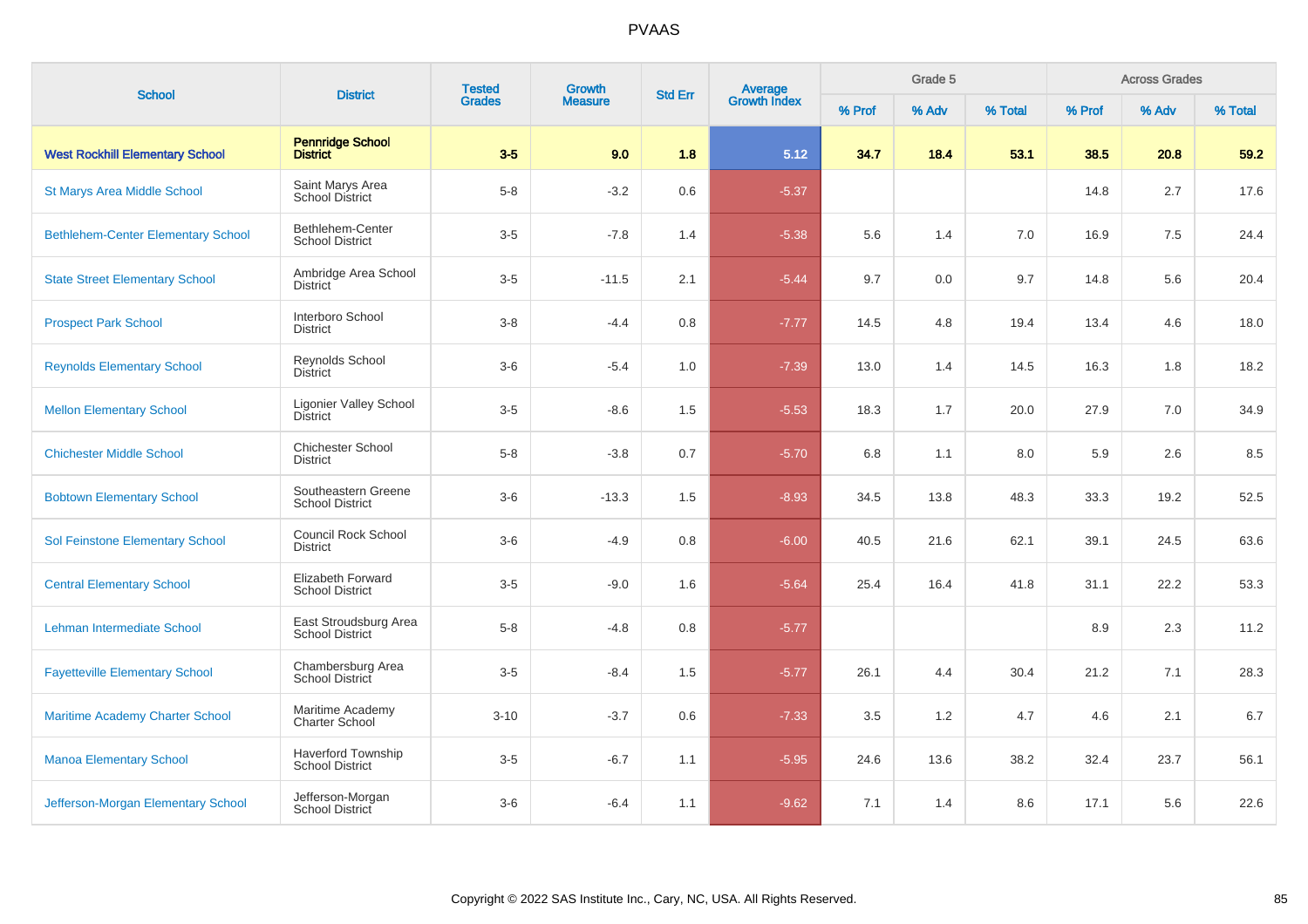## PVAAS

| School | District | Tested Grades | Growth Measure | Std Err | Average Growth Index | Grade 5 | | | Across Grades | | |
|---|---|---|---|---|---|---|---|---|---|---|---|
| | | | | | | % Prof | % Adv | % Total | % Prof | % Adv | % Total |
| **West Rockhill Elementary School** | **Pennridge School District** | **3-5** | **9.0** | **1.8** | **5.12** | **34.7** | **18.4** | **53.1** | **38.5** | **20.8** | **59.2** |
| St Marys Area Middle School | Saint Marys Area School District | 5-8 | -3.2 | 0.6 | -5.37 | | | | 14.8 | 2.7 | 17.6 |
| Bethlehem-Center Elementary School | Bethlehem-Center School District | 3-5 | -7.8 | 1.4 | -5.38 | 5.6 | 1.4 | 7.0 | 16.9 | 7.5 | 24.4 |
| State Street Elementary School | Ambridge Area School District | 3-5 | -11.5 | 2.1 | -5.44 | 9.7 | 0.0 | 9.7 | 14.8 | 5.6 | 20.4 |
| Prospect Park School | Interboro School District | 3-8 | -4.4 | 0.8 | -7.77 | 14.5 | 4.8 | 19.4 | 13.4 | 4.6 | 18.0 |
| Reynolds Elementary School | Reynolds School District | 3-6 | -5.4 | 1.0 | -7.39 | 13.0 | 1.4 | 14.5 | 16.3 | 1.8 | 18.2 |
| Mellon Elementary School | Ligonier Valley School District | 3-5 | -8.6 | 1.5 | -5.53 | 18.3 | 1.7 | 20.0 | 27.9 | 7.0 | 34.9 |
| Chichester Middle School | Chichester School District | 5-8 | -3.8 | 0.7 | -5.70 | 6.8 | 1.1 | 8.0 | 5.9 | 2.6 | 8.5 |
| Bobtown Elementary School | Southeastern Greene School District | 3-6 | -13.3 | 1.5 | -8.93 | 34.5 | 13.8 | 48.3 | 33.3 | 19.2 | 52.5 |
| Sol Feinstone Elementary School | Council Rock School District | 3-6 | -4.9 | 0.8 | -6.00 | 40.5 | 21.6 | 62.1 | 39.1 | 24.5 | 63.6 |
| Central Elementary School | Elizabeth Forward School District | 3-5 | -9.0 | 1.6 | -5.64 | 25.4 | 16.4 | 41.8 | 31.1 | 22.2 | 53.3 |
| Lehman Intermediate School | East Stroudsburg Area School District | 5-8 | -4.8 | 0.8 | -5.77 | | | | 8.9 | 2.3 | 11.2 |
| Fayetteville Elementary School | Chambersburg Area School District | 3-5 | -8.4 | 1.5 | -5.77 | 26.1 | 4.4 | 30.4 | 21.2 | 7.1 | 28.3 |
| Maritime Academy Charter School | Maritime Academy Charter School | 3-10 | -3.7 | 0.6 | -7.33 | 3.5 | 1.2 | 4.7 | 4.6 | 2.1 | 6.7 |
| Manoa Elementary School | Haverford Township School District | 3-5 | -6.7 | 1.1 | -5.95 | 24.6 | 13.6 | 38.2 | 32.4 | 23.7 | 56.1 |
| Jefferson-Morgan Elementary School | Jefferson-Morgan School District | 3-6 | -6.4 | 1.1 | -9.62 | 7.1 | 1.4 | 8.6 | 17.1 | 5.6 | 22.6 |

Copyright © 2022 SAS Institute Inc., Cary, NC, USA. All Rights Reserved.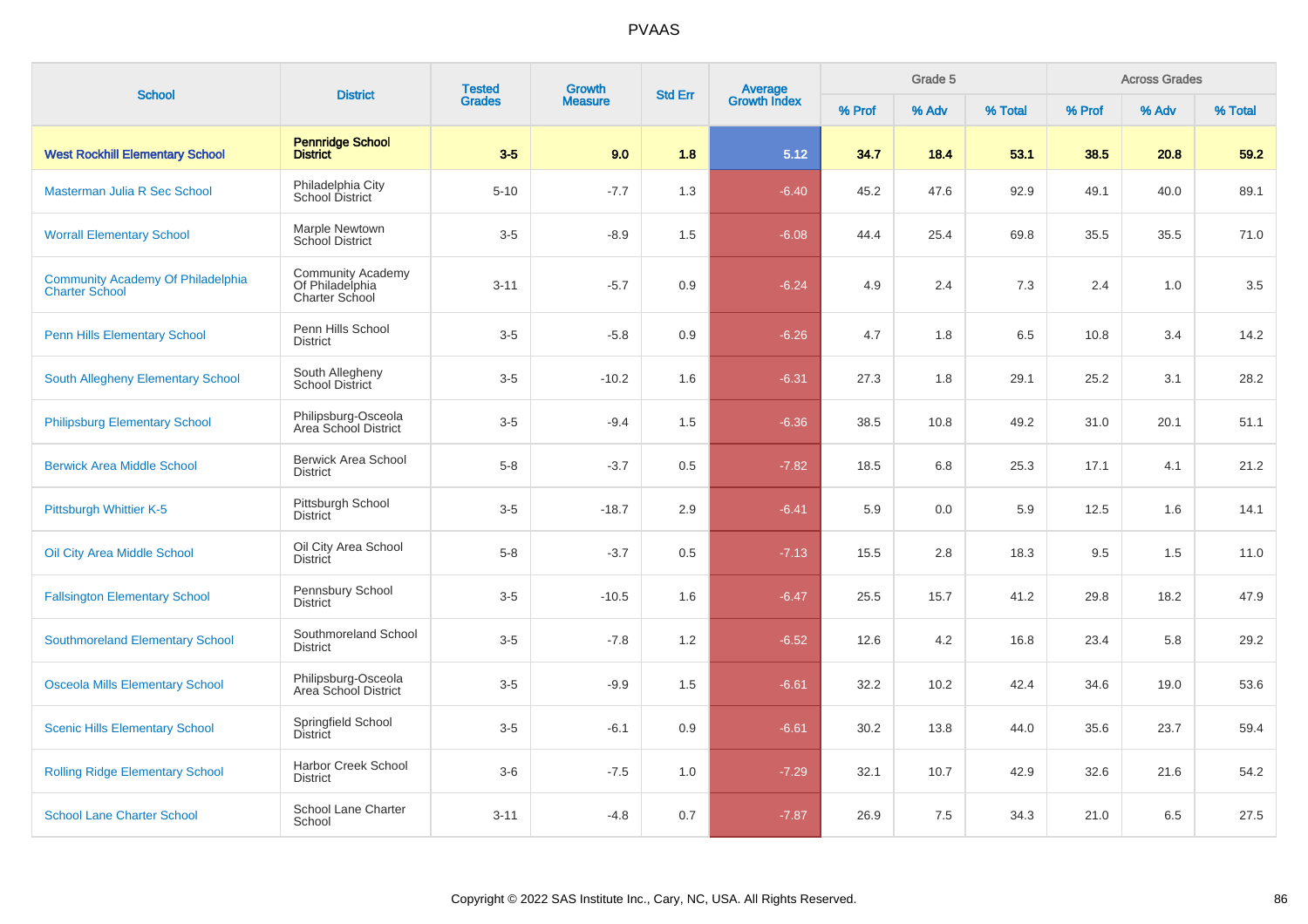# PVAAS

| School | District | Tested Grades | Growth Measure | Std Err | Average Growth Index | Grade 5 | | | Across Grades | | |
|---|---|---|---|---|---|---|---|---|---|---|---|
| | | | | | | % Prof | % Adv | % Total | % Prof | % Adv | % Total |
| **West Rockhill Elementary School** | **Pennridge School District** | **3-5** | **9.0** | **1.8** | **5.12** | **34.7** | **18.4** | **53.1** | **38.5** | **20.8** | **59.2** |
| Masterman Julia R Sec School | Philadelphia City School District | 5-10 | -7.7 | 1.3 | -6.40 | 45.2 | 47.6 | 92.9 | 49.1 | 40.0 | 89.1 |
| Worrall Elementary School | Marple Newtown School District | 3-5 | -8.9 | 1.5 | -6.08 | 44.4 | 25.4 | 69.8 | 35.5 | 35.5 | 71.0 |
| Community Academy Of Philadelphia Charter School | Community Academy Of Philadelphia Charter School | 3-11 | -5.7 | 0.9 | -6.24 | 4.9 | 2.4 | 7.3 | 2.4 | 1.0 | 3.5 |
| Penn Hills Elementary School | Penn Hills School District | 3-5 | -5.8 | 0.9 | -6.26 | 4.7 | 1.8 | 6.5 | 10.8 | 3.4 | 14.2 |
| South Allegheny Elementary School | South Allegheny School District | 3-5 | -10.2 | 1.6 | -6.31 | 27.3 | 1.8 | 29.1 | 25.2 | 3.1 | 28.2 |
| Philipsburg Elementary School | Philipsburg-Osceola Area School District | 3-5 | -9.4 | 1.5 | -6.36 | 38.5 | 10.8 | 49.2 | 31.0 | 20.1 | 51.1 |
| Berwick Area Middle School | Berwick Area School District | 5-8 | -3.7 | 0.5 | -7.82 | 18.5 | 6.8 | 25.3 | 17.1 | 4.1 | 21.2 |
| Pittsburgh Whittier K-5 | Pittsburgh School District | 3-5 | -18.7 | 2.9 | -6.41 | 5.9 | 0.0 | 5.9 | 12.5 | 1.6 | 14.1 |
| Oil City Area Middle School | Oil City Area School District | 5-8 | -3.7 | 0.5 | -7.13 | 15.5 | 2.8 | 18.3 | 9.5 | 1.5 | 11.0 |
| Fallsington Elementary School | Pennsbury School District | 3-5 | -10.5 | 1.6 | -6.47 | 25.5 | 15.7 | 41.2 | 29.8 | 18.2 | 47.9 |
| Southmoreland Elementary School | Southmoreland School District | 3-5 | -7.8 | 1.2 | -6.52 | 12.6 | 4.2 | 16.8 | 23.4 | 5.8 | 29.2 |
| Osceola Mills Elementary School | Philipsburg-Osceola Area School District | 3-5 | -9.9 | 1.5 | -6.61 | 32.2 | 10.2 | 42.4 | 34.6 | 19.0 | 53.6 |
| Scenic Hills Elementary School | Springfield School District | 3-5 | -6.1 | 0.9 | -6.61 | 30.2 | 13.8 | 44.0 | 35.6 | 23.7 | 59.4 |
| Rolling Ridge Elementary School | Harbor Creek School District | 3-6 | -7.5 | 1.0 | -7.29 | 32.1 | 10.7 | 42.9 | 32.6 | 21.6 | 54.2 |
| School Lane Charter School | School Lane Charter School | 3-11 | -4.8 | 0.7 | -7.87 | 26.9 | 7.5 | 34.3 | 21.0 | 6.5 | 27.5 |

Copyright © 2022 SAS Institute Inc., Cary, NC, USA. All Rights Reserved.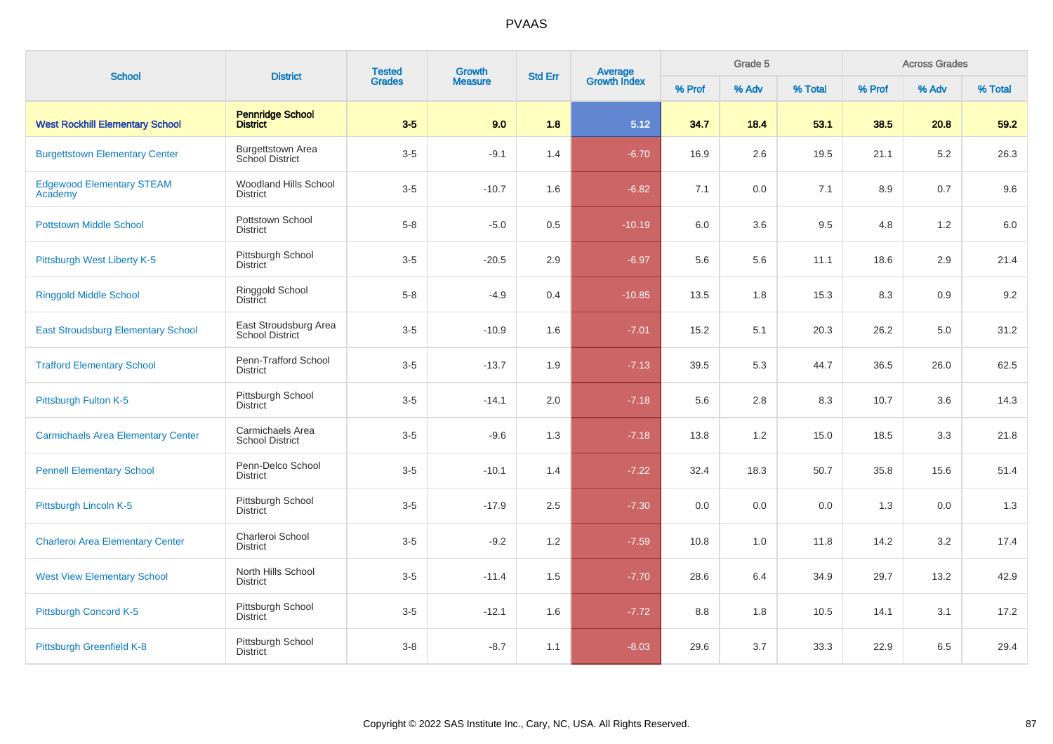# PVAAS

| School | District | Tested Grades | Growth Measure | Std Err | Average Growth Index | Grade 5 | | | Across Grades | | |
|---|---|---|---|---|---|---|---|---|---|---|---|
| | | | | | | % Prof | % Adv | % Total | % Prof | % Adv | % Total |
| **West Rockhill Elementary School** | **Pennridge School District** | **3-5** | **9.0** | **1.8** | **5.12** | **34.7** | **18.4** | **53.1** | **38.5** | **20.8** | **59.2** |
| Burgettstown Elementary Center | Burgettstown Area School District | 3-5 | -9.1 | 1.4 | -6.70 | 16.9 | 2.6 | 19.5 | 21.1 | 5.2 | 26.3 |
| Edgewood Elementary STEAM Academy | Woodland Hills School District | 3-5 | -10.7 | 1.6 | -6.82 | 7.1 | 0.0 | 7.1 | 8.9 | 0.7 | 9.6 |
| Pottstown Middle School | Pottstown School District | 5-8 | -5.0 | 0.5 | -10.19 | 6.0 | 3.6 | 9.5 | 4.8 | 1.2 | 6.0 |
| Pittsburgh West Liberty K-5 | Pittsburgh School District | 3-5 | -20.5 | 2.9 | -6.97 | 5.6 | 5.6 | 11.1 | 18.6 | 2.9 | 21.4 |
| Ringgold Middle School | Ringgold School District | 5-8 | -4.9 | 0.4 | -10.85 | 13.5 | 1.8 | 15.3 | 8.3 | 0.9 | 9.2 |
| East Stroudsburg Elementary School | East Stroudsburg Area School District | 3-5 | -10.9 | 1.6 | -7.01 | 15.2 | 5.1 | 20.3 | 26.2 | 5.0 | 31.2 |
| Trafford Elementary School | Penn-Trafford School District | 3-5 | -13.7 | 1.9 | -7.13 | 39.5 | 5.3 | 44.7 | 36.5 | 26.0 | 62.5 |
| Pittsburgh Fulton K-5 | Pittsburgh School District | 3-5 | -14.1 | 2.0 | -7.18 | 5.6 | 2.8 | 8.3 | 10.7 | 3.6 | 14.3 |
| Carmichaels Area Elementary Center | Carmichaels Area School District | 3-5 | -9.6 | 1.3 | -7.18 | 13.8 | 1.2 | 15.0 | 18.5 | 3.3 | 21.8 |
| Pennell Elementary School | Penn-Delco School District | 3-5 | -10.1 | 1.4 | -7.22 | 32.4 | 18.3 | 50.7 | 35.8 | 15.6 | 51.4 |
| Pittsburgh Lincoln K-5 | Pittsburgh School District | 3-5 | -17.9 | 2.5 | -7.30 | 0.0 | 0.0 | 0.0 | 1.3 | 0.0 | 1.3 |
| Charleroi Area Elementary Center | Charleroi School District | 3-5 | -9.2 | 1.2 | -7.59 | 10.8 | 1.0 | 11.8 | 14.2 | 3.2 | 17.4 |
| West View Elementary School | North Hills School District | 3-5 | -11.4 | 1.5 | -7.70 | 28.6 | 6.4 | 34.9 | 29.7 | 13.2 | 42.9 |
| Pittsburgh Concord K-5 | Pittsburgh School District | 3-5 | -12.1 | 1.6 | -7.72 | 8.8 | 1.8 | 10.5 | 14.1 | 3.1 | 17.2 |
| Pittsburgh Greenfield K-8 | Pittsburgh School District | 3-8 | -8.7 | 1.1 | -8.03 | 29.6 | 3.7 | 33.3 | 22.9 | 6.5 | 29.4 |

Copyright © 2022 SAS Institute Inc., Cary, NC, USA. All Rights Reserved.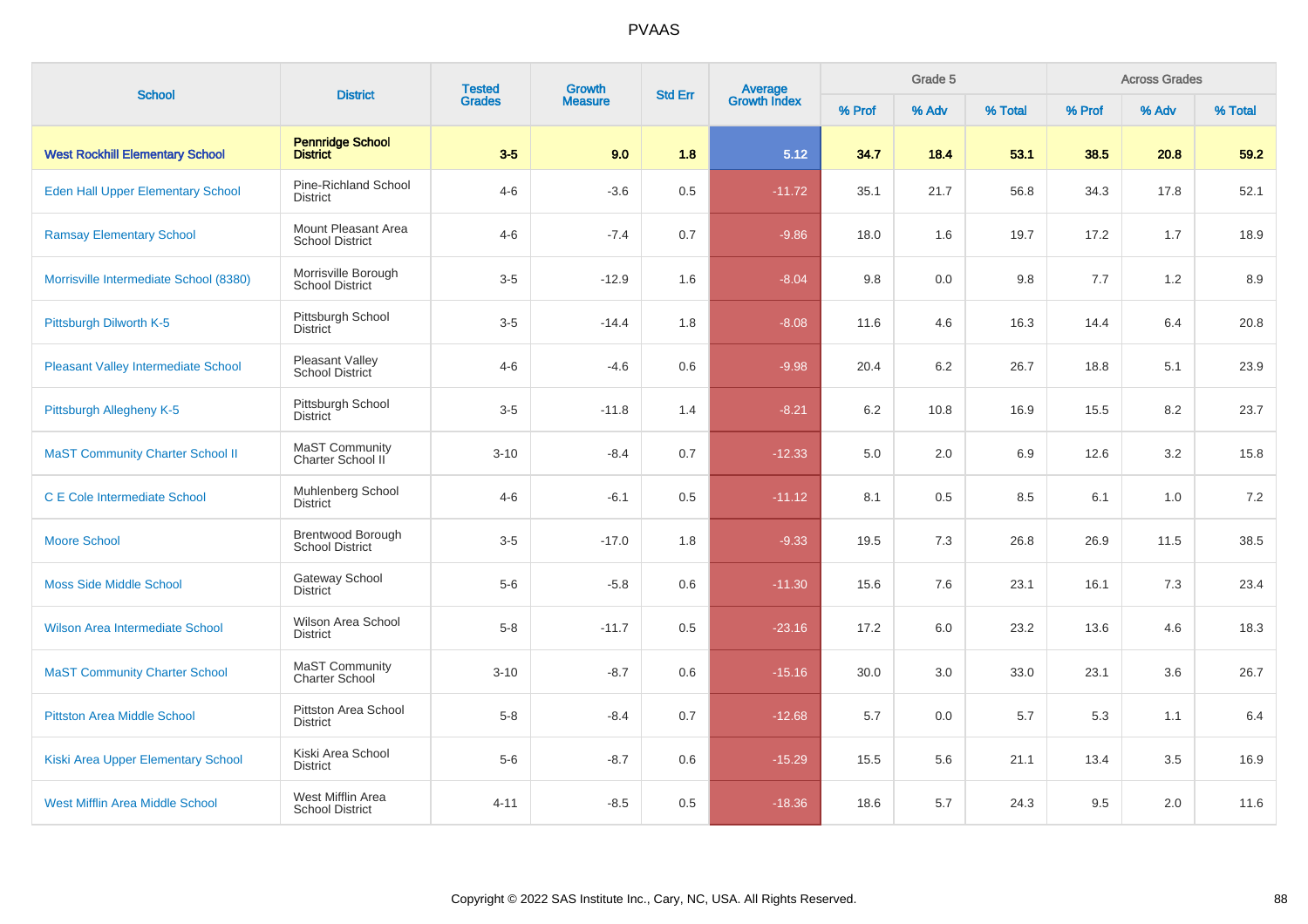# PVAAS

| School | District | Tested Grades | Growth Measure | Std Err | Average Growth Index | Grade 5 | | | Across Grades | | |
|---|---|---|---|---|---|---|---|---|---|---|---|
| | | | | | | % Prof | % Adv | % Total | % Prof | % Adv | % Total |
| **West Rockhill Elementary School** | **Pennridge School District** | **3-5** | **9.0** | **1.8** | **5.12** | **34.7** | **18.4** | **53.1** | **38.5** | **20.8** | **59.2** |
| Eden Hall Upper Elementary School | Pine-Richland School District | 4-6 | -3.6 | 0.5 | -11.72 | 35.1 | 21.7 | 56.8 | 34.3 | 17.8 | 52.1 |
| Ramsay Elementary School | Mount Pleasant Area School District | 4-6 | -7.4 | 0.7 | -9.86 | 18.0 | 1.6 | 19.7 | 17.2 | 1.7 | 18.9 |
| Morrisville Intermediate School (8380) | Morrisville Borough School District | 3-5 | -12.9 | 1.6 | -8.04 | 9.8 | 0.0 | 9.8 | 7.7 | 1.2 | 8.9 |
| Pittsburgh Dilworth K-5 | Pittsburgh School District | 3-5 | -14.4 | 1.8 | -8.08 | 11.6 | 4.6 | 16.3 | 14.4 | 6.4 | 20.8 |
| Pleasant Valley Intermediate School | Pleasant Valley School District | 4-6 | -4.6 | 0.6 | -9.98 | 20.4 | 6.2 | 26.7 | 18.8 | 5.1 | 23.9 |
| Pittsburgh Allegheny K-5 | Pittsburgh School District | 3-5 | -11.8 | 1.4 | -8.21 | 6.2 | 10.8 | 16.9 | 15.5 | 8.2 | 23.7 |
| MaST Community Charter School II | MaST Community Charter School II | 3-10 | -8.4 | 0.7 | -12.33 | 5.0 | 2.0 | 6.9 | 12.6 | 3.2 | 15.8 |
| C E Cole Intermediate School | Muhlenberg School District | 4-6 | -6.1 | 0.5 | -11.12 | 8.1 | 0.5 | 8.5 | 6.1 | 1.0 | 7.2 |
| Moore School | Brentwood Borough School District | 3-5 | -17.0 | 1.8 | -9.33 | 19.5 | 7.3 | 26.8 | 26.9 | 11.5 | 38.5 |
| Moss Side Middle School | Gateway School District | 5-6 | -5.8 | 0.6 | -11.30 | 15.6 | 7.6 | 23.1 | 16.1 | 7.3 | 23.4 |
| Wilson Area Intermediate School | Wilson Area School District | 5-8 | -11.7 | 0.5 | -23.16 | 17.2 | 6.0 | 23.2 | 13.6 | 4.6 | 18.3 |
| MaST Community Charter School | MaST Community Charter School | 3-10 | -8.7 | 0.6 | -15.16 | 30.0 | 3.0 | 33.0 | 23.1 | 3.6 | 26.7 |
| Pittston Area Middle School | Pittston Area School District | 5-8 | -8.4 | 0.7 | -12.68 | 5.7 | 0.0 | 5.7 | 5.3 | 1.1 | 6.4 |
| Kiski Area Upper Elementary School | Kiski Area School District | 5-6 | -8.7 | 0.6 | -15.29 | 15.5 | 5.6 | 21.1 | 13.4 | 3.5 | 16.9 |
| West Mifflin Area Middle School | West Mifflin Area School District | 4-11 | -8.5 | 0.5 | -18.36 | 18.6 | 5.7 | 24.3 | 9.5 | 2.0 | 11.6 |

Copyright © 2022 SAS Institute Inc., Cary, NC, USA. All Rights Reserved.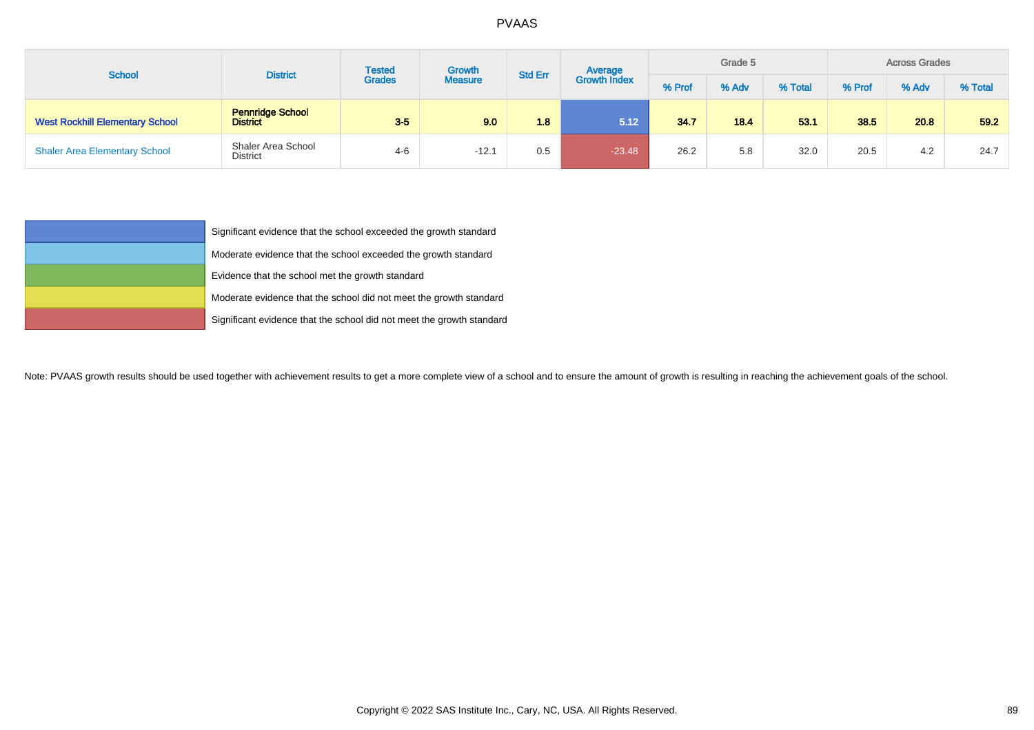# PVAAS

| School | District | Tested Grades | Growth Measure | Std Err | Average Growth Index | Grade 5 | | | Across Grades | | |
|---|---|---|---|---|---|---|---|---|---|---|---|
| | | | | | | % Prof | % Adv | % Total | % Prof | % Adv | % Total |
| **West Rockhill Elementary School** | **Pennridge School District** | **3-5** | **9.0** | **1.8** | **5.12** | **34.7** | **18.4** | **53.1** | **38.5** | **20.8** | **59.2** |
| Shaler Area Elementary School | Shaler Area School District | 4-6 | -12.1 | 0.5 | -23.48 | 26.2 | 5.8 | 32.0 | 20.5 | 4.2 | 24.7 |

- Significant evidence that the school exceeded the growth standard
- Moderate evidence that the school exceeded the growth standard
- Evidence that the school met the growth standard
- Moderate evidence that the school did not meet the growth standard
- Significant evidence that the school did not meet the growth standard

Note: PVAAS growth results should be used together with achievement results to get a more complete view of a school and to ensure the amount of growth is resulting in reaching the achievement goals of the school.

Copyright © 2022 SAS Institute Inc., Cary, NC, USA. All Rights Reserved.